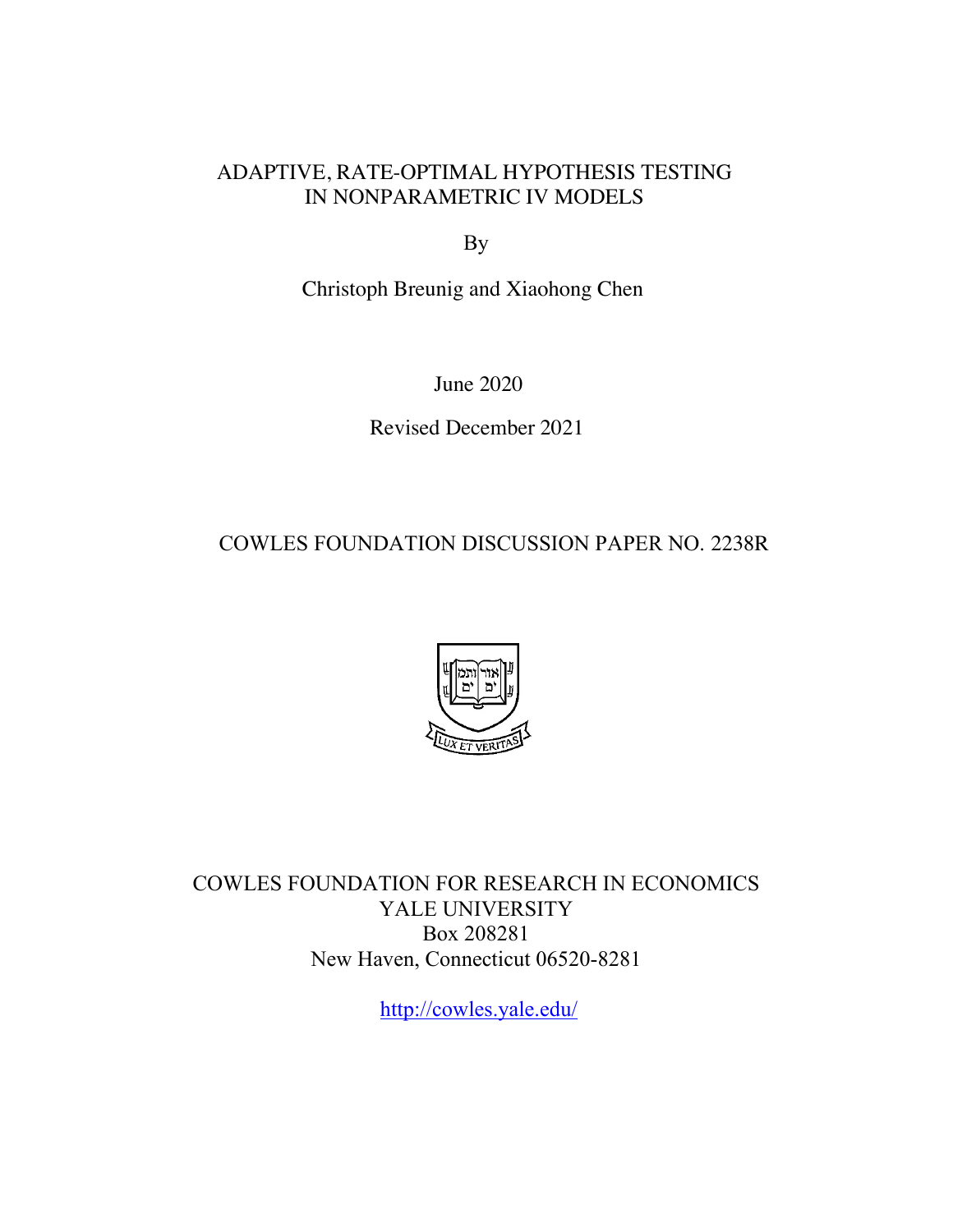# ADAPTIVE, RATE-OPTIMAL HYPOTHESIS TESTING IN NONPARAMETRIC IV MODELS

By

Christoph Breunig and Xiaohong Chen

June 2020

Revised December 2021

COWLES FOUNDATION DISCUSSION PAPER NO. 2238R

COWLES FOUNDATION FOR RESEARCH IN ECONOMICS
YALE UNIVERSITY
Box 208281
New Haven, Connecticut 06520-8281

http://cowles.yale.edu/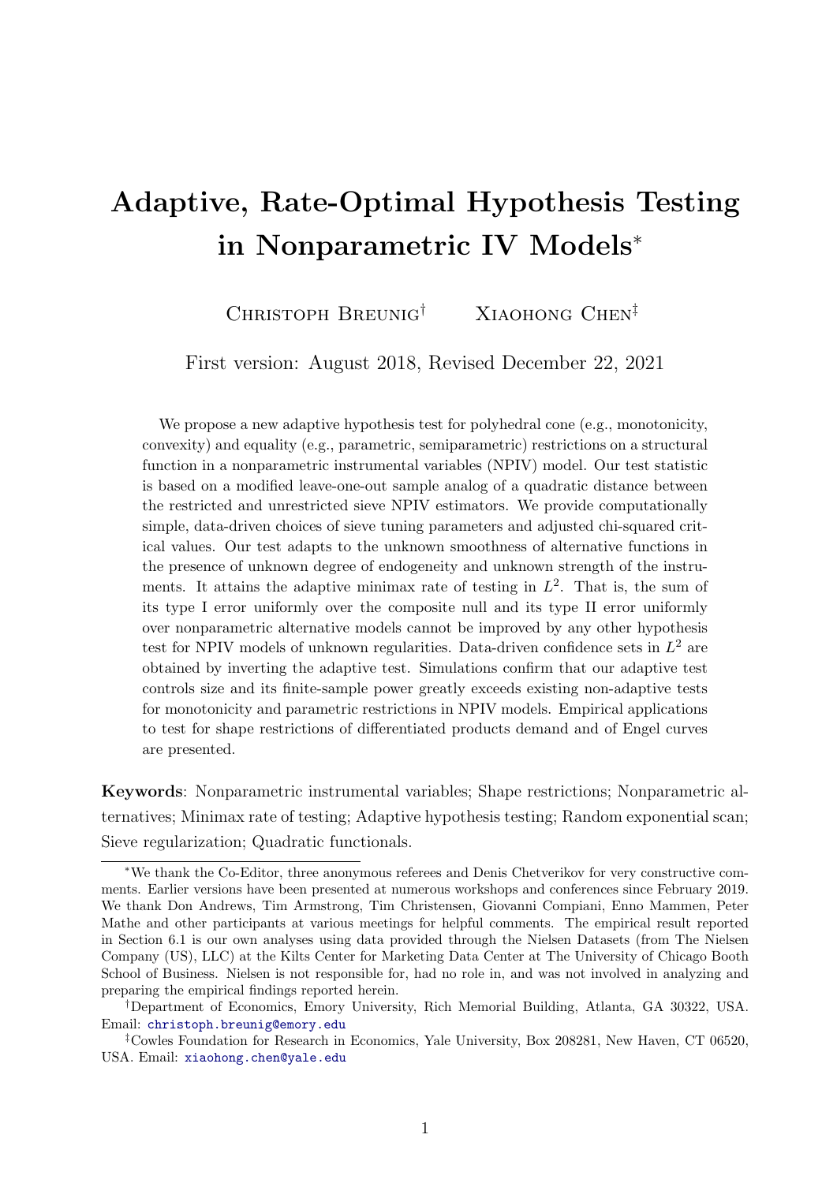# Adaptive, Rate-Optimal Hypothesis Testing in Nonparametric IV Models*

Christoph Breunig[†] Xiaohong Chen[‡]

First version: August 2018, Revised December 22, 2021

We propose a new adaptive hypothesis test for polyhedral cone (e.g., monotonicity, convexity) and equality (e.g., parametric, semiparametric) restrictions on a structural function in a nonparametric instrumental variables (NPIV) model. Our test statistic is based on a modified leave-one-out sample analog of a quadratic distance between the restricted and unrestricted sieve NPIV estimators. We provide computationally simple, data-driven choices of sieve tuning parameters and adjusted chi-squared critical values. Our test adapts to the unknown smoothness of alternative functions in the presence of unknown degree of endogeneity and unknown strength of the instruments. It attains the adaptive minimax rate of testing in $L^2$. That is, the sum of its type I error uniformly over the composite null and its type II error uniformly over nonparametric alternative models cannot be improved by any other hypothesis test for NPIV models of unknown regularities. Data-driven confidence sets in $L^2$ are obtained by inverting the adaptive test. Simulations confirm that our adaptive test controls size and its finite-sample power greatly exceeds existing non-adaptive tests for monotonicity and parametric restrictions in NPIV models. Empirical applications to test for shape restrictions of differentiated products demand and of Engel curves are presented.

**Keywords**: Nonparametric instrumental variables; Shape restrictions; Nonparametric alternatives; Minimax rate of testing; Adaptive hypothesis testing; Random exponential scan; Sieve regularization; Quadratic functionals.

---

*We thank the Co-Editor, three anonymous referees and Denis Chetverikov for very constructive comments. Earlier versions have been presented at numerous workshops and conferences since February 2019. We thank Don Andrews, Tim Armstrong, Tim Christensen, Giovanni Compiani, Enno Mammen, Peter Mathe and other participants at various meetings for helpful comments. The empirical result reported in Section 6.1 is our own analyses using data provided through the Nielsen Datasets (from The Nielsen Company (US), LLC) at the Kilts Center for Marketing Data Center at The University of Chicago Booth School of Business. Nielsen is not responsible for, had no role in, and was not involved in analyzing and preparing the empirical findings reported herein.

[†]Department of Economics, Emory University, Rich Memorial Building, Atlanta, GA 30322, USA. Email: christoph.breunig@emory.edu

[‡]Cowles Foundation for Research in Economics, Yale University, Box 208281, New Haven, CT 06520, USA. Email: xiaohong.chen@yale.edu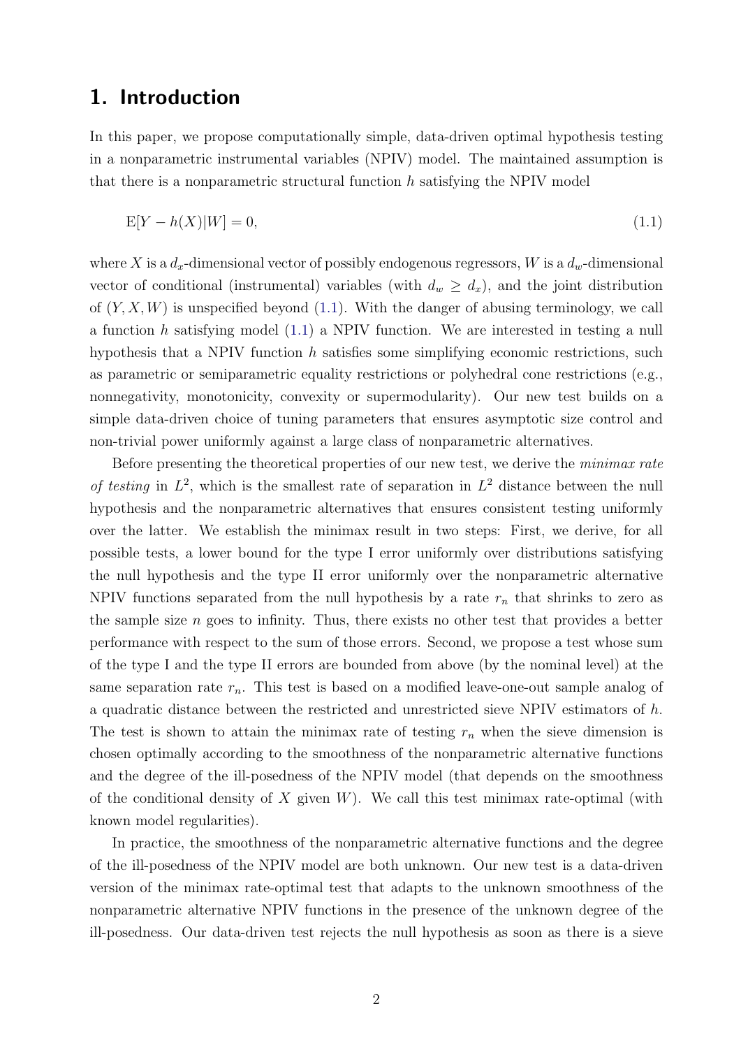# 1. Introduction

In this paper, we propose computationally simple, data-driven optimal hypothesis testing in a nonparametric instrumental variables (NPIV) model. The maintained assumption is that there is a nonparametric structural function $h$ satisfying the NPIV model

$$\mathrm{E}[Y - h(X)|W] = 0, \tag{1.1}$$

where $X$ is a $d_x$-dimensional vector of possibly endogenous regressors, $W$ is a $d_w$-dimensional vector of conditional (instrumental) variables (with $d_w \geq d_x$), and the joint distribution of $(Y, X, W)$ is unspecified beyond (1.1). With the danger of abusing terminology, we call a function $h$ satisfying model (1.1) a NPIV function. We are interested in testing a null hypothesis that a NPIV function $h$ satisfies some simplifying economic restrictions, such as parametric or semiparametric equality restrictions or polyhedral cone restrictions (e.g., nonnegativity, monotonicity, convexity or supermodularity). Our new test builds on a simple data-driven choice of tuning parameters that ensures asymptotic size control and non-trivial power uniformly against a large class of nonparametric alternatives.

Before presenting the theoretical properties of our new test, we derive the *minimax rate of testing* in $L^2$, which is the smallest rate of separation in $L^2$ distance between the null hypothesis and the nonparametric alternatives that ensures consistent testing uniformly over the latter. We establish the minimax result in two steps: First, we derive, for all possible tests, a lower bound for the type I error uniformly over distributions satisfying the null hypothesis and the type II error uniformly over the nonparametric alternative NPIV functions separated from the null hypothesis by a rate $r_n$ that shrinks to zero as the sample size $n$ goes to infinity. Thus, there exists no other test that provides a better performance with respect to the sum of those errors. Second, we propose a test whose sum of the type I and the type II errors are bounded from above (by the nominal level) at the same separation rate $r_n$. This test is based on a modified leave-one-out sample analog of a quadratic distance between the restricted and unrestricted sieve NPIV estimators of $h$. The test is shown to attain the minimax rate of testing $r_n$ when the sieve dimension is chosen optimally according to the smoothness of the nonparametric alternative functions and the degree of the ill-posedness of the NPIV model (that depends on the smoothness of the conditional density of $X$ given $W$). We call this test minimax rate-optimal (with known model regularities).

In practice, the smoothness of the nonparametric alternative functions and the degree of the ill-posedness of the NPIV model are both unknown. Our new test is a data-driven version of the minimax rate-optimal test that adapts to the unknown smoothness of the nonparametric alternative NPIV functions in the presence of the unknown degree of the ill-posedness. Our data-driven test rejects the null hypothesis as soon as there is a sieve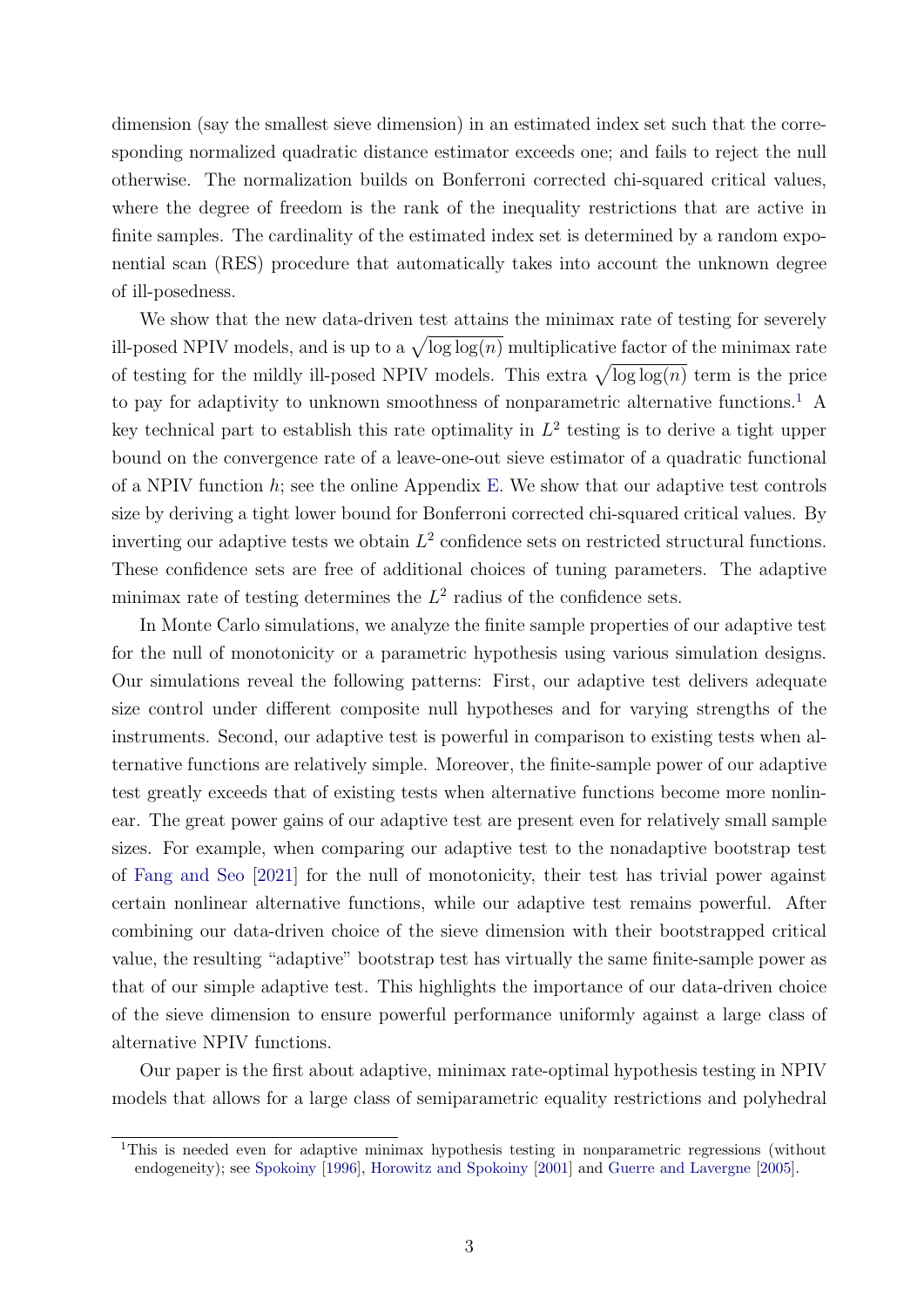dimension (say the smallest sieve dimension) in an estimated index set such that the corresponding normalized quadratic distance estimator exceeds one; and fails to reject the null otherwise. The normalization builds on Bonferroni corrected chi-squared critical values, where the degree of freedom is the rank of the inequality restrictions that are active in finite samples. The cardinality of the estimated index set is determined by a random exponential scan (RES) procedure that automatically takes into account the unknown degree of ill-posedness.

We show that the new data-driven test attains the minimax rate of testing for severely ill-posed NPIV models, and is up to a $\sqrt{\log\log(n)}$ multiplicative factor of the minimax rate of testing for the mildly ill-posed NPIV models. This extra $\sqrt{\log\log(n)}$ term is the price to pay for adaptivity to unknown smoothness of nonparametric alternative functions.[1] A key technical part to establish this rate optimality in $L^2$ testing is to derive a tight upper bound on the convergence rate of a leave-one-out sieve estimator of a quadratic functional of a NPIV function $h$; see the online Appendix E. We show that our adaptive test controls size by deriving a tight lower bound for Bonferroni corrected chi-squared critical values. By inverting our adaptive tests we obtain $L^2$ confidence sets on restricted structural functions. These confidence sets are free of additional choices of tuning parameters. The adaptive minimax rate of testing determines the $L^2$ radius of the confidence sets.

In Monte Carlo simulations, we analyze the finite sample properties of our adaptive test for the null of monotonicity or a parametric hypothesis using various simulation designs. Our simulations reveal the following patterns: First, our adaptive test delivers adequate size control under different composite null hypotheses and for varying strengths of the instruments. Second, our adaptive test is powerful in comparison to existing tests when alternative functions are relatively simple. Moreover, the finite-sample power of our adaptive test greatly exceeds that of existing tests when alternative functions become more nonlinear. The great power gains of our adaptive test are present even for relatively small sample sizes. For example, when comparing our adaptive test to the nonadaptive bootstrap test of Fang and Seo [2021] for the null of monotonicity, their test has trivial power against certain nonlinear alternative functions, while our adaptive test remains powerful. After combining our data-driven choice of the sieve dimension with their bootstrapped critical value, the resulting "adaptive" bootstrap test has virtually the same finite-sample power as that of our simple adaptive test. This highlights the importance of our data-driven choice of the sieve dimension to ensure powerful performance uniformly against a large class of alternative NPIV functions.

Our paper is the first about adaptive, minimax rate-optimal hypothesis testing in NPIV models that allows for a large class of semiparametric equality restrictions and polyhedral

[1] This is needed even for adaptive minimax hypothesis testing in nonparametric regressions (without endogeneity); see Spokoiny [1996], Horowitz and Spokoiny [2001] and Guerre and Lavergne [2005].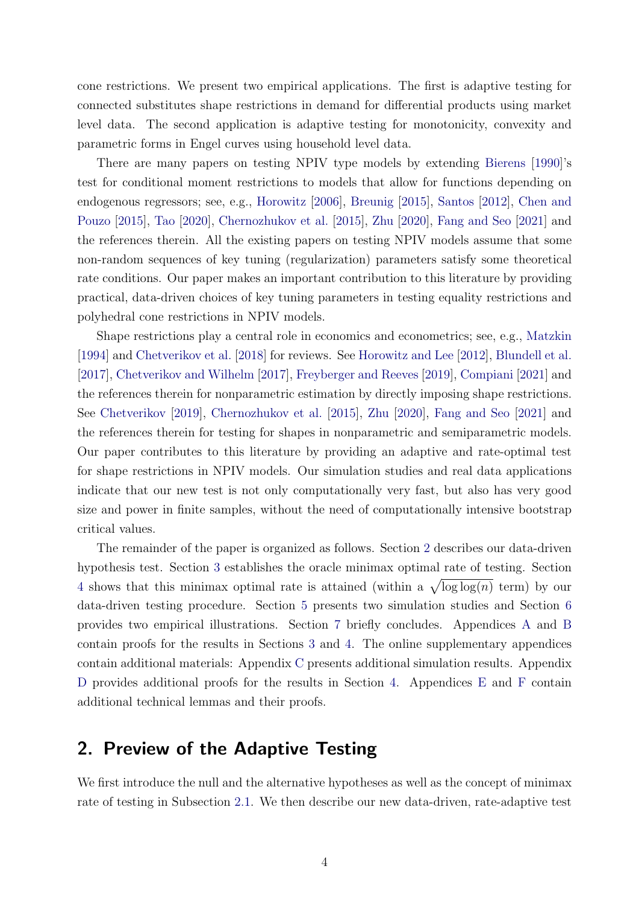cone restrictions. We present two empirical applications. The first is adaptive testing for connected substitutes shape restrictions in demand for differential products using market level data. The second application is adaptive testing for monotonicity, convexity and parametric forms in Engel curves using household level data.

There are many papers on testing NPIV type models by extending Bierens [1990]'s test for conditional moment restrictions to models that allow for functions depending on endogenous regressors; see, e.g., Horowitz [2006], Breunig [2015], Santos [2012], Chen and Pouzo [2015], Tao [2020], Chernozhukov et al. [2015], Zhu [2020], Fang and Seo [2021] and the references therein. All the existing papers on testing NPIV models assume that some non-random sequences of key tuning (regularization) parameters satisfy some theoretical rate conditions. Our paper makes an important contribution to this literature by providing practical, data-driven choices of key tuning parameters in testing equality restrictions and polyhedral cone restrictions in NPIV models.

Shape restrictions play a central role in economics and econometrics; see, e.g., Matzkin [1994] and Chetverikov et al. [2018] for reviews. See Horowitz and Lee [2012], Blundell et al. [2017], Chetverikov and Wilhelm [2017], Freyberger and Reeves [2019], Compiani [2021] and the references therein for nonparametric estimation by directly imposing shape restrictions. See Chetverikov [2019], Chernozhukov et al. [2015], Zhu [2020], Fang and Seo [2021] and the references therein for testing for shapes in nonparametric and semiparametric models. Our paper contributes to this literature by providing an adaptive and rate-optimal test for shape restrictions in NPIV models. Our simulation studies and real data applications indicate that our new test is not only computationally very fast, but also has very good size and power in finite samples, without the need of computationally intensive bootstrap critical values.

The remainder of the paper is organized as follows. Section 2 describes our data-driven hypothesis test. Section 3 establishes the oracle minimax optimal rate of testing. Section 4 shows that this minimax optimal rate is attained (within a $\sqrt{\log\log(n)}$ term) by our data-driven testing procedure. Section 5 presents two simulation studies and Section 6 provides two empirical illustrations. Section 7 briefly concludes. Appendices A and B contain proofs for the results in Sections 3 and 4. The online supplementary appendices contain additional materials: Appendix C presents additional simulation results. Appendix D provides additional proofs for the results in Section 4. Appendices E and F contain additional technical lemmas and their proofs.

## 2. Preview of the Adaptive Testing

We first introduce the null and the alternative hypotheses as well as the concept of minimax rate of testing in Subsection 2.1. We then describe our new data-driven, rate-adaptive test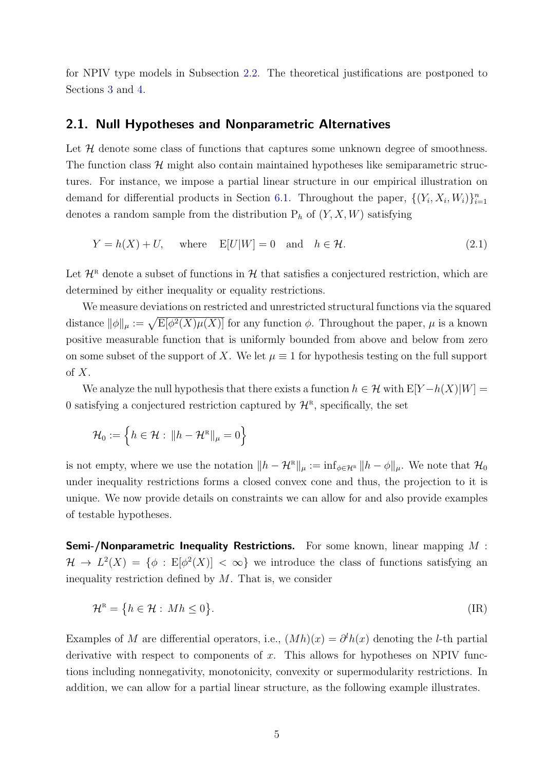for NPIV type models in Subsection 2.2. The theoretical justifications are postponed to Sections 3 and 4.

## 2.1. Null Hypotheses and Nonparametric Alternatives

Let $\mathcal{H}$ denote some class of functions that captures some unknown degree of smoothness. The function class $\mathcal{H}$ might also contain maintained hypotheses like semiparametric structures. For instance, we impose a partial linear structure in our empirical illustration on demand for differential products in Section 6.1. Throughout the paper, $\{(Y_i, X_i, W_i)\}_{i=1}^n$ denotes a random sample from the distribution $\mathrm{P}_h$ of $(Y, X, W)$ satisfying

$$Y = h(X) + U, \quad \text{where} \quad \mathrm{E}[U|W] = 0 \quad \text{and} \quad h \in \mathcal{H}. \tag{2.1}$$

Let $\mathcal{H}^{\mathrm{R}}$ denote a subset of functions in $\mathcal{H}$ that satisfies a conjectured restriction, which are determined by either inequality or equality restrictions.

We measure deviations on restricted and unrestricted structural functions via the squared distance $\|\phi\|_\mu := \sqrt{\mathrm{E}[\phi^2(X)\mu(X)]}$ for any function $\phi$. Throughout the paper, $\mu$ is a known positive measurable function that is uniformly bounded from above and below from zero on some subset of the support of $X$. We let $\mu \equiv 1$ for hypothesis testing on the full support of $X$.

We analyze the null hypothesis that there exists a function $h \in \mathcal{H}$ with $\mathrm{E}[Y - h(X)|W] = 0$ satisfying a conjectured restriction captured by $\mathcal{H}^{\mathrm{R}}$, specifically, the set

$$\mathcal{H}_0 := \Big\{ h \in \mathcal{H} : \|h - \mathcal{H}^{\mathrm{R}}\|_\mu = 0 \Big\}$$

is not empty, where we use the notation $\|h - \mathcal{H}^{\mathrm{R}}\|_\mu := \inf_{\phi \in \mathcal{H}^{\mathrm{R}}} \|h - \phi\|_\mu$. We note that $\mathcal{H}_0$ under inequality restrictions forms a closed convex cone and thus, the projection to it is unique. We now provide details on constraints we can allow for and also provide examples of testable hypotheses.

**Semi-/Nonparametric Inequality Restrictions.** For some known, linear mapping $M : \mathcal{H} \to L^2(X) = \{\phi : \mathrm{E}[\phi^2(X)] < \infty\}$ we introduce the class of functions satisfying an inequality restriction defined by $M$. That is, we consider

$$\mathcal{H}^{\mathrm{R}} = \big\{ h \in \mathcal{H} : Mh \leq 0 \big\}. \tag{IR}$$

Examples of $M$ are differential operators, i.e., $(Mh)(x) = \partial^l h(x)$ denoting the $l$-th partial derivative with respect to components of $x$. This allows for hypotheses on NPIV functions including nonnegativity, monotonicity, convexity or supermodularity restrictions. In addition, we can allow for a partial linear structure, as the following example illustrates.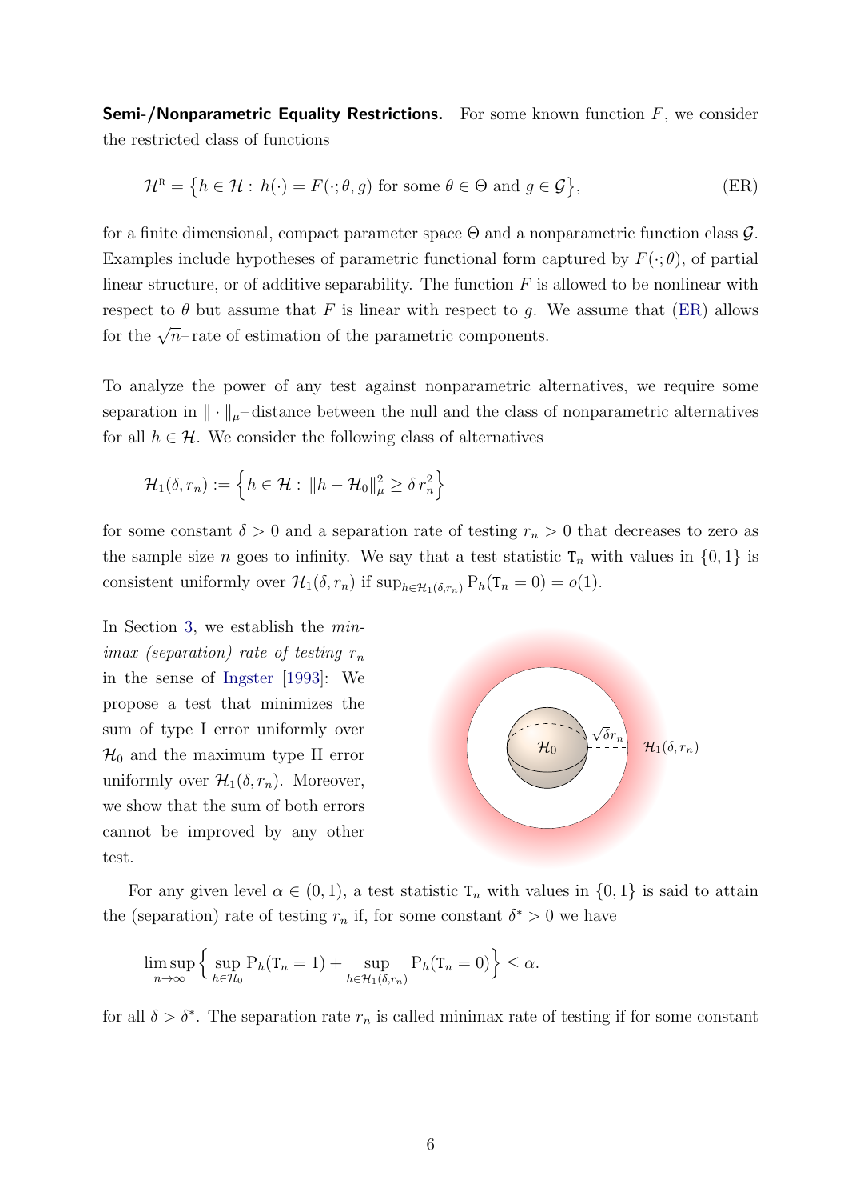**Semi-/Nonparametric Equality Restrictions.** For some known function $F$, we consider the restricted class of functions

$$\mathcal{H}^{\mathrm{R}} = \big\{h \in \mathcal{H} : \, h(\cdot) = F(\cdot; \theta, g) \text{ for some } \theta \in \Theta \text{ and } g \in \mathcal{G}\big\}, \tag{ER}$$

for a finite dimensional, compact parameter space $\Theta$ and a nonparametric function class $\mathcal{G}$. Examples include hypotheses of parametric functional form captured by $F(\cdot; \theta)$, of partial linear structure, or of additive separability. The function $F$ is allowed to be nonlinear with respect to $\theta$ but assume that $F$ is linear with respect to $g$. We assume that (ER) allows for the $\sqrt{n}$–rate of estimation of the parametric components.

To analyze the power of any test against nonparametric alternatives, we require some separation in $\|\cdot\|_\mu$–distance between the null and the class of nonparametric alternatives for all $h \in \mathcal{H}$. We consider the following class of alternatives

$$\mathcal{H}_1(\delta, r_n) := \Big\{h \in \mathcal{H} : \, \|h - \mathcal{H}_0\|_\mu^2 \geq \delta \, r_n^2\Big\}$$

for some constant $\delta > 0$ and a separation rate of testing $r_n > 0$ that decreases to zero as the sample size $n$ goes to infinity. We say that a test statistic $\mathtt{T}_n$ with values in $\{0, 1\}$ is consistent uniformly over $\mathcal{H}_1(\delta, r_n)$ if $\sup_{h \in \mathcal{H}_1(\delta, r_n)} \mathrm{P}_h(\mathtt{T}_n = 0) = o(1)$.

In Section 3, we establish the *minimax (separation) rate of testing* $r_n$ in the sense of Ingster [1993]: We propose a test that minimizes the sum of type I error uniformly over $\mathcal{H}_0$ and the maximum type II error uniformly over $\mathcal{H}_1(\delta, r_n)$. Moreover, we show that the sum of both errors cannot be improved by any other test.

For any given level $\alpha \in (0, 1)$, a test statistic $\mathtt{T}_n$ with values in $\{0, 1\}$ is said to attain the (separation) rate of testing $r_n$ if, for some constant $\delta^* > 0$ we have

$$\limsup_{n \to \infty} \Big\{ \sup_{h \in \mathcal{H}_0} \mathrm{P}_h(\mathtt{T}_n = 1) + \sup_{h \in \mathcal{H}_1(\delta, r_n)} \mathrm{P}_h(\mathtt{T}_n = 0) \Big\} \leq \alpha.$$

for all $\delta > \delta^*$. The separation rate $r_n$ is called minimax rate of testing if for some constant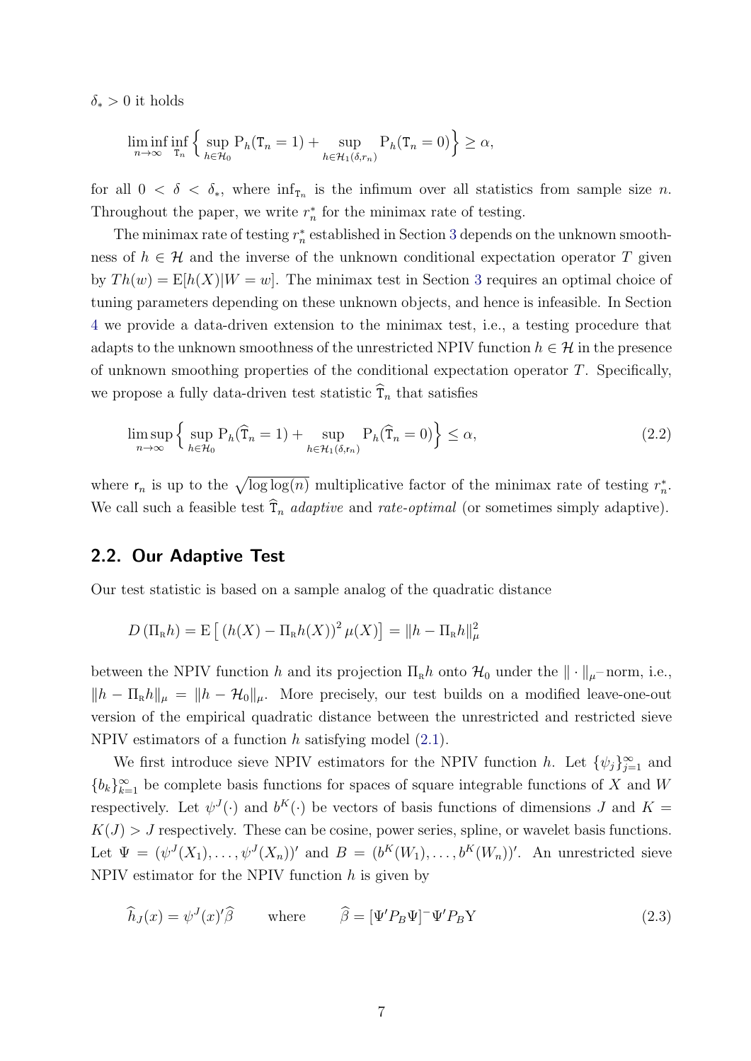$\delta_* > 0$ it holds

$$\liminf_{n\to\infty} \inf_{\mathtt{T}_n} \Big\{ \sup_{h\in\mathcal{H}_0} \mathrm{P}_h(\mathtt{T}_n = 1) + \sup_{h\in\mathcal{H}_1(\delta, r_n)} \mathrm{P}_h(\mathtt{T}_n = 0) \Big\} \geq \alpha,$$

for all $0 < \delta < \delta_*$, where $\inf_{\mathtt{T}_n}$ is the infimum over all statistics from sample size $n$. Throughout the paper, we write $r_n^*$ for the minimax rate of testing.

The minimax rate of testing $r_n^*$ established in Section 3 depends on the unknown smoothness of $h \in \mathcal{H}$ and the inverse of the unknown conditional expectation operator $T$ given by $Th(w) = \mathrm{E}[h(X)|W = w]$. The minimax test in Section 3 requires an optimal choice of tuning parameters depending on these unknown objects, and hence is infeasible. In Section 4 we provide a data-driven extension to the minimax test, i.e., a testing procedure that adapts to the unknown smoothness of the unrestricted NPIV function $h \in \mathcal{H}$ in the presence of unknown smoothing properties of the conditional expectation operator $T$. Specifically, we propose a fully data-driven test statistic $\widehat{\mathtt{T}}_n$ that satisfies

$$\limsup_{n\to\infty} \Big\{ \sup_{h\in\mathcal{H}_0} \mathrm{P}_h(\widehat{\mathtt{T}}_n = 1) + \sup_{h\in\mathcal{H}_1(\delta, \mathsf{r}_n)} \mathrm{P}_h(\widehat{\mathtt{T}}_n = 0) \Big\} \leq \alpha, \tag{2.2}$$

where $\mathsf{r}_n$ is up to the $\sqrt{\log\log(n)}$ multiplicative factor of the minimax rate of testing $r_n^*$. We call such a feasible test $\widehat{\mathtt{T}}_n$ *adaptive* and *rate-optimal* (or sometimes simply adaptive).

## 2.2. Our Adaptive Test

Our test statistic is based on a sample analog of the quadratic distance

$$D\left(\Pi_{\mathrm{R}} h\right) = \mathrm{E}\left[ \left(h(X) - \Pi_{\mathrm{R}} h(X)\right)^2 \mu(X)\right] = \|h - \Pi_{\mathrm{R}} h\|_\mu^2$$

between the NPIV function $h$ and its projection $\Pi_{\mathrm{R}} h$ onto $\mathcal{H}_0$ under the $\|\cdot\|_\mu$-norm, i.e., $\|h - \Pi_{\mathrm{R}} h\|_\mu = \|h - \mathcal{H}_0\|_\mu$. More precisely, our test builds on a modified leave-one-out version of the empirical quadratic distance between the unrestricted and restricted sieve NPIV estimators of a function $h$ satisfying model (2.1).

We first introduce sieve NPIV estimators for the NPIV function $h$. Let $\{\psi_j\}_{j=1}^\infty$ and $\{b_k\}_{k=1}^\infty$ be complete basis functions for spaces of square integrable functions of $X$ and $W$ respectively. Let $\psi^J(\cdot)$ and $b^K(\cdot)$ be vectors of basis functions of dimensions $J$ and $K = K(J) > J$ respectively. These can be cosine, power series, spline, or wavelet basis functions. Let $\Psi = (\psi^J(X_1), \ldots, \psi^J(X_n))'$ and $B = (b^K(W_1), \ldots, b^K(W_n))'$. An unrestricted sieve NPIV estimator for the NPIV function $h$ is given by

$$\widehat{h}_J(x) = \psi^J(x)'\widehat{\beta} \qquad \text{where} \qquad \widehat{\beta} = [\Psi' P_B \Psi]^- \Psi' P_B \mathrm{Y} \tag{2.3}$$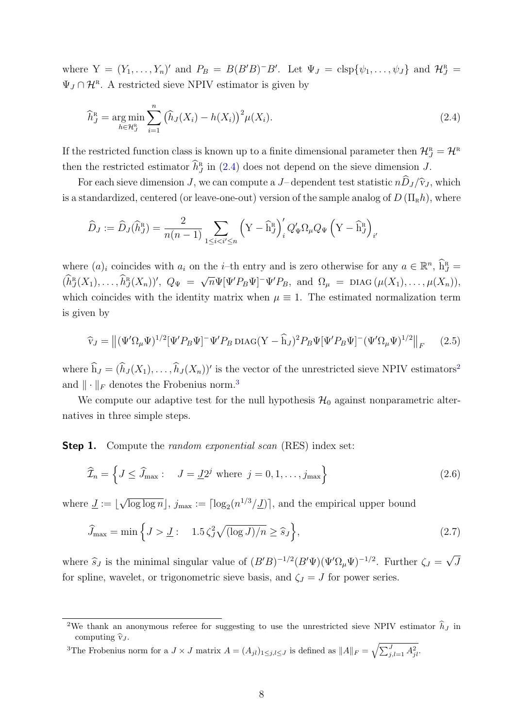where $\mathrm{Y} = (Y_1, \ldots, Y_n)'$ and $P_B = B(B'B)^- B'$. Let $\Psi_J = \text{clsp}\{\psi_1, \ldots, \psi_J\}$ and $\mathcal{H}^{\text{R}}_J = \Psi_J \cap \mathcal{H}^{\text{R}}$. A restricted sieve NPIV estimator is given by

$$\widehat{h}^{\text{R}}_J = \underset{h \in \mathcal{H}^{\text{R}}_J}{\arg\min} \sum_{i=1}^{n} \left(\widehat{h}_J(X_i) - h(X_i)\right)^2 \mu(X_i). \tag{2.4}$$

If the restricted function class is known up to a finite dimensional parameter then $\mathcal{H}^{\text{R}}_J = \mathcal{H}^{\text{R}}$ then the restricted estimator $\widehat{h}^{\text{R}}_J$ in (2.4) does not depend on the sieve dimension $J$.

For each sieve dimension $J$, we can compute a $J$–dependent test statistic $n\widehat{D}_J/\widehat{\mathrm{v}}_J$, which is a standardized, centered (or leave-one-out) version of the sample analog of $D\left(\Pi_{\text{R}} h\right)$, where

$$\widehat{D}_J := \widehat{D}_J(\widehat{h}^{\text{R}}_J) = \frac{2}{n(n-1)} \sum_{1 \leq i < i' \leq n} \left(\mathrm{Y} - \widehat{\mathrm{h}}^{\text{R}}_J\right)'_i Q'_\Psi \Omega_\mu Q_\Psi \left(\mathrm{Y} - \widehat{\mathrm{h}}^{\text{R}}_J\right)_{i'}$$

where $(a)_i$ coincides with $a_i$ on the $i$–th entry and is zero otherwise for any $a \in \mathbb{R}^n$, $\widehat{\mathrm{h}}^{\text{R}}_J = (\widehat{h}^{\text{R}}_J(X_1), \ldots, \widehat{h}^{\text{R}}_J(X_n))'$, $Q_\Psi = \sqrt{n}\Psi[\Psi' P_B \Psi]^- \Psi' P_B$, and $\Omega_\mu = \text{DIAG}\left(\mu(X_1), \ldots, \mu(X_n)\right)$, which coincides with the identity matrix when $\mu \equiv 1$. The estimated normalization term is given by

$$\widehat{\mathrm{v}}_J = \left\|(\Psi'\Omega_\mu\Psi)^{1/2}[\Psi' P_B \Psi]^- \Psi' P_B \,\text{DIAG}(\mathrm{Y} - \widehat{\mathrm{h}}_J)^2 P_B \Psi[\Psi' P_B \Psi]^- (\Psi'\Omega_\mu\Psi)^{1/2}\right\|_F \tag{2.5}$$

where $\widehat{\mathrm{h}}_J = (\widehat{h}_J(X_1), \ldots, \widehat{h}_J(X_n))'$ is the vector of the unrestricted sieve NPIV estimators[2] and $\|\cdot\|_F$ denotes the Frobenius norm.[3]

We compute our adaptive test for the null hypothesis $\mathcal{H}_0$ against nonparametric alternatives in three simple steps.

**Step 1.** Compute the *random exponential scan* (RES) index set:

$$\widehat{\mathcal{I}}_n = \left\{J \leq \widehat{J}_{\max} : \quad J = \underline{J} 2^j \text{ where } j = 0, 1, \ldots, j_{\max}\right\} \tag{2.6}$$

where $\underline{J} := \lfloor \sqrt{\log \log n} \rfloor$, $j_{\max} := \lceil \log_2(n^{1/3}/\underline{J}) \rceil$, and the empirical upper bound

$$\widehat{J}_{\max} = \min\left\{J > \underline{J} : \quad 1.5\, \zeta_J^2 \sqrt{(\log J)/n} \geq \widehat{s}_J\right\}, \tag{2.7}$$

where $\widehat{s}_J$ is the minimal singular value of $(B'B)^{-1/2}(B'\Psi)(\Psi'\Omega_\mu\Psi)^{-1/2}$. Further $\zeta_J = \sqrt{J}$ for spline, wavelet, or trigonometric sieve basis, and $\zeta_J = J$ for power series.

---

[2] We thank an anonymous referee for suggesting to use the unrestricted sieve NPIV estimator $\widehat{h}_J$ in computing $\widehat{\mathrm{v}}_J$.

[3] The Frobenius norm for a $J \times J$ matrix $A = (A_{jl})_{1 \leq j,l \leq J}$ is defined as $\|A\|_F = \sqrt{\sum_{j,l=1}^{J} A_{jl}^2}$.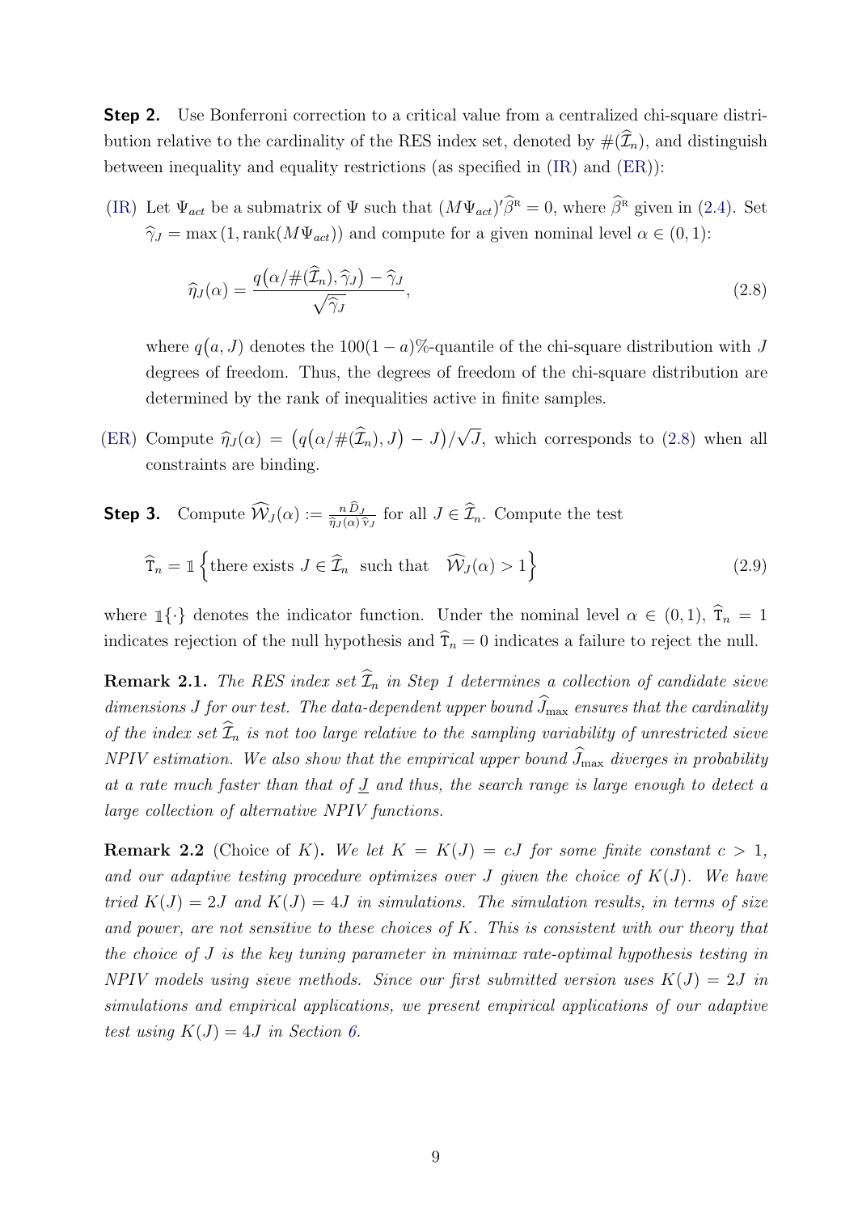**Step 2.** Use Bonferroni correction to a critical value from a centralized chi-square distribution relative to the cardinality of the RES index set, denoted by $\#(\widehat{\mathcal{I}}_n)$, and distinguish between inequality and equality restrictions (as specified in (IR) and (ER)):

(IR) Let $\Psi_{act}$ be a submatrix of $\Psi$ such that $(M\Psi_{act})'\widehat{\beta}^{\mathrm{R}} = 0$, where $\widehat{\beta}^{\mathrm{R}}$ given in (2.4). Set $\widehat{\gamma}_J = \max\left(1, \operatorname{rank}(M\Psi_{act})\right)$ and compute for a given nominal level $\alpha \in (0,1)$:

$$\widehat{\eta}_J(\alpha) = \frac{q\big(\alpha/\#(\widehat{\mathcal{I}}_n), \widehat{\gamma}_J\big) - \widehat{\gamma}_J}{\sqrt{\widehat{\gamma}_J}}, \tag{2.8}$$

where $q\big(a, J\big)$ denotes the $100(1-a)\%$-quantile of the chi-square distribution with $J$ degrees of freedom. Thus, the degrees of freedom of the chi-square distribution are determined by the rank of inequalities active in finite samples.

(ER) Compute $\widehat{\eta}_J(\alpha) = \big(q\big(\alpha/\#(\widehat{\mathcal{I}}_n), J\big) - J\big)/\sqrt{J}$, which corresponds to (2.8) when all constraints are binding.

**Step 3.** Compute $\widehat{\mathcal{W}}_J(\alpha) := \frac{n\,\widehat{D}_J}{\widehat{\eta}_J(\alpha)\,\widehat{\mathrm{v}}_J}$ for all $J \in \widehat{\mathcal{I}}_n$. Compute the test

$$\widehat{\mathtt{T}}_n = \mathbb{1}\Big\{\text{there exists } J \in \widehat{\mathcal{I}}_n \text{ such that } \quad \widehat{\mathcal{W}}_J(\alpha) > 1\Big\} \tag{2.9}$$

where $\mathbb{1}\{\cdot\}$ denotes the indicator function. Under the nominal level $\alpha \in (0,1)$, $\widehat{\mathtt{T}}_n = 1$ indicates rejection of the null hypothesis and $\widehat{\mathtt{T}}_n = 0$ indicates a failure to reject the null.

**Remark 2.1.** *The RES index set $\widehat{\mathcal{I}}_n$ in Step 1 determines a collection of candidate sieve dimensions $J$ for our test. The data-dependent upper bound $\widehat{J}_{\max}$ ensures that the cardinality of the index set $\widehat{\mathcal{I}}_n$ is not too large relative to the sampling variability of unrestricted sieve NPIV estimation. We also show that the empirical upper bound $\widehat{J}_{\max}$ diverges in probability at a rate much faster than that of $\underline{J}$ and thus, the search range is large enough to detect a large collection of alternative NPIV functions.*

**Remark 2.2** (Choice of $K$)**.** *We let $K = K(J) = cJ$ for some finite constant $c > 1$, and our adaptive testing procedure optimizes over $J$ given the choice of $K(J)$. We have tried $K(J) = 2J$ and $K(J) = 4J$ in simulations. The simulation results, in terms of size and power, are not sensitive to these choices of $K$. This is consistent with our theory that the choice of $J$ is the key tuning parameter in minimax rate-optimal hypothesis testing in NPIV models using sieve methods. Since our first submitted version uses $K(J) = 2J$ in simulations and empirical applications, we present empirical applications of our adaptive test using $K(J) = 4J$ in Section 6.*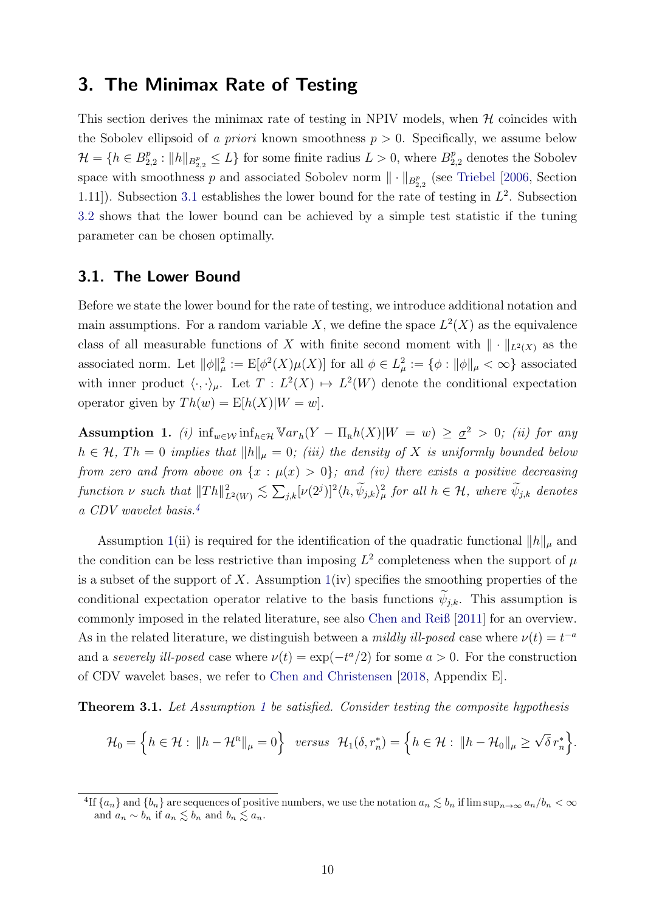## 3. The Minimax Rate of Testing

This section derives the minimax rate of testing in NPIV models, when $\mathcal{H}$ coincides with the Sobolev ellipsoid of *a priori* known smoothness $p > 0$. Specifically, we assume below $\mathcal{H} = \{h \in B^p_{2,2} : \|h\|_{B^p_{2,2}} \leq L\}$ for some finite radius $L > 0$, where $B^p_{2,2}$ denotes the Sobolev space with smoothness $p$ and associated Sobolev norm $\|\cdot\|_{B^p_{2,2}}$ (see Triebel [2006, Section 1.11]). Subsection 3.1 establishes the lower bound for the rate of testing in $L^2$. Subsection 3.2 shows that the lower bound can be achieved by a simple test statistic if the tuning parameter can be chosen optimally.

### 3.1. The Lower Bound

Before we state the lower bound for the rate of testing, we introduce additional notation and main assumptions. For a random variable $X$, we define the space $L^2(X)$ as the equivalence class of all measurable functions of $X$ with finite second moment with $\|\cdot\|_{L^2(X)}$ as the associated norm. Let $\|\phi\|^2_\mu := \mathrm{E}[\phi^2(X)\mu(X)]$ for all $\phi \in L^2_\mu := \{\phi : \|\phi\|_\mu < \infty\}$ associated with inner product $\langle \cdot, \cdot \rangle_\mu$. Let $T : L^2(X) \mapsto L^2(W)$ denote the conditional expectation operator given by $Th(w) = \mathrm{E}[h(X)|W = w]$.

**Assumption 1.** *(i)* $\inf_{w\in\mathcal{W}} \inf_{h\in\mathcal{H}} \mathbb{V}ar_h(Y - \Pi_{\mathrm{R}} h(X)|W = w) \geq \underline{\sigma}^2 > 0$*; (ii) for any* $h \in \mathcal{H}$*,* $Th = 0$ *implies that* $\|h\|_\mu = 0$*; (iii) the density of* $X$ *is uniformly bounded below from zero and from above on* $\{x : \mu(x) > 0\}$*; and (iv) there exists a positive decreasing function* $\nu$ *such that* $\|Th\|^2_{L^2(W)} \lesssim \sum_{j,k} [\nu(2^j)]^2 \langle h, \widetilde{\psi}_{j,k} \rangle^2_\mu$ *for all* $h \in \mathcal{H}$*, where* $\widetilde{\psi}_{j,k}$ *denotes a CDV wavelet basis.*[4]

Assumption 1(ii) is required for the identification of the quadratic functional $\|h\|_\mu$ and the condition can be less restrictive than imposing $L^2$ completeness when the support of $\mu$ is a subset of the support of $X$. Assumption 1(iv) specifies the smoothing properties of the conditional expectation operator relative to the basis functions $\widetilde{\psi}_{j,k}$. This assumption is commonly imposed in the related literature, see also Chen and Reiß [2011] for an overview. As in the related literature, we distinguish between a *mildly ill-posed* case where $\nu(t) = t^{-a}$ and a *severely ill-posed* case where $\nu(t) = \exp(-t^a/2)$ for some $a > 0$. For the construction of CDV wavelet bases, we refer to Chen and Christensen [2018, Appendix E].

**Theorem 3.1.** *Let Assumption 1 be satisfied. Consider testing the composite hypothesis*

$$\mathcal{H}_0 = \Big\{ h \in \mathcal{H} : \|h - \mathcal{H}^{\mathrm{R}}\|_\mu = 0 \Big\} \quad \textit{versus} \quad \mathcal{H}_1(\delta, r_n^*) = \Big\{ h \in \mathcal{H} : \|h - \mathcal{H}_0\|_\mu \geq \sqrt{\delta}\, r_n^* \Big\}.$$

[4] If $\{a_n\}$ and $\{b_n\}$ are sequences of positive numbers, we use the notation $a_n \lesssim b_n$ if $\limsup_{n\to\infty} a_n/b_n < \infty$ and $a_n \sim b_n$ if $a_n \lesssim b_n$ and $b_n \lesssim a_n$.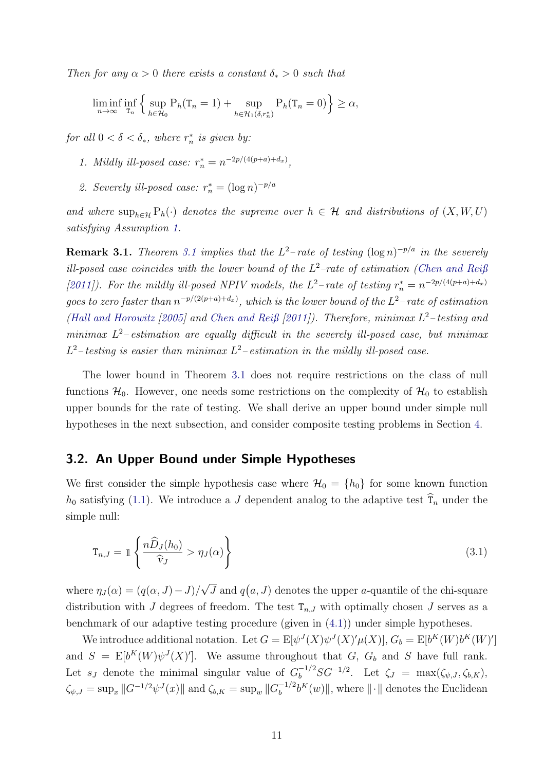*Then for any $\alpha > 0$ there exists a constant $\delta_* > 0$ such that*

$$\liminf_{n\to\infty} \inf_{\mathtt{T}_n} \left\{ \sup_{h\in\mathcal{H}_0} \mathrm{P}_h(\mathtt{T}_n = 1) + \sup_{h\in\mathcal{H}_1(\delta, r_n^*)} \mathrm{P}_h(\mathtt{T}_n = 0) \right\} \geq \alpha,$$

*for all $0 < \delta < \delta_*$, where $r_n^*$ is given by:*

1. *Mildly ill-posed case: $r_n^* = n^{-2p/(4(p+a)+d_x)}$,*
2. *Severely ill-posed case: $r_n^* = (\log n)^{-p/a}$*

*and where $\sup_{h\in\mathcal{H}} \mathrm{P}_h(\cdot)$ denotes the supreme over $h \in \mathcal{H}$ and distributions of $(X, W, U)$ satisfying Assumption 1.*

**Remark 3.1.** *Theorem 3.1 implies that the $L^2$–rate of testing $(\log n)^{-p/a}$ in the severely ill-posed case coincides with the lower bound of the $L^2$–rate of estimation (Chen and Reiß [2011]). For the mildly ill-posed NPIV models, the $L^2$–rate of testing $r_n^* = n^{-2p/(4(p+a)+d_x)}$ goes to zero faster than $n^{-p/(2(p+a)+d_x)}$, which is the lower bound of the $L^2$–rate of estimation (Hall and Horowitz [2005] and Chen and Reiß [2011]). Therefore, minimax $L^2$–testing and minimax $L^2$–estimation are equally difficult in the severely ill-posed case, but minimax $L^2$–testing is easier than minimax $L^2$–estimation in the mildly ill-posed case.*

The lower bound in Theorem 3.1 does not require restrictions on the class of null functions $\mathcal{H}_0$. However, one needs some restrictions on the complexity of $\mathcal{H}_0$ to establish upper bounds for the rate of testing. We shall derive an upper bound under simple null hypotheses in the next subsection, and consider composite testing problems in Section 4.

## 3.2. An Upper Bound under Simple Hypotheses

We first consider the simple hypothesis case where $\mathcal{H}_0 = \{h_0\}$ for some known function $h_0$ satisfying (1.1). We introduce a $J$ dependent analog to the adaptive test $\widehat{\mathtt{T}}_n$ under the simple null:

$$\mathtt{T}_{n,J} = \mathbb{1}\left\{ \frac{n\widehat{D}_J(h_0)}{\widehat{\mathrm{V}}_J} > \eta_J(\alpha) \right\} \tag{3.1}$$

where $\eta_J(\alpha) = (q(\alpha, J) - J)/\sqrt{J}$ and $q(a, J)$ denotes the upper $a$-quantile of the chi-square distribution with $J$ degrees of freedom. The test $\mathtt{T}_{n,J}$ with optimally chosen $J$ serves as a benchmark of our adaptive testing procedure (given in (4.1)) under simple hypotheses.

We introduce additional notation. Let $G = \mathrm{E}[\psi^J(X)\psi^J(X)'\mu(X)]$, $G_b = \mathrm{E}[b^K(W)b^K(W)']$ and $S = \mathrm{E}[b^K(W)\psi^J(X)']$. We assume throughout that $G$, $G_b$ and $S$ have full rank. Let $s_J$ denote the minimal singular value of $G_b^{-1/2}SG^{-1/2}$. Let $\zeta_J = \max(\zeta_{\psi,J}, \zeta_{b,K})$, $\zeta_{\psi,J} = \sup_x \|G^{-1/2}\psi^J(x)\|$ and $\zeta_{b,K} = \sup_w \|G_b^{-1/2}b^K(w)\|$, where $\|\cdot\|$ denotes the Euclidean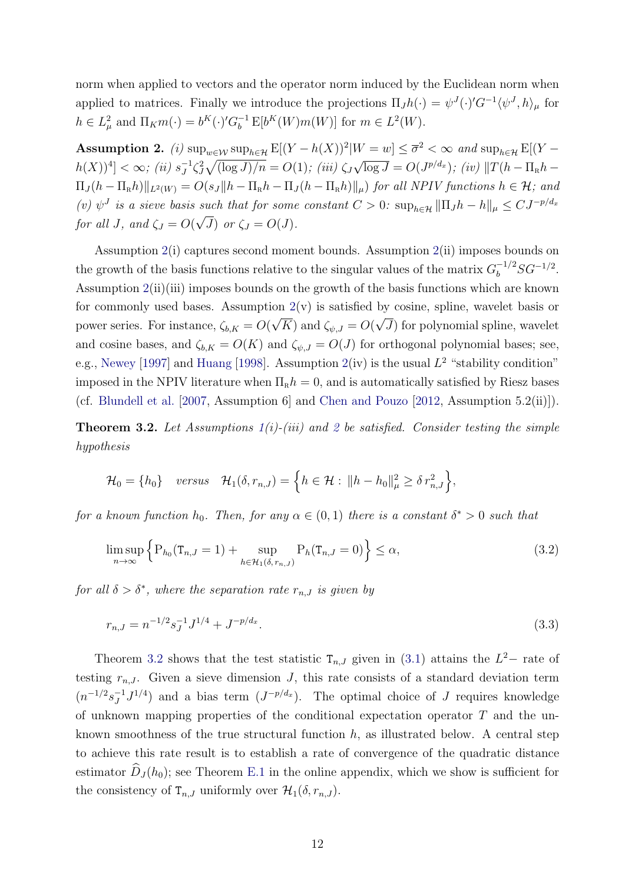norm when applied to vectors and the operator norm induced by the Euclidean norm when applied to matrices. Finally we introduce the projections $\Pi_J h(\cdot) = \psi^J(\cdot)' G^{-1} \langle \psi^J, h \rangle_\mu$ for $h \in L^2_\mu$ and $\Pi_K m(\cdot) = b^K(\cdot)' G_b^{-1} \mathrm{E}[b^K(W) m(W)]$ for $m \in L^2(W)$.

**Assumption 2.** *(i)* $\sup_{w \in \mathcal{W}} \sup_{h \in \mathcal{H}} \mathrm{E}[(Y - h(X))^2 | W = w] \leq \overline{\sigma}^2 < \infty$ *and* $\sup_{h \in \mathcal{H}} \mathrm{E}[(Y - h(X))^4] < \infty$*; (ii)* $s_J^{-1} \zeta_J^2 \sqrt{(\log J)/n} = O(1)$*; (iii)* $\zeta_J \sqrt{\log J} = O(J^{p/d_x})$*; (iv)* $\|T(h - \Pi_{\mathrm{R}} h - \Pi_J(h - \Pi_{\mathrm{R}} h)\|_{L^2(W)} = O(s_J \|h - \Pi_{\mathrm{R}} h - \Pi_J(h - \Pi_{\mathrm{R}} h)\|_\mu)$ *for all NPIV functions* $h \in \mathcal{H}$*; and (v)* $\psi^J$ *is a sieve basis such that for some constant* $C > 0$: $\sup_{h \in \mathcal{H}} \|\Pi_J h - h\|_\mu \leq C J^{-p/d_x}$ *for all* $J$*, and* $\zeta_J = O(\sqrt{J})$ *or* $\zeta_J = O(J)$*.*

Assumption 2(i) captures second moment bounds. Assumption 2(ii) imposes bounds on the growth of the basis functions relative to the singular values of the matrix $G_b^{-1/2} S G^{-1/2}$. Assumption 2(ii)(iii) imposes bounds on the growth of the basis functions which are known for commonly used bases. Assumption 2(v) is satisfied by cosine, spline, wavelet basis or power series. For instance, $\zeta_{b,K} = O(\sqrt{K})$ and $\zeta_{\psi,J} = O(\sqrt{J})$ for polynomial spline, wavelet and cosine bases, and $\zeta_{b,K} = O(K)$ and $\zeta_{\psi,J} = O(J)$ for orthogonal polynomial bases; see, e.g., Newey [1997] and Huang [1998]. Assumption 2(iv) is the usual $L^2$ "stability condition" imposed in the NPIV literature when $\Pi_{\mathrm{R}} h = 0$, and is automatically satisfied by Riesz bases (cf. Blundell et al. [2007, Assumption 6] and Chen and Pouzo [2012, Assumption 5.2(ii)]).

**Theorem 3.2.** *Let Assumptions 1(i)-(iii) and 2 be satisfied. Consider testing the simple hypothesis*

$$
\mathcal{H}_0 = \{h_0\} \quad \text{versus} \quad \mathcal{H}_1(\delta, r_{n,J}) = \Big\{ h \in \mathcal{H} : \|h - h_0\|_\mu^2 \geq \delta\, r_{n,J}^2 \Big\},
$$

*for a known function* $h_0$*. Then, for any* $\alpha \in (0,1)$ *there is a constant* $\delta^* > 0$ *such that*

$$
\limsup_{n \to \infty} \Big\{ \mathrm{P}_{h_0}(\mathtt{T}_{n,J} = 1) + \sup_{h \in \mathcal{H}_1(\delta, r_{n,J})} \mathrm{P}_h(\mathtt{T}_{n,J} = 0) \Big\} \leq \alpha, \tag{3.2}
$$

*for all* $\delta > \delta^*$*, where the separation rate* $r_{n,J}$ *is given by*

$$
r_{n,J} = n^{-1/2} s_J^{-1} J^{1/4} + J^{-p/d_x}. \tag{3.3}
$$

Theorem 3.2 shows that the test statistic $\mathtt{T}_{n,J}$ given in (3.1) attains the $L^2-$ rate of testing $r_{n,J}$. Given a sieve dimension $J$, this rate consists of a standard deviation term $(n^{-1/2} s_J^{-1} J^{1/4})$ and a bias term $(J^{-p/d_x})$. The optimal choice of $J$ requires knowledge of unknown mapping properties of the conditional expectation operator $T$ and the unknown smoothness of the true structural function $h$, as illustrated below. A central step to achieve this rate result is to establish a rate of convergence of the quadratic distance estimator $\widehat{D}_J(h_0)$; see Theorem E.1 in the online appendix, which we show is sufficient for the consistency of $\mathtt{T}_{n,J}$ uniformly over $\mathcal{H}_1(\delta, r_{n,J})$.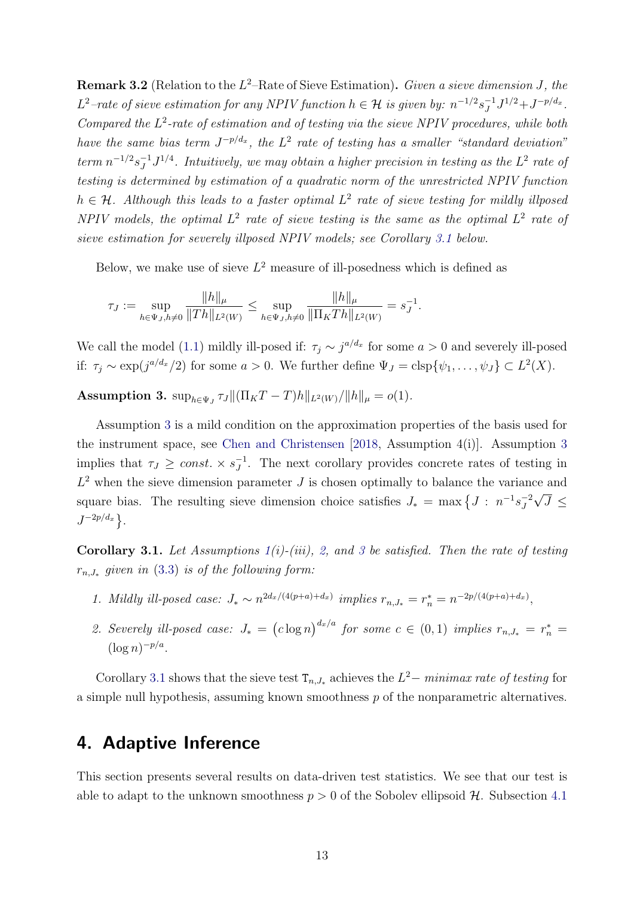**Remark 3.2** (Relation to the $L^2$–Rate of Sieve Estimation). *Given a sieve dimension $J$, the $L^2$–rate of sieve estimation for any NPIV function $h \in \mathcal{H}$ is given by: $n^{-1/2} s_J^{-1} J^{1/2} + J^{-p/d_x}$. Compared the $L^2$-rate of estimation and of testing via the sieve NPIV procedures, while both have the same bias term $J^{-p/d_x}$, the $L^2$ rate of testing has a smaller "standard deviation" term $n^{-1/2} s_J^{-1} J^{1/4}$. Intuitively, we may obtain a higher precision in testing as the $L^2$ rate of testing is determined by estimation of a quadratic norm of the unrestricted NPIV function $h \in \mathcal{H}$. Although this leads to a faster optimal $L^2$ rate of sieve testing for mildly illposed NPIV models, the optimal $L^2$ rate of sieve testing is the same as the optimal $L^2$ rate of sieve estimation for severely illposed NPIV models; see Corollary 3.1 below.*

Below, we make use of sieve $L^2$ measure of ill-posedness which is defined as

$$\tau_J := \sup_{h \in \Psi_J, h \neq 0} \frac{\|h\|_\mu}{\|Th\|_{L^2(W)}} \leq \sup_{h \in \Psi_J, h \neq 0} \frac{\|h\|_\mu}{\|\Pi_K T h\|_{L^2(W)}} = s_J^{-1}.$$

We call the model (1.1) mildly ill-posed if: $\tau_j \sim j^{a/d_x}$ for some $a > 0$ and severely ill-posed if: $\tau_j \sim \exp(j^{a/d_x}/2)$ for some $a > 0$. We further define $\Psi_J = \operatorname{clsp}\{\psi_1, \ldots, \psi_J\} \subset L^2(X)$.

**Assumption 3.** $\sup_{h \in \Psi_J} \tau_J \|(\Pi_K T - T)h\|_{L^2(W)} / \|h\|_\mu = o(1)$.

Assumption 3 is a mild condition on the approximation properties of the basis used for the instrument space, see Chen and Christensen [2018, Assumption 4(i)]. Assumption 3 implies that $\tau_J \geq const. \times s_J^{-1}$. The next corollary provides concrete rates of testing in $L^2$ when the sieve dimension parameter $J$ is chosen optimally to balance the variance and square bias. The resulting sieve dimension choice satisfies $J_* = \max\left\{J : n^{-1} s_J^{-2} \sqrt{J} \leq J^{-2p/d_x}\right\}$.

**Corollary 3.1.** *Let Assumptions 1(i)-(iii), 2, and 3 be satisfied. Then the rate of testing $r_{n,J_*}$ given in (3.3) is of the following form:*

1. *Mildly ill-posed case: $J_* \sim n^{2d_x/(4(p+a)+d_x)}$ implies $r_{n,J_*} = r_n^* = n^{-2p/(4(p+a)+d_x)}$,*
2. *Severely ill-posed case: $J_* = \left(c \log n\right)^{d_x/a}$ for some $c \in (0,1)$ implies $r_{n,J_*} = r_n^* = (\log n)^{-p/a}$.*

Corollary 3.1 shows that the sieve test $\mathtt{T}_{n,J_*}$ achieves the $L^2-$ *minimax rate of testing* for a simple null hypothesis, assuming known smoothness $p$ of the nonparametric alternatives.

## 4. Adaptive Inference

This section presents several results on data-driven test statistics. We see that our test is able to adapt to the unknown smoothness $p > 0$ of the Sobolev ellipsoid $\mathcal{H}$. Subsection 4.1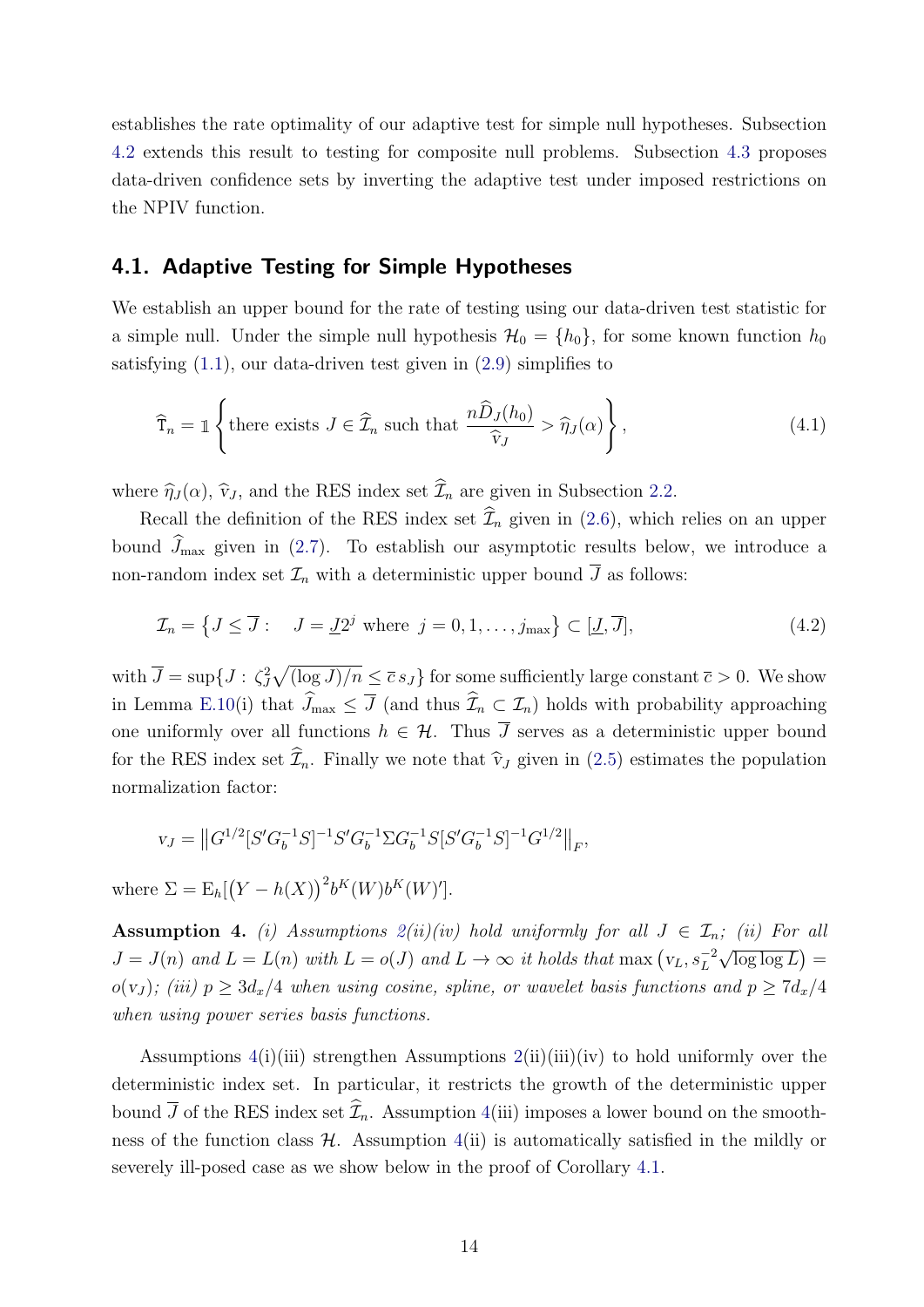establishes the rate optimality of our adaptive test for simple null hypotheses. Subsection 4.2 extends this result to testing for composite null problems. Subsection 4.3 proposes data-driven confidence sets by inverting the adaptive test under imposed restrictions on the NPIV function.

## 4.1. Adaptive Testing for Simple Hypotheses

We establish an upper bound for the rate of testing using our data-driven test statistic for a simple null. Under the simple null hypothesis $\mathcal{H}_0 = \{h_0\}$, for some known function $h_0$ satisfying (1.1), our data-driven test given in (2.9) simplifies to

$$\widehat{\mathrm{T}}_n = \mathbb{1}\left\{\text{there exists } J \in \widehat{\mathcal{I}}_n \text{ such that } \frac{n\widehat{D}_J(h_0)}{\widehat{\mathrm{v}}_J} > \widehat{\eta}_J(\alpha)\right\}, \tag{4.1}$$

where $\widehat{\eta}_J(\alpha)$, $\widehat{\mathrm{v}}_J$, and the RES index set $\widehat{\mathcal{I}}_n$ are given in Subsection 2.2.

Recall the definition of the RES index set $\widehat{\mathcal{I}}_n$ given in (2.6), which relies on an upper bound $\widehat{J}_{\max}$ given in (2.7). To establish our asymptotic results below, we introduce a non-random index set $\mathcal{I}_n$ with a deterministic upper bound $\overline{J}$ as follows:

$$\mathcal{I}_n = \left\{J \leq \overline{J} : \quad J = \underline{J}2^j \text{ where } j = 0, 1, \ldots, j_{\max}\right\} \subset [\underline{J}, \overline{J}], \tag{4.2}$$

with $\overline{J} = \sup\{J : \zeta_J^2\sqrt{(\log J)/n} \leq \overline{c}\, s_J\}$ for some sufficiently large constant $\overline{c} > 0$. We show in Lemma E.10(i) that $\widehat{J}_{\max} \leq \overline{J}$ (and thus $\widehat{\mathcal{I}}_n \subset \mathcal{I}_n$) holds with probability approaching one uniformly over all functions $h \in \mathcal{H}$. Thus $\overline{J}$ serves as a deterministic upper bound for the RES index set $\widehat{\mathcal{I}}_n$. Finally we note that $\widehat{\mathrm{v}}_J$ given in (2.5) estimates the population normalization factor:

$$\mathrm{v}_J = \left\|G^{1/2}[S'G_b^{-1}S]^{-1}S'G_b^{-1}\Sigma G_b^{-1}S[S'G_b^{-1}S]^{-1}G^{1/2}\right\|_F,$$

where $\Sigma = \mathrm{E}_h[\big(Y - h(X)\big)^2 b^K(W)b^K(W)']$.

**Assumption 4.** *(i) Assumptions 2(ii)(iv) hold uniformly for all $J \in \mathcal{I}_n$; (ii) For all $J = J(n)$ and $L = L(n)$ with $L = o(J)$ and $L \to \infty$ it holds that $\max\left(\mathrm{v}_L, s_L^{-2}\sqrt{\log\log L}\right) = o(\mathrm{v}_J)$; (iii) $p \geq 3d_x/4$ when using cosine, spline, or wavelet basis functions and $p \geq 7d_x/4$ when using power series basis functions.*

Assumptions 4(i)(iii) strengthen Assumptions 2(ii)(iii)(iv) to hold uniformly over the deterministic index set. In particular, it restricts the growth of the deterministic upper bound $\overline{J}$ of the RES index set $\widehat{\mathcal{I}}_n$. Assumption 4(iii) imposes a lower bound on the smoothness of the function class $\mathcal{H}$. Assumption 4(ii) is automatically satisfied in the mildly or severely ill-posed case as we show below in the proof of Corollary 4.1.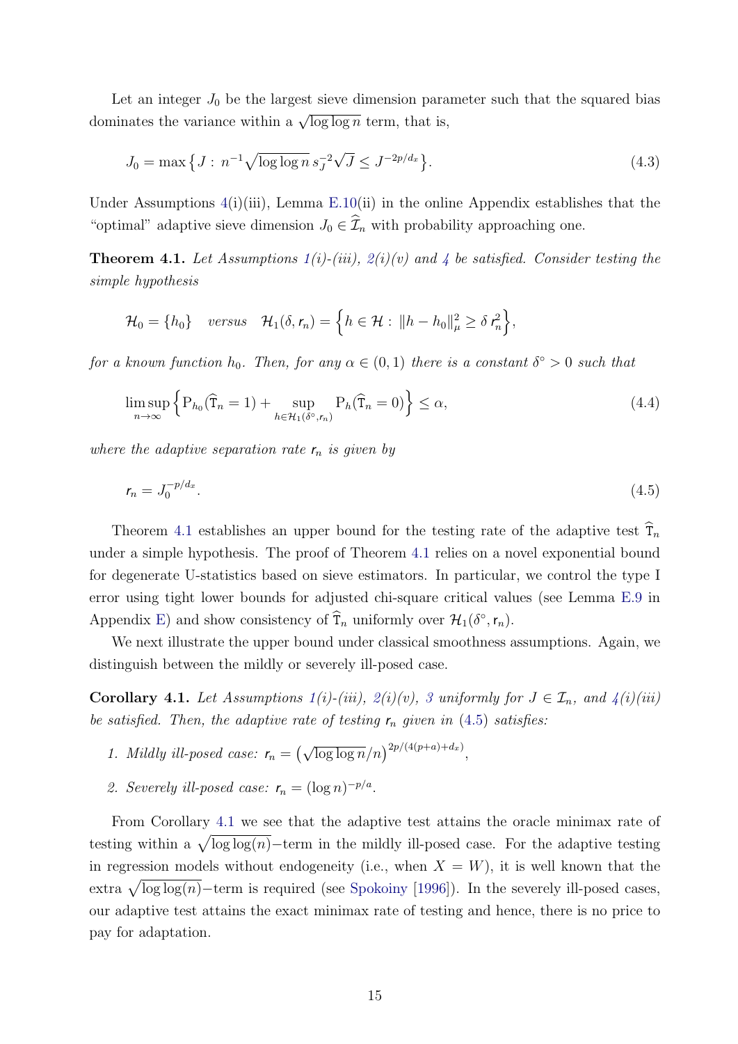Let an integer $J_0$ be the largest sieve dimension parameter such that the squared bias dominates the variance within a $\sqrt{\log\log n}$ term, that is,

$$J_0 = \max\big\{J : n^{-1}\sqrt{\log\log n}\, s_J^{-2}\sqrt{J} \le J^{-2p/d_x}\big\}. \tag{4.3}$$

Under Assumptions 4(i)(iii), Lemma E.10(ii) in the online Appendix establishes that the "optimal" adaptive sieve dimension $J_0 \in \widehat{\mathcal{I}}_n$ with probability approaching one.

**Theorem 4.1.** *Let Assumptions 1(i)-(iii), 2(i)(v) and 4 be satisfied. Consider testing the simple hypothesis*

$$\mathcal{H}_0 = \{h_0\} \quad \textit{versus} \quad \mathcal{H}_1(\delta, \mathsf{r}_n) = \Big\{h \in \mathcal{H} : \|h - h_0\|_\mu^2 \ge \delta\, \mathsf{r}_n^2\Big\},$$

*for a known function $h_0$. Then, for any $\alpha \in (0,1)$ there is a constant $\delta^\circ > 0$ such that*

$$\limsup_{n\to\infty}\Big\{\mathrm{P}_{h_0}(\widehat{\mathtt{T}}_n = 1) + \sup_{h\in\mathcal{H}_1(\delta^\circ,\mathsf{r}_n)} \mathrm{P}_h(\widehat{\mathtt{T}}_n = 0)\Big\} \le \alpha, \tag{4.4}$$

*where the adaptive separation rate $\mathsf{r}_n$ is given by*

$$\mathsf{r}_n = J_0^{-p/d_x}. \tag{4.5}$$

Theorem 4.1 establishes an upper bound for the testing rate of the adaptive test $\widehat{\mathtt{T}}_n$ under a simple hypothesis. The proof of Theorem 4.1 relies on a novel exponential bound for degenerate U-statistics based on sieve estimators. In particular, we control the type I error using tight lower bounds for adjusted chi-square critical values (see Lemma E.9 in Appendix E) and show consistency of $\widehat{\mathtt{T}}_n$ uniformly over $\mathcal{H}_1(\delta^\circ, \mathsf{r}_n)$.

We next illustrate the upper bound under classical smoothness assumptions. Again, we distinguish between the mildly or severely ill-posed case.

**Corollary 4.1.** *Let Assumptions 1(i)-(iii), 2(i)(v), 3 uniformly for $J \in \mathcal{I}_n$, and 4(i)(iii) be satisfied. Then, the adaptive rate of testing $\mathsf{r}_n$ given in (4.5) satisfies:*

1. *Mildly ill-posed case: $\mathsf{r}_n = \big(\sqrt{\log\log n}/n\big)^{2p/(4(p+a)+d_x)}$,*
2. *Severely ill-posed case: $\mathsf{r}_n = (\log n)^{-p/a}$.*

From Corollary 4.1 we see that the adaptive test attains the oracle minimax rate of testing within a $\sqrt{\log\log(n)}$−term in the mildly ill-posed case. For the adaptive testing in regression models without endogeneity (i.e., when $X = W$), it is well known that the extra $\sqrt{\log\log(n)}$−term is required (see Spokoiny [1996]). In the severely ill-posed cases, our adaptive test attains the exact minimax rate of testing and hence, there is no price to pay for adaptation.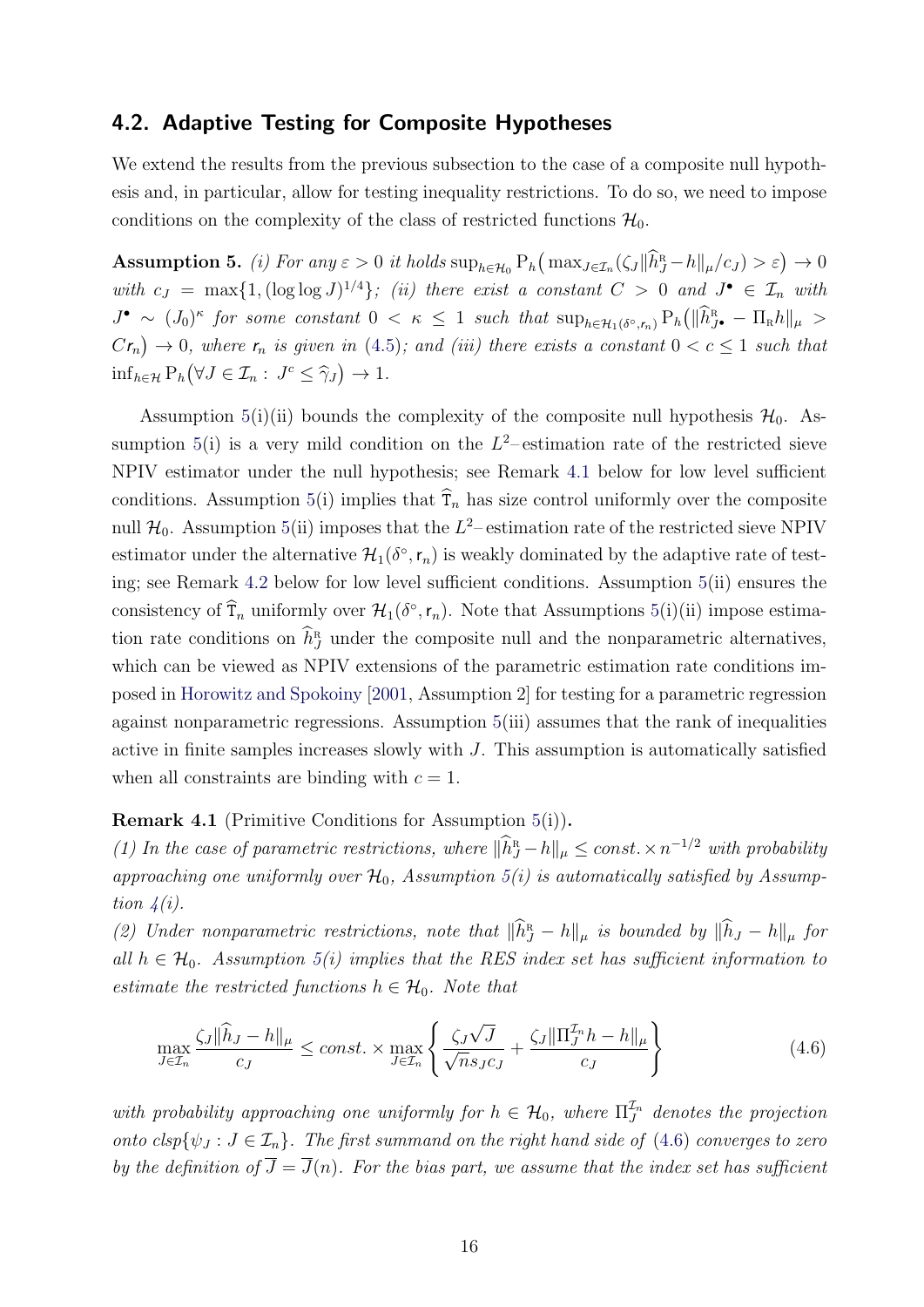## 4.2. Adaptive Testing for Composite Hypotheses

We extend the results from the previous subsection to the case of a composite null hypothesis and, in particular, allow for testing inequality restrictions. To do so, we need to impose conditions on the complexity of the class of restricted functions $\mathcal{H}_0$.

**Assumption 5.** *(i) For any $\varepsilon > 0$ it holds $\sup_{h\in\mathcal{H}_0} \mathrm{P}_h\big(\max_{J\in\mathcal{I}_n}(\zeta_J\|\widehat{h}^{\mathrm{R}}_J - h\|_\mu/c_J) > \varepsilon\big) \to 0$ with $c_J = \max\{1, (\log\log J)^{1/4}\}$; (ii) there exist a constant $C > 0$ and $J^\bullet \in \mathcal{I}_n$ with $J^\bullet \sim (J_0)^\kappa$ for some constant $0 < \kappa \leq 1$ such that $\sup_{h\in\mathcal{H}_1(\delta^\circ,\mathsf{r}_n)} \mathrm{P}_h\big(\|\widehat{h}^{\mathrm{R}}_{J^\bullet} - \Pi_{\mathrm{R}} h\|_\mu > C\mathsf{r}_n\big) \to 0$, where $\mathsf{r}_n$ is given in (4.5); and (iii) there exists a constant $0 < c \leq 1$ such that $\inf_{h\in\mathcal{H}} \mathrm{P}_h\big(\forall J \in \mathcal{I}_n :\ J^c \leq \widehat{\gamma}_J\big) \to 1$.*

Assumption 5(i)(ii) bounds the complexity of the composite null hypothesis $\mathcal{H}_0$. Assumption 5(i) is a very mild condition on the $L^2$–estimation rate of the restricted sieve NPIV estimator under the null hypothesis; see Remark 4.1 below for low level sufficient conditions. Assumption 5(i) implies that $\widehat{\mathtt{T}}_n$ has size control uniformly over the composite null $\mathcal{H}_0$. Assumption 5(ii) imposes that the $L^2$–estimation rate of the restricted sieve NPIV estimator under the alternative $\mathcal{H}_1(\delta^\circ, \mathsf{r}_n)$ is weakly dominated by the adaptive rate of testing; see Remark 4.2 below for low level sufficient conditions. Assumption 5(ii) ensures the consistency of $\widehat{\mathtt{T}}_n$ uniformly over $\mathcal{H}_1(\delta^\circ, \mathsf{r}_n)$. Note that Assumptions 5(i)(ii) impose estimation rate conditions on $\widehat{h}^{\mathrm{R}}_J$ under the composite null and the nonparametric alternatives, which can be viewed as NPIV extensions of the parametric estimation rate conditions imposed in Horowitz and Spokoiny [2001, Assumption 2] for testing for a parametric regression against nonparametric regressions. Assumption 5(iii) assumes that the rank of inequalities active in finite samples increases slowly with $J$. This assumption is automatically satisfied when all constraints are binding with $c = 1$.

**Remark 4.1** (Primitive Conditions for Assumption 5(i))**.**
*(1) In the case of parametric restrictions, where $\|\widehat{h}^{\mathrm{R}}_J - h\|_\mu \leq const. \times n^{-1/2}$ with probability approaching one uniformly over $\mathcal{H}_0$, Assumption 5(i) is automatically satisfied by Assumption 4(i).*
*(2) Under nonparametric restrictions, note that $\|\widehat{h}^{\mathrm{R}}_J - h\|_\mu$ is bounded by $\|\widehat{h}_J - h\|_\mu$ for all $h \in \mathcal{H}_0$. Assumption 5(i) implies that the RES index set has sufficient information to estimate the restricted functions $h \in \mathcal{H}_0$. Note that*

$$\max_{J\in\mathcal{I}_n} \frac{\zeta_J\|\widehat{h}_J - h\|_\mu}{c_J} \leq const. \times \max_{J\in\mathcal{I}_n}\left\{\frac{\zeta_J\sqrt{J}}{\sqrt{n}s_J c_J} + \frac{\zeta_J\|\Pi^{\mathcal{I}_n}_J h - h\|_\mu}{c_J}\right\} \tag{4.6}$$

*with probability approaching one uniformly for $h \in \mathcal{H}_0$, where $\Pi^{\mathcal{I}_n}_J$ denotes the projection onto $clsp\{\psi_J : J \in \mathcal{I}_n\}$. The first summand on the right hand side of (4.6) converges to zero by the definition of $\overline{J} = \overline{J}(n)$. For the bias part, we assume that the index set has sufficient*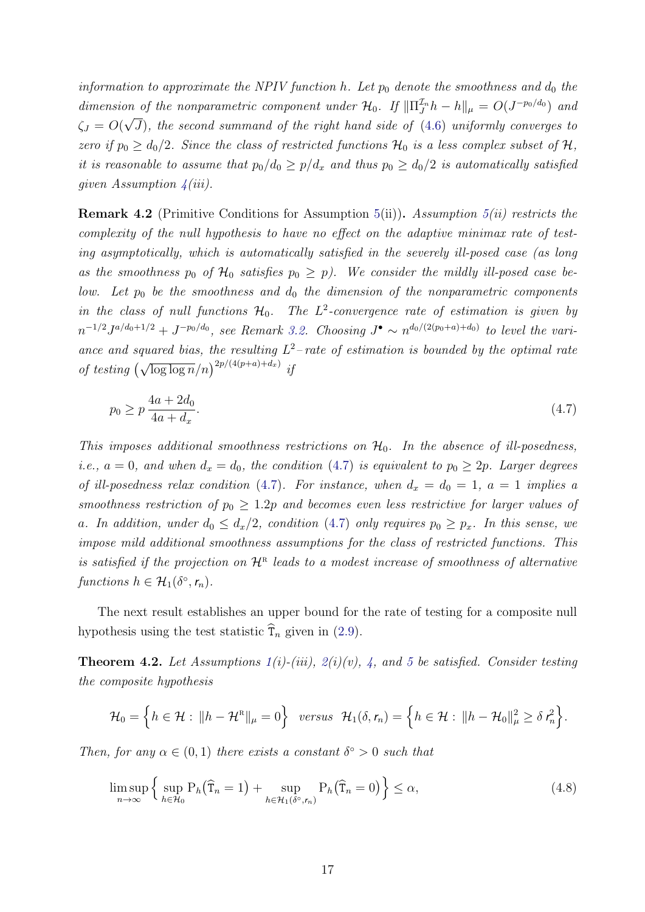*information to approximate the NPIV function $h$. Let $p_0$ denote the smoothness and $d_0$ the dimension of the nonparametric component under $\mathcal{H}_0$. If $\|\Pi_J^{\mathcal{I}_n} h - h\|_\mu = O(J^{-p_0/d_0})$ and $\zeta_J = O(\sqrt{J})$, the second summand of the right hand side of (4.6) uniformly converges to zero if $p_0 \geq d_0/2$. Since the class of restricted functions $\mathcal{H}_0$ is a less complex subset of $\mathcal{H}$, it is reasonable to assume that $p_0/d_0 \geq p/d_x$ and thus $p_0 \geq d_0/2$ is automatically satisfied given Assumption 4(iii).*

**Remark 4.2** (Primitive Conditions for Assumption 5(ii))**.** *Assumption 5(ii) restricts the complexity of the null hypothesis to have no effect on the adaptive minimax rate of testing asymptotically, which is automatically satisfied in the severely ill-posed case (as long as the smoothness $p_0$ of $\mathcal{H}_0$ satisfies $p_0 \geq p$). We consider the mildly ill-posed case below. Let $p_0$ be the smoothness and $d_0$ the dimension of the nonparametric components in the class of null functions $\mathcal{H}_0$. The $L^2$-convergence rate of estimation is given by $n^{-1/2}J^{a/d_0+1/2} + J^{-p_0/d_0}$, see Remark 3.2. Choosing $J^\bullet \sim n^{d_0/(2(p_0+a)+d_0)}$ to level the variance and squared bias, the resulting $L^2$–rate of estimation is bounded by the optimal rate of testing $\big(\sqrt{\log\log n}/n\big)^{2p/(4(p+a)+d_x)}$ if*

$$
p_0 \geq p\,\frac{4a+2d_0}{4a+d_x}. \tag{4.7}
$$

*This imposes additional smoothness restrictions on $\mathcal{H}_0$. In the absence of ill-posedness, i.e., $a=0$, and when $d_x = d_0$, the condition (4.7) is equivalent to $p_0 \geq 2p$. Larger degrees of ill-posedness relax condition (4.7). For instance, when $d_x = d_0 = 1$, $a = 1$ implies a smoothness restriction of $p_0 \geq 1.2p$ and becomes even less restrictive for larger values of $a$. In addition, under $d_0 \leq d_x/2$, condition (4.7) only requires $p_0 \geq p_x$. In this sense, we impose mild additional smoothness assumptions for the class of restricted functions. This is satisfied if the projection on $\mathcal{H}^{\mathrm{R}}$ leads to a modest increase of smoothness of alternative functions $h \in \mathcal{H}_1(\delta^\circ, r_n)$.*

The next result establishes an upper bound for the rate of testing for a composite null hypothesis using the test statistic $\widehat{\mathtt{T}}_n$ given in (2.9).

**Theorem 4.2.** *Let Assumptions 1(i)-(iii), 2(i)(v), 4, and 5 be satisfied. Consider testing the composite hypothesis*

$$
\mathcal{H}_0 = \Big\{h \in \mathcal{H} : \|h - \mathcal{H}^{\mathrm{R}}\|_\mu = 0\Big\} \;\; \text{versus} \;\; \mathcal{H}_1(\delta, r_n) = \Big\{h \in \mathcal{H} : \|h - \mathcal{H}_0\|_\mu^2 \geq \delta\, r_n^2\Big\}.
$$

*Then, for any $\alpha \in (0,1)$ there exists a constant $\delta^\circ > 0$ such that*

$$
\limsup_{n\to\infty}\Big\{\sup_{h\in\mathcal{H}_0} \mathrm{P}_h\big(\widehat{\mathtt{T}}_n = 1\big) + \sup_{h\in\mathcal{H}_1(\delta^\circ, r_n)} \mathrm{P}_h\big(\widehat{\mathtt{T}}_n = 0\big)\Big\} \leq \alpha, \tag{4.8}
$$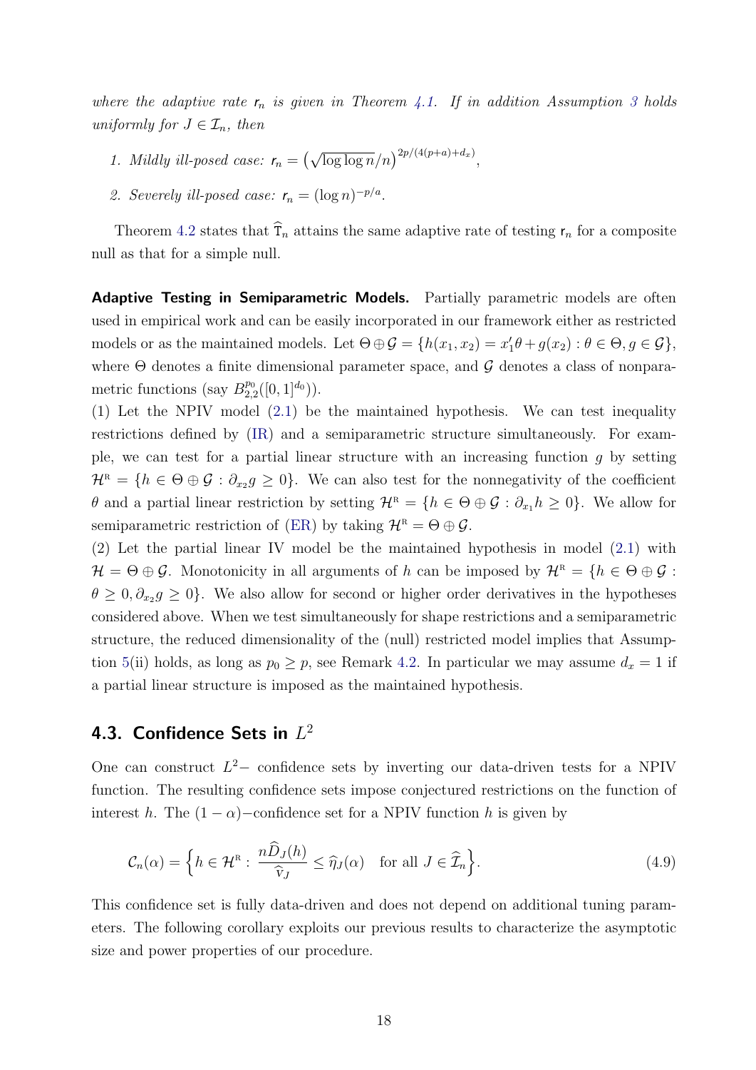*where the adaptive rate $\mathsf{r}_n$ is given in Theorem 4.1. If in addition Assumption 3 holds uniformly for $J \in \mathcal{I}_n$, then*

1. *Mildly ill-posed case:* $\mathsf{r}_n = \left(\sqrt{\log\log n}/n\right)^{2p/(4(p+a)+d_x)}$,
2. *Severely ill-posed case:* $\mathsf{r}_n = (\log n)^{-p/a}$.

Theorem 4.2 states that $\widehat{\mathsf{T}}_n$ attains the same adaptive rate of testing $\mathsf{r}_n$ for a composite null as that for a simple null.

**Adaptive Testing in Semiparametric Models.** Partially parametric models are often used in empirical work and can be easily incorporated in our framework either as restricted models or as the maintained models. Let $\Theta \oplus \mathcal{G} = \{h(x_1, x_2) = x_1'\theta + g(x_2) : \theta \in \Theta, g \in \mathcal{G}\}$, where $\Theta$ denotes a finite dimensional parameter space, and $\mathcal{G}$ denotes a class of nonparametric functions (say $B^{p_0}_{2,2}([0,1]^{d_0})$).

(1) Let the NPIV model (2.1) be the maintained hypothesis. We can test inequality restrictions defined by (IR) and a semiparametric structure simultaneously. For example, we can test for a partial linear structure with an increasing function $g$ by setting $\mathcal{H}^{\mathrm{R}} = \{h \in \Theta \oplus \mathcal{G} : \partial_{x_2} g \geq 0\}$. We can also test for the nonnegativity of the coefficient $\theta$ and a partial linear restriction by setting $\mathcal{H}^{\mathrm{R}} = \{h \in \Theta \oplus \mathcal{G} : \partial_{x_1} h \geq 0\}$. We allow for semiparametric restriction of (ER) by taking $\mathcal{H}^{\mathrm{R}} = \Theta \oplus \mathcal{G}$.

(2) Let the partial linear IV model be the maintained hypothesis in model (2.1) with $\mathcal{H} = \Theta \oplus \mathcal{G}$. Monotonicity in all arguments of $h$ can be imposed by $\mathcal{H}^{\mathrm{R}} = \{h \in \Theta \oplus \mathcal{G} : \theta \geq 0, \partial_{x_2} g \geq 0\}$. We also allow for second or higher order derivatives in the hypotheses considered above. When we test simultaneously for shape restrictions and a semiparametric structure, the reduced dimensionality of the (null) restricted model implies that Assumption 5(ii) holds, as long as $p_0 \geq p$, see Remark 4.2. In particular we may assume $d_x = 1$ if a partial linear structure is imposed as the maintained hypothesis.

## 4.3. Confidence Sets in $L^2$

One can construct $L^2-$ confidence sets by inverting our data-driven tests for a NPIV function. The resulting confidence sets impose conjectured restrictions on the function of interest $h$. The $(1-\alpha)-$confidence set for a NPIV function $h$ is given by

$$\mathcal{C}_n(\alpha) = \left\{ h \in \mathcal{H}^{\mathrm{R}} : \frac{n\widehat{D}_J(h)}{\widehat{\mathrm{v}}_J} \leq \widehat{\eta}_J(\alpha) \quad \text{for all } J \in \widehat{\mathcal{I}}_n \right\}. \tag{4.9}$$

This confidence set is fully data-driven and does not depend on additional tuning parameters. The following corollary exploits our previous results to characterize the asymptotic size and power properties of our procedure.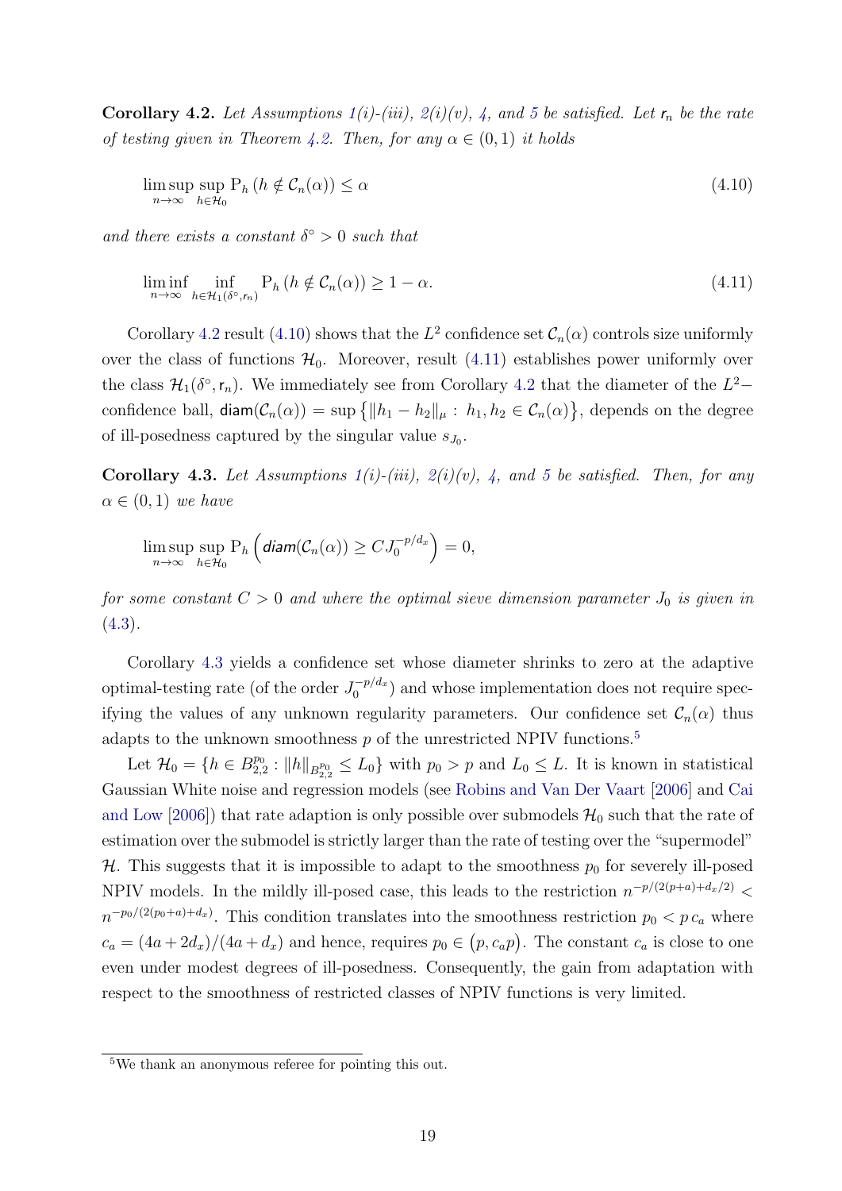**Corollary 4.2.** *Let Assumptions 1(i)-(iii), 2(i)(v), 4, and 5 be satisfied. Let $\mathsf{r}_n$ be the rate of testing given in Theorem 4.2. Then, for any $\alpha \in (0,1)$ it holds*

$$\limsup_{n\to\infty} \sup_{h\in\mathcal{H}_0} \mathrm{P}_h\left(h \notin \mathcal{C}_n(\alpha)\right) \leq \alpha \tag{4.10}$$

*and there exists a constant $\delta^\circ > 0$ such that*

$$\liminf_{n\to\infty} \inf_{h\in\mathcal{H}_1(\delta^\circ, r_n)} \mathrm{P}_h\left(h \notin \mathcal{C}_n(\alpha)\right) \geq 1-\alpha. \tag{4.11}$$

Corollary 4.2 result (4.10) shows that the $L^2$ confidence set $\mathcal{C}_n(\alpha)$ controls size uniformly over the class of functions $\mathcal{H}_0$. Moreover, result (4.11) establishes power uniformly over the class $\mathcal{H}_1(\delta^\circ, \mathsf{r}_n)$. We immediately see from Corollary 4.2 that the diameter of the $L^2-$confidence ball, $\mathsf{diam}(\mathcal{C}_n(\alpha)) = \sup\left\{\|h_1 - h_2\|_\mu : h_1, h_2 \in \mathcal{C}_n(\alpha)\right\}$, depends on the degree of ill-posedness captured by the singular value $s_{J_0}$.

**Corollary 4.3.** *Let Assumptions 1(i)-(iii), 2(i)(v), 4, and 5 be satisfied. Then, for any $\alpha \in (0,1)$ we have*

$$\limsup_{n\to\infty} \sup_{h\in\mathcal{H}_0} \mathrm{P}_h\left(\mathsf{diam}(\mathcal{C}_n(\alpha)) \geq C J_0^{-p/d_x}\right) = 0,$$

*for some constant $C > 0$ and where the optimal sieve dimension parameter $J_0$ is given in (4.3).*

Corollary 4.3 yields a confidence set whose diameter shrinks to zero at the adaptive optimal-testing rate (of the order $J_0^{-p/d_x}$) and whose implementation does not require specifying the values of any unknown regularity parameters. Our confidence set $\mathcal{C}_n(\alpha)$ thus adapts to the unknown smoothness $p$ of the unrestricted NPIV functions.[5]

Let $\mathcal{H}_0 = \{h \in B^{p_0}_{2,2} : \|h\|_{B^{p_0}_{2,2}} \leq L_0\}$ with $p_0 > p$ and $L_0 \leq L$. It is known in statistical Gaussian White noise and regression models (see Robins and Van Der Vaart [2006] and Cai and Low [2006]) that rate adaption is only possible over submodels $\mathcal{H}_0$ such that the rate of estimation over the submodel is strictly larger than the rate of testing over the "supermodel" $\mathcal{H}$. This suggests that it is impossible to adapt to the smoothness $p_0$ for severely ill-posed NPIV models. In the mildly ill-posed case, this leads to the restriction $n^{-p/(2(p+a)+d_x/2)} < n^{-p_0/(2(p_0+a)+d_x)}$. This condition translates into the smoothness restriction $p_0 < p\, c_a$ where $c_a = (4a+2d_x)/(4a+d_x)$ and hence, requires $p_0 \in \left(p, c_a p\right)$. The constant $c_a$ is close to one even under modest degrees of ill-posedness. Consequently, the gain from adaptation with respect to the smoothness of restricted classes of NPIV functions is very limited.

[5] We thank an anonymous referee for pointing this out.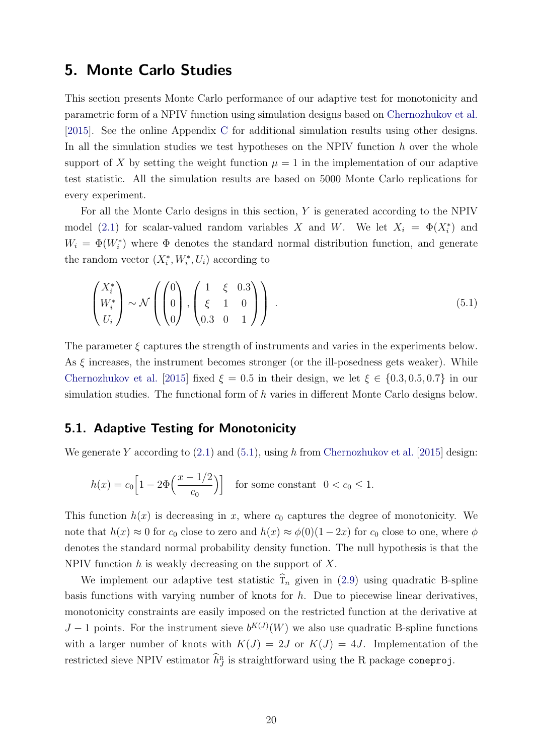## 5. Monte Carlo Studies

This section presents Monte Carlo performance of our adaptive test for monotonicity and parametric form of a NPIV function using simulation designs based on Chernozhukov et al. [2015]. See the online Appendix C for additional simulation results using other designs. In all the simulation studies we test hypotheses on the NPIV function $h$ over the whole support of $X$ by setting the weight function $\mu = 1$ in the implementation of our adaptive test statistic. All the simulation results are based on 5000 Monte Carlo replications for every experiment.

For all the Monte Carlo designs in this section, $Y$ is generated according to the NPIV model (2.1) for scalar-valued random variables $X$ and $W$. We let $X_i = \Phi(X_i^*)$ and $W_i = \Phi(W_i^*)$ where $\Phi$ denotes the standard normal distribution function, and generate the random vector $(X_i^*, W_i^*, U_i)$ according to

$$
\begin{pmatrix} X_i^* \\ W_i^* \\ U_i \end{pmatrix} \sim \mathcal{N}\left( \begin{pmatrix} 0 \\ 0 \\ 0 \end{pmatrix}, \begin{pmatrix} 1 & \xi & 0.3 \\ \xi & 1 & 0 \\ 0.3 & 0 & 1 \end{pmatrix} \right) . \tag{5.1}
$$

The parameter $\xi$ captures the strength of instruments and varies in the experiments below. As $\xi$ increases, the instrument becomes stronger (or the ill-posedness gets weaker). While Chernozhukov et al. [2015] fixed $\xi = 0.5$ in their design, we let $\xi \in \{0.3, 0.5, 0.7\}$ in our simulation studies. The functional form of $h$ varies in different Monte Carlo designs below.

### 5.1. Adaptive Testing for Monotonicity

We generate $Y$ according to (2.1) and (5.1), using $h$ from Chernozhukov et al. [2015] design:

$$
h(x) = c_0 \Big[ 1 - 2\Phi\Big( \frac{x - 1/2}{c_0} \Big) \Big] \quad \text{for some constant } \; 0 < c_0 \leq 1.
$$

This function $h(x)$ is decreasing in $x$, where $c_0$ captures the degree of monotonicity. We note that $h(x) \approx 0$ for $c_0$ close to zero and $h(x) \approx \phi(0)(1 - 2x)$ for $c_0$ close to one, where $\phi$ denotes the standard normal probability density function. The null hypothesis is that the NPIV function $h$ is weakly decreasing on the support of $X$.

We implement our adaptive test statistic $\widehat{\mathtt{T}}_n$ given in (2.9) using quadratic B-spline basis functions with varying number of knots for $h$. Due to piecewise linear derivatives, monotonicity constraints are easily imposed on the restricted function at the derivative at $J - 1$ points. For the instrument sieve $b^{K(J)}(W)$ we also use quadratic B-spline functions with a larger number of knots with $K(J) = 2J$ or $K(J) = 4J$. Implementation of the restricted sieve NPIV estimator $\widehat{h}_J^{\mathrm{R}}$ is straightforward using the R package `coneproj`.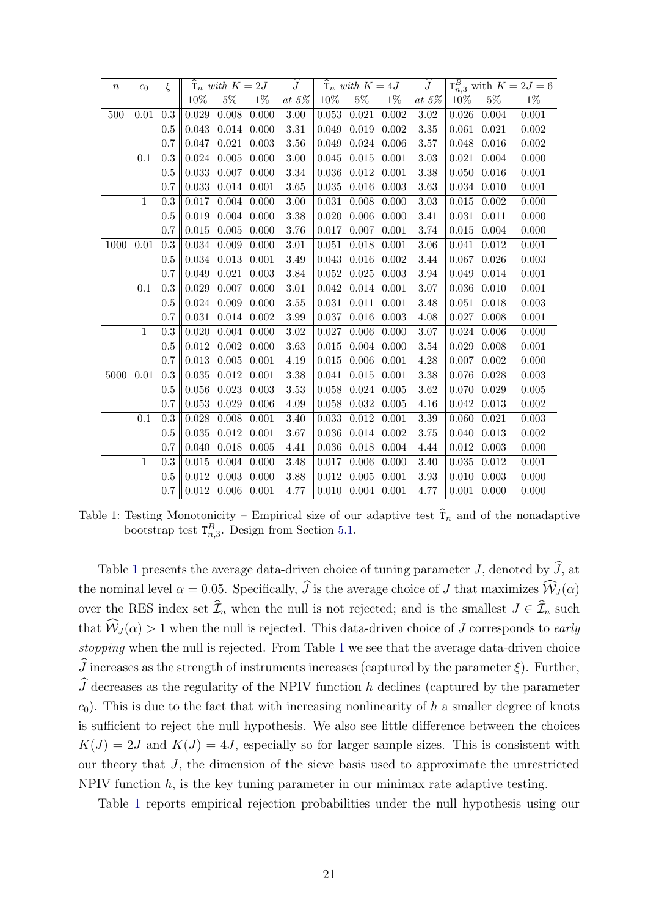| $n$ | $c_0$ | $\xi$ | $\widehat{\mathtt{T}}_n$ *with* $K=2J$ | | | $\widehat{J}$ | $\widehat{\mathtt{T}}_n$ *with* $K=4J$ | | | $\widehat{J}$ | $\mathtt{T}^B_{n,3}$ with $K=2J=6$ | | |
|---|---|---|---|---|---|---|---|---|---|---|---|---|---|
| | | | 10% | 5% | 1% | *at 5%* | 10% | 5% | 1% | *at 5%* | 10% | 5% | 1% |
| 500 | 0.01 | 0.3 | 0.029 | 0.008 | 0.000 | 3.00 | 0.053 | 0.021 | 0.002 | 3.02 | 0.026 | 0.004 | 0.001 |
| | | 0.5 | 0.043 | 0.014 | 0.000 | 3.31 | 0.049 | 0.019 | 0.002 | 3.35 | 0.061 | 0.021 | 0.002 |
| | | 0.7 | 0.047 | 0.021 | 0.003 | 3.56 | 0.049 | 0.024 | 0.006 | 3.57 | 0.048 | 0.016 | 0.002 |
| | 0.1 | 0.3 | 0.024 | 0.005 | 0.000 | 3.00 | 0.045 | 0.015 | 0.001 | 3.03 | 0.021 | 0.004 | 0.000 |
| | | 0.5 | 0.033 | 0.007 | 0.000 | 3.34 | 0.036 | 0.012 | 0.001 | 3.38 | 0.050 | 0.016 | 0.001 |
| | | 0.7 | 0.033 | 0.014 | 0.001 | 3.65 | 0.035 | 0.016 | 0.003 | 3.63 | 0.034 | 0.010 | 0.001 |
| | 1 | 0.3 | 0.017 | 0.004 | 0.000 | 3.00 | 0.031 | 0.008 | 0.000 | 3.03 | 0.015 | 0.002 | 0.000 |
| | | 0.5 | 0.019 | 0.004 | 0.000 | 3.38 | 0.020 | 0.006 | 0.000 | 3.41 | 0.031 | 0.011 | 0.000 |
| | | 0.7 | 0.015 | 0.005 | 0.000 | 3.76 | 0.017 | 0.007 | 0.001 | 3.74 | 0.015 | 0.004 | 0.000 |
| 1000 | 0.01 | 0.3 | 0.034 | 0.009 | 0.000 | 3.01 | 0.051 | 0.018 | 0.001 | 3.06 | 0.041 | 0.012 | 0.001 |
| | | 0.5 | 0.034 | 0.013 | 0.001 | 3.49 | 0.043 | 0.016 | 0.002 | 3.44 | 0.067 | 0.026 | 0.003 |
| | | 0.7 | 0.049 | 0.021 | 0.003 | 3.84 | 0.052 | 0.025 | 0.003 | 3.94 | 0.049 | 0.014 | 0.001 |
| | 0.1 | 0.3 | 0.029 | 0.007 | 0.000 | 3.01 | 0.042 | 0.014 | 0.001 | 3.07 | 0.036 | 0.010 | 0.001 |
| | | 0.5 | 0.024 | 0.009 | 0.000 | 3.55 | 0.031 | 0.011 | 0.001 | 3.48 | 0.051 | 0.018 | 0.003 |
| | | 0.7 | 0.031 | 0.014 | 0.002 | 3.99 | 0.037 | 0.016 | 0.003 | 4.08 | 0.027 | 0.008 | 0.001 |
| | 1 | 0.3 | 0.020 | 0.004 | 0.000 | 3.02 | 0.027 | 0.006 | 0.000 | 3.07 | 0.024 | 0.006 | 0.000 |
| | | 0.5 | 0.012 | 0.002 | 0.000 | 3.63 | 0.015 | 0.004 | 0.000 | 3.54 | 0.029 | 0.008 | 0.001 |
| | | 0.7 | 0.013 | 0.005 | 0.001 | 4.19 | 0.015 | 0.006 | 0.001 | 4.28 | 0.007 | 0.002 | 0.000 |
| 5000 | 0.01 | 0.3 | 0.035 | 0.012 | 0.001 | 3.38 | 0.041 | 0.015 | 0.001 | 3.38 | 0.076 | 0.028 | 0.003 |
| | | 0.5 | 0.056 | 0.023 | 0.003 | 3.53 | 0.058 | 0.024 | 0.005 | 3.62 | 0.070 | 0.029 | 0.005 |
| | | 0.7 | 0.053 | 0.029 | 0.006 | 4.09 | 0.058 | 0.032 | 0.005 | 4.16 | 0.042 | 0.013 | 0.002 |
| | 0.1 | 0.3 | 0.028 | 0.008 | 0.001 | 3.40 | 0.033 | 0.012 | 0.001 | 3.39 | 0.060 | 0.021 | 0.003 |
| | | 0.5 | 0.035 | 0.012 | 0.001 | 3.67 | 0.036 | 0.014 | 0.002 | 3.75 | 0.040 | 0.013 | 0.002 |
| | | 0.7 | 0.040 | 0.018 | 0.005 | 4.41 | 0.036 | 0.018 | 0.004 | 4.44 | 0.012 | 0.003 | 0.000 |
| | 1 | 0.3 | 0.015 | 0.004 | 0.000 | 3.48 | 0.017 | 0.006 | 0.000 | 3.40 | 0.035 | 0.012 | 0.001 |
| | | 0.5 | 0.012 | 0.003 | 0.000 | 3.88 | 0.012 | 0.005 | 0.001 | 3.93 | 0.010 | 0.003 | 0.000 |
| | | 0.7 | 0.012 | 0.006 | 0.001 | 4.77 | 0.010 | 0.004 | 0.001 | 4.77 | 0.001 | 0.000 | 0.000 |

Table 1: Testing Monotonicity – Empirical size of our adaptive test $\widehat{\mathtt{T}}_n$ and of the nonadaptive bootstrap test $\mathtt{T}^B_{n,3}$. Design from Section 5.1.

Table 1 presents the average data-driven choice of tuning parameter $J$, denoted by $\widehat{J}$, at the nominal level $\alpha = 0.05$. Specifically, $\widehat{J}$ is the average choice of $J$ that maximizes $\widehat{\mathcal{W}}_J(\alpha)$ over the RES index set $\widehat{\mathcal{I}}_n$ when the null is not rejected; and is the smallest $J \in \widehat{\mathcal{I}}_n$ such that $\widehat{\mathcal{W}}_J(\alpha) > 1$ when the null is rejected. This data-driven choice of $J$ corresponds to *early stopping* when the null is rejected. From Table 1 we see that the average data-driven choice $\widehat{J}$ increases as the strength of instruments increases (captured by the parameter $\xi$). Further, $\widehat{J}$ decreases as the regularity of the NPIV function $h$ declines (captured by the parameter $c_0$). This is due to the fact that with increasing nonlinearity of $h$ a smaller degree of knots is sufficient to reject the null hypothesis. We also see little difference between the choices $K(J) = 2J$ and $K(J) = 4J$, especially so for larger sample sizes. This is consistent with our theory that $J$, the dimension of the sieve basis used to approximate the unrestricted NPIV function $h$, is the key tuning parameter in our minimax rate adaptive testing.

Table 1 reports empirical rejection probabilities under the null hypothesis using our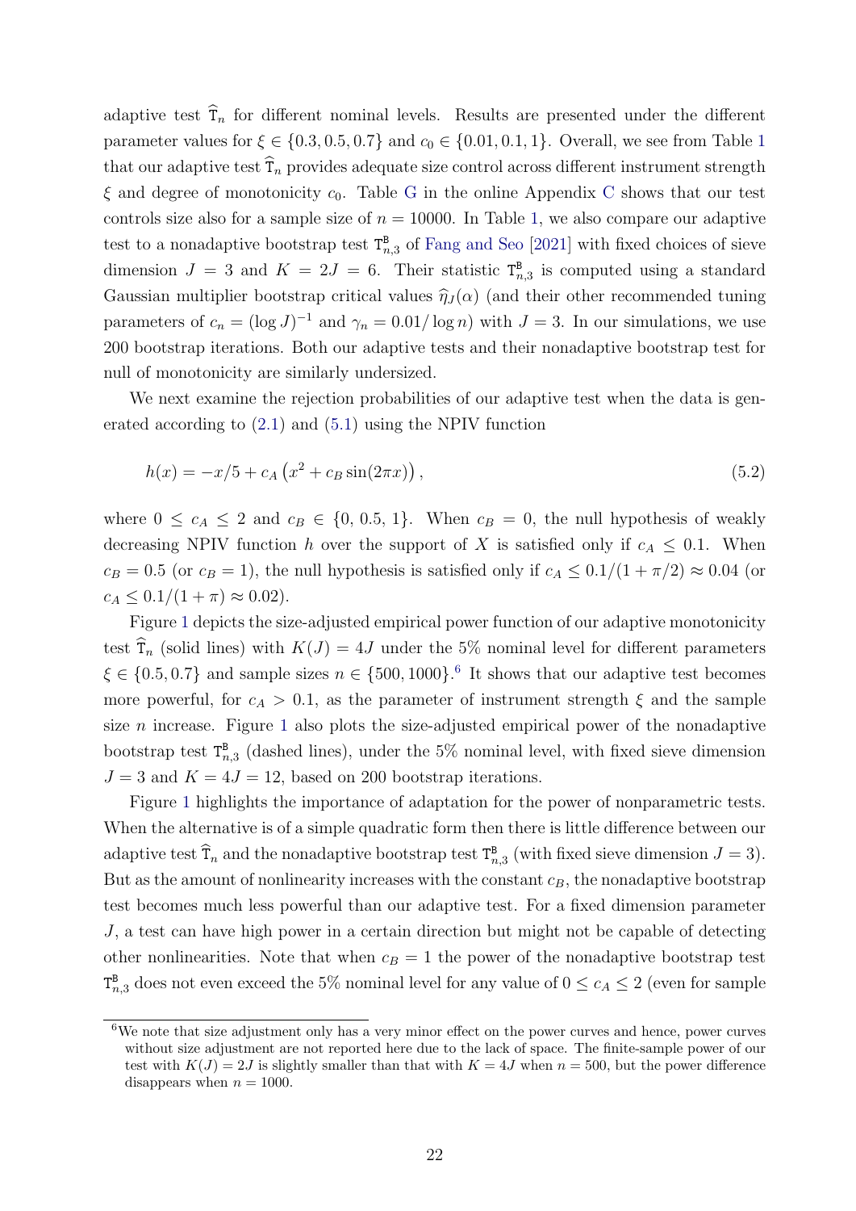adaptive test $\widehat{\mathtt{T}}_n$ for different nominal levels. Results are presented under the different parameter values for $\xi \in \{0.3, 0.5, 0.7\}$ and $c_0 \in \{0.01, 0.1, 1\}$. Overall, we see from Table 1 that our adaptive test $\widehat{\mathtt{T}}_n$ provides adequate size control across different instrument strength $\xi$ and degree of monotonicity $c_0$. Table G in the online Appendix C shows that our test controls size also for a sample size of $n = 10000$. In Table 1, we also compare our adaptive test to a nonadaptive bootstrap test $\mathtt{T}^{\mathtt{B}}_{n,3}$ of Fang and Seo [2021] with fixed choices of sieve dimension $J = 3$ and $K = 2J = 6$. Their statistic $\mathtt{T}^{\mathtt{B}}_{n,3}$ is computed using a standard Gaussian multiplier bootstrap critical values $\widehat{\eta}_J(\alpha)$ (and their other recommended tuning parameters of $c_n = (\log J)^{-1}$ and $\gamma_n = 0.01/\log n$) with $J = 3$. In our simulations, we use 200 bootstrap iterations. Both our adaptive tests and their nonadaptive bootstrap test for null of monotonicity are similarly undersized.

We next examine the rejection probabilities of our adaptive test when the data is generated according to (2.1) and (5.1) using the NPIV function

$$h(x) = -x/5 + c_A\left(x^2 + c_B \sin(2\pi x)\right), \tag{5.2}$$

where $0 \leq c_A \leq 2$ and $c_B \in \{0, 0.5, 1\}$. When $c_B = 0$, the null hypothesis of weakly decreasing NPIV function $h$ over the support of $X$ is satisfied only if $c_A \leq 0.1$. When $c_B = 0.5$ (or $c_B = 1$), the null hypothesis is satisfied only if $c_A \leq 0.1/(1 + \pi/2) \approx 0.04$ (or $c_A \leq 0.1/(1 + \pi) \approx 0.02$).

Figure 1 depicts the size-adjusted empirical power function of our adaptive monotonicity test $\widehat{\mathtt{T}}_n$ (solid lines) with $K(J) = 4J$ under the 5% nominal level for different parameters $\xi \in \{0.5, 0.7\}$ and sample sizes $n \in \{500, 1000\}$.[6] It shows that our adaptive test becomes more powerful, for $c_A > 0.1$, as the parameter of instrument strength $\xi$ and the sample size $n$ increase. Figure 1 also plots the size-adjusted empirical power of the nonadaptive bootstrap test $\mathtt{T}^{\mathtt{B}}_{n,3}$ (dashed lines), under the 5% nominal level, with fixed sieve dimension $J = 3$ and $K = 4J = 12$, based on 200 bootstrap iterations.

Figure 1 highlights the importance of adaptation for the power of nonparametric tests. When the alternative is of a simple quadratic form then there is little difference between our adaptive test $\widehat{\mathtt{T}}_n$ and the nonadaptive bootstrap test $\mathtt{T}^{\mathtt{B}}_{n,3}$ (with fixed sieve dimension $J = 3$). But as the amount of nonlinearity increases with the constant $c_B$, the nonadaptive bootstrap test becomes much less powerful than our adaptive test. For a fixed dimension parameter $J$, a test can have high power in a certain direction but might not be capable of detecting other nonlinearities. Note that when $c_B = 1$ the power of the nonadaptive bootstrap test $\mathtt{T}^{\mathtt{B}}_{n,3}$ does not even exceed the 5% nominal level for any value of $0 \leq c_A \leq 2$ (even for sample

[6] We note that size adjustment only has a very minor effect on the power curves and hence, power curves without size adjustment are not reported here due to the lack of space. The finite-sample power of our test with $K(J) = 2J$ is slightly smaller than that with $K = 4J$ when $n = 500$, but the power difference disappears when $n = 1000$.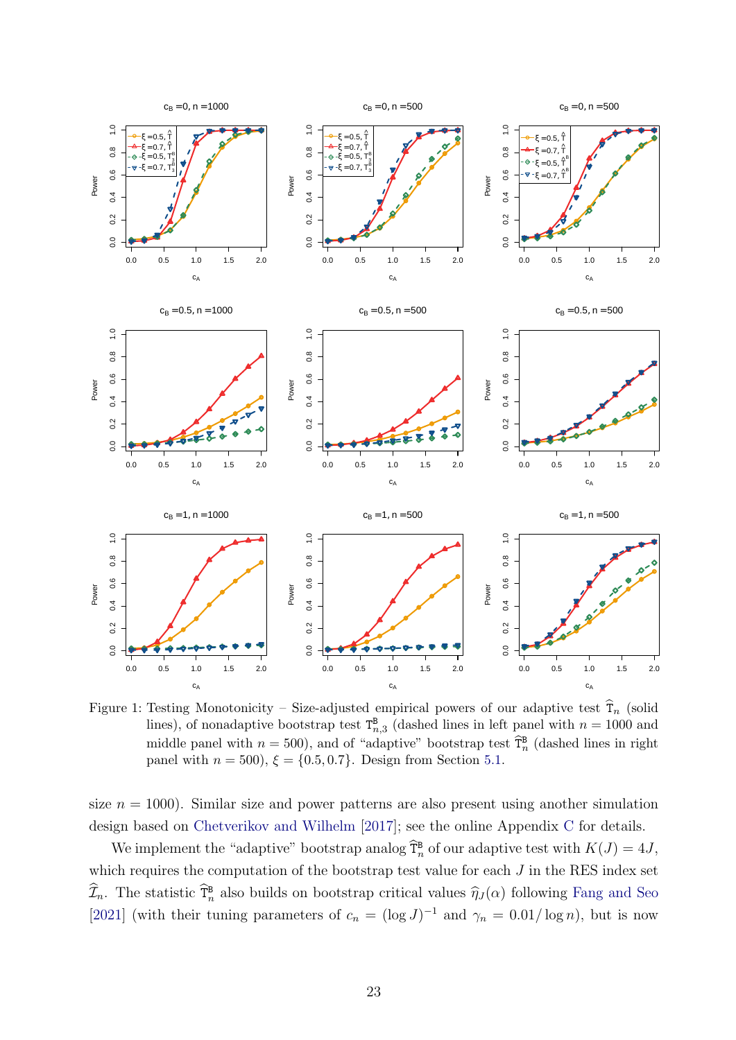Figure 1: Testing Monotonicity – Size-adjusted empirical powers of our adaptive test $\widehat{\mathtt{T}}_n$ (solid lines), of nonadaptive bootstrap test $\mathtt{T}^{\mathtt{B}}_{n,3}$ (dashed lines in left panel with $n = 1000$ and middle panel with $n = 500$), and of "adaptive" bootstrap test $\widehat{\mathtt{T}}^{\mathtt{B}}_n$ (dashed lines in right panel with $n = 500$), $\xi = \{0.5, 0.7\}$. Design from Section 5.1.

size $n = 1000$). Similar size and power patterns are also present using another simulation design based on Chetverikov and Wilhelm [2017]; see the online Appendix C for details.

We implement the "adaptive" bootstrap analog $\widehat{\mathtt{T}}^{\mathtt{B}}_n$ of our adaptive test with $K(J) = 4J$, which requires the computation of the bootstrap test value for each $J$ in the RES index set $\widehat{\mathcal{I}}_n$. The statistic $\widehat{\mathtt{T}}^{\mathtt{B}}_n$ also builds on bootstrap critical values $\widehat{\eta}_J(\alpha)$ following Fang and Seo [2021] (with their tuning parameters of $c_n = (\log J)^{-1}$ and $\gamma_n = 0.01/\log n$), but is now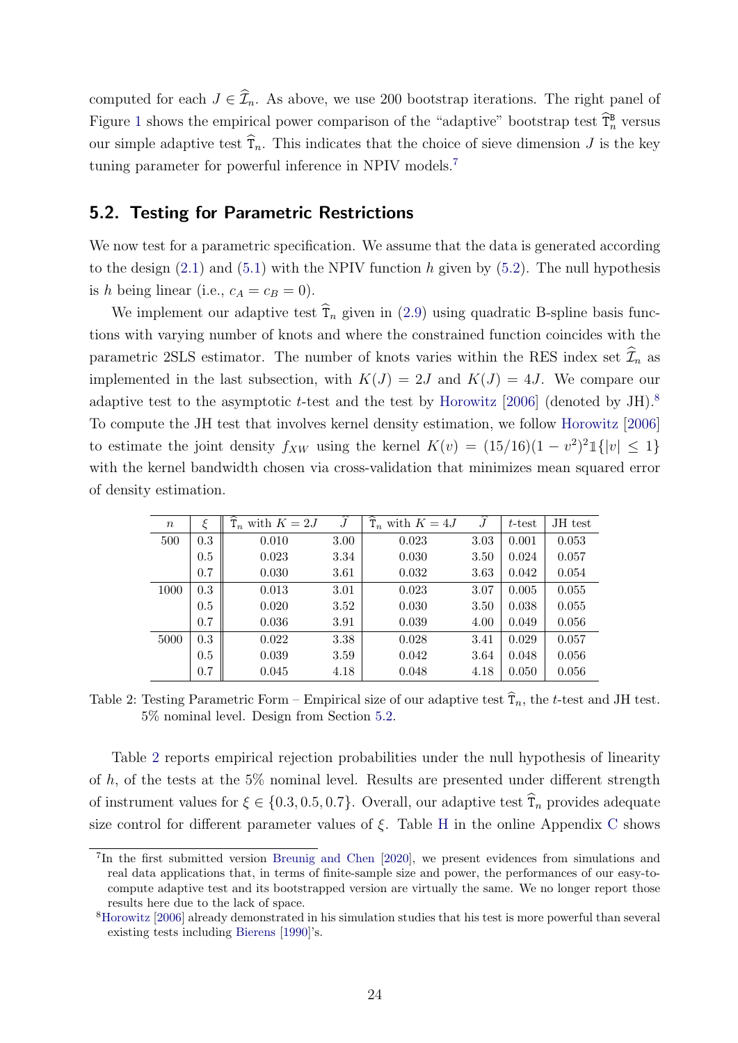computed for each $J \in \widehat{\mathcal{I}}_n$. As above, we use 200 bootstrap iterations. The right panel of Figure 1 shows the empirical power comparison of the "adaptive" bootstrap test $\widehat{\mathtt{T}}_n^{\mathtt{B}}$ versus our simple adaptive test $\widehat{\mathtt{T}}_n$. This indicates that the choice of sieve dimension $J$ is the key tuning parameter for powerful inference in NPIV models.[7]

## 5.2. Testing for Parametric Restrictions

We now test for a parametric specification. We assume that the data is generated according to the design (2.1) and (5.1) with the NPIV function $h$ given by (5.2). The null hypothesis is $h$ being linear (i.e., $c_A = c_B = 0$).

We implement our adaptive test $\widehat{\mathtt{T}}_n$ given in (2.9) using quadratic B-spline basis functions with varying number of knots and where the constrained function coincides with the parametric 2SLS estimator. The number of knots varies within the RES index set $\widehat{\mathcal{I}}_n$ as implemented in the last subsection, with $K(J) = 2J$ and $K(J) = 4J$. We compare our adaptive test to the asymptotic $t$-test and the test by Horowitz [2006] (denoted by JH).[8] To compute the JH test that involves kernel density estimation, we follow Horowitz [2006] to estimate the joint density $f_{XW}$ using the kernel $K(v) = (15/16)(1 - v^2)^2 \mathbb{1}\{|v| \leq 1\}$ with the kernel bandwidth chosen via cross-validation that minimizes mean squared error of density estimation.

| $n$ | $\xi$ | $\widehat{\mathtt{T}}_n$ with $K = 2J$ | $\widehat{J}$ | $\widehat{\mathtt{T}}_n$ with $K = 4J$ | $\widehat{J}$ | $t$-test | JH test |
|---|---|---|---|---|---|---|---|
| 500 | 0.3 | 0.010 | 3.00 | 0.023 | 3.03 | 0.001 | 0.053 |
| | 0.5 | 0.023 | 3.34 | 0.030 | 3.50 | 0.024 | 0.057 |
| | 0.7 | 0.030 | 3.61 | 0.032 | 3.63 | 0.042 | 0.054 |
| 1000 | 0.3 | 0.013 | 3.01 | 0.023 | 3.07 | 0.005 | 0.055 |
| | 0.5 | 0.020 | 3.52 | 0.030 | 3.50 | 0.038 | 0.055 |
| | 0.7 | 0.036 | 3.91 | 0.039 | 4.00 | 0.049 | 0.056 |
| 5000 | 0.3 | 0.022 | 3.38 | 0.028 | 3.41 | 0.029 | 0.057 |
| | 0.5 | 0.039 | 3.59 | 0.042 | 3.64 | 0.048 | 0.056 |
| | 0.7 | 0.045 | 4.18 | 0.048 | 4.18 | 0.050 | 0.056 |

Table 2: Testing Parametric Form – Empirical size of our adaptive test $\widehat{\mathtt{T}}_n$, the $t$-test and JH test. 5% nominal level. Design from Section 5.2.

Table 2 reports empirical rejection probabilities under the null hypothesis of linearity of $h$, of the tests at the 5% nominal level. Results are presented under different strength of instrument values for $\xi \in \{0.3, 0.5, 0.7\}$. Overall, our adaptive test $\widehat{\mathtt{T}}_n$ provides adequate size control for different parameter values of $\xi$. Table H in the online Appendix C shows

[7] In the first submitted version Breunig and Chen [2020], we present evidences from simulations and real data applications that, in terms of finite-sample size and power, the performances of our easy-to-compute adaptive test and its bootstrapped version are virtually the same. We no longer report those results here due to the lack of space.

[8] Horowitz [2006] already demonstrated in his simulation studies that his test is more powerful than several existing tests including Bierens [1990]'s.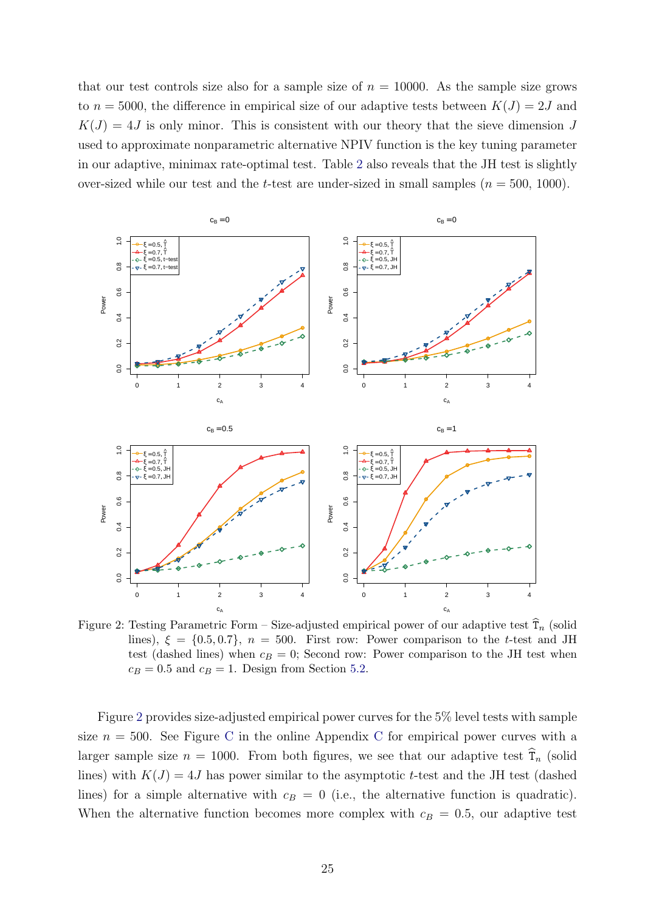that our test controls size also for a sample size of $n = 10000$. As the sample size grows to $n = 5000$, the difference in empirical size of our adaptive tests between $K(J) = 2J$ and $K(J) = 4J$ is only minor. This is consistent with our theory that the sieve dimension $J$ used to approximate nonparametric alternative NPIV function is the key tuning parameter in our adaptive, minimax rate-optimal test. Table 2 also reveals that the JH test is slightly over-sized while our test and the $t$-test are under-sized in small samples ($n = 500$, $1000$).

Figure 2: Testing Parametric Form – Size-adjusted empirical power of our adaptive test $\widehat{\mathtt{T}}_n$ (solid lines), $\xi = \{0.5, 0.7\}$, $n = 500$. First row: Power comparison to the $t$-test and JH test (dashed lines) when $c_B = 0$; Second row: Power comparison to the JH test when $c_B = 0.5$ and $c_B = 1$. Design from Section 5.2.

Figure 2 provides size-adjusted empirical power curves for the 5% level tests with sample size $n = 500$. See Figure C in the online Appendix C for empirical power curves with a larger sample size $n = 1000$. From both figures, we see that our adaptive test $\widehat{\mathtt{T}}_n$ (solid lines) with $K(J) = 4J$ has power similar to the asymptotic $t$-test and the JH test (dashed lines) for a simple alternative with $c_B = 0$ (i.e., the alternative function is quadratic). When the alternative function becomes more complex with $c_B = 0.5$, our adaptive test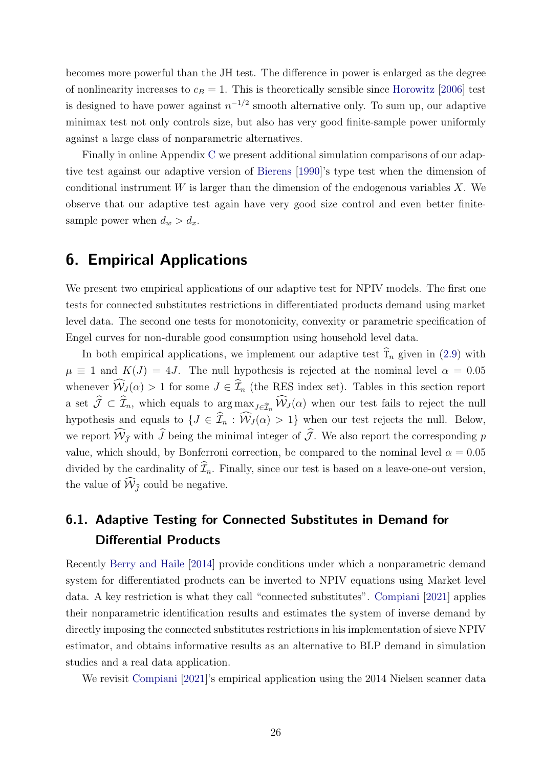becomes more powerful than the JH test. The difference in power is enlarged as the degree of nonlinearity increases to $c_B = 1$. This is theoretically sensible since Horowitz [2006] test is designed to have power against $n^{-1/2}$ smooth alternative only. To sum up, our adaptive minimax test not only controls size, but also has very good finite-sample power uniformly against a large class of nonparametric alternatives.

Finally in online Appendix C we present additional simulation comparisons of our adaptive test against our adaptive version of Bierens [1990]'s type test when the dimension of conditional instrument $W$ is larger than the dimension of the endogenous variables $X$. We observe that our adaptive test again have very good size control and even better finite-sample power when $d_w > d_x$.

# 6. Empirical Applications

We present two empirical applications of our adaptive test for NPIV models. The first one tests for connected substitutes restrictions in differentiated products demand using market level data. The second one tests for monotonicity, convexity or parametric specification of Engel curves for non-durable good consumption using household level data.

In both empirical applications, we implement our adaptive test $\widehat{\mathtt{T}}_n$ given in (2.9) with $\mu \equiv 1$ and $K(J) = 4J$. The null hypothesis is rejected at the nominal level $\alpha = 0.05$ whenever $\widehat{\mathcal{W}}_J(\alpha) > 1$ for some $J \in \widehat{\mathcal{I}}_n$ (the RES index set). Tables in this section report a set $\widehat{\mathcal{J}} \subset \widehat{\mathcal{I}}_n$, which equals to $\arg\max_{J \in \widehat{\mathcal{I}}_n} \widehat{\mathcal{W}}_J(\alpha)$ when our test fails to reject the null hypothesis and equals to $\{J \in \widehat{\mathcal{I}}_n : \widehat{\mathcal{W}}_J(\alpha) > 1\}$ when our test rejects the null. Below, we report $\widehat{\mathcal{W}}_{\widehat{J}}$ with $\widehat{J}$ being the minimal integer of $\widehat{\mathcal{J}}$. We also report the corresponding $p$ value, which should, by Bonferroni correction, be compared to the nominal level $\alpha = 0.05$ divided by the cardinality of $\widehat{\mathcal{I}}_n$. Finally, since our test is based on a leave-one-out version, the value of $\widehat{\mathcal{W}}_{\widehat{J}}$ could be negative.

## 6.1. Adaptive Testing for Connected Substitutes in Demand for Differential Products

Recently Berry and Haile [2014] provide conditions under which a nonparametric demand system for differentiated products can be inverted to NPIV equations using Market level data. A key restriction is what they call "connected substitutes". Compiani [2021] applies their nonparametric identification results and estimates the system of inverse demand by directly imposing the connected substitutes restrictions in his implementation of sieve NPIV estimator, and obtains informative results as an alternative to BLP demand in simulation studies and a real data application.

We revisit Compiani [2021]'s empirical application using the 2014 Nielsen scanner data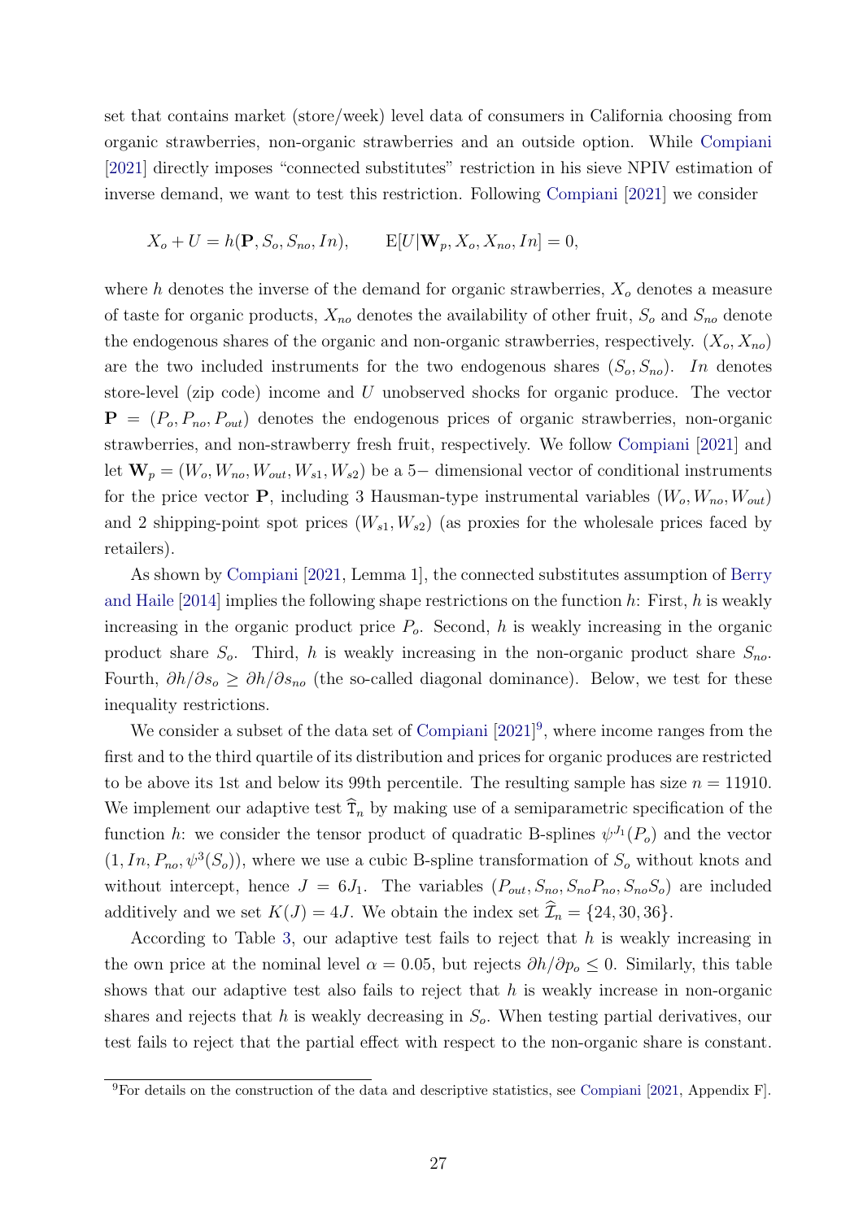set that contains market (store/week) level data of consumers in California choosing from organic strawberries, non-organic strawberries and an outside option. While Compiani [2021] directly imposes "connected substitutes" restriction in his sieve NPIV estimation of inverse demand, we want to test this restriction. Following Compiani [2021] we consider

$$X_o + U = h(\mathbf{P}, S_o, S_{no}, In), \qquad \mathrm{E}[U|\mathbf{W}_p, X_o, X_{no}, In] = 0,$$

where $h$ denotes the inverse of the demand for organic strawberries, $X_o$ denotes a measure of taste for organic products, $X_{no}$ denotes the availability of other fruit, $S_o$ and $S_{no}$ denote the endogenous shares of the organic and non-organic strawberries, respectively. $(X_o, X_{no})$ are the two included instruments for the two endogenous shares $(S_o, S_{no})$. $In$ denotes store-level (zip code) income and $U$ unobserved shocks for organic produce. The vector $\mathbf{P} = (P_o, P_{no}, P_{out})$ denotes the endogenous prices of organic strawberries, non-organic strawberries, and non-strawberry fresh fruit, respectively. We follow Compiani [2021] and let $\mathbf{W}_p = (W_o, W_{no}, W_{out}, W_{s1}, W_{s2})$ be a $5-$ dimensional vector of conditional instruments for the price vector $\mathbf{P}$, including 3 Hausman-type instrumental variables $(W_o, W_{no}, W_{out})$ and 2 shipping-point spot prices $(W_{s1}, W_{s2})$ (as proxies for the wholesale prices faced by retailers).

As shown by Compiani [2021, Lemma 1], the connected substitutes assumption of Berry and Haile [2014] implies the following shape restrictions on the function $h$: First, $h$ is weakly increasing in the organic product price $P_o$. Second, $h$ is weakly increasing in the organic product share $S_o$. Third, $h$ is weakly increasing in the non-organic product share $S_{no}$. Fourth, $\partial h/\partial s_o \geq \partial h/\partial s_{no}$ (the so-called diagonal dominance). Below, we test for these inequality restrictions.

We consider a subset of the data set of Compiani [2021][9], where income ranges from the first and to the third quartile of its distribution and prices for organic produces are restricted to be above its 1st and below its 99th percentile. The resulting sample has size $n = 11910$. We implement our adaptive test $\widehat{\mathrm{T}}_n$ by making use of a semiparametric specification of the function $h$: we consider the tensor product of quadratic B-splines $\psi^{J_1}(P_o)$ and the vector $(1, In, P_{no}, \psi^3(S_o))$, where we use a cubic B-spline transformation of $S_o$ without knots and without intercept, hence $J = 6J_1$. The variables $(P_{out}, S_{no}, S_{no}P_{no}, S_{no}S_o)$ are included additively and we set $K(J) = 4J$. We obtain the index set $\widehat{\mathcal{I}}_n = \{24, 30, 36\}$.

According to Table 3, our adaptive test fails to reject that $h$ is weakly increasing in the own price at the nominal level $\alpha = 0.05$, but rejects $\partial h/\partial p_o \leq 0$. Similarly, this table shows that our adaptive test also fails to reject that $h$ is weakly increase in non-organic shares and rejects that $h$ is weakly decreasing in $S_o$. When testing partial derivatives, our test fails to reject that the partial effect with respect to the non-organic share is constant.

[9] For details on the construction of the data and descriptive statistics, see Compiani [2021, Appendix F].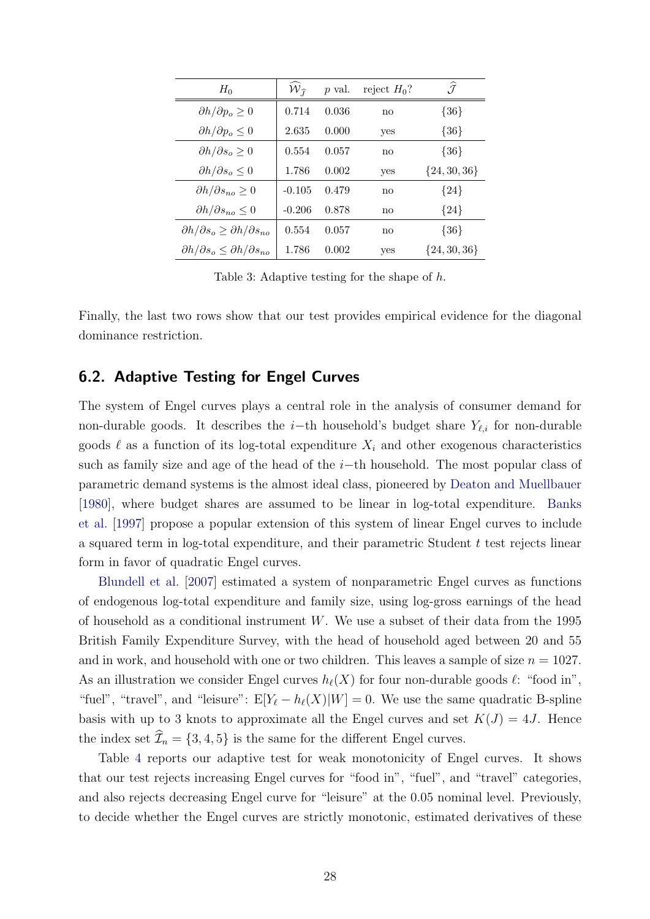| $H_0$ | $\widehat{\mathcal{W}}_{\widehat{\mathcal{J}}}$ | $p$ val. | reject $H_0$? | $\widehat{\mathcal{J}}$ |
|---|---|---|---|---|
| $\partial h/\partial p_o \geq 0$ | 0.714 | 0.036 | no | $\{36\}$ |
| $\partial h/\partial p_o \leq 0$ | 2.635 | 0.000 | yes | $\{36\}$ |
| $\partial h/\partial s_o \geq 0$ | 0.554 | 0.057 | no | $\{36\}$ |
| $\partial h/\partial s_o \leq 0$ | 1.786 | 0.002 | yes | $\{24, 30, 36\}$ |
| $\partial h/\partial s_{no} \geq 0$ | -0.105 | 0.479 | no | $\{24\}$ |
| $\partial h/\partial s_{no} \leq 0$ | -0.206 | 0.878 | no | $\{24\}$ |
| $\partial h/\partial s_o \geq \partial h/\partial s_{no}$ | 0.554 | 0.057 | no | $\{36\}$ |
| $\partial h/\partial s_o \leq \partial h/\partial s_{no}$ | 1.786 | 0.002 | yes | $\{24, 30, 36\}$ |

Table 3: Adaptive testing for the shape of $h$.

Finally, the last two rows show that our test provides empirical evidence for the diagonal dominance restriction.

## 6.2. Adaptive Testing for Engel Curves

The system of Engel curves plays a central role in the analysis of consumer demand for non-durable goods. It describes the $i$−th household's budget share $Y_{\ell,i}$ for non-durable goods $\ell$ as a function of its log-total expenditure $X_i$ and other exogenous characteristics such as family size and age of the head of the $i$−th household. The most popular class of parametric demand systems is the almost ideal class, pioneered by Deaton and Muellbauer [1980], where budget shares are assumed to be linear in log-total expenditure. Banks et al. [1997] propose a popular extension of this system of linear Engel curves to include a squared term in log-total expenditure, and their parametric Student $t$ test rejects linear form in favor of quadratic Engel curves.

Blundell et al. [2007] estimated a system of nonparametric Engel curves as functions of endogenous log-total expenditure and family size, using log-gross earnings of the head of household as a conditional instrument $W$. We use a subset of their data from the 1995 British Family Expenditure Survey, with the head of household aged between 20 and 55 and in work, and household with one or two children. This leaves a sample of size $n = 1027$. As an illustration we consider Engel curves $h_\ell(X)$ for four non-durable goods $\ell$: "food in", "fuel", "travel", and "leisure": $\mathrm{E}[Y_\ell - h_\ell(X)|W] = 0$. We use the same quadratic B-spline basis with up to 3 knots to approximate all the Engel curves and set $K(J) = 4J$. Hence the index set $\widehat{\mathcal{I}}_n = \{3, 4, 5\}$ is the same for the different Engel curves.

Table 4 reports our adaptive test for weak monotonicity of Engel curves. It shows that our test rejects increasing Engel curves for "food in", "fuel", and "travel" categories, and also rejects decreasing Engel curve for "leisure" at the 0.05 nominal level. Previously, to decide whether the Engel curves are strictly monotonic, estimated derivatives of these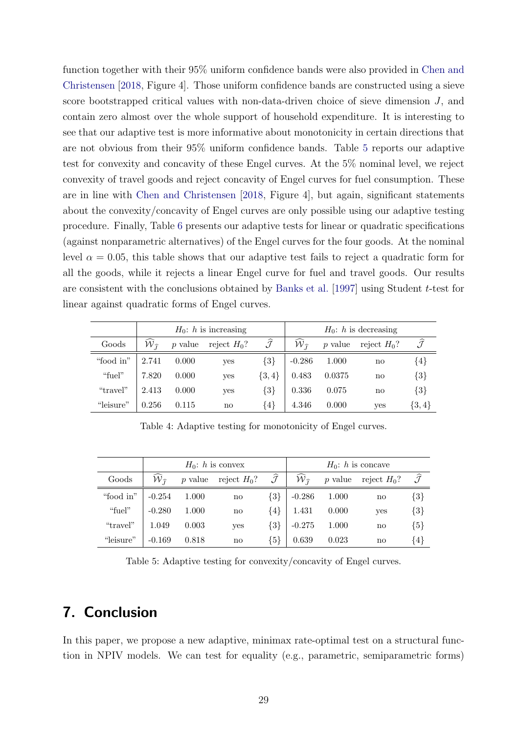function together with their 95% uniform confidence bands were also provided in Chen and Christensen [2018, Figure 4]. Those uniform confidence bands are constructed using a sieve score bootstrapped critical values with non-data-driven choice of sieve dimension $J$, and contain zero almost over the whole support of household expenditure. It is interesting to see that our adaptive test is more informative about monotonicity in certain directions that are not obvious from their 95% uniform confidence bands. Table 5 reports our adaptive test for convexity and concavity of these Engel curves. At the 5% nominal level, we reject convexity of travel goods and reject concavity of Engel curves for fuel consumption. These are in line with Chen and Christensen [2018, Figure 4], but again, significant statements about the convexity/concavity of Engel curves are only possible using our adaptive testing procedure. Finally, Table 6 presents our adaptive tests for linear or quadratic specifications (against nonparametric alternatives) of the Engel curves for the four goods. At the nominal level $\alpha = 0.05$, this table shows that our adaptive test fails to reject a quadratic form for all the goods, while it rejects a linear Engel curve for fuel and travel goods. Our results are consistent with the conclusions obtained by Banks et al. [1997] using Student $t$-test for linear against quadratic forms of Engel curves.

| | $H_0$: $h$ is increasing | | | | $H_0$: $h$ is decreasing | | | |
|---|---|---|---|---|---|---|---|---|
| Goods | $\widehat{\mathcal{W}}_{\widehat{\mathcal{J}}}$ | $p$ value | reject $H_0$? | $\widehat{\mathcal{J}}$ | $\widehat{\mathcal{W}}_{\widehat{\mathcal{J}}}$ | $p$ value | reject $H_0$? | $\widehat{\mathcal{J}}$ |
| "food in" | 2.741 | 0.000 | yes | $\{3\}$ | -0.286 | 1.000 | no | $\{4\}$ |
| "fuel" | 7.820 | 0.000 | yes | $\{3, 4\}$ | 0.483 | 0.0375 | no | $\{3\}$ |
| "travel" | 2.413 | 0.000 | yes | $\{3\}$ | 0.336 | 0.075 | no | $\{3\}$ |
| "leisure" | 0.256 | 0.115 | no | $\{4\}$ | 4.346 | 0.000 | yes | $\{3, 4\}$ |

Table 4: Adaptive testing for monotonicity of Engel curves.

| | $H_0$: $h$ is convex | | | | $H_0$: $h$ is concave | | | |
|---|---|---|---|---|---|---|---|---|
| Goods | $\widehat{\mathcal{W}}_{\widehat{\mathcal{J}}}$ | $p$ value | reject $H_0$? | $\widehat{\mathcal{J}}$ | $\widehat{\mathcal{W}}_{\widehat{\mathcal{J}}}$ | $p$ value | reject $H_0$? | $\widehat{\mathcal{J}}$ |
| "food in" | -0.254 | 1.000 | no | $\{3\}$ | -0.286 | 1.000 | no | $\{3\}$ |
| "fuel" | -0.280 | 1.000 | no | $\{4\}$ | 1.431 | 0.000 | yes | $\{3\}$ |
| "travel" | 1.049 | 0.003 | yes | $\{3\}$ | -0.275 | 1.000 | no | $\{5\}$ |
| "leisure" | -0.169 | 0.818 | no | $\{5\}$ | 0.639 | 0.023 | no | $\{4\}$ |

Table 5: Adaptive testing for convexity/concavity of Engel curves.

## 7. Conclusion

In this paper, we propose a new adaptive, minimax rate-optimal test on a structural function in NPIV models. We can test for equality (e.g., parametric, semiparametric forms)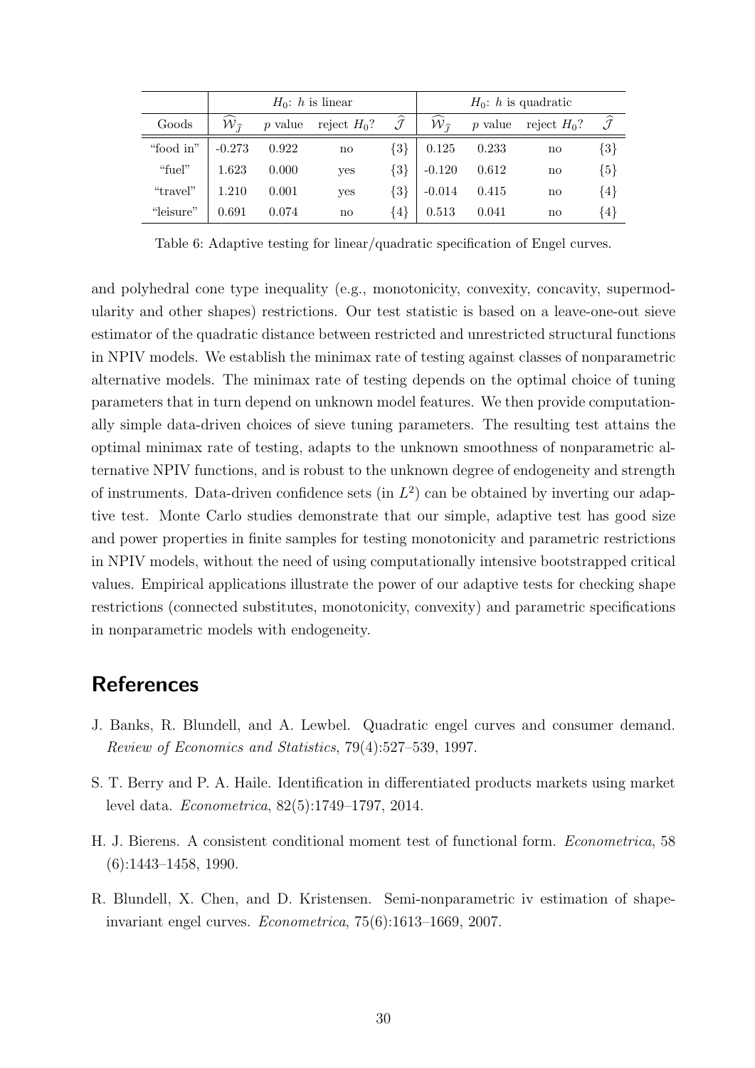| | $H_0$: $h$ is linear | | | | $H_0$: $h$ is quadratic | | | |
|---|---|---|---|---|---|---|---|---|
| Goods | $\widehat{\mathcal{W}}_{\widehat{\mathcal{J}}}$ | $p$ value | reject $H_0$? | $\widehat{\mathcal{J}}$ | $\widehat{\mathcal{W}}_{\widehat{\mathcal{J}}}$ | $p$ value | reject $H_0$? | $\widehat{\mathcal{J}}$ |
| "food in" | -0.273 | 0.922 | no | $\{3\}$ | 0.125 | 0.233 | no | $\{3\}$ |
| "fuel" | 1.623 | 0.000 | yes | $\{3\}$ | -0.120 | 0.612 | no | $\{5\}$ |
| "travel" | 1.210 | 0.001 | yes | $\{3\}$ | -0.014 | 0.415 | no | $\{4\}$ |
| "leisure" | 0.691 | 0.074 | no | $\{4\}$ | 0.513 | 0.041 | no | $\{4\}$ |

Table 6: Adaptive testing for linear/quadratic specification of Engel curves.

and polyhedral cone type inequality (e.g., monotonicity, convexity, concavity, supermodularity and other shapes) restrictions. Our test statistic is based on a leave-one-out sieve estimator of the quadratic distance between restricted and unrestricted structural functions in NPIV models. We establish the minimax rate of testing against classes of nonparametric alternative models. The minimax rate of testing depends on the optimal choice of tuning parameters that in turn depend on unknown model features. We then provide computationally simple data-driven choices of sieve tuning parameters. The resulting test attains the optimal minimax rate of testing, adapts to the unknown smoothness of nonparametric alternative NPIV functions, and is robust to the unknown degree of endogeneity and strength of instruments. Data-driven confidence sets (in $L^2$) can be obtained by inverting our adaptive test. Monte Carlo studies demonstrate that our simple, adaptive test has good size and power properties in finite samples for testing monotonicity and parametric restrictions in NPIV models, without the need of using computationally intensive bootstrapped critical values. Empirical applications illustrate the power of our adaptive tests for checking shape restrictions (connected substitutes, monotonicity, convexity) and parametric specifications in nonparametric models with endogeneity.

# References

J. Banks, R. Blundell, and A. Lewbel. Quadratic engel curves and consumer demand. *Review of Economics and Statistics*, 79(4):527–539, 1997.

S. T. Berry and P. A. Haile. Identification in differentiated products markets using market level data. *Econometrica*, 82(5):1749–1797, 2014.

H. J. Bierens. A consistent conditional moment test of functional form. *Econometrica*, 58 (6):1443–1458, 1990.

R. Blundell, X. Chen, and D. Kristensen. Semi-nonparametric iv estimation of shape-invariant engel curves. *Econometrica*, 75(6):1613–1669, 2007.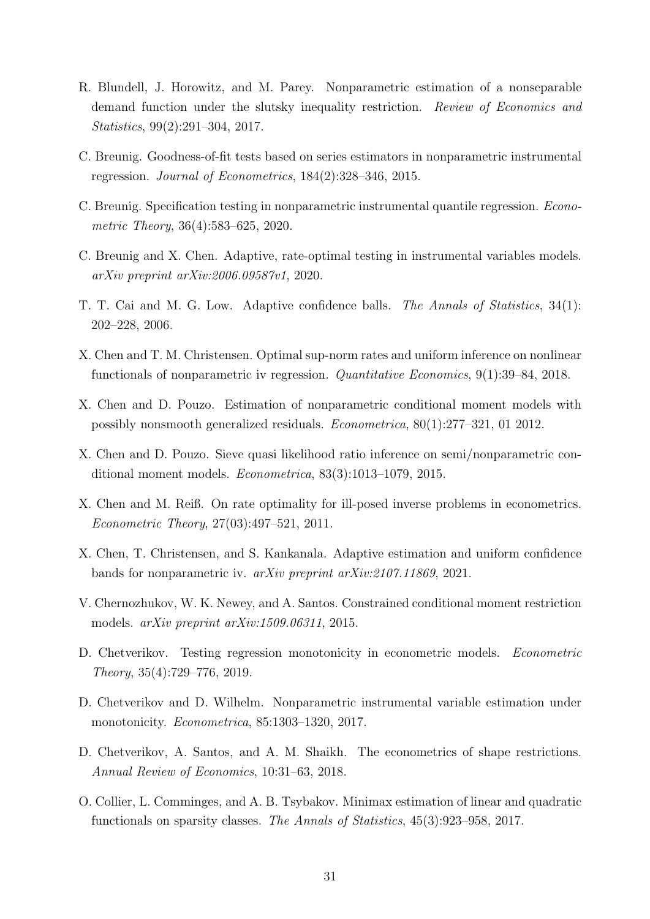R. Blundell, J. Horowitz, and M. Parey. Nonparametric estimation of a nonseparable demand function under the slutsky inequality restriction. *Review of Economics and Statistics*, 99(2):291–304, 2017.

C. Breunig. Goodness-of-fit tests based on series estimators in nonparametric instrumental regression. *Journal of Econometrics*, 184(2):328–346, 2015.

C. Breunig. Specification testing in nonparametric instrumental quantile regression. *Econometric Theory*, 36(4):583–625, 2020.

C. Breunig and X. Chen. Adaptive, rate-optimal testing in instrumental variables models. *arXiv preprint arXiv:2006.09587v1*, 2020.

T. T. Cai and M. G. Low. Adaptive confidence balls. *The Annals of Statistics*, 34(1): 202–228, 2006.

X. Chen and T. M. Christensen. Optimal sup-norm rates and uniform inference on nonlinear functionals of nonparametric iv regression. *Quantitative Economics*, 9(1):39–84, 2018.

X. Chen and D. Pouzo. Estimation of nonparametric conditional moment models with possibly nonsmooth generalized residuals. *Econometrica*, 80(1):277–321, 01 2012.

X. Chen and D. Pouzo. Sieve quasi likelihood ratio inference on semi/nonparametric conditional moment models. *Econometrica*, 83(3):1013–1079, 2015.

X. Chen and M. Reiß. On rate optimality for ill-posed inverse problems in econometrics. *Econometric Theory*, 27(03):497–521, 2011.

X. Chen, T. Christensen, and S. Kankanala. Adaptive estimation and uniform confidence bands for nonparametric iv. *arXiv preprint arXiv:2107.11869*, 2021.

V. Chernozhukov, W. K. Newey, and A. Santos. Constrained conditional moment restriction models. *arXiv preprint arXiv:1509.06311*, 2015.

D. Chetverikov. Testing regression monotonicity in econometric models. *Econometric Theory*, 35(4):729–776, 2019.

D. Chetverikov and D. Wilhelm. Nonparametric instrumental variable estimation under monotonicity. *Econometrica*, 85:1303–1320, 2017.

D. Chetverikov, A. Santos, and A. M. Shaikh. The econometrics of shape restrictions. *Annual Review of Economics*, 10:31–63, 2018.

O. Collier, L. Comminges, and A. B. Tsybakov. Minimax estimation of linear and quadratic functionals on sparsity classes. *The Annals of Statistics*, 45(3):923–958, 2017.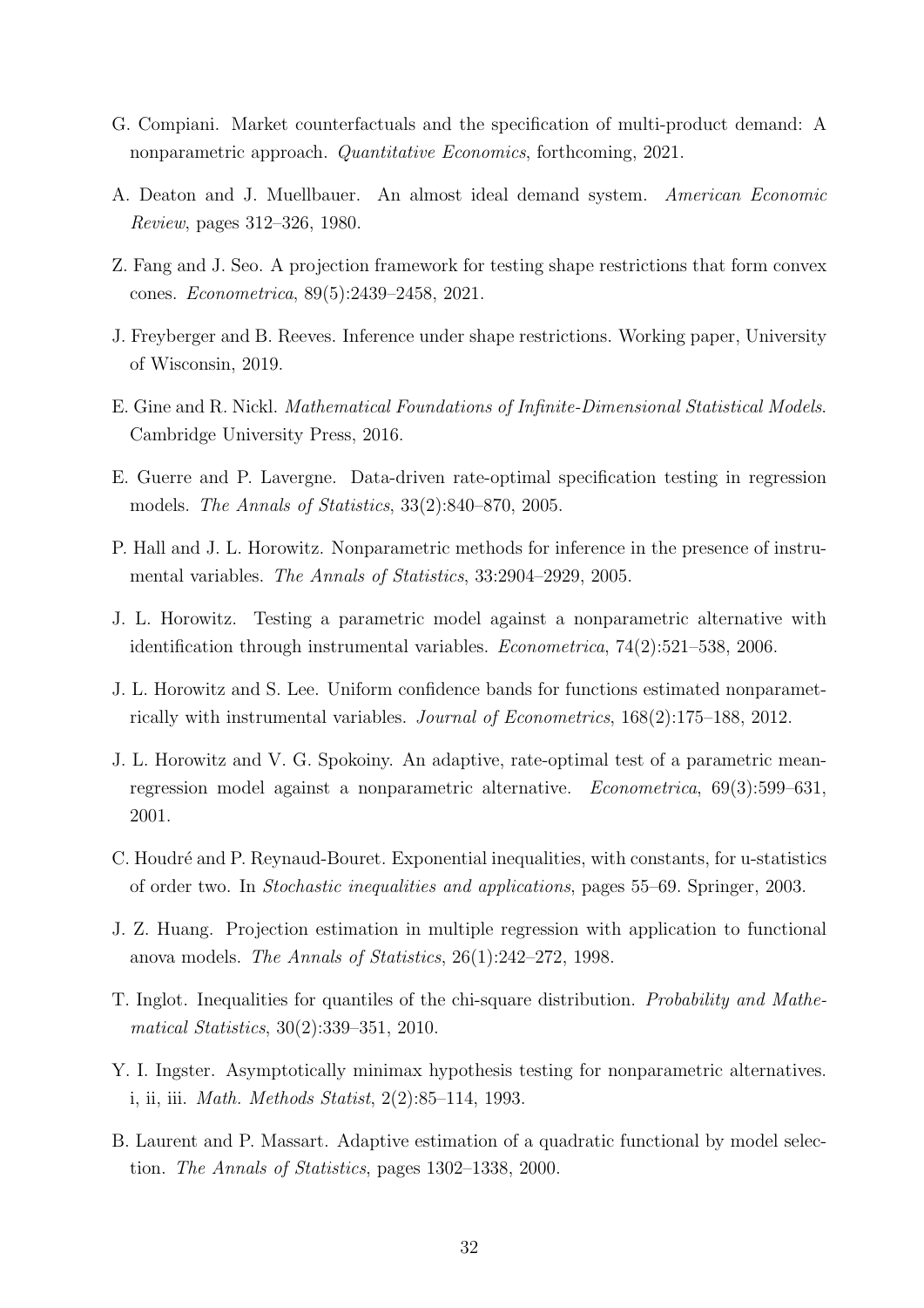G. Compiani. Market counterfactuals and the specification of multi-product demand: A nonparametric approach. *Quantitative Economics*, forthcoming, 2021.

A. Deaton and J. Muellbauer. An almost ideal demand system. *American Economic Review*, pages 312–326, 1980.

Z. Fang and J. Seo. A projection framework for testing shape restrictions that form convex cones. *Econometrica*, 89(5):2439–2458, 2021.

J. Freyberger and B. Reeves. Inference under shape restrictions. Working paper, University of Wisconsin, 2019.

E. Gine and R. Nickl. *Mathematical Foundations of Infinite-Dimensional Statistical Models*. Cambridge University Press, 2016.

E. Guerre and P. Lavergne. Data-driven rate-optimal specification testing in regression models. *The Annals of Statistics*, 33(2):840–870, 2005.

P. Hall and J. L. Horowitz. Nonparametric methods for inference in the presence of instrumental variables. *The Annals of Statistics*, 33:2904–2929, 2005.

J. L. Horowitz. Testing a parametric model against a nonparametric alternative with identification through instrumental variables. *Econometrica*, 74(2):521–538, 2006.

J. L. Horowitz and S. Lee. Uniform confidence bands for functions estimated nonparametrically with instrumental variables. *Journal of Econometrics*, 168(2):175–188, 2012.

J. L. Horowitz and V. G. Spokoiny. An adaptive, rate-optimal test of a parametric mean-regression model against a nonparametric alternative. *Econometrica*, 69(3):599–631, 2001.

C. Houdré and P. Reynaud-Bouret. Exponential inequalities, with constants, for u-statistics of order two. In *Stochastic inequalities and applications*, pages 55–69. Springer, 2003.

J. Z. Huang. Projection estimation in multiple regression with application to functional anova models. *The Annals of Statistics*, 26(1):242–272, 1998.

T. Inglot. Inequalities for quantiles of the chi-square distribution. *Probability and Mathematical Statistics*, 30(2):339–351, 2010.

Y. I. Ingster. Asymptotically minimax hypothesis testing for nonparametric alternatives. i, ii, iii. *Math. Methods Statist*, 2(2):85–114, 1993.

B. Laurent and P. Massart. Adaptive estimation of a quadratic functional by model selection. *The Annals of Statistics*, pages 1302–1338, 2000.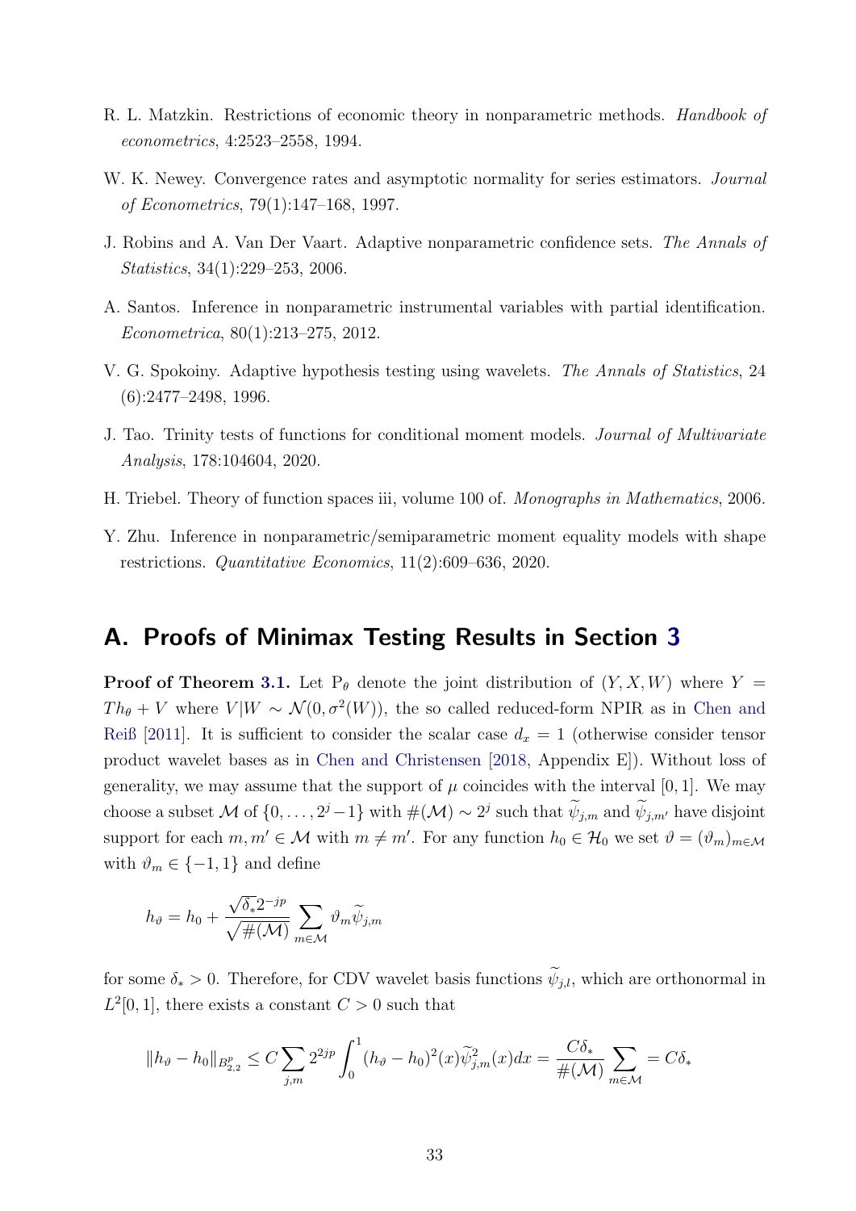R. L. Matzkin. Restrictions of economic theory in nonparametric methods. *Handbook of econometrics*, 4:2523–2558, 1994.

W. K. Newey. Convergence rates and asymptotic normality for series estimators. *Journal of Econometrics*, 79(1):147–168, 1997.

J. Robins and A. Van Der Vaart. Adaptive nonparametric confidence sets. *The Annals of Statistics*, 34(1):229–253, 2006.

A. Santos. Inference in nonparametric instrumental variables with partial identification. *Econometrica*, 80(1):213–275, 2012.

V. G. Spokoiny. Adaptive hypothesis testing using wavelets. *The Annals of Statistics*, 24 (6):2477–2498, 1996.

J. Tao. Trinity tests of functions for conditional moment models. *Journal of Multivariate Analysis*, 178:104604, 2020.

H. Triebel. Theory of function spaces iii, volume 100 of. *Monographs in Mathematics*, 2006.

Y. Zhu. Inference in nonparametric/semiparametric moment equality models with shape restrictions. *Quantitative Economics*, 11(2):609–636, 2020.

## A. Proofs of Minimax Testing Results in Section 3

**Proof of Theorem 3.1.** Let $\mathrm{P}_\theta$ denote the joint distribution of $(Y, X, W)$ where $Y = Th_\theta + V$ where $V|W \sim \mathcal{N}(0, \sigma^2(W))$, the so called reduced-form NPIR as in Chen and Reiß [2011]. It is sufficient to consider the scalar case $d_x = 1$ (otherwise consider tensor product wavelet bases as in Chen and Christensen [2018, Appendix E]). Without loss of generality, we may assume that the support of $\mu$ coincides with the interval $[0, 1]$. We may choose a subset $\mathcal{M}$ of $\{0, \ldots, 2^j - 1\}$ with $\#(\mathcal{M}) \sim 2^j$ such that $\widetilde{\psi}_{j,m}$ and $\widetilde{\psi}_{j,m'}$ have disjoint support for each $m, m' \in \mathcal{M}$ with $m \neq m'$. For any function $h_0 \in \mathcal{H}_0$ we set $\vartheta = (\vartheta_m)_{m \in \mathcal{M}}$ with $\vartheta_m \in \{-1, 1\}$ and define

$$h_\vartheta = h_0 + \frac{\sqrt{\delta_*} 2^{-jp}}{\sqrt{\#(\mathcal{M})}} \sum_{m \in \mathcal{M}} \vartheta_m \widetilde{\psi}_{j,m}$$

for some $\delta_* > 0$. Therefore, for CDV wavelet basis functions $\widetilde{\psi}_{j,l}$, which are orthonormal in $L^2[0, 1]$, there exists a constant $C > 0$ such that

$$\|h_\vartheta - h_0\|_{B^p_{2,2}} \leq C \sum_{j,m} 2^{2jp} \int_0^1 (h_\vartheta - h_0)^2(x) \widetilde{\psi}^2_{j,m}(x) dx = \frac{C\delta_*}{\#(\mathcal{M})} \sum_{m \in \mathcal{M}} = C\delta_*$$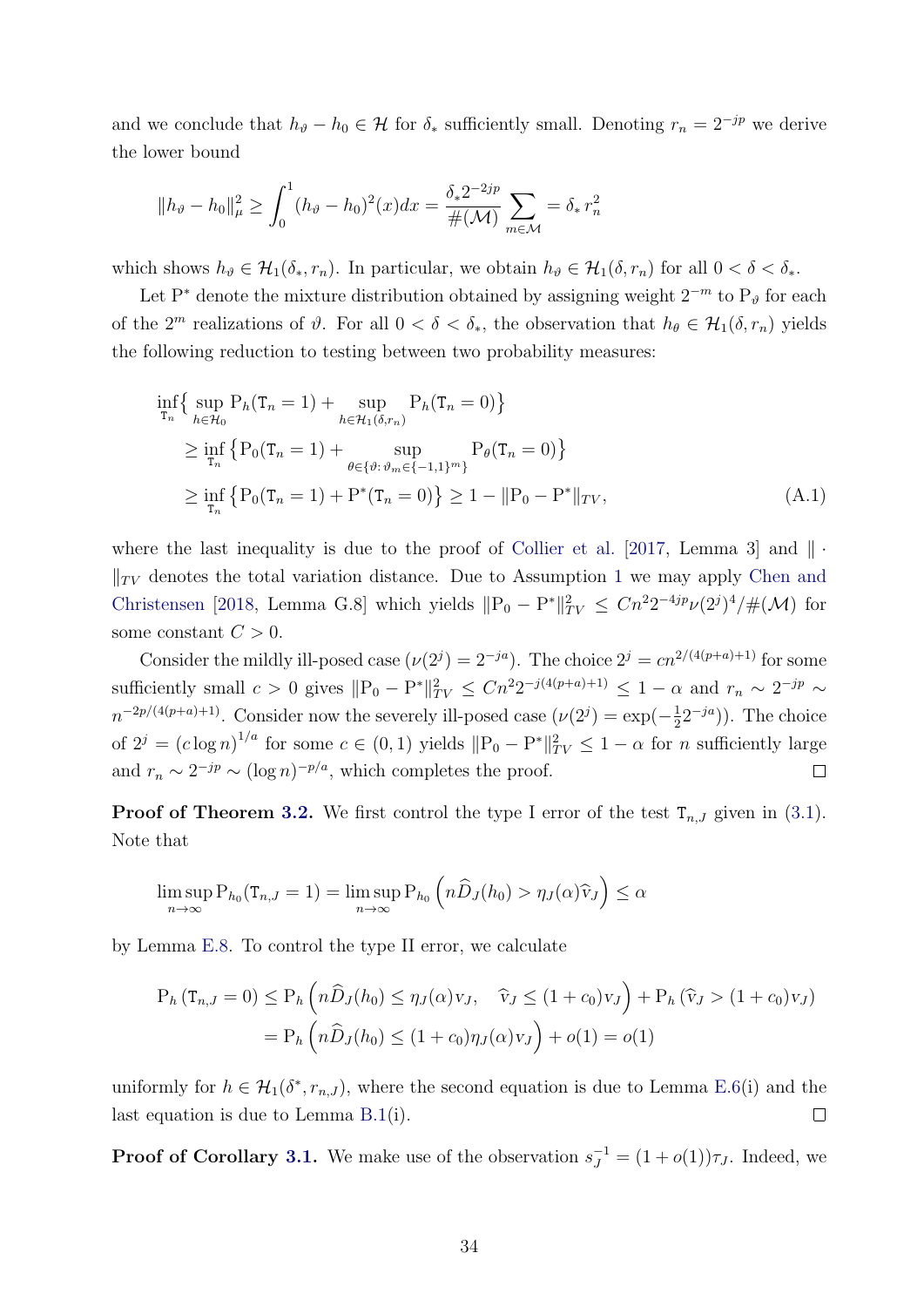and we conclude that $h_\vartheta - h_0 \in \mathcal{H}$ for $\delta_*$ sufficiently small. Denoting $r_n = 2^{-jp}$ we derive the lower bound

$$\|h_\vartheta - h_0\|_\mu^2 \geq \int_0^1 (h_\vartheta - h_0)^2(x)dx = \frac{\delta_* 2^{-2jp}}{\#(\mathcal{M})} \sum_{m\in\mathcal{M}} = \delta_* \, r_n^2$$

which shows $h_\vartheta \in \mathcal{H}_1(\delta_*, r_n)$. In particular, we obtain $h_\vartheta \in \mathcal{H}_1(\delta, r_n)$ for all $0 < \delta < \delta_*$.

Let $\mathrm{P}^*$ denote the mixture distribution obtained by assigning weight $2^{-m}$ to $\mathrm{P}_\vartheta$ for each of the $2^m$ realizations of $\vartheta$. For all $0 < \delta < \delta_*$, the observation that $h_\theta \in \mathcal{H}_1(\delta, r_n)$ yields the following reduction to testing between two probability measures:

$$\begin{aligned}
&\inf_{\mathtt{T}_n}\Big\{ \sup_{h\in\mathcal{H}_0} \mathrm{P}_h(\mathtt{T}_n = 1) + \sup_{h\in\mathcal{H}_1(\delta,r_n)} \mathrm{P}_h(\mathtt{T}_n = 0)\Big\} \\
&\quad \geq \inf_{\mathtt{T}_n}\big\{ \mathrm{P}_0(\mathtt{T}_n = 1) + \sup_{\theta\in\{\vartheta:\,\vartheta_m\in\{-1,1\}^m\}} \mathrm{P}_\theta(\mathtt{T}_n = 0)\big\} \\
&\quad \geq \inf_{\mathtt{T}_n}\big\{ \mathrm{P}_0(\mathtt{T}_n = 1) + \mathrm{P}^*(\mathtt{T}_n = 0)\big\} \geq 1 - \|\mathrm{P}_0 - \mathrm{P}^*\|_{TV}, \qquad\qquad (\mathrm{A}.1)
\end{aligned}$$

where the last inequality is due to the proof of Collier et al. [2017, Lemma 3] and $\|\cdot\|_{TV}$ denotes the total variation distance. Due to Assumption 1 we may apply Chen and Christensen [2018, Lemma G.8] which yields $\|\mathrm{P}_0 - \mathrm{P}^*\|_{TV}^2 \leq Cn^2 2^{-4jp}\nu(2^j)^4/\#(\mathcal{M})$ for some constant $C > 0$.

Consider the mildly ill-posed case ($\nu(2^j) = 2^{-ja}$). The choice $2^j = cn^{2/(4(p+a)+1)}$ for some sufficiently small $c > 0$ gives $\|\mathrm{P}_0 - \mathrm{P}^*\|_{TV}^2 \leq Cn^2 2^{-j(4(p+a)+1)} \leq 1 - \alpha$ and $r_n \sim 2^{-jp} \sim n^{-2p/(4(p+a)+1)}$. Consider now the severely ill-posed case ($\nu(2^j) = \exp(-\frac{1}{2}2^{-ja})$). The choice of $2^j = (c \log n)^{1/a}$ for some $c \in (0, 1)$ yields $\|\mathrm{P}_0 - \mathrm{P}^*\|_{TV}^2 \leq 1 - \alpha$ for $n$ sufficiently large and $r_n \sim 2^{-jp} \sim (\log n)^{-p/a}$, which completes the proof. $\square$

**Proof of Theorem 3.2.** We first control the type I error of the test $\mathtt{T}_{n,J}$ given in (3.1). Note that

$$\limsup_{n\to\infty} \mathrm{P}_{h_0}(\mathtt{T}_{n,J} = 1) = \limsup_{n\to\infty} \mathrm{P}_{h_0}\left(n\widehat{D}_J(h_0) > \eta_J(\alpha)\widehat{\mathrm{v}}_J\right) \leq \alpha$$

by Lemma E.8. To control the type II error, we calculate

$$\begin{aligned}
\mathrm{P}_h\left(\mathtt{T}_{n,J} = 0\right) &\leq \mathrm{P}_h\left(n\widehat{D}_J(h_0) \leq \eta_J(\alpha)\mathrm{v}_J, \quad \widehat{\mathrm{v}}_J \leq (1+c_0)\mathrm{v}_J\right) + \mathrm{P}_h\left(\widehat{\mathrm{v}}_J > (1+c_0)\mathrm{v}_J\right) \\
&= \mathrm{P}_h\left(n\widehat{D}_J(h_0) \leq (1+c_0)\eta_J(\alpha)\mathrm{v}_J\right) + o(1) = o(1)
\end{aligned}$$

uniformly for $h \in \mathcal{H}_1(\delta^*, r_{n,J})$, where the second equation is due to Lemma E.6(i) and the last equation is due to Lemma B.1(i). $\square$

**Proof of Corollary 3.1.** We make use of the observation $s_J^{-1} = (1 + o(1))\tau_J$. Indeed, we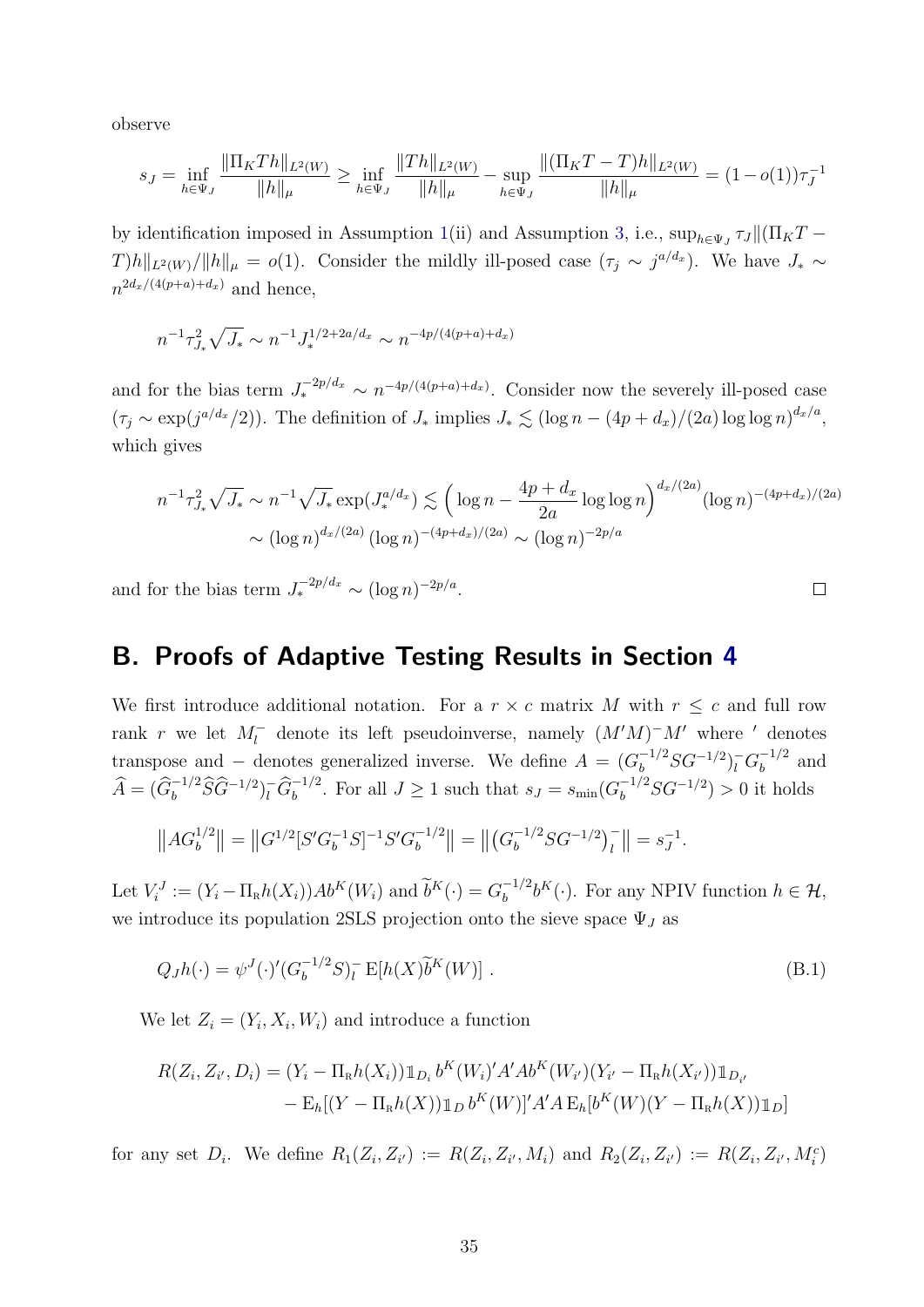observe

$$s_J = \inf_{h\in\Psi_J} \frac{\|\Pi_K T h\|_{L^2(W)}}{\|h\|_\mu} \geq \inf_{h\in\Psi_J} \frac{\|T h\|_{L^2(W)}}{\|h\|_\mu} - \sup_{h\in\Psi_J} \frac{\|(\Pi_K T - T) h\|_{L^2(W)}}{\|h\|_\mu} = (1-o(1))\tau_J^{-1}$$

by identification imposed in Assumption 1(ii) and Assumption 3, i.e., $\sup_{h\in\Psi_J} \tau_J \|(\Pi_K T - T)h\|_{L^2(W)}/\|h\|_\mu = o(1)$. Consider the mildly ill-posed case ($\tau_j \sim j^{a/d_x}$). We have $J_* \sim n^{2d_x/(4(p+a)+d_x)}$ and hence,

$$n^{-1}\tau_{J_*}^2\sqrt{J_*} \sim n^{-1} J_*^{1/2+2a/d_x} \sim n^{-4p/(4(p+a)+d_x)}$$

and for the bias term $J_*^{-2p/d_x} \sim n^{-4p/(4(p+a)+d_x)}$. Consider now the severely ill-posed case ($\tau_j \sim \exp(j^{a/d_x}/2)$). The definition of $J_*$ implies $J_* \lesssim (\log n - (4p+d_x)/(2a)\log\log n)^{d_x/a}$, which gives

$$\begin{aligned}
n^{-1}\tau_{J_*}^2\sqrt{J_*} &\sim n^{-1}\sqrt{J_*}\exp(J_*^{a/d_x}) \lesssim \Big(\log n - \frac{4p+d_x}{2a}\log\log n\Big)^{d_x/(2a)} (\log n)^{-(4p+d_x)/(2a)} \\
&\sim (\log n)^{d_x/(2a)} (\log n)^{-(4p+d_x)/(2a)} \sim (\log n)^{-2p/a}
\end{aligned}$$

and for the bias term $J_*^{-2p/d_x} \sim (\log n)^{-2p/a}$. □

## B. Proofs of Adaptive Testing Results in Section 4

We first introduce additional notation. For a $r \times c$ matrix $M$ with $r \leq c$ and full row rank $r$ we let $M_l^-$ denote its left pseudoinverse, namely $(M'M)^- M'$ where $'$ denotes transpose and $-$ denotes generalized inverse. We define $A = (G_b^{-1/2} S G^{-1/2})_l^- G_b^{-1/2}$ and $\widehat{A} = (\widehat{G}_b^{-1/2}\widehat{S}\widehat{G}^{-1/2})_l^- \widehat{G}_b^{-1/2}$. For all $J \geq 1$ such that $s_J = s_{\min}(G_b^{-1/2} S G^{-1/2}) > 0$ it holds

$$\big\|A G_b^{1/2}\big\| = \big\|G^{1/2}[S' G_b^{-1} S]^{-1} S' G_b^{-1/2}\big\| = \big\|\big(G_b^{-1/2} S G^{-1/2}\big)_l^-\big\| = s_J^{-1}.$$

Let $V_i^J := (Y_i - \Pi_{\mathrm{R}} h(X_i)) A b^K(W_i)$ and $\widetilde{b}^K(\cdot) = G_b^{-1/2} b^K(\cdot)$. For any NPIV function $h \in \mathcal{H}$, we introduce its population 2SLS projection onto the sieve space $\Psi_J$ as

$$Q_J h(\cdot) = \psi^J(\cdot)' (G_b^{-1/2} S)_l^- \,\mathrm{E}[h(X)\widetilde{b}^K(W)]\ . \tag{B.1}$$

We let $Z_i = (Y_i, X_i, W_i)$ and introduce a function

$$\begin{aligned}
R(Z_i, Z_{i'}, D_i) &= (Y_i - \Pi_{\mathrm{R}} h(X_i))\mathbb{1}_{D_i}\, b^K(W_i)' A' A b^K(W_{i'})(Y_{i'} - \Pi_{\mathrm{R}} h(X_{i'}))\mathbb{1}_{D_{i'}} \\
&\quad - \mathrm{E}_h[(Y - \Pi_{\mathrm{R}} h(X))\mathbb{1}_D\, b^K(W)]' A' A\, \mathrm{E}_h[b^K(W)(Y - \Pi_{\mathrm{R}} h(X))\mathbb{1}_D]
\end{aligned}$$

for any set $D_i$. We define $R_1(Z_i, Z_{i'}) := R(Z_i, Z_{i'}, M_i)$ and $R_2(Z_i, Z_{i'}) := R(Z_i, Z_{i'}, M_i^c)$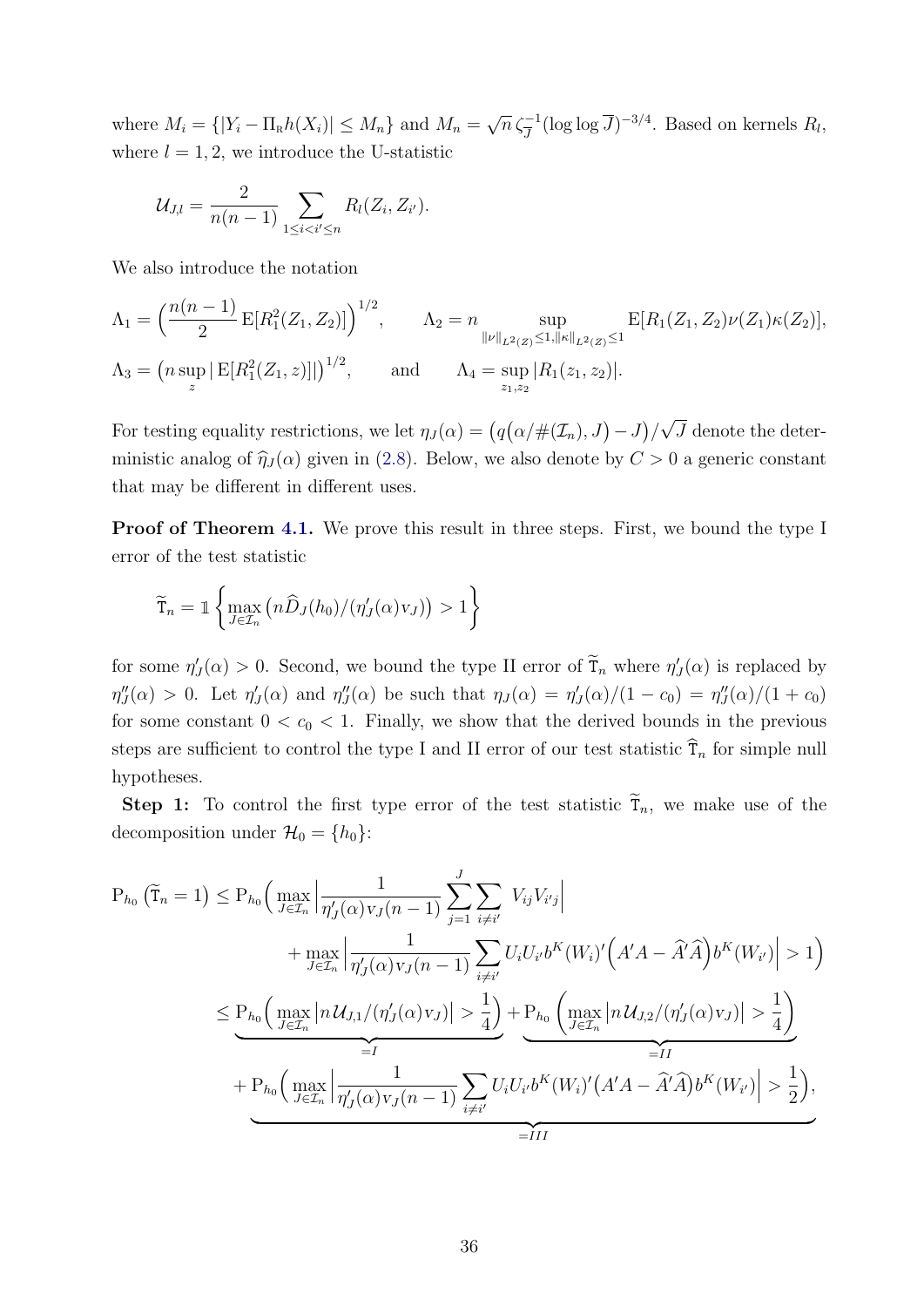where $M_i = \{|Y_i - \Pi_{\mathrm{R}} h(X_i)| \leq M_n\}$ and $M_n = \sqrt{n}\,\zeta_{\overline{J}}^{-1}(\log\log \overline{J})^{-3/4}$. Based on kernels $R_l$, where $l = 1, 2$, we introduce the U-statistic

$$\mathcal{U}_{J,l} = \frac{2}{n(n-1)} \sum_{1 \leq i < i' \leq n} R_l(Z_i, Z_{i'}).$$

We also introduce the notation

$$\Lambda_1 = \Big(\frac{n(n-1)}{2}\,\mathrm{E}[R_1^2(Z_1, Z_2)]\Big)^{1/2}, \qquad \Lambda_2 = n \sup_{\|\nu\|_{L^2(Z)} \leq 1, \|\kappa\|_{L^2(Z)} \leq 1} \mathrm{E}[R_1(Z_1, Z_2)\nu(Z_1)\kappa(Z_2)],$$

$$\Lambda_3 = \big(n \sup_z |\,\mathrm{E}[R_1^2(Z_1, z)]|\big)^{1/2}, \qquad \text{and} \qquad \Lambda_4 = \sup_{z_1, z_2} |R_1(z_1, z_2)|.$$

For testing equality restrictions, we let $\eta_J(\alpha) = \big(q\big(\alpha/\#(\mathcal{I}_n), J\big) - J\big)/\sqrt{J}$ denote the deterministic analog of $\widehat{\eta}_J(\alpha)$ given in (2.8). Below, we also denote by $C > 0$ a generic constant that may be different in different uses.

**Proof of Theorem 4.1.** We prove this result in three steps. First, we bound the type I error of the test statistic

$$\widetilde{\mathtt{T}}_n = \mathbb{1}\left\{\max_{J \in \mathcal{I}_n}\big(n\widehat{D}_J(h_0)/(\eta'_J(\alpha)\mathrm{v}_J)\big) > 1\right\}$$

for some $\eta'_J(\alpha) > 0$. Second, we bound the type II error of $\widetilde{\mathtt{T}}_n$ where $\eta'_J(\alpha)$ is replaced by $\eta''_J(\alpha) > 0$. Let $\eta'_J(\alpha)$ and $\eta''_J(\alpha)$ be such that $\eta_J(\alpha) = \eta'_J(\alpha)/(1 - c_0) = \eta''_J(\alpha)/(1 + c_0)$ for some constant $0 < c_0 < 1$. Finally, we show that the derived bounds in the previous steps are sufficient to control the type I and II error of our test statistic $\widehat{\mathtt{T}}_n$ for simple null hypotheses.

**Step 1:** To control the first type error of the test statistic $\widetilde{\mathtt{T}}_n$, we make use of the decomposition under $\mathcal{H}_0 = \{h_0\}$:

$$\begin{aligned}
\mathrm{P}_{h_0}\big(\widetilde{\mathtt{T}}_n = 1\big) &\leq \mathrm{P}_{h_0}\Big(\max_{J \in \mathcal{I}_n}\Big|\frac{1}{\eta'_J(\alpha)\mathrm{v}_J(n-1)}\sum_{j=1}^{J}\sum_{i \neq i'} V_{ij}V_{i'j}\Big| \\
&\qquad + \max_{J \in \mathcal{I}_n}\Big|\frac{1}{\eta'_J(\alpha)\mathrm{v}_J(n-1)}\sum_{i \neq i'} U_iU_{i'}b^K(W_i)'\Big(A'A - \widehat{A}'\widehat{A}\Big)b^K(W_{i'})\Big| > 1\Big) \\
&\leq \underbrace{\mathrm{P}_{h_0}\Big(\max_{J \in \mathcal{I}_n}\big|n\,\mathcal{U}_{J,1}/(\eta'_J(\alpha)\mathrm{v}_J)\big| > \frac{1}{4}\Big)}_{=I} + \underbrace{\mathrm{P}_{h_0}\left(\max_{J \in \mathcal{I}_n}\big|n\,\mathcal{U}_{J,2}/(\eta'_J(\alpha)\mathrm{v}_J)\big| > \frac{1}{4}\right)}_{=II} \\
&\quad + \underbrace{\mathrm{P}_{h_0}\Big(\max_{J \in \mathcal{I}_n}\Big|\frac{1}{\eta'_J(\alpha)\mathrm{v}_J(n-1)}\sum_{i \neq i'} U_iU_{i'}b^K(W_i)'\big(A'A - \widehat{A}'\widehat{A}\big)b^K(W_{i'})\Big| > \frac{1}{2}\Big)}_{=III},
\end{aligned}$$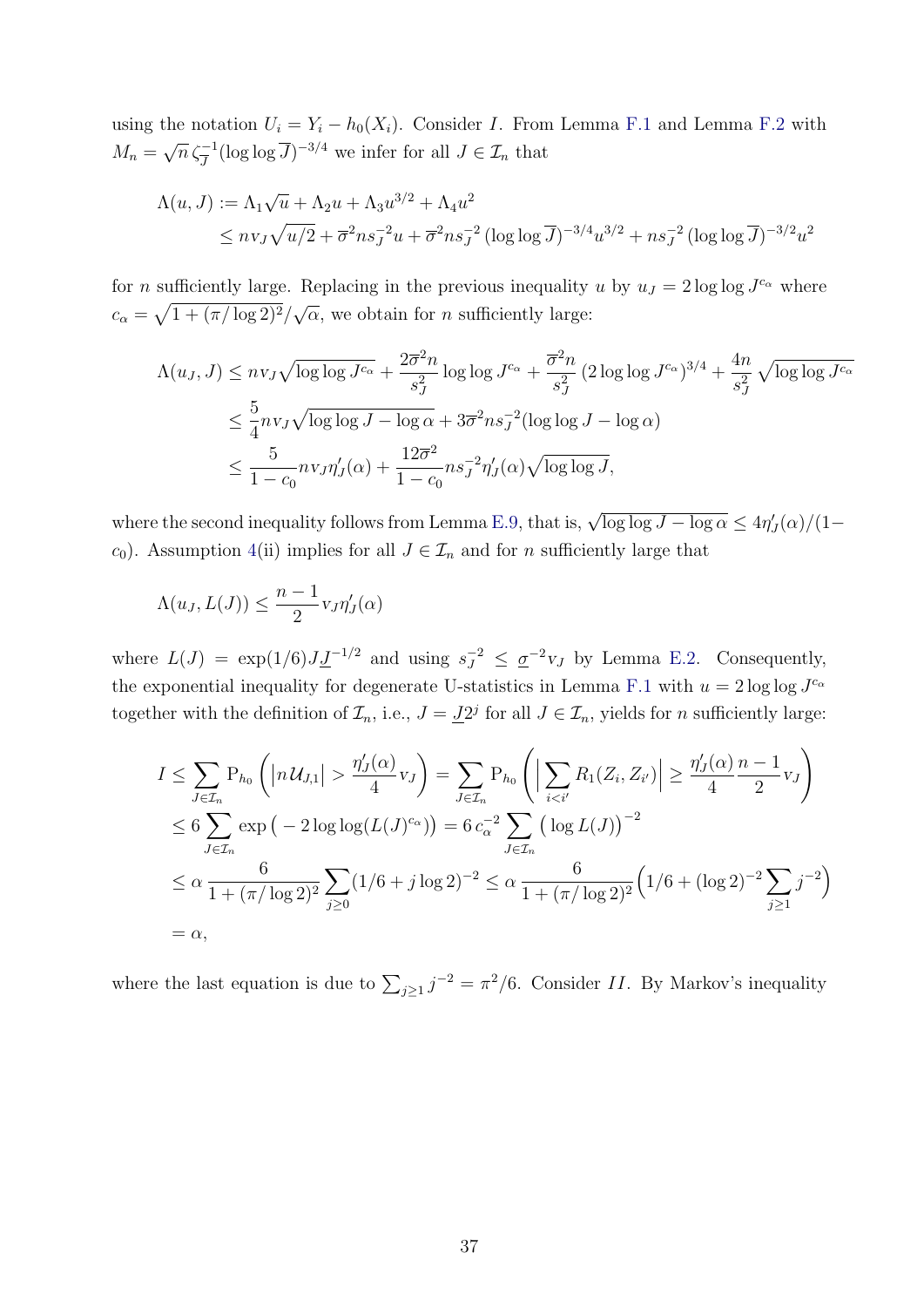using the notation $U_i = Y_i - h_0(X_i)$. Consider $I$. From Lemma F.1 and Lemma F.2 with $M_n = \sqrt{n}\,\zeta_{\overline{J}}^{-1}(\log\log \overline{J})^{-3/4}$ we infer for all $J \in \mathcal{I}_n$ that

$$
\begin{aligned}
\Lambda(u, J) &:= \Lambda_1\sqrt{u} + \Lambda_2 u + \Lambda_3 u^{3/2} + \Lambda_4 u^2 \\
&\leq n v_J \sqrt{u/2} + \overline{\sigma}^2 n s_J^{-2} u + \overline{\sigma}^2 n s_J^{-2}\,(\log\log \overline{J})^{-3/4} u^{3/2} + n s_J^{-2}\,(\log\log \overline{J})^{-3/2} u^2
\end{aligned}
$$

for $n$ sufficiently large. Replacing in the previous inequality $u$ by $u_J = 2\log\log J^{c_\alpha}$ where $c_\alpha = \sqrt{1 + (\pi/\log 2)^2}/\sqrt{\alpha}$, we obtain for $n$ sufficiently large:

$$
\begin{aligned}
\Lambda(u_J, J) &\leq n v_J \sqrt{\log\log J^{c_\alpha}} + \frac{2\overline{\sigma}^2 n}{s_J^2}\log\log J^{c_\alpha} + \frac{\overline{\sigma}^2 n}{s_J^2}\,(2\log\log J^{c_\alpha})^{3/4} + \frac{4n}{s_J^2}\sqrt{\log\log J^{c_\alpha}} \\
&\leq \frac{5}{4} n v_J \sqrt{\log\log J - \log\alpha} + 3\overline{\sigma}^2 n s_J^{-2}(\log\log J - \log\alpha) \\
&\leq \frac{5}{1 - c_0} n v_J \eta_J'(\alpha) + \frac{12\overline{\sigma}^2}{1 - c_0} n s_J^{-2} \eta_J'(\alpha)\sqrt{\log\log J},
\end{aligned}
$$

where the second inequality follows from Lemma E.9, that is, $\sqrt{\log\log J - \log\alpha} \leq 4\eta_J'(\alpha)/(1 - c_0)$. Assumption 4(ii) implies for all $J \in \mathcal{I}_n$ and for $n$ sufficiently large that

$$
\Lambda(u_J, L(J)) \leq \frac{n-1}{2} v_J \eta_J'(\alpha)
$$

where $L(J) = \exp(1/6) J \underline{J}^{-1/2}$ and using $s_J^{-2} \leq \underline{\sigma}^{-2} v_J$ by Lemma E.2. Consequently, the exponential inequality for degenerate U-statistics in Lemma F.1 with $u = 2\log\log J^{c_\alpha}$ together with the definition of $\mathcal{I}_n$, i.e., $J = \underline{J}2^j$ for all $J \in \mathcal{I}_n$, yields for $n$ sufficiently large:

$$
\begin{aligned}
I &\leq \sum_{J \in \mathcal{I}_n} \mathrm{P}_{h_0}\left(\left|n\,\mathcal{U}_{J,1}\right| > \frac{\eta_J'(\alpha)}{4} v_J\right) = \sum_{J \in \mathcal{I}_n} \mathrm{P}_{h_0}\left(\Big|\sum_{i < i'} R_1(Z_i, Z_{i'})\Big| \geq \frac{\eta_J'(\alpha)}{4}\frac{n-1}{2} v_J\right) \\
&\leq 6 \sum_{J \in \mathcal{I}_n} \exp\big(-2\log\log(L(J)^{c_\alpha})\big) = 6\, c_\alpha^{-2} \sum_{J \in \mathcal{I}_n} \big(\log L(J)\big)^{-2} \\
&\leq \alpha\,\frac{6}{1 + (\pi/\log 2)^2} \sum_{j \geq 0} (1/6 + j\log 2)^{-2} \leq \alpha\,\frac{6}{1 + (\pi/\log 2)^2}\Big(1/6 + (\log 2)^{-2}\sum_{j \geq 1} j^{-2}\Big) \\
&= \alpha,
\end{aligned}
$$

where the last equation is due to $\sum_{j \geq 1} j^{-2} = \pi^2/6$. Consider $II$. By Markov's inequality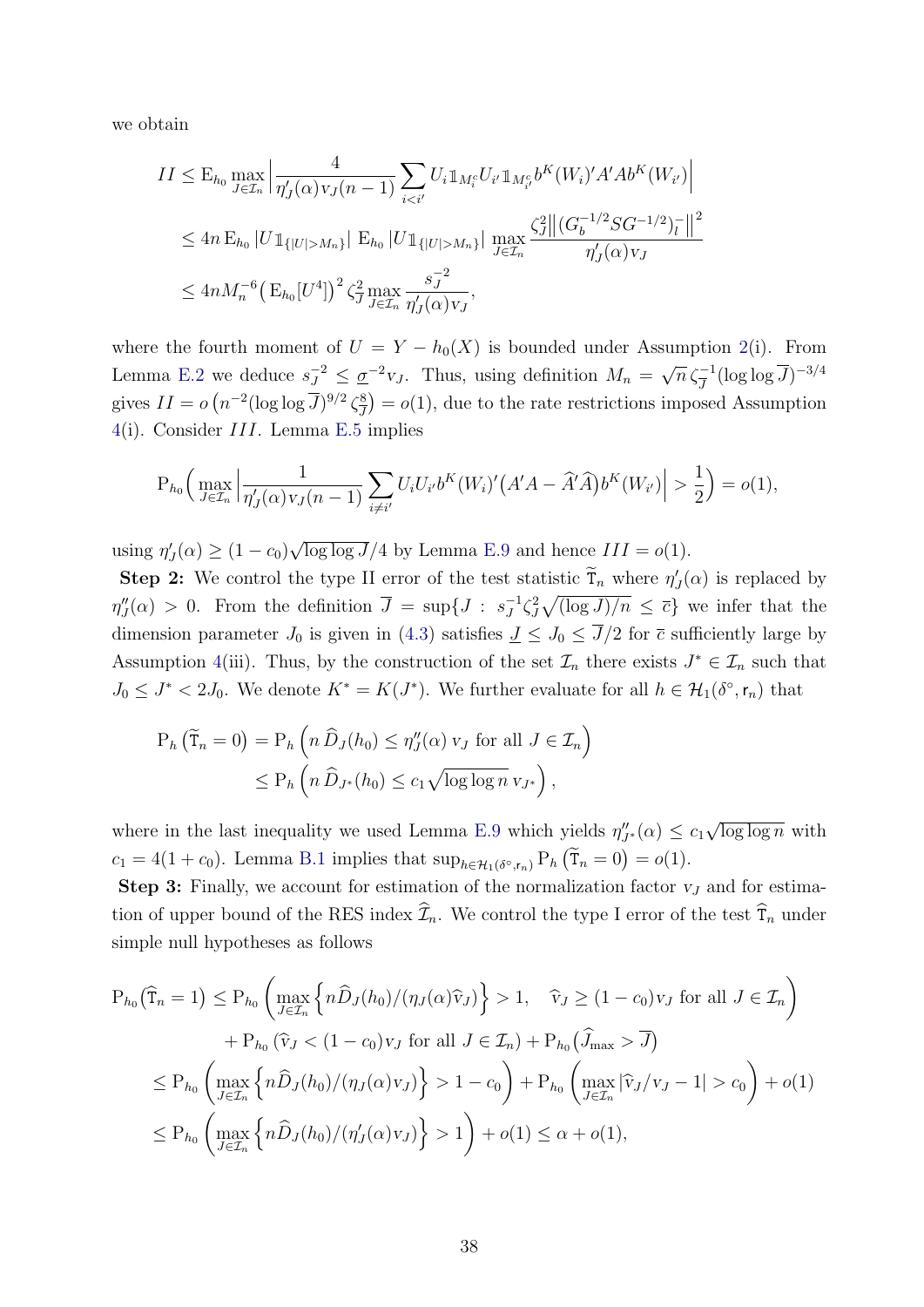we obtain

$$
\begin{aligned}
II &\leq \mathrm{E}_{h_0} \max_{J \in \mathcal{I}_n} \Big| \frac{4}{\eta_J'(\alpha) \mathrm{v}_J (n-1)} \sum_{i<i'} U_i \mathbb{1}_{M_i^c} U_{i'} \mathbb{1}_{M_{i'}^c} b^K(W_i)' A' A b^K(W_{i'}) \Big| \\
&\leq 4n \, \mathrm{E}_{h_0} |U \mathbb{1}_{\{|U|>M_n\}}| \; \mathrm{E}_{h_0} |U \mathbb{1}_{\{|U|>M_n\}}| \; \max_{J \in \mathcal{I}_n} \frac{\zeta_J^2 \big\| (G_b^{-1/2} S G^{-1/2})_l^- \big\|^2}{\eta_J'(\alpha) \mathrm{v}_J} \\
&\leq 4n M_n^{-6} \big( \mathrm{E}_{h_0}[U^4] \big)^2 \zeta_{\overline{J}}^2 \max_{J \in \mathcal{I}_n} \frac{s_J^{-2}}{\eta_J'(\alpha) \mathrm{v}_J},
\end{aligned}
$$

where the fourth moment of $U = Y - h_0(X)$ is bounded under Assumption 2(i). From Lemma E.2 we deduce $s_J^{-2} \leq \underline{\sigma}^{-2} \mathrm{v}_J$. Thus, using definition $M_n = \sqrt{n}\, \zeta_{\overline{J}}^{-1} (\log\log \overline{J})^{-3/4}$ gives $II = o\big(n^{-2} (\log\log \overline{J})^{9/2} \zeta_{\overline{J}}^8\big) = o(1)$, due to the rate restrictions imposed Assumption 4(i). Consider $III$. Lemma E.5 implies

$$
\mathrm{P}_{h_0}\Big( \max_{J \in \mathcal{I}_n} \Big| \frac{1}{\eta_J'(\alpha) \mathrm{v}_J (n-1)} \sum_{i \neq i'} U_i U_{i'} b^K(W_i)' \big( A'A - \widehat{A}'\widehat{A} \big) b^K(W_{i'}) \Big| > \frac{1}{2} \Big) = o(1),
$$

using $\eta_J'(\alpha) \geq (1-c_0)\sqrt{\log\log J}/4$ by Lemma E.9 and hence $III = o(1)$.

**Step 2:** We control the type II error of the test statistic $\widetilde{\mathtt{T}}_n$ where $\eta_J'(\alpha)$ is replaced by $\eta_J''(\alpha) > 0$. From the definition $\overline{J} = \sup\{J : s_J^{-1} \zeta_J^2 \sqrt{(\log J)/n} \leq \overline{c}\}$ we infer that the dimension parameter $J_0$ is given in (4.3) satisfies $\underline{J} \leq J_0 \leq \overline{J}/2$ for $\overline{c}$ sufficiently large by Assumption 4(iii). Thus, by the construction of the set $\mathcal{I}_n$ there exists $J^* \in \mathcal{I}_n$ such that $J_0 \leq J^* < 2J_0$. We denote $K^* = K(J^*)$. We further evaluate for all $h \in \mathcal{H}_1(\delta^\circ, \mathsf{r}_n)$ that

$$
\begin{aligned}
\mathrm{P}_h \big( \widetilde{\mathtt{T}}_n = 0 \big) &= \mathrm{P}_h \Big( n\, \widehat{D}_J(h_0) \leq \eta_J''(\alpha) \, \mathrm{v}_J \text{ for all } J \in \mathcal{I}_n \Big) \\
&\leq \mathrm{P}_h \Big( n\, \widehat{D}_{J^*}(h_0) \leq c_1 \sqrt{\log\log n}\, \mathrm{v}_{J^*} \Big),
\end{aligned}
$$

where in the last inequality we used Lemma E.9 which yields $\eta_{J^*}''(\alpha) \leq c_1 \sqrt{\log\log n}$ with $c_1 = 4(1+c_0)$. Lemma B.1 implies that $\sup_{h \in \mathcal{H}_1(\delta^\circ, \mathsf{r}_n)} \mathrm{P}_h \big( \widetilde{\mathtt{T}}_n = 0 \big) = o(1)$.

**Step 3:** Finally, we account for estimation of the normalization factor $\mathrm{v}_J$ and for estimation of upper bound of the RES index $\widehat{\mathcal{I}}_n$. We control the type I error of the test $\widehat{\mathtt{T}}_n$ under simple null hypotheses as follows

$$
\begin{aligned}
\mathrm{P}_{h_0}\big( \widehat{\mathtt{T}}_n = 1 \big) &\leq \mathrm{P}_{h_0} \Big( \max_{J \in \mathcal{I}_n} \Big\{ n \widehat{D}_J(h_0) / (\eta_J(\alpha) \widehat{\mathrm{v}}_J) \Big\} > 1, \quad \widehat{\mathrm{v}}_J \geq (1-c_0) \mathrm{v}_J \text{ for all } J \in \mathcal{I}_n \Big) \\
&\quad + \mathrm{P}_{h_0} \big( \widehat{\mathrm{v}}_J < (1-c_0) \mathrm{v}_J \text{ for all } J \in \mathcal{I}_n \big) + \mathrm{P}_{h_0} \big( \widehat{J}_{\max} > \overline{J} \big) \\
&\leq \mathrm{P}_{h_0} \Big( \max_{J \in \mathcal{I}_n} \Big\{ n \widehat{D}_J(h_0) / (\eta_J(\alpha) \mathrm{v}_J) \Big\} > 1 - c_0 \Big) + \mathrm{P}_{h_0} \Big( \max_{J \in \mathcal{I}_n} |\widehat{\mathrm{v}}_J / \mathrm{v}_J - 1| > c_0 \Big) + o(1) \\
&\leq \mathrm{P}_{h_0} \Big( \max_{J \in \mathcal{I}_n} \Big\{ n \widehat{D}_J(h_0) / (\eta_J'(\alpha) \mathrm{v}_J) \Big\} > 1 \Big) + o(1) \leq \alpha + o(1),
\end{aligned}
$$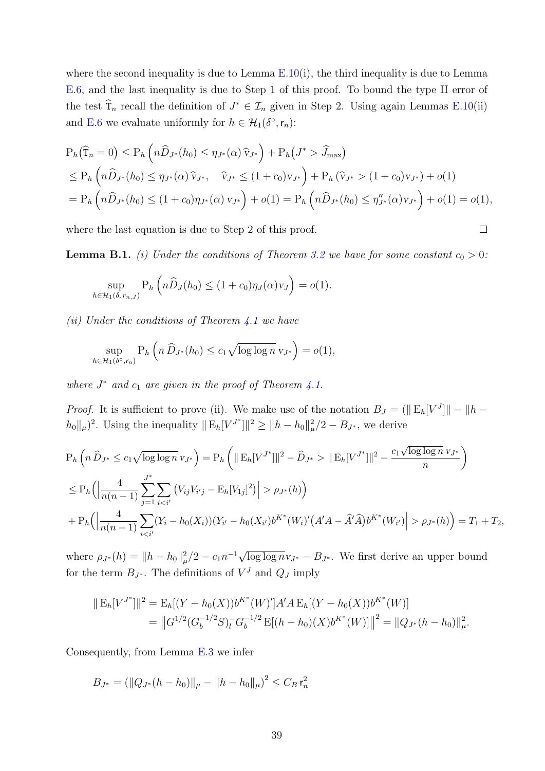where the second inequality is due to Lemma E.10(i), the third inequality is due to Lemma E.6, and the last inequality is due to Step 1 of this proof. To bound the type II error of the test $\widehat{\mathtt{T}}_n$ recall the definition of $J^* \in \mathcal{I}_n$ given in Step 2. Using again Lemmas E.10(ii) and E.6 we evaluate uniformly for $h \in \mathcal{H}_1(\delta^\circ, \mathsf{r}_n)$:

$$
\begin{aligned}
&\mathrm{P}_h\big(\widehat{\mathtt{T}}_n = 0\big) \leq \mathrm{P}_h\Big(n\widehat{D}_{J^*}(h_0) \leq \eta_{J^*}(\alpha)\,\widehat{\mathrm{v}}_{J^*}\Big) + \mathrm{P}_h\big(J^* > \widehat{J}_{\max}\big)\\
&\leq \mathrm{P}_h\Big(n\widehat{D}_{J^*}(h_0) \leq \eta_{J^*}(\alpha)\,\widehat{\mathrm{v}}_{J^*}, \quad \widehat{\mathrm{v}}_{J^*} \leq (1+c_0)\mathrm{v}_{J^*}\Big) + \mathrm{P}_h\left(\widehat{\mathrm{v}}_{J^*} > (1+c_0)\mathrm{v}_{J^*}\right) + o(1)\\
&= \mathrm{P}_h\Big(n\widehat{D}_{J^*}(h_0) \leq (1+c_0)\eta_{J^*}(\alpha)\,\mathrm{v}_{J^*}\Big) + o(1) = \mathrm{P}_h\Big(n\widehat{D}_{J^*}(h_0) \leq \eta''_{J^*}(\alpha)\mathrm{v}_{J^*}\Big) + o(1) = o(1),
\end{aligned}
$$

where the last equation is due to Step 2 of this proof. $\square$

**Lemma B.1.** *(i) Under the conditions of Theorem 3.2 we have for some constant $c_0 > 0$:*

$$
\sup_{h \in \mathcal{H}_1(\delta, r_{n,J})} \mathrm{P}_h\Big(n\widehat{D}_J(h_0) \leq (1+c_0)\eta_J(\alpha)\mathrm{v}_J\Big) = o(1).
$$

*(ii) Under the conditions of Theorem 4.1 we have*

$$
\sup_{h \in \mathcal{H}_1(\delta^\circ, r_n)} \mathrm{P}_h\Big(n\,\widehat{D}_{J^*}(h_0) \leq c_1\sqrt{\log\log n}\,\mathrm{v}_{J^*}\Big) = o(1),
$$

*where $J^*$ and $c_1$ are given in the proof of Theorem 4.1.*

*Proof.* It is sufficient to prove (ii). We make use of the notation $B_J = (\|\operatorname{E}_h[V^J]\| - \|h - h_0\|_\mu)^2$. Using the inequality $\|\operatorname{E}_h[V^{J^*}]\|^2 \geq \|h-h_0\|_\mu^2/2 - B_{J^*}$, we derive

$$
\begin{aligned}
&\mathrm{P}_h\Big(n\,\widehat{D}_{J^*} \leq c_1\sqrt{\log\log n}\,\mathrm{v}_{J^*}\Big) = \mathrm{P}_h\left(\|\operatorname{E}_h[V^{J^*}]\|^2 - \widehat{D}_{J^*} > \|\operatorname{E}_h[V^{J^*}]\|^2 - \frac{c_1\sqrt{\log\log n}\,\mathrm{v}_{J^*}}{n}\right)\\
&\leq \mathrm{P}_h\Big(\Big|\frac{4}{n(n-1)}\sum_{j=1}^{J^*}\sum_{i<i'}\big(V_{ij}V_{i'j} - \operatorname{E}_h[V_{1j}]^2\big)\Big| > \rho_{J^*}(h)\Big)\\
&+ \mathrm{P}_h\Big(\Big|\frac{4}{n(n-1)}\sum_{i<i'}(Y_i - h_0(X_i))(Y_{i'} - h_0(X_{i'}))b^{K^*}(W_i)'\big(A'A - \widehat{A}'\widehat{A}\big)b^{K^*}(W_{i'})\Big| > \rho_{J^*}(h)\Big) = T_1 + T_2,
\end{aligned}
$$

where $\rho_{J^*}(h) = \|h-h_0\|_\mu^2/2 - c_1 n^{-1}\sqrt{\log\log n}\,\mathrm{v}_{J^*} - B_{J^*}$. We first derive an upper bound for the term $B_{J^*}$. The definitions of $V^J$ and $Q_J$ imply

$$
\begin{aligned}
\|\operatorname{E}_h[V^{J^*}]\|^2 &= \operatorname{E}_h[(Y - h_0(X))b^{K^*}(W)']A'A\operatorname{E}_h[(Y-h_0(X))b^{K^*}(W)]\\
&= \left\|G^{1/2}(G_b^{-1/2}S)_l^- G_b^{-1/2}\operatorname{E}[(h-h_0)(X)b^{K^*}(W)]\right\|^2 = \|Q_{J^*}(h-h_0)\|_\mu^2.
\end{aligned}
$$

Consequently, from Lemma E.3 we infer

$$
B_{J^*} = \left(\|Q_{J^*}(h-h_0)\|_\mu - \|h-h_0\|_\mu\right)^2 \leq C_B\,\mathsf{r}_n^2
$$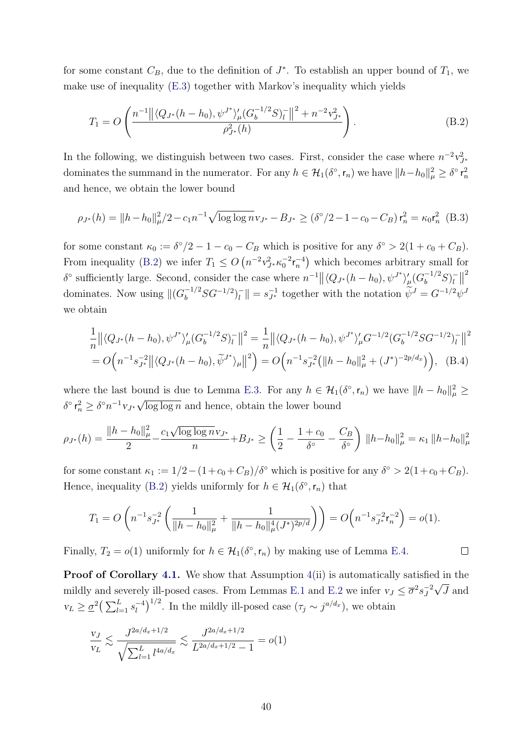for some constant $C_B$, due to the definition of $J^*$. To establish an upper bound of $T_1$, we make use of inequality (E.3) together with Markov's inequality which yields

$$T_1 = O\left(\frac{n^{-1}\big\|\langle Q_{J^*}(h-h_0), \psi^{J^*}\rangle'_\mu (G_b^{-1/2}S)_l^-\big\|^2 + n^{-2}\mathrm{v}_{J^*}^2}{\rho_{J^*}^2(h)}\right). \tag{B.2}$$

In the following, we distinguish between two cases. First, consider the case where $n^{-2}\mathrm{v}_{J^*}^2$ dominates the summand in the numerator. For any $h \in \mathcal{H}_1(\delta^\circ, \mathsf{r}_n)$ we have $\|h-h_0\|_\mu^2 \geq \delta^\circ\,\mathsf{r}_n^2$ and hence, we obtain the lower bound

$$\rho_{J^*}(h) = \|h-h_0\|_\mu^2/2 - c_1 n^{-1}\sqrt{\log\log n}\,\mathrm{v}_{J^*} - B_{J^*} \geq (\delta^\circ/2 - 1 - c_0 - C_B)\,\mathsf{r}_n^2 = \kappa_0 \mathsf{r}_n^2 \tag{B.3}$$

for some constant $\kappa_0 := \delta^\circ/2 - 1 - c_0 - C_B$ which is positive for any $\delta^\circ > 2(1+c_0+C_B)$. From inequality (B.2) we infer $T_1 \leq O\left(n^{-2}\mathrm{v}_{J^*}^2 \kappa_0^{-2}\mathsf{r}_n^{-4}\right)$ which becomes arbitrary small for $\delta^\circ$ sufficiently large. Second, consider the case where $n^{-1}\big\|\langle Q_{J^*}(h-h_0), \psi^{J^*}\rangle'_\mu (G_b^{-1/2}S)_l^-\big\|^2$ dominates. Now using $\|(G_b^{-1/2}SG^{-1/2})_l^-\| = s_{J^*}^{-1}$ together with the notation $\widetilde{\psi}^J = G^{-1/2}\psi^J$ we obtain

$$\begin{aligned}
\frac{1}{n}\big\|\langle Q_{J^*}(h-h_0), \psi^{J^*}\rangle'_\mu (G_b^{-1/2}S)_l^-\big\|^2 &= \frac{1}{n}\big\|\langle Q_{J^*}(h-h_0), \psi^{J^*}\rangle'_\mu G^{-1/2}(G_b^{-1/2}SG^{-1/2})_l^-\big\|^2 \\
&= O\Big(n^{-1}s_{J^*}^{-2}\big\|\langle Q_{J^*}(h-h_0), \widetilde{\psi}^{J^*}\rangle_\mu\big\|^2\Big) = O\Big(n^{-1}s_{J^*}^{-2}\big(\|h-h_0\|_\mu^2 + (J^*)^{-2p/d_x}\big)\Big), \quad \text{(B.4)}
\end{aligned}$$

where the last bound is due to Lemma E.3. For any $h \in \mathcal{H}_1(\delta^\circ, \mathsf{r}_n)$ we have $\|h-h_0\|_\mu^2 \geq \delta^\circ\,\mathsf{r}_n^2 \geq \delta^\circ n^{-1}\mathrm{v}_{J^*}\sqrt{\log\log n}$ and hence, obtain the lower bound

$$\rho_{J^*}(h) = \frac{\|h-h_0\|_\mu^2}{2} - \frac{c_1\sqrt{\log\log n}\,\mathrm{v}_{J^*}}{n} + B_{J^*} \geq \left(\frac{1}{2} - \frac{1+c_0}{\delta^\circ} - \frac{C_B}{\delta^\circ}\right)\|h-h_0\|_\mu^2 = \kappa_1\|h-h_0\|_\mu^2$$

for some constant $\kappa_1 := 1/2 - (1+c_0+C_B)/\delta^\circ$ which is positive for any $\delta^\circ > 2(1+c_0+C_B)$. Hence, inequality (B.2) yields uniformly for $h \in \mathcal{H}_1(\delta^\circ, \mathsf{r}_n)$ that

$$T_1 = O\left(n^{-1}s_{J^*}^{-2}\left(\frac{1}{\|h-h_0\|_\mu^2} + \frac{1}{\|h-h_0\|_\mu^4 (J^*)^{2p/d}}\right)\right) = O\Big(n^{-1}s_{J^*}^{-2}\mathsf{r}_n^{-2}\Big) = o(1).$$

Finally, $T_2 = o(1)$ uniformly for $h \in \mathcal{H}_1(\delta^\circ, \mathsf{r}_n)$ by making use of Lemma E.4. $\square$

**Proof of Corollary 4.1.** We show that Assumption 4(ii) is automatically satisfied in the mildly and severely ill-posed cases. From Lemmas E.1 and E.2 we infer $\mathrm{v}_J \leq \overline{\sigma}^2 s_J^{-2}\sqrt{J}$ and $\mathrm{v}_L \geq \underline{\sigma}^2\big(\sum_{l=1}^L s_l^{-4}\big)^{1/2}$. In the mildly ill-posed case ($\tau_j \sim j^{a/d_x}$), we obtain

$$\frac{\mathrm{v}_J}{\mathrm{v}_L} \lesssim \frac{J^{2a/d_x+1/2}}{\sqrt{\sum_{l=1}^L l^{4a/d_x}}} \lesssim \frac{J^{2a/d_x+1/2}}{L^{2a/d_x+1/2}-1} = o(1)$$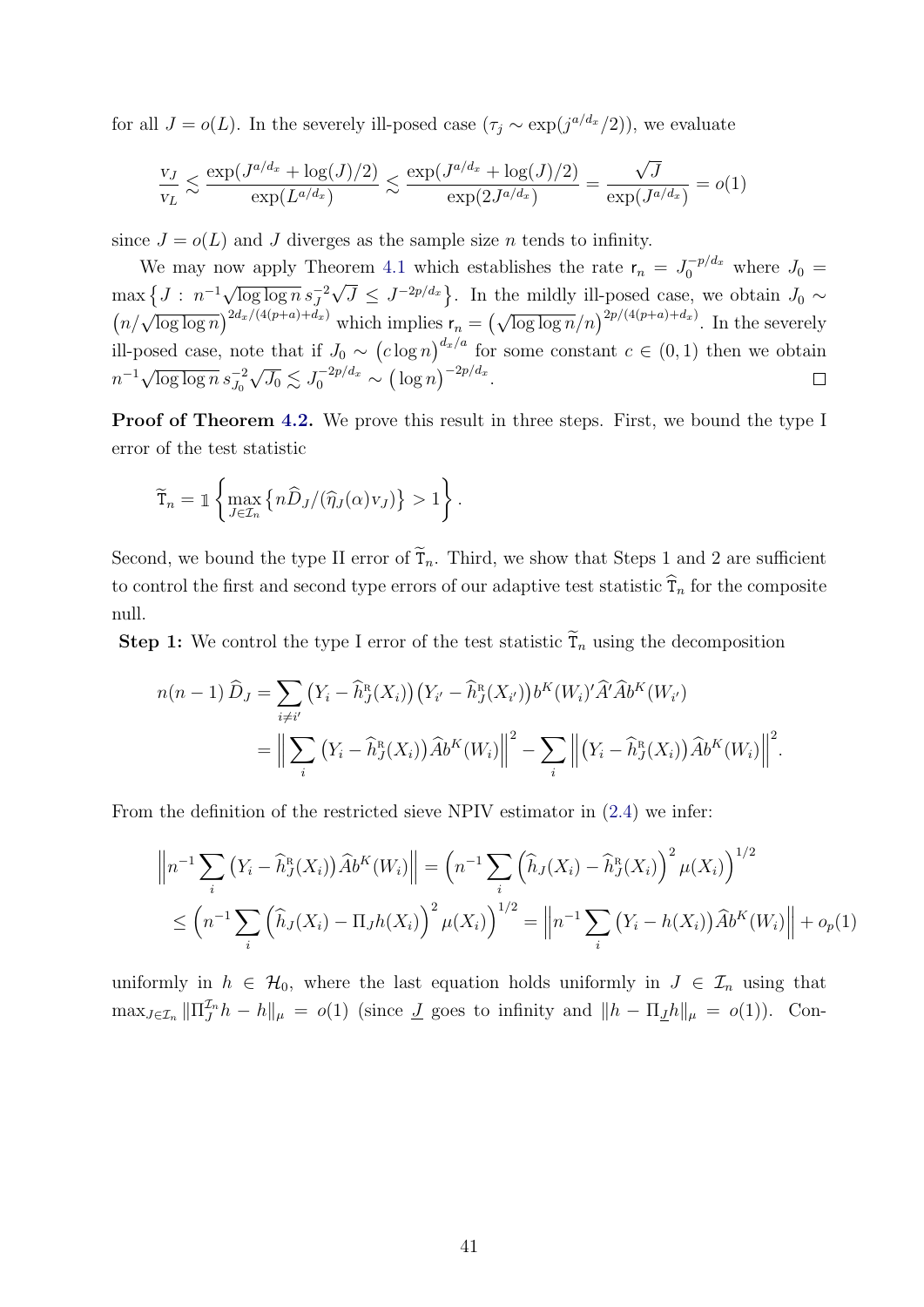for all $J = o(L)$. In the severely ill-posed case ($\tau_j \sim \exp(j^{a/d_x}/2)$), we evaluate

$$\frac{\mathrm{v}_J}{\mathrm{v}_L} \lesssim \frac{\exp(J^{a/d_x} + \log(J)/2)}{\exp(L^{a/d_x})} \lesssim \frac{\exp(J^{a/d_x} + \log(J)/2)}{\exp(2J^{a/d_x})} = \frac{\sqrt{J}}{\exp(J^{a/d_x})} = o(1)$$

since $J = o(L)$ and $J$ diverges as the sample size $n$ tends to infinity.

We may now apply Theorem 4.1 which establishes the rate $\mathsf{r}_n = J_0^{-p/d_x}$ where $J_0 = \max\left\{J \,:\, n^{-1}\sqrt{\log\log n}\, s_J^{-2}\sqrt{J} \leq J^{-2p/d_x}\right\}$. In the mildly ill-posed case, we obtain $J_0 \sim \left(n/\sqrt{\log\log n}\right)^{2d_x/(4(p+a)+d_x)}$ which implies $\mathsf{r}_n = \left(\sqrt{\log\log n}/n\right)^{2p/(4(p+a)+d_x)}$. In the severely ill-posed case, note that if $J_0 \sim \left(c\log n\right)^{d_x/a}$ for some constant $c \in (0,1)$ then we obtain $n^{-1}\sqrt{\log\log n}\, s_{J_0}^{-2}\sqrt{J_0} \lesssim J_0^{-2p/d_x} \sim \left(\log n\right)^{-2p/d_x}$. $\square$

**Proof of Theorem 4.2.** We prove this result in three steps. First, we bound the type I error of the test statistic

$$\widetilde{\mathtt{T}}_n = \mathbb{1}\left\{\max_{J\in\mathcal{I}_n}\left\{n\widehat{D}_J/(\widehat{\eta}_J(\alpha)\mathrm{v}_J)\right\} > 1\right\}.$$

Second, we bound the type II error of $\widetilde{\mathtt{T}}_n$. Third, we show that Steps 1 and 2 are sufficient to control the first and second type errors of our adaptive test statistic $\widehat{\mathtt{T}}_n$ for the composite null.

**Step 1:** We control the type I error of the test statistic $\widetilde{\mathtt{T}}_n$ using the decomposition

$$\begin{aligned} n(n-1)\,\widehat{D}_J &= \sum_{i\neq i'}\left(Y_i - \widehat{h}_J^{\mathrm{R}}(X_i)\right)\left(Y_{i'} - \widehat{h}_J^{\mathrm{R}}(X_{i'})\right)b^K(W_i)'\widehat{A}'\widehat{A}b^K(W_{i'}) \\ &= \Big\|\sum_i\left(Y_i - \widehat{h}_J^{\mathrm{R}}(X_i)\right)\widehat{A}b^K(W_i)\Big\|^2 - \sum_i\Big\|\left(Y_i - \widehat{h}_J^{\mathrm{R}}(X_i)\right)\widehat{A}b^K(W_i)\Big\|^2. \end{aligned}$$

From the definition of the restricted sieve NPIV estimator in (2.4) we infer:

$$\begin{aligned} \Big\|n^{-1}\sum_i\left(Y_i - \widehat{h}_J^{\mathrm{R}}(X_i)\right)\widehat{A}b^K(W_i)\Big\| &= \Big(n^{-1}\sum_i\Big(\widehat{h}_J(X_i) - \widehat{h}_J^{\mathrm{R}}(X_i)\Big)^2\mu(X_i)\Big)^{1/2} \\ \leq \Big(n^{-1}\sum_i\Big(\widehat{h}_J(X_i) - \Pi_J h(X_i)\Big)^2\mu(X_i)\Big)^{1/2} &= \Big\|n^{-1}\sum_i\left(Y_i - h(X_i)\right)\widehat{A}b^K(W_i)\Big\| + o_p(1) \end{aligned}$$

uniformly in $h \in \mathcal{H}_0$, where the last equation holds uniformly in $J \in \mathcal{I}_n$ using that $\max_{J\in\mathcal{I}_n}\|\Pi_J^{\mathcal{I}_n}h - h\|_\mu = o(1)$ (since $\underline{J}$ goes to infinity and $\|h - \Pi_{\underline{J}}h\|_\mu = o(1)$). Con-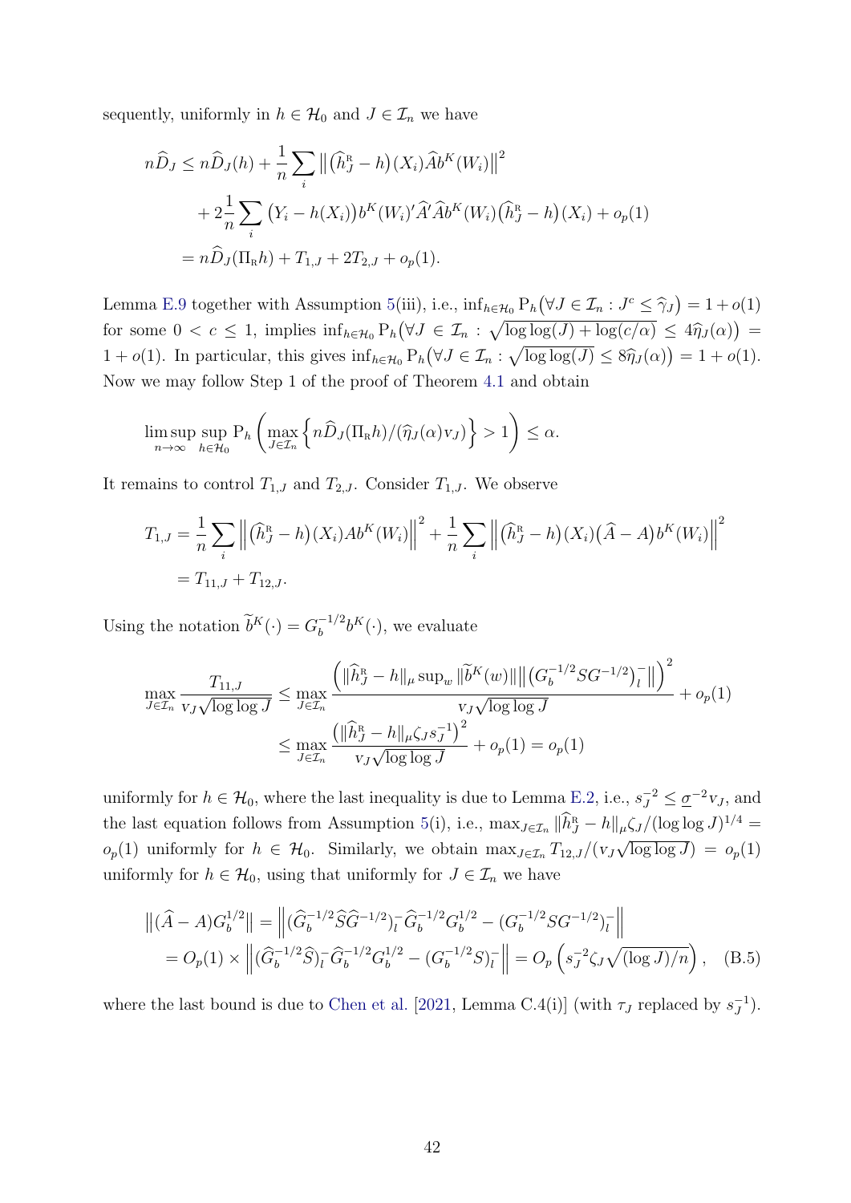sequently, uniformly in $h \in \mathcal{H}_0$ and $J \in \mathcal{I}_n$ we have

$$
\begin{aligned}
n\widehat{D}_J &\leq n\widehat{D}_J(h) + \frac{1}{n}\sum_i \big\|\big(\widehat{h}_J^{\mathrm{R}} - h\big)(X_i)\widehat{A}b^K(W_i)\big\|^2 \\
&\quad + 2\frac{1}{n}\sum_i \big(Y_i - h(X_i)\big)b^K(W_i)'\widehat{A}'\widehat{A}b^K(W_i)\big(\widehat{h}_J^{\mathrm{R}} - h\big)(X_i) + o_p(1) \\
&= n\widehat{D}_J(\Pi_{\mathrm{R}}h) + T_{1,J} + 2T_{2,J} + o_p(1).
\end{aligned}
$$

Lemma E.9 together with Assumption 5(iii), i.e., $\inf_{h\in\mathcal{H}_0}\mathrm{P}_h\big(\forall J \in \mathcal{I}_n : J^c \leq \widehat{\gamma}_J\big) = 1 + o(1)$ for some $0 < c \leq 1$, implies $\inf_{h\in\mathcal{H}_0}\mathrm{P}_h\big(\forall J \in \mathcal{I}_n : \sqrt{\log\log(J) + \log(c/\alpha)} \leq 4\widehat{\eta}_J(\alpha)\big) = 1 + o(1)$. In particular, this gives $\inf_{h\in\mathcal{H}_0}\mathrm{P}_h\big(\forall J \in \mathcal{I}_n : \sqrt{\log\log(J)} \leq 8\widehat{\eta}_J(\alpha)\big) = 1 + o(1)$. Now we may follow Step 1 of the proof of Theorem 4.1 and obtain

$$
\limsup_{n\to\infty}\sup_{h\in\mathcal{H}_0}\mathrm{P}_h\left(\max_{J\in\mathcal{I}_n}\left\{n\widehat{D}_J(\Pi_{\mathrm{R}}h)/(\widehat{\eta}_J(\alpha)\mathrm{v}_J)\right\} > 1\right) \leq \alpha.
$$

It remains to control $T_{1,J}$ and $T_{2,J}$. Consider $T_{1,J}$. We observe

$$
\begin{aligned}
T_{1,J} &= \frac{1}{n}\sum_i \left\|\big(\widehat{h}_J^{\mathrm{R}} - h\big)(X_i)Ab^K(W_i)\right\|^2 + \frac{1}{n}\sum_i \left\|\big(\widehat{h}_J^{\mathrm{R}} - h\big)(X_i)\big(\widehat{A} - A\big)b^K(W_i)\right\|^2 \\
&= T_{11,J} + T_{12,J}.
\end{aligned}
$$

Using the notation $\widetilde{b}^K(\cdot) = G_b^{-1/2}b^K(\cdot)$, we evaluate

$$
\begin{aligned}
\max_{J\in\mathcal{I}_n}\frac{T_{11,J}}{\mathrm{v}_J\sqrt{\log\log J}} &\leq \max_{J\in\mathcal{I}_n}\frac{\Big(\|\widehat{h}_J^{\mathrm{R}} - h\|_\mu \sup_w \|\widetilde{b}^K(w)\|\big\|\big(G_b^{-1/2}SG^{-1/2}\big)_l^-\big\|\Big)^2}{\mathrm{v}_J\sqrt{\log\log J}} + o_p(1) \\
&\leq \max_{J\in\mathcal{I}_n}\frac{\big(\|\widehat{h}_J^{\mathrm{R}} - h\|_\mu\zeta_J s_J^{-1}\big)^2}{\mathrm{v}_J\sqrt{\log\log J}} + o_p(1) = o_p(1)
\end{aligned}
$$

uniformly for $h \in \mathcal{H}_0$, where the last inequality is due to Lemma E.2, i.e., $s_J^{-2} \leq \underline{\sigma}^{-2}\mathrm{v}_J$, and the last equation follows from Assumption 5(i), i.e., $\max_{J\in\mathcal{I}_n}\|\widehat{h}_J^{\mathrm{R}} - h\|_\mu\zeta_J/(\log\log J)^{1/4} = o_p(1)$ uniformly for $h \in \mathcal{H}_0$. Similarly, we obtain $\max_{J\in\mathcal{I}_n}T_{12,J}/(\mathrm{v}_J\sqrt{\log\log J}) = o_p(1)$ uniformly for $h \in \mathcal{H}_0$, using that uniformly for $J \in \mathcal{I}_n$ we have

$$
\begin{aligned}
\big\|(\widehat{A} - A)G_b^{1/2}\big\| &= \left\|(\widehat{G}_b^{-1/2}\widehat{S}\widehat{G}^{-1/2})_l^-\widehat{G}_b^{-1/2}G_b^{1/2} - (G_b^{-1/2}SG^{-1/2})_l^-\right\| \\
&= O_p(1) \times \left\|(\widehat{G}_b^{-1/2}\widehat{S})_l^-\widehat{G}_b^{-1/2}G_b^{1/2} - (G_b^{-1/2}S)_l^-\right\| = O_p\left(s_J^{-2}\zeta_J\sqrt{(\log J)/n}\right), \quad \text{(B.5)}
\end{aligned}
$$

where the last bound is due to Chen et al. [2021, Lemma C.4(i)] (with $\tau_J$ replaced by $s_J^{-1}$).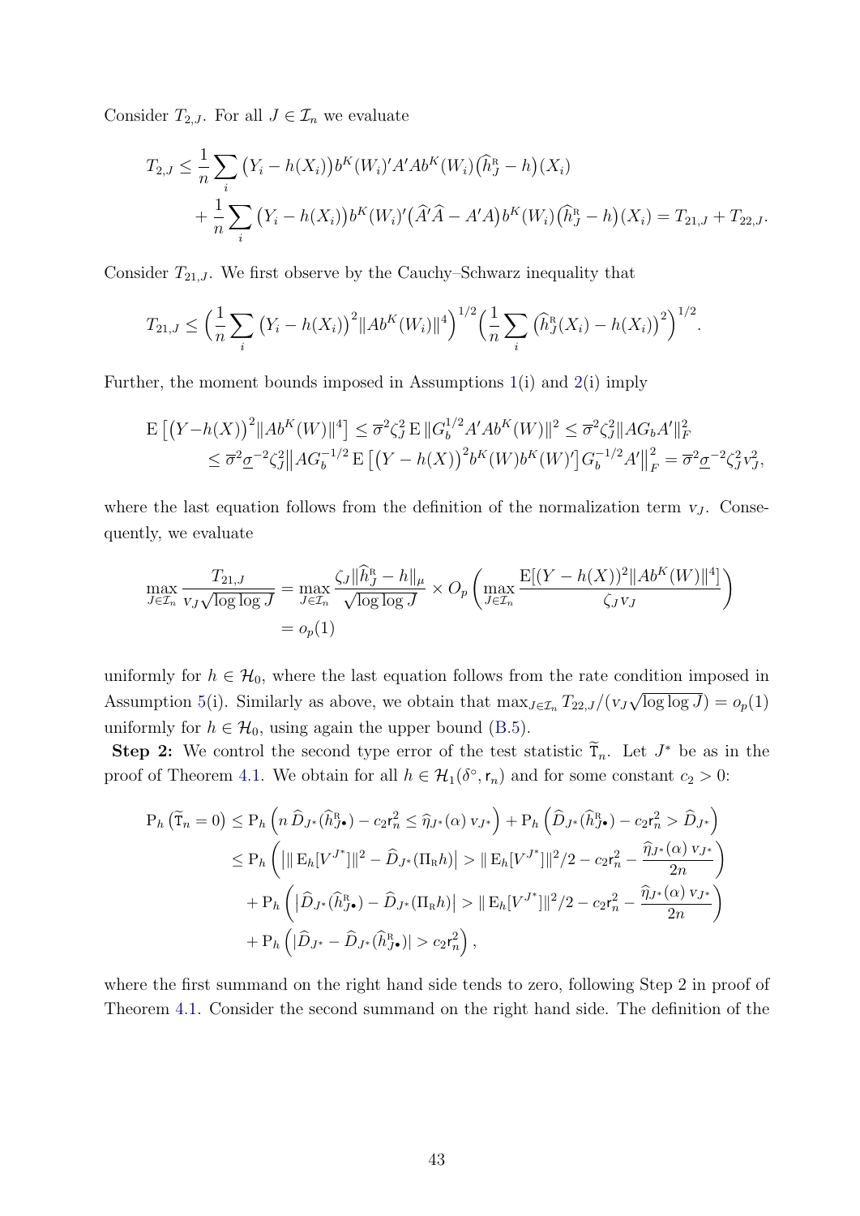Consider $T_{2,J}$. For all $J \in \mathcal{I}_n$ we evaluate

$$
\begin{aligned}
T_{2,J} \leq & \frac{1}{n}\sum_i \big(Y_i - h(X_i)\big) b^K(W_i)' A' A b^K(W_i) \big(\widehat{h}_J^{\mathrm{R}} - h\big)(X_i) \\
& + \frac{1}{n}\sum_i \big(Y_i - h(X_i)\big) b^K(W_i)' \big(\widehat{A}'\widehat{A} - A'A\big) b^K(W_i) \big(\widehat{h}_J^{\mathrm{R}} - h\big)(X_i) = T_{21,J} + T_{22,J}.
\end{aligned}
$$

Consider $T_{21,J}$. We first observe by the Cauchy–Schwarz inequality that

$$
T_{21,J} \leq \Big(\frac{1}{n}\sum_i \big(Y_i - h(X_i)\big)^2 \|Ab^K(W_i)\|^4\Big)^{1/2} \Big(\frac{1}{n}\sum_i \big(\widehat{h}_J^{\mathrm{R}}(X_i) - h(X_i)\big)^2\Big)^{1/2}.
$$

Further, the moment bounds imposed in Assumptions 1(i) and 2(i) imply

$$
\begin{aligned}
\mathrm{E}\left[\big(Y - h(X)\big)^2 \|Ab^K(W)\|^4\right] &\leq \overline{\sigma}^2 \zeta_J^2 \, \mathrm{E}\, \|G_b^{1/2} A' A b^K(W)\|^2 \leq \overline{\sigma}^2 \zeta_J^2 \|AG_b A'\|_F^2 \\
&\leq \overline{\sigma}^2 \underline{\sigma}^{-2} \zeta_J^2 \big\|AG_b^{-1/2}\, \mathrm{E}\left[\big(Y - h(X)\big)^2 b^K(W) b^K(W)'\right] G_b^{-1/2} A'\big\|_F^2 = \overline{\sigma}^2 \underline{\sigma}^{-2} \zeta_J^2 \mathrm{v}_J^2,
\end{aligned}
$$

where the last equation follows from the definition of the normalization term $\mathrm{v}_J$. Consequently, we evaluate

$$
\begin{aligned}
\max_{J \in \mathcal{I}_n} \frac{T_{21,J}}{\mathrm{v}_J \sqrt{\log\log J}} &= \max_{J \in \mathcal{I}_n} \frac{\zeta_J \|\widehat{h}_J^{\mathrm{R}} - h\|_\mu}{\sqrt{\log\log J}} \times O_p\left(\max_{J \in \mathcal{I}_n} \frac{\mathrm{E}[(Y - h(X))^2 \|Ab^K(W)\|^4]}{\zeta_J \mathrm{v}_J}\right) \\
&= o_p(1)
\end{aligned}
$$

uniformly for $h \in \mathcal{H}_0$, where the last equation follows from the rate condition imposed in Assumption 5(i). Similarly as above, we obtain that $\max_{J \in \mathcal{I}_n} T_{22,J}/(\mathrm{v}_J \sqrt{\log\log J}) = o_p(1)$ uniformly for $h \in \mathcal{H}_0$, using again the upper bound (B.5).

**Step 2:** We control the second type error of the test statistic $\widetilde{\mathrm{T}}_n$. Let $J^*$ be as in the proof of Theorem 4.1. We obtain for all $h \in \mathcal{H}_1(\delta^\circ, \mathrm{r}_n)$ and for some constant $c_2 > 0$:

$$
\begin{aligned}
\mathrm{P}_h\left(\widetilde{\mathrm{T}}_n = 0\right) &\leq \mathrm{P}_h\left(n\, \widehat{D}_{J^*}(\widehat{h}_{J\bullet}^{\mathrm{R}}) - c_2 \mathrm{r}_n^2 \leq \widehat{\eta}_{J^*}(\alpha)\, \mathrm{v}_{J^*}\right) + \mathrm{P}_h\left(\widehat{D}_{J^*}(\widehat{h}_{J\bullet}^{\mathrm{R}}) - c_2 \mathrm{r}_n^2 > \widehat{D}_{J^*}\right) \\
&\leq \mathrm{P}_h\left(\big|\|\,\mathrm{E}_h[V^{J^*}]\|^2 - \widehat{D}_{J^*}(\Pi_{\mathrm{R}} h)\big| > \|\,\mathrm{E}_h[V^{J^*}]\|^2/2 - c_2 \mathrm{r}_n^2 - \frac{\widehat{\eta}_{J^*}(\alpha)\, \mathrm{v}_{J^*}}{2n}\right) \\
&\quad + \mathrm{P}_h\left(\big|\widehat{D}_{J^*}(\widehat{h}_{J\bullet}^{\mathrm{R}}) - \widehat{D}_{J^*}(\Pi_{\mathrm{R}} h)\big| > \|\,\mathrm{E}_h[V^{J^*}]\|^2/2 - c_2 \mathrm{r}_n^2 - \frac{\widehat{\eta}_{J^*}(\alpha)\, \mathrm{v}_{J^*}}{2n}\right) \\
&\quad + \mathrm{P}_h\left(|\widehat{D}_{J^*} - \widehat{D}_{J^*}(\widehat{h}_{J\bullet}^{\mathrm{R}})| > c_2 \mathrm{r}_n^2\right),
\end{aligned}
$$

where the first summand on the right hand side tends to zero, following Step 2 in proof of Theorem 4.1. Consider the second summand on the right hand side. The definition of the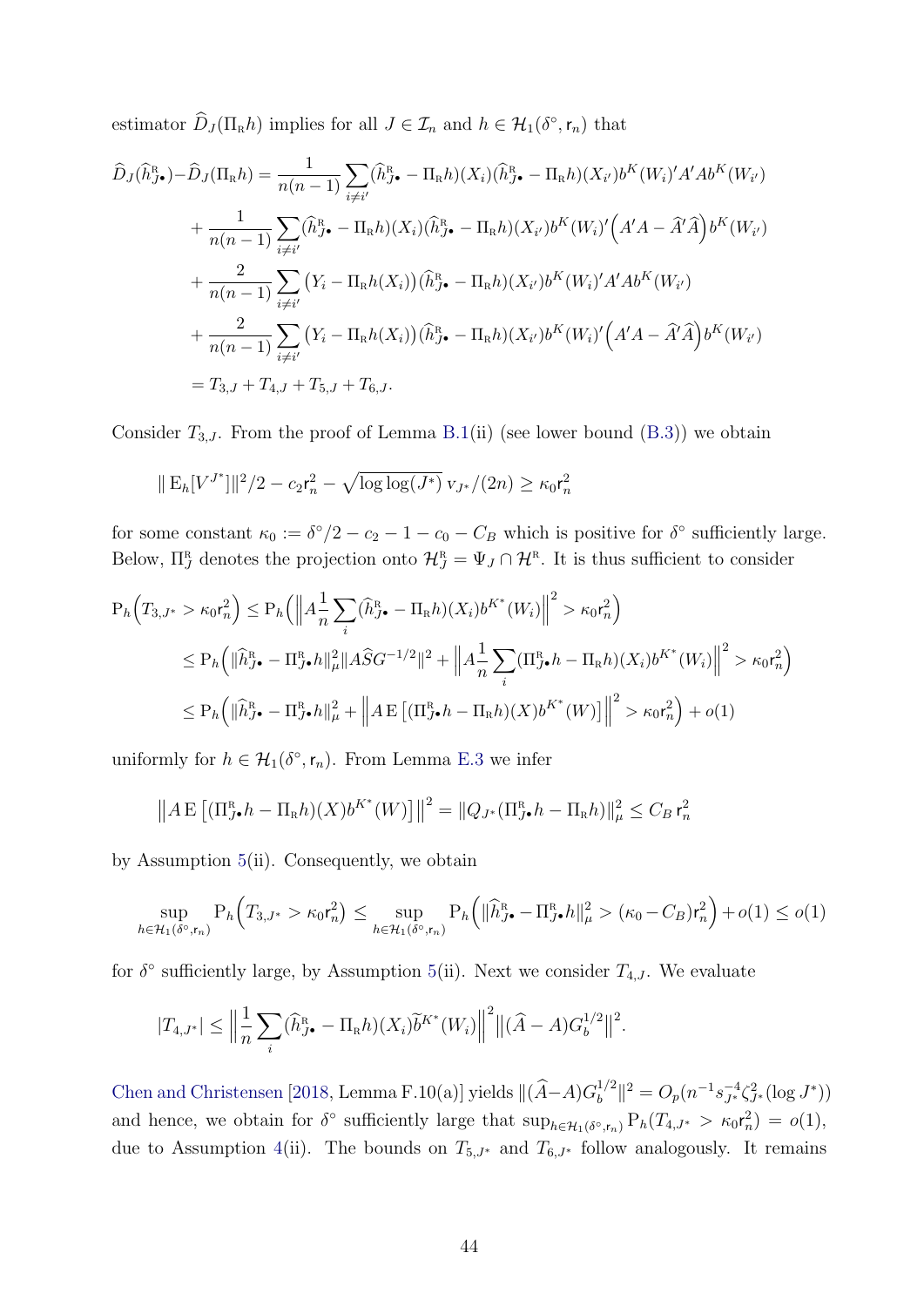estimator $\widehat{D}_J(\Pi_{\text{R}}h)$ implies for all $J \in \mathcal{I}_n$ and $h \in \mathcal{H}_1(\delta^\circ, \mathsf{r}_n)$ that

$$
\begin{aligned}
\widehat{D}_J(\widehat{h}^{\text{R}}_{J\bullet}) - \widehat{D}_J(\Pi_{\text{R}}h) &= \frac{1}{n(n-1)}\sum_{i\neq i'}(\widehat{h}^{\text{R}}_{J\bullet} - \Pi_{\text{R}}h)(X_i)(\widehat{h}^{\text{R}}_{J\bullet} - \Pi_{\text{R}}h)(X_{i'})b^K(W_i)'A'Ab^K(W_{i'}) \\
&+ \frac{1}{n(n-1)}\sum_{i\neq i'}(\widehat{h}^{\text{R}}_{J\bullet} - \Pi_{\text{R}}h)(X_i)(\widehat{h}^{\text{R}}_{J\bullet} - \Pi_{\text{R}}h)(X_{i'})b^K(W_i)'\Big(A'A - \widehat{A}'\widehat{A}\Big)b^K(W_{i'}) \\
&+ \frac{2}{n(n-1)}\sum_{i\neq i'}\big(Y_i - \Pi_{\text{R}}h(X_i)\big)(\widehat{h}^{\text{R}}_{J\bullet} - \Pi_{\text{R}}h)(X_{i'})b^K(W_i)'A'Ab^K(W_{i'}) \\
&+ \frac{2}{n(n-1)}\sum_{i\neq i'}\big(Y_i - \Pi_{\text{R}}h(X_i)\big)(\widehat{h}^{\text{R}}_{J\bullet} - \Pi_{\text{R}}h)(X_{i'})b^K(W_i)'\Big(A'A - \widehat{A}'\widehat{A}\Big)b^K(W_{i'}) \\
&= T_{3,J} + T_{4,J} + T_{5,J} + T_{6,J}.
\end{aligned}
$$

Consider $T_{3,J}$. From the proof of Lemma B.1(ii) (see lower bound (B.3)) we obtain

$$
\|\operatorname{E}_h[V^{J^*}]\|^2/2 - c_2\mathsf{r}_n^2 - \sqrt{\log\log(J^*)}\, v_{J^*}/(2n) \geq \kappa_0 \mathsf{r}_n^2
$$

for some constant $\kappa_0 := \delta^\circ/2 - c_2 - 1 - c_0 - C_B$ which is positive for $\delta^\circ$ sufficiently large. Below, $\Pi^{\text{R}}_J$ denotes the projection onto $\mathcal{H}^{\text{R}}_J = \Psi_J \cap \mathcal{H}^{\text{R}}$. It is thus sufficient to consider

$$
\begin{aligned}
\operatorname{P}_h\Big(T_{3,J^*} > \kappa_0\mathsf{r}_n^2\Big) &\leq \operatorname{P}_h\Big(\Big\|A\frac{1}{n}\sum_i(\widehat{h}^{\text{R}}_{J\bullet} - \Pi_{\text{R}}h)(X_i)b^{K^*}(W_i)\Big\|^2 > \kappa_0\mathsf{r}_n^2\Big) \\
&\leq \operatorname{P}_h\Big(\|\widehat{h}^{\text{R}}_{J\bullet} - \Pi^{\text{R}}_{J\bullet}h\|_\mu^2\|A\widehat{S}G^{-1/2}\|^2 + \Big\|A\frac{1}{n}\sum_i(\Pi^{\text{R}}_{J\bullet}h - \Pi_{\text{R}}h)(X_i)b^{K^*}(W_i)\Big\|^2 > \kappa_0\mathsf{r}_n^2\Big) \\
&\leq \operatorname{P}_h\Big(\|\widehat{h}^{\text{R}}_{J\bullet} - \Pi^{\text{R}}_{J\bullet}h\|_\mu^2 + \Big\|A\operatorname{E}\big[(\Pi^{\text{R}}_{J\bullet}h - \Pi_{\text{R}}h)(X)b^{K^*}(W)\big]\Big\|^2 > \kappa_0\mathsf{r}_n^2\Big) + o(1)
\end{aligned}
$$

uniformly for $h \in \mathcal{H}_1(\delta^\circ, \mathsf{r}_n)$. From Lemma E.3 we infer

$$
\big\|A\operatorname{E}\big[(\Pi^{\text{R}}_{J\bullet}h - \Pi_{\text{R}}h)(X)b^{K^*}(W)\big]\big\|^2 = \|Q_{J^*}(\Pi^{\text{R}}_{J\bullet}h - \Pi_{\text{R}}h)\|_\mu^2 \leq C_B\,\mathsf{r}_n^2
$$

by Assumption 5(ii). Consequently, we obtain

$$
\sup_{h\in\mathcal{H}_1(\delta^\circ,\mathsf{r}_n)}\operatorname{P}_h\Big(T_{3,J^*} > \kappa_0\mathsf{r}_n^2\Big) \leq \sup_{h\in\mathcal{H}_1(\delta^\circ,\mathsf{r}_n)}\operatorname{P}_h\Big(\|\widehat{h}^{\text{R}}_{J\bullet} - \Pi^{\text{R}}_{J\bullet}h\|_\mu^2 > (\kappa_0 - C_B)\mathsf{r}_n^2\Big) + o(1) \leq o(1)
$$

for $\delta^\circ$ sufficiently large, by Assumption 5(ii). Next we consider $T_{4,J}$. We evaluate

$$
|T_{4,J^*}| \leq \Big\|\frac{1}{n}\sum_i(\widehat{h}^{\text{R}}_{J\bullet} - \Pi_{\text{R}}h)(X_i)\widetilde{b}^{K^*}(W_i)\Big\|^2\big\|(\widehat{A} - A)G_b^{1/2}\big\|^2.
$$

Chen and Christensen [2018, Lemma F.10(a)] yields $\|(\widehat{A}-A)G_b^{1/2}\|^2 = O_p(n^{-1}s_{J^*}^{-4}\zeta_{J^*}^2(\log J^*))$ and hence, we obtain for $\delta^\circ$ sufficiently large that $\sup_{h\in\mathcal{H}_1(\delta^\circ,\mathsf{r}_n)}\operatorname{P}_h(T_{4,J^*} > \kappa_0\mathsf{r}_n^2) = o(1)$, due to Assumption 4(ii). The bounds on $T_{5,J^*}$ and $T_{6,J^*}$ follow analogously. It remains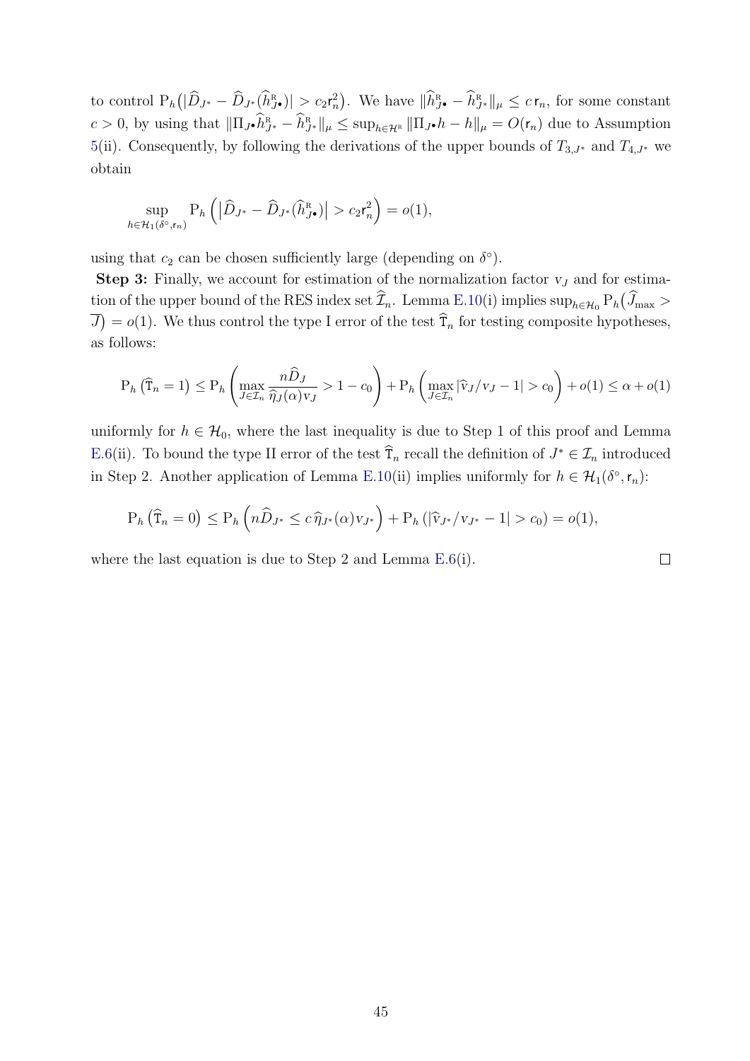to control $\mathrm{P}_h\big(|\widehat{D}_{J^*} - \widehat{D}_{J^*}(\widehat{h}^{\mathrm{R}}_{J^\bullet})| > c_2 \mathsf{r}_n^2\big)$. We have $\|\widehat{h}^{\mathrm{R}}_{J^\bullet} - \widehat{h}^{\mathrm{R}}_{J^*}\|_\mu \leq c\,\mathsf{r}_n$, for some constant $c > 0$, by using that $\|\Pi_{J^\bullet}\widehat{h}^{\mathrm{R}}_{J^*} - \widehat{h}^{\mathrm{R}}_{J^*}\|_\mu \leq \sup_{h\in\mathcal{H}^{\mathrm{R}}} \|\Pi_{J^\bullet} h - h\|_\mu = O(\mathsf{r}_n)$ due to Assumption 5(ii). Consequently, by following the derivations of the upper bounds of $T_{3,J^*}$ and $T_{4,J^*}$ we obtain

$$\sup_{h\in\mathcal{H}_1(\delta^\circ,\mathsf{r}_n)} \mathrm{P}_h\left(\left|\widehat{D}_{J^*} - \widehat{D}_{J^*}(\widehat{h}^{\mathrm{R}}_{J^\bullet})\right| > c_2\mathsf{r}_n^2\right) = o(1),$$

using that $c_2$ can be chosen sufficiently large (depending on $\delta^\circ$).

**Step 3:** Finally, we account for estimation of the normalization factor $\mathrm{v}_J$ and for estimation of the upper bound of the RES index set $\widehat{\mathcal{I}}_n$. Lemma E.10(i) implies $\sup_{h\in\mathcal{H}_0} \mathrm{P}_h\big(\widehat{J}_{\max} > \overline{J}\big) = o(1)$. We thus control the type I error of the test $\widehat{\mathtt{T}}_n$ for testing composite hypotheses, as follows:

$$\mathrm{P}_h\left(\widehat{\mathtt{T}}_n = 1\right) \leq \mathrm{P}_h\left(\max_{J\in\mathcal{I}_n} \frac{n\widehat{D}_J}{\widehat{\eta}_J(\alpha)\mathrm{v}_J} > 1 - c_0\right) + \mathrm{P}_h\left(\max_{J\in\mathcal{I}_n} |\widehat{\mathrm{v}}_J/\mathrm{v}_J - 1| > c_0\right) + o(1) \leq \alpha + o(1)$$

uniformly for $h\in\mathcal{H}_0$, where the last inequality is due to Step 1 of this proof and Lemma E.6(ii). To bound the type II error of the test $\widehat{\mathtt{T}}_n$ recall the definition of $J^*\in\mathcal{I}_n$ introduced in Step 2. Another application of Lemma E.10(ii) implies uniformly for $h\in\mathcal{H}_1(\delta^\circ,\mathsf{r}_n)$:

$$\mathrm{P}_h\left(\widehat{\mathtt{T}}_n = 0\right) \leq \mathrm{P}_h\left(n\widehat{D}_{J^*} \leq c\,\widehat{\eta}_{J^*}(\alpha)\mathrm{v}_{J^*}\right) + \mathrm{P}_h\left(|\widehat{\mathrm{v}}_{J^*}/\mathrm{v}_{J^*} - 1| > c_0\right) = o(1),$$

where the last equation is due to Step 2 and Lemma E.6(i). □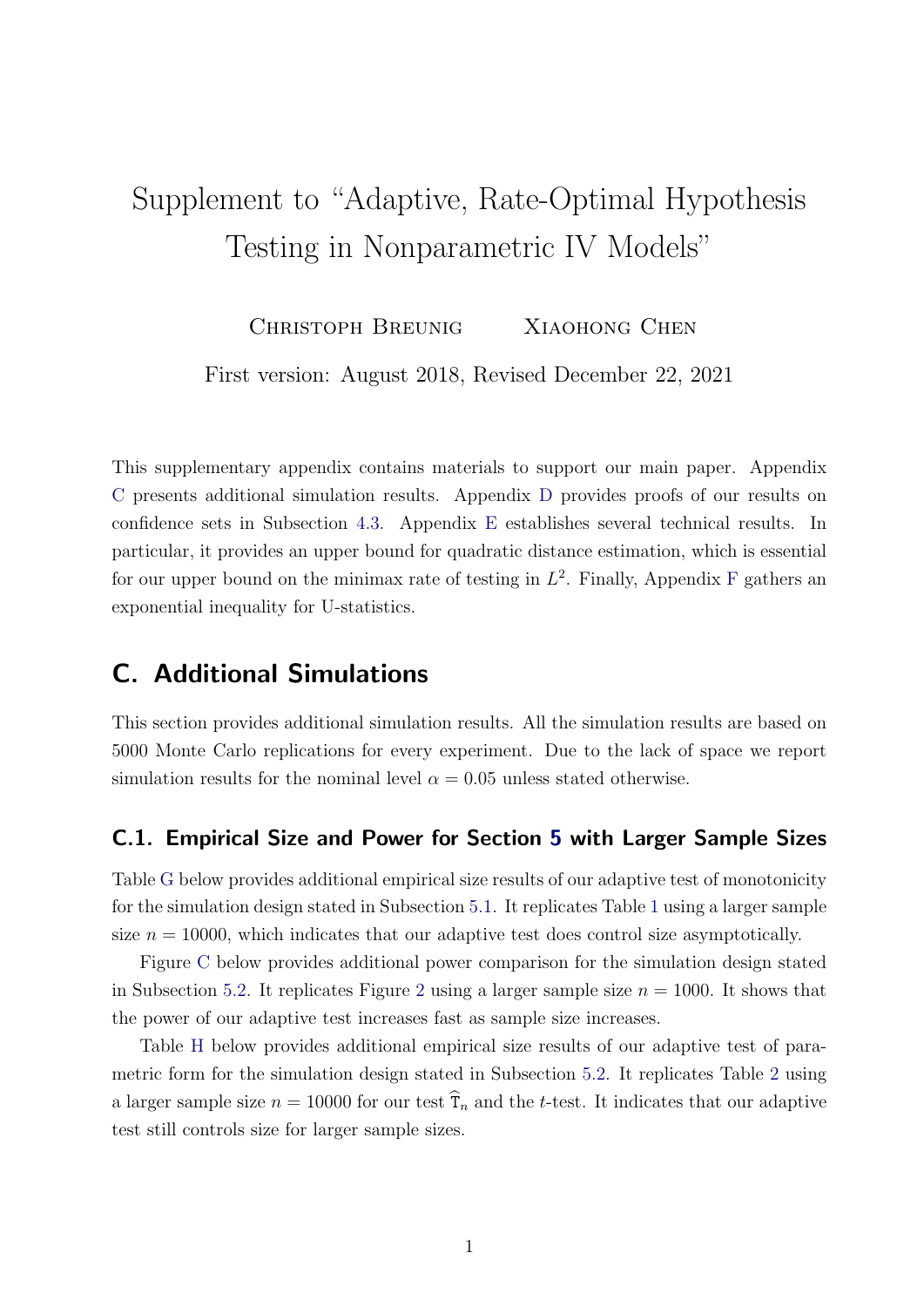# Supplement to "Adaptive, Rate-Optimal Hypothesis Testing in Nonparametric IV Models"

Christoph Breunig    Xiaohong Chen

First version: August 2018, Revised December 22, 2021

This supplementary appendix contains materials to support our main paper. Appendix C presents additional simulation results. Appendix D provides proofs of our results on confidence sets in Subsection 4.3. Appendix E establishes several technical results. In particular, it provides an upper bound for quadratic distance estimation, which is essential for our upper bound on the minimax rate of testing in $L^2$. Finally, Appendix F gathers an exponential inequality for U-statistics.

## C. Additional Simulations

This section provides additional simulation results. All the simulation results are based on 5000 Monte Carlo replications for every experiment. Due to the lack of space we report simulation results for the nominal level $\alpha = 0.05$ unless stated otherwise.

### C.1. Empirical Size and Power for Section 5 with Larger Sample Sizes

Table G below provides additional empirical size results of our adaptive test of monotonicity for the simulation design stated in Subsection 5.1. It replicates Table 1 using a larger sample size $n = 10000$, which indicates that our adaptive test does control size asymptotically.

Figure C below provides additional power comparison for the simulation design stated in Subsection 5.2. It replicates Figure 2 using a larger sample size $n = 1000$. It shows that the power of our adaptive test increases fast as sample size increases.

Table H below provides additional empirical size results of our adaptive test of parametric form for the simulation design stated in Subsection 5.2. It replicates Table 2 using a larger sample size $n = 10000$ for our test $\widehat{\mathtt{T}}_n$ and the $t$-test. It indicates that our adaptive test still controls size for larger sample sizes.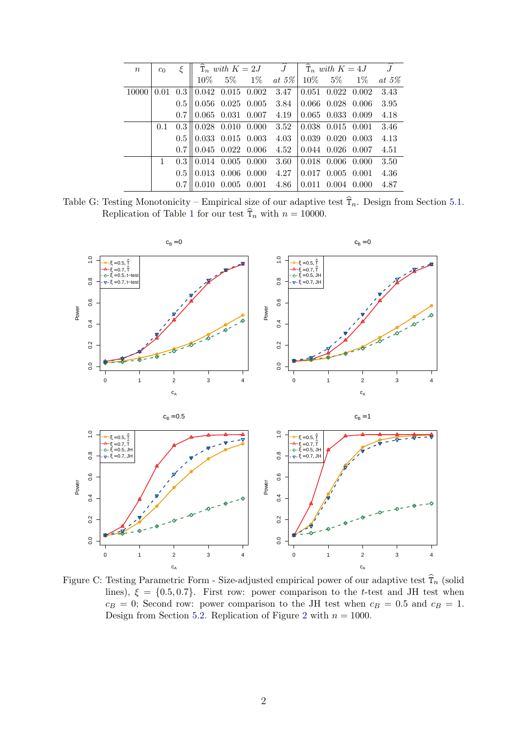| $n$ | $c_0$ | $\xi$ | $\widehat{\mathtt{T}}_n$ *with* $K = 2J$ 10% | 5% | 1% | $\widetilde{J}$ *at 5%* | $\widehat{\mathtt{T}}_n$ *with* $K = 4J$ 10% | 5% | 1% | $\widetilde{J}$ *at 5%* |
|---|---|---|---|---|---|---|---|---|---|---|
| 10000 | 0.01 | 0.3 | 0.042 | 0.015 | 0.002 | 3.47 | 0.051 | 0.022 | 0.002 | 3.43 |
| | | 0.5 | 0.056 | 0.025 | 0.005 | 3.84 | 0.066 | 0.028 | 0.006 | 3.95 |
| | | 0.7 | 0.065 | 0.031 | 0.007 | 4.19 | 0.065 | 0.033 | 0.009 | 4.18 |
| | 0.1 | 0.3 | 0.028 | 0.010 | 0.000 | 3.52 | 0.038 | 0.015 | 0.001 | 3.46 |
| | | 0.5 | 0.033 | 0.015 | 0.003 | 4.03 | 0.039 | 0.020 | 0.003 | 4.13 |
| | | 0.7 | 0.045 | 0.022 | 0.006 | 4.52 | 0.044 | 0.026 | 0.007 | 4.51 |
| | 1 | 0.3 | 0.014 | 0.005 | 0.000 | 3.60 | 0.018 | 0.006 | 0.000 | 3.50 |
| | | 0.5 | 0.013 | 0.006 | 0.000 | 4.27 | 0.017 | 0.005 | 0.001 | 4.36 |
| | | 0.7 | 0.010 | 0.005 | 0.001 | 4.86 | 0.011 | 0.004 | 0.000 | 4.87 |

Table G: Testing Monotonicity – Empirical size of our adaptive test $\widehat{\mathtt{T}}_n$. Design from Section 5.1. Replication of Table 1 for our test $\widehat{\mathtt{T}}_n$ with $n = 10000$.

Figure C: Testing Parametric Form - Size-adjusted empirical power of our adaptive test $\widehat{\mathtt{T}}_n$ (solid lines), $\xi = \{0.5, 0.7\}$. First row: power comparison to the $t$-test and JH test when $c_B = 0$; Second row: power comparison to the JH test when $c_B = 0.5$ and $c_B = 1$. Design from Section 5.2. Replication of Figure 2 with $n = 1000$.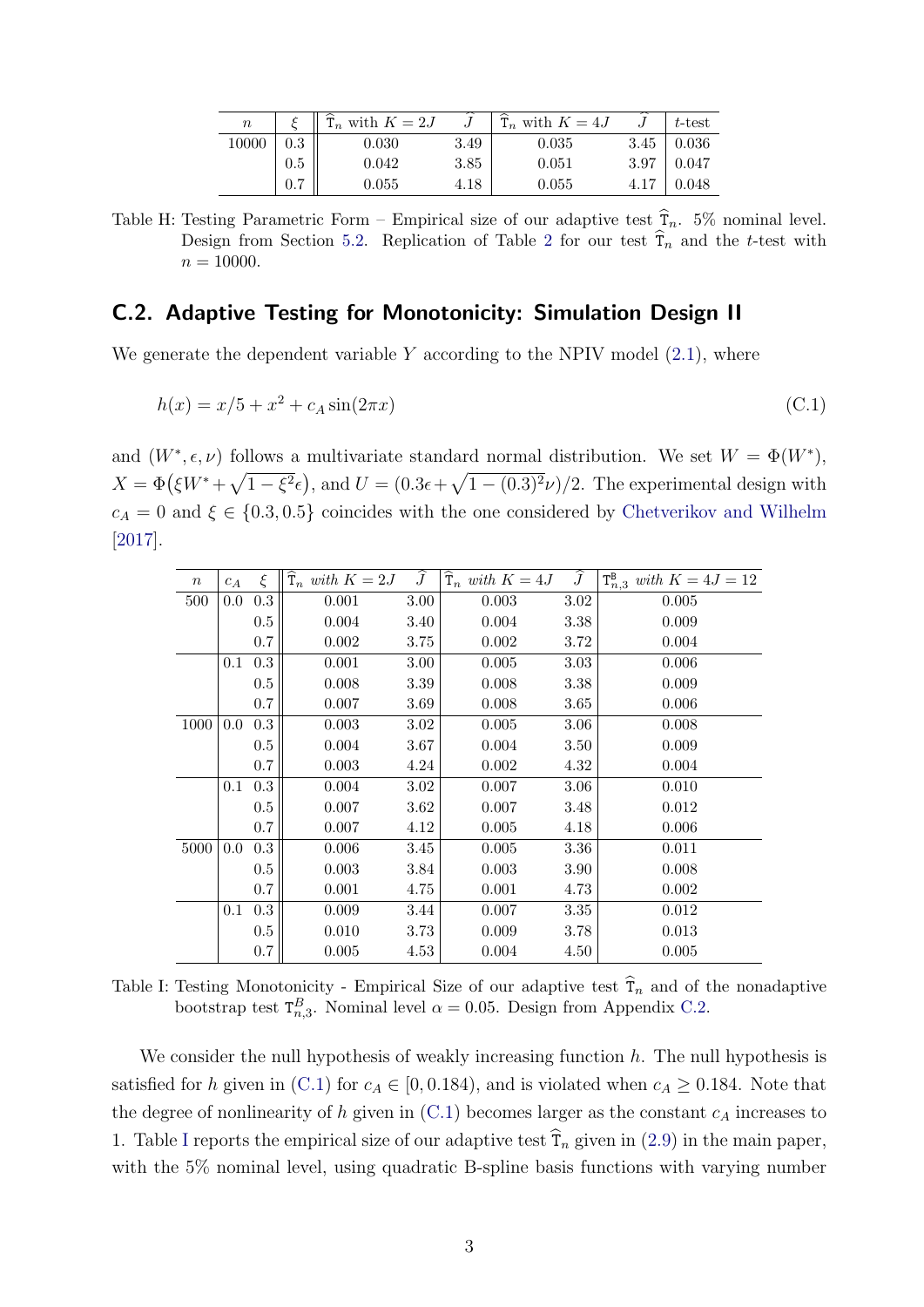| $n$ | $\xi$ | $\widehat{\mathtt{T}}_n$ with $K = 2J$ | $\widehat{J}$ | $\widehat{\mathtt{T}}_n$ with $K = 4J$ | $\widehat{J}$ | $t$-test |
|---|---|---|---|---|---|---|
| 10000 | 0.3 | 0.030 | 3.49 | 0.035 | 3.45 | 0.036 |
| | 0.5 | 0.042 | 3.85 | 0.051 | 3.97 | 0.047 |
| | 0.7 | 0.055 | 4.18 | 0.055 | 4.17 | 0.048 |

Table H: Testing Parametric Form – Empirical size of our adaptive test $\widehat{\mathtt{T}}_n$. 5% nominal level. Design from Section 5.2. Replication of Table 2 for our test $\widehat{\mathtt{T}}_n$ and the $t$-test with $n = 10000$.

## C.2. Adaptive Testing for Monotonicity: Simulation Design II

We generate the dependent variable $Y$ according to the NPIV model (2.1), where

$$h(x) = x/5 + x^2 + c_A \sin(2\pi x) \tag{C.1}$$

and $(W^*, \epsilon, \nu)$ follows a multivariate standard normal distribution. We set $W = \Phi(W^*)$, $X = \Phi\big(\xi W^* + \sqrt{1-\xi^2}\epsilon\big)$, and $U = (0.3\epsilon + \sqrt{1-(0.3)^2}\nu)/2$. The experimental design with $c_A = 0$ and $\xi \in \{0.3, 0.5\}$ coincides with the one considered by Chetverikov and Wilhelm [2017].

| $n$ | $c_A$ | $\xi$ | $\widehat{\mathtt{T}}_n$ *with* $K = 2J$ | $\widehat{J}$ | $\widehat{\mathtt{T}}_n$ *with* $K = 4J$ | $\widehat{J}$ | $\mathtt{T}^{\mathtt{B}}_{n,3}$ *with* $K = 4J = 12$ |
|---|---|---|---|---|---|---|---|
| 500 | 0.0 | 0.3 | 0.001 | 3.00 | 0.003 | 3.02 | 0.005 |
| | | 0.5 | 0.004 | 3.40 | 0.004 | 3.38 | 0.009 |
| | | 0.7 | 0.002 | 3.75 | 0.002 | 3.72 | 0.004 |
| | 0.1 | 0.3 | 0.001 | 3.00 | 0.005 | 3.03 | 0.006 |
| | | 0.5 | 0.008 | 3.39 | 0.008 | 3.38 | 0.009 |
| | | 0.7 | 0.007 | 3.69 | 0.008 | 3.65 | 0.006 |
| 1000 | 0.0 | 0.3 | 0.003 | 3.02 | 0.005 | 3.06 | 0.008 |
| | | 0.5 | 0.004 | 3.67 | 0.004 | 3.50 | 0.009 |
| | | 0.7 | 0.003 | 4.24 | 0.002 | 4.32 | 0.004 |
| | 0.1 | 0.3 | 0.004 | 3.02 | 0.007 | 3.06 | 0.010 |
| | | 0.5 | 0.007 | 3.62 | 0.007 | 3.48 | 0.012 |
| | | 0.7 | 0.007 | 4.12 | 0.005 | 4.18 | 0.006 |
| 5000 | 0.0 | 0.3 | 0.006 | 3.45 | 0.005 | 3.36 | 0.011 |
| | | 0.5 | 0.003 | 3.84 | 0.003 | 3.90 | 0.008 |
| | | 0.7 | 0.001 | 4.75 | 0.001 | 4.73 | 0.002 |
| | 0.1 | 0.3 | 0.009 | 3.44 | 0.007 | 3.35 | 0.012 |
| | | 0.5 | 0.010 | 3.73 | 0.009 | 3.78 | 0.013 |
| | | 0.7 | 0.005 | 4.53 | 0.004 | 4.50 | 0.005 |

Table I: Testing Monotonicity - Empirical Size of our adaptive test $\widehat{\mathtt{T}}_n$ and of the nonadaptive bootstrap test $\mathtt{T}^B_{n,3}$. Nominal level $\alpha = 0.05$. Design from Appendix C.2.

We consider the null hypothesis of weakly increasing function $h$. The null hypothesis is satisfied for $h$ given in (C.1) for $c_A \in [0, 0.184)$, and is violated when $c_A \geq 0.184$. Note that the degree of nonlinearity of $h$ given in (C.1) becomes larger as the constant $c_A$ increases to 1. Table I reports the empirical size of our adaptive test $\widehat{\mathtt{T}}_n$ given in (2.9) in the main paper, with the 5% nominal level, using quadratic B-spline basis functions with varying number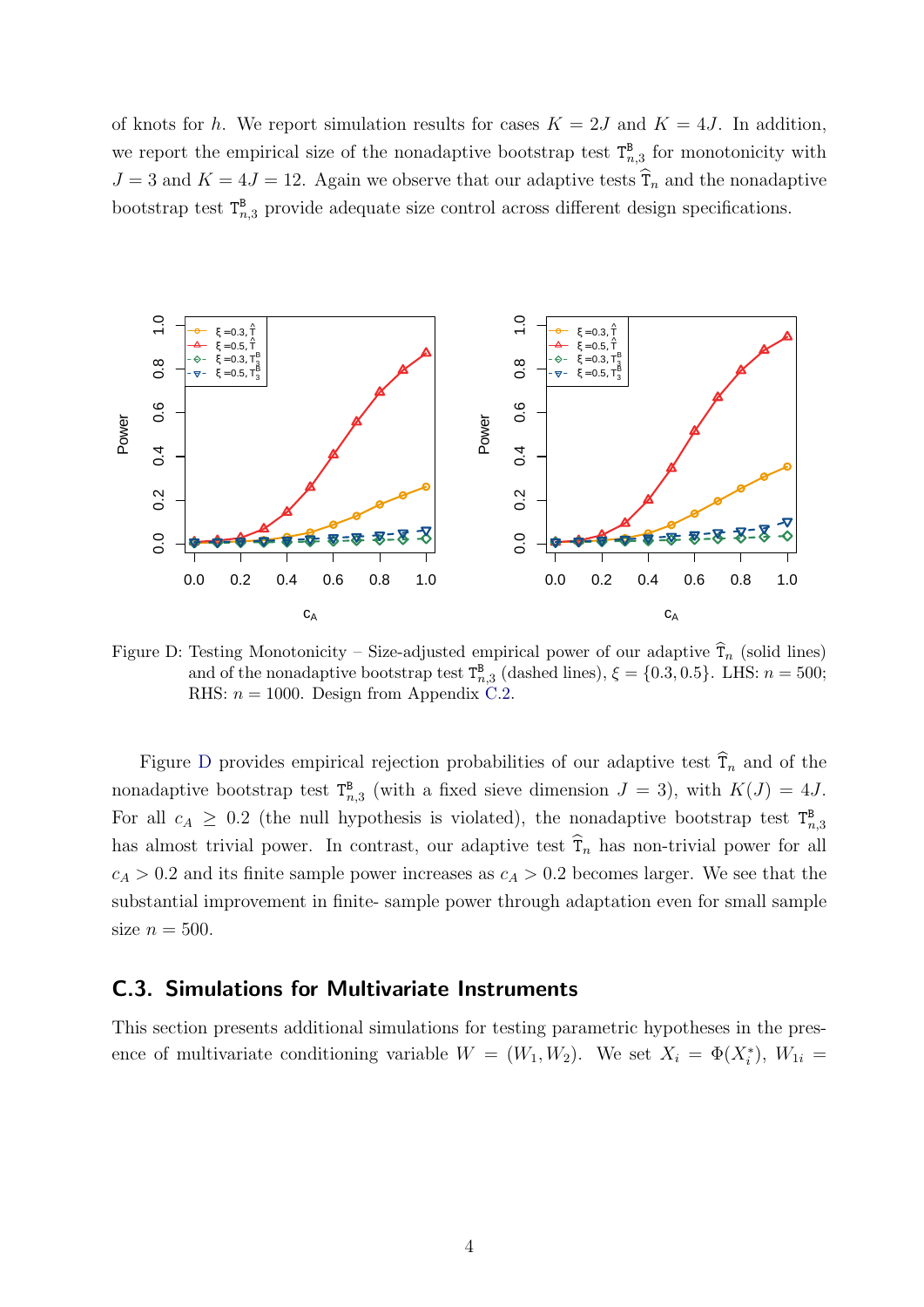of knots for $h$. We report simulation results for cases $K = 2J$ and $K = 4J$. In addition, we report the empirical size of the nonadaptive bootstrap test $\mathtt{T}^{\mathtt{B}}_{n,3}$ for monotonicity with $J = 3$ and $K = 4J = 12$. Again we observe that our adaptive tests $\widehat{\mathtt{T}}_n$ and the nonadaptive bootstrap test $\mathtt{T}^{\mathtt{B}}_{n,3}$ provide adequate size control across different design specifications.

Figure D: Testing Monotonicity – Size-adjusted empirical power of our adaptive $\widehat{\mathtt{T}}_n$ (solid lines) and of the nonadaptive bootstrap test $\mathtt{T}^{\mathtt{B}}_{n,3}$ (dashed lines), $\xi = \{0.3, 0.5\}$. LHS: $n = 500$; RHS: $n = 1000$. Design from Appendix C.2.

Figure D provides empirical rejection probabilities of our adaptive test $\widehat{\mathtt{T}}_n$ and of the nonadaptive bootstrap test $\mathtt{T}^{\mathtt{B}}_{n,3}$ (with a fixed sieve dimension $J = 3$), with $K(J) = 4J$. For all $c_A \geq 0.2$ (the null hypothesis is violated), the nonadaptive bootstrap test $\mathtt{T}^{\mathtt{B}}_{n,3}$ has almost trivial power. In contrast, our adaptive test $\widehat{\mathtt{T}}_n$ has non-trivial power for all $c_A > 0.2$ and its finite sample power increases as $c_A > 0.2$ becomes larger. We see that the substantial improvement in finite- sample power through adaptation even for small sample size $n = 500$.

## C.3. Simulations for Multivariate Instruments

This section presents additional simulations for testing parametric hypotheses in the presence of multivariate conditioning variable $W = (W_1, W_2)$. We set $X_i = \Phi(X_i^*)$, $W_{1i} =$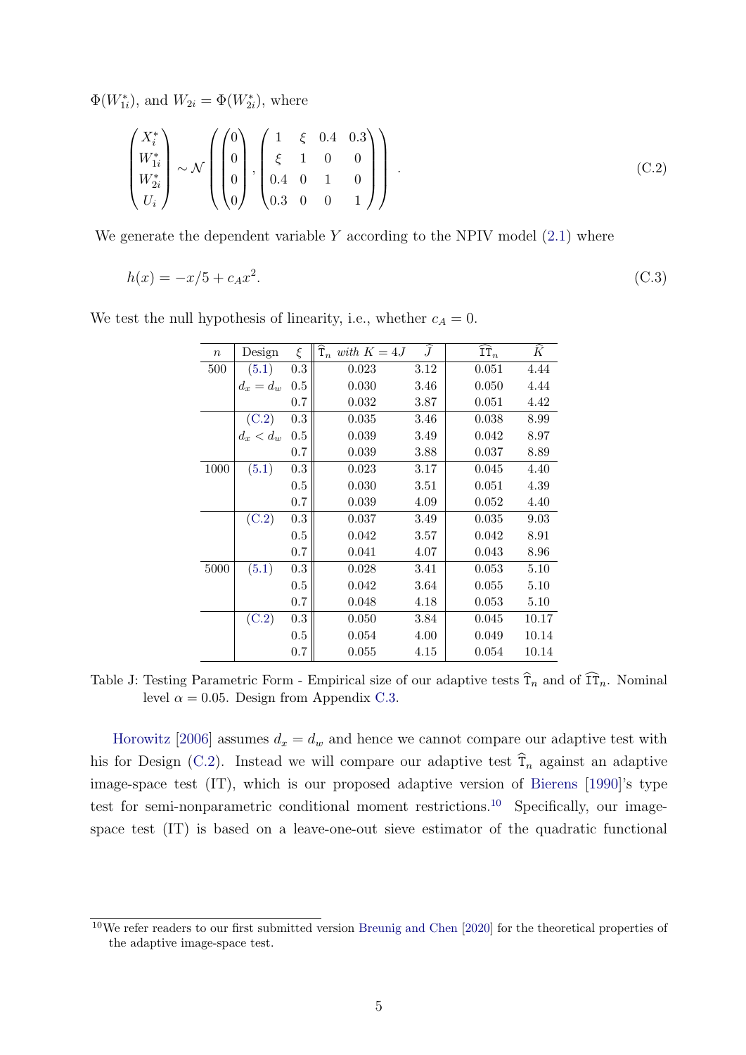$\Phi(W_{1i}^*)$, and $W_{2i} = \Phi(W_{2i}^*)$, where

$$\begin{pmatrix} X_i^* \\ W_{1i}^* \\ W_{2i}^* \\ U_i \end{pmatrix} \sim \mathcal{N}\left( \begin{pmatrix} 0 \\ 0 \\ 0 \\ 0 \end{pmatrix}, \begin{pmatrix} 1 & \xi & 0.4 & 0.3 \\ \xi & 1 & 0 & 0 \\ 0.4 & 0 & 1 & 0 \\ 0.3 & 0 & 0 & 1 \end{pmatrix} \right) . \tag{C.2}$$

We generate the dependent variable $Y$ according to the NPIV model (2.1) where

$$h(x) = -x/5 + c_A x^2. \tag{C.3}$$

We test the null hypothesis of linearity, i.e., whether $c_A = 0$.

| $n$ | Design | $\xi$ | $\widehat{\mathtt{T}}_n$ *with* $K = 4J$ | $\widehat{J}$ | $\widehat{\mathtt{IT}}_n$ | $\widehat{K}$ |
|---|---|---|---|---|---|---|
| 500 | (5.1) | 0.3 | 0.023 | 3.12 | 0.051 | 4.44 |
| | $d_x = d_w$ | 0.5 | 0.030 | 3.46 | 0.050 | 4.44 |
| | | 0.7 | 0.032 | 3.87 | 0.051 | 4.42 |
| | (C.2) | 0.3 | 0.035 | 3.46 | 0.038 | 8.99 |
| | $d_x < d_w$ | 0.5 | 0.039 | 3.49 | 0.042 | 8.97 |
| | | 0.7 | 0.039 | 3.88 | 0.037 | 8.89 |
| 1000 | (5.1) | 0.3 | 0.023 | 3.17 | 0.045 | 4.40 |
| | | 0.5 | 0.030 | 3.51 | 0.051 | 4.39 |
| | | 0.7 | 0.039 | 4.09 | 0.052 | 4.40 |
| | (C.2) | 0.3 | 0.037 | 3.49 | 0.035 | 9.03 |
| | | 0.5 | 0.042 | 3.57 | 0.042 | 8.91 |
| | | 0.7 | 0.041 | 4.07 | 0.043 | 8.96 |
| 5000 | (5.1) | 0.3 | 0.028 | 3.41 | 0.053 | 5.10 |
| | | 0.5 | 0.042 | 3.64 | 0.055 | 5.10 |
| | | 0.7 | 0.048 | 4.18 | 0.053 | 5.10 |
| | (C.2) | 0.3 | 0.050 | 3.84 | 0.045 | 10.17 |
| | | 0.5 | 0.054 | 4.00 | 0.049 | 10.14 |
| | | 0.7 | 0.055 | 4.15 | 0.054 | 10.14 |

Table J: Testing Parametric Form - Empirical size of our adaptive tests $\widehat{\mathtt{T}}_n$ and of $\widehat{\mathtt{IT}}_n$. Nominal level $\alpha = 0.05$. Design from Appendix C.3.

Horowitz [2006] assumes $d_x = d_w$ and hence we cannot compare our adaptive test with his for Design (C.2). Instead we will compare our adaptive test $\widehat{\mathtt{T}}_n$ against an adaptive image-space test (IT), which is our proposed adaptive version of Bierens [1990]'s type test for semi-nonparametric conditional moment restrictions.[10] Specifically, our image-space test (IT) is based on a leave-one-out sieve estimator of the quadratic functional

[10] We refer readers to our first submitted version Breunig and Chen [2020] for the theoretical properties of the adaptive image-space test.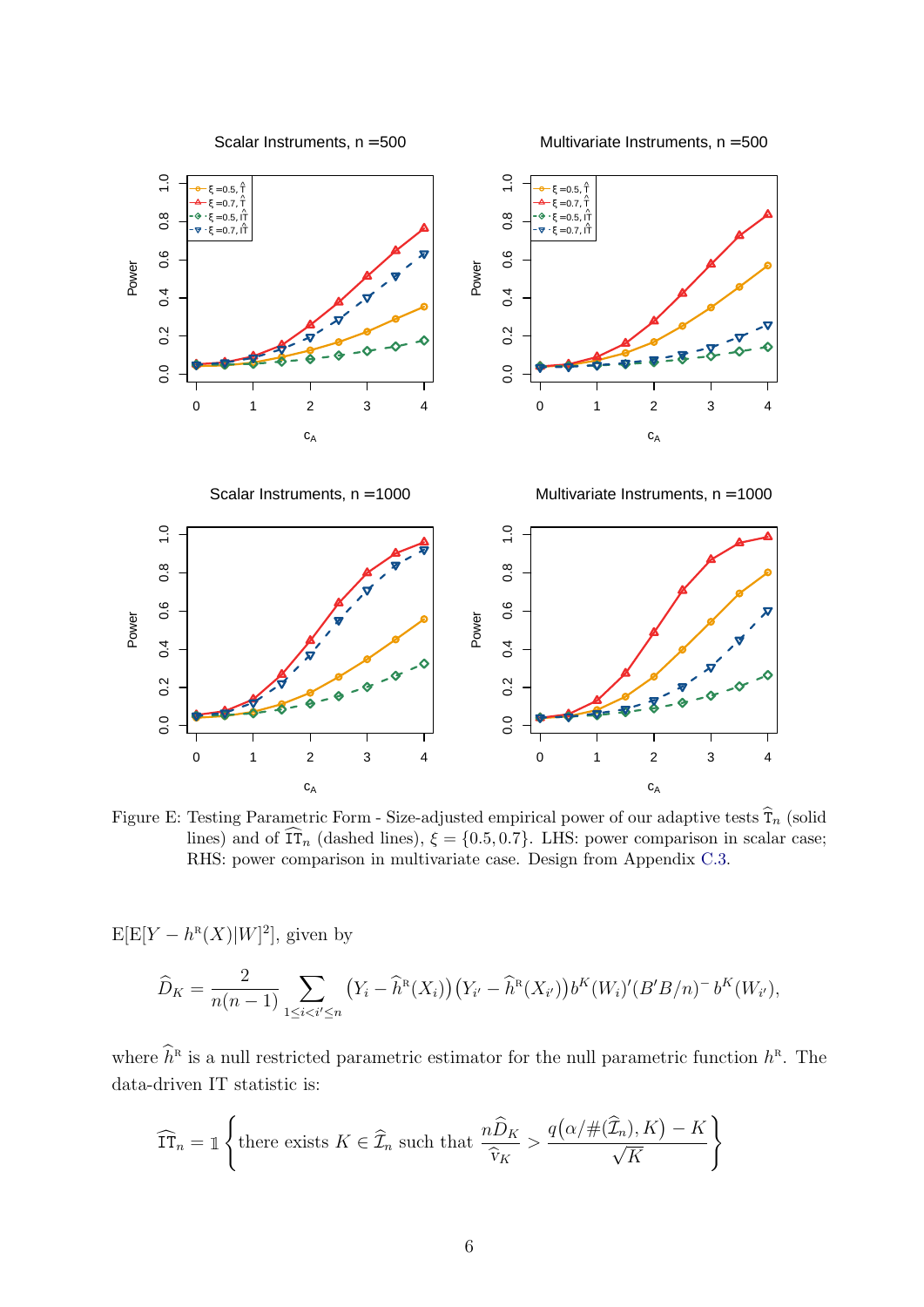Figure E: Testing Parametric Form - Size-adjusted empirical power of our adaptive tests $\widehat{\mathtt{T}}_n$ (solid lines) and of $\widehat{\mathtt{IT}}_n$ (dashed lines), $\xi = \{0.5, 0.7\}$. LHS: power comparison in scalar case; RHS: power comparison in multivariate case. Design from Appendix C.3.

$\mathrm{E}[\mathrm{E}[Y - h^{\mathrm{R}}(X)|W]^2]$, given by

$$\widehat{D}_K = \frac{2}{n(n-1)} \sum_{1 \le i < i' \le n} \big(Y_i - \widehat{h}^{\mathrm{R}}(X_i)\big)\big(Y_{i'} - \widehat{h}^{\mathrm{R}}(X_{i'})\big) b^K(W_i)'(B'B/n)^- \, b^K(W_{i'}),$$

where $\widehat{h}^{\mathrm{R}}$ is a null restricted parametric estimator for the null parametric function $h^{\mathrm{R}}$. The data-driven IT statistic is:

$$\widehat{\mathtt{IT}}_n = \mathbb{1}\left\{ \text{there exists } K \in \widehat{\mathcal{I}}_n \text{ such that } \frac{n\widehat{D}_K}{\widehat{\mathrm{v}}_K} > \frac{q\big(\alpha/\#(\widehat{\mathcal{I}}_n), K\big) - K}{\sqrt{K}} \right\}$$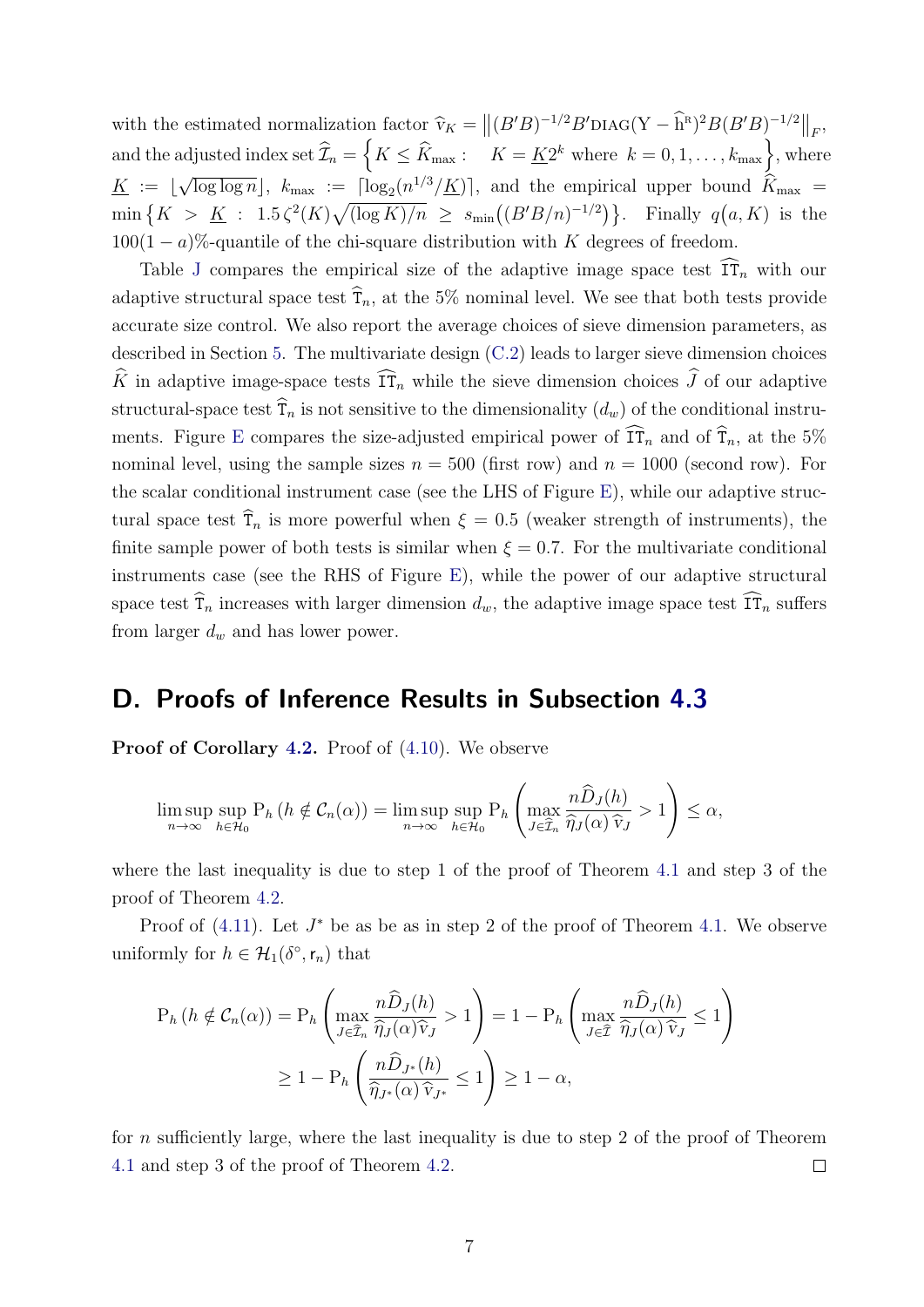with the estimated normalization factor $\widehat{\mathrm{v}}_K = \left\|(B'B)^{-1/2}B'\mathrm{DIAG}(\mathrm{Y}-\widehat{\mathrm{h}}^{\mathrm{R}})^2 B(B'B)^{-1/2}\right\|_F$, and the adjusted index set $\widehat{\mathcal{I}}_n = \left\{K \leq \widehat{K}_{\max} : \quad K = \underline{K}2^k \text{ where } k = 0, 1, \ldots, k_{\max}\right\}$, where $\underline{K} := \lfloor\sqrt{\log\log n}\rfloor$, $k_{\max} := \lceil \log_2(n^{1/3}/\underline{K})\rceil$, and the empirical upper bound $\widehat{K}_{\max} = \min\left\{K > \underline{K} : 1.5\,\zeta^2(K)\sqrt{(\log K)/n} \geq s_{\min}\big((B'B/n)^{-1/2}\big)\right\}$. Finally $q\big(a, K\big)$ is the $100(1-a)\%$-quantile of the chi-square distribution with $K$ degrees of freedom.

Table J compares the empirical size of the adaptive image space test $\widehat{\mathtt{IT}}_n$ with our adaptive structural space test $\widehat{\mathtt{T}}_n$, at the 5% nominal level. We see that both tests provide accurate size control. We also report the average choices of sieve dimension parameters, as described in Section 5. The multivariate design (C.2) leads to larger sieve dimension choices $\widehat{K}$ in adaptive image-space tests $\widehat{\mathtt{IT}}_n$ while the sieve dimension choices $\widehat{J}$ of our adaptive structural-space test $\widehat{\mathtt{T}}_n$ is not sensitive to the dimensionality $(d_w)$ of the conditional instruments. Figure E compares the size-adjusted empirical power of $\widehat{\mathtt{IT}}_n$ and of $\widehat{\mathtt{T}}_n$, at the 5% nominal level, using the sample sizes $n = 500$ (first row) and $n = 1000$ (second row). For the scalar conditional instrument case (see the LHS of Figure E), while our adaptive structural space test $\widehat{\mathtt{T}}_n$ is more powerful when $\xi = 0.5$ (weaker strength of instruments), the finite sample power of both tests is similar when $\xi = 0.7$. For the multivariate conditional instruments case (see the RHS of Figure E), while the power of our adaptive structural space test $\widehat{\mathtt{T}}_n$ increases with larger dimension $d_w$, the adaptive image space test $\widehat{\mathtt{IT}}_n$ suffers from larger $d_w$ and has lower power.

## D. Proofs of Inference Results in Subsection 4.3

**Proof of Corollary 4.2.** Proof of (4.10). We observe

$$\limsup_{n\to\infty}\sup_{h\in\mathcal{H}_0}\mathrm{P}_h\left(h \notin \mathcal{C}_n(\alpha)\right) = \limsup_{n\to\infty}\sup_{h\in\mathcal{H}_0}\mathrm{P}_h\left(\max_{J\in\widehat{\mathcal{I}}_n}\frac{n\widehat{D}_J(h)}{\widehat{\eta}_J(\alpha)\,\widehat{\mathrm{v}}_J} > 1\right) \leq \alpha,$$

where the last inequality is due to step 1 of the proof of Theorem 4.1 and step 3 of the proof of Theorem 4.2.

Proof of (4.11). Let $J^*$ be as be as in step 2 of the proof of Theorem 4.1. We observe uniformly for $h \in \mathcal{H}_1(\delta^\circ, \mathsf{r}_n)$ that

$$\begin{aligned}
\mathrm{P}_h\left(h \notin \mathcal{C}_n(\alpha)\right) &= \mathrm{P}_h\left(\max_{J\in\widehat{\mathcal{I}}_n}\frac{n\widehat{D}_J(h)}{\widehat{\eta}_J(\alpha)\widehat{\mathrm{v}}_J} > 1\right) = 1 - \mathrm{P}_h\left(\max_{J\in\widehat{\mathcal{I}}}\frac{n\widehat{D}_J(h)}{\widehat{\eta}_J(\alpha)\,\widehat{\mathrm{v}}_J} \leq 1\right) \\
&\geq 1 - \mathrm{P}_h\left(\frac{n\widehat{D}_{J^*}(h)}{\widehat{\eta}_{J^*}(\alpha)\,\widehat{\mathrm{v}}_{J^*}} \leq 1\right) \geq 1-\alpha,
\end{aligned}$$

for $n$ sufficiently large, where the last inequality is due to step 2 of the proof of Theorem 4.1 and step 3 of the proof of Theorem 4.2. $\square$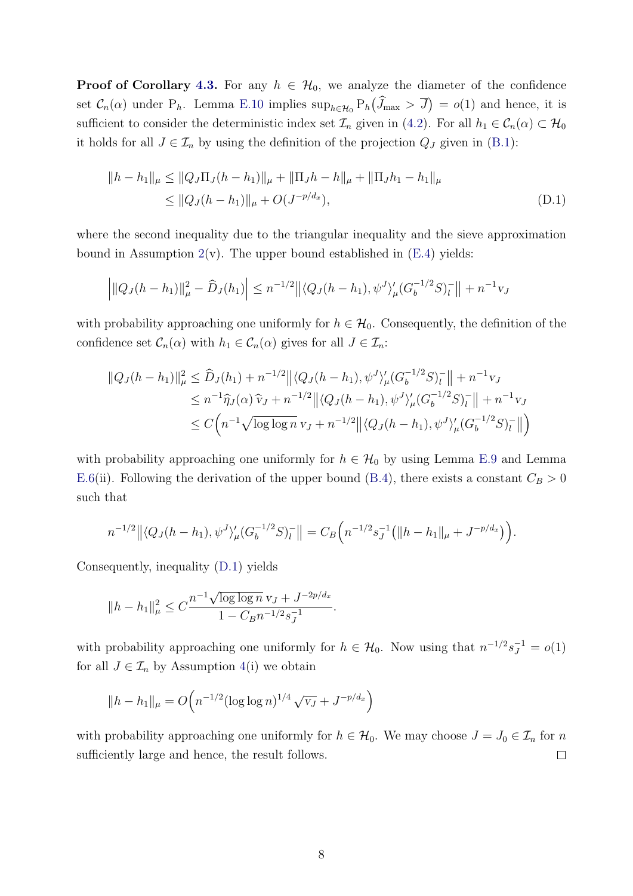**Proof of Corollary 4.3.** For any $h \in \mathcal{H}_0$, we analyze the diameter of the confidence set $\mathcal{C}_n(\alpha)$ under $\mathrm{P}_h$. Lemma E.10 implies $\sup_{h\in\mathcal{H}_0} \mathrm{P}_h\big(\widehat{J}_{\max} > \overline{J}\big) = o(1)$ and hence, it is sufficient to consider the deterministic index set $\mathcal{I}_n$ given in (4.2). For all $h_1 \in \mathcal{C}_n(\alpha) \subset \mathcal{H}_0$ it holds for all $J \in \mathcal{I}_n$ by using the definition of the projection $Q_J$ given in (B.1):

$$
\begin{aligned}
\|h - h_1\|_\mu &\leq \|Q_J \Pi_J (h - h_1)\|_\mu + \|\Pi_J h - h\|_\mu + \|\Pi_J h_1 - h_1\|_\mu \\
&\leq \|Q_J (h - h_1)\|_\mu + O(J^{-p/d_x}),
\end{aligned} \tag{D.1}
$$

where the second inequality due to the triangular inequality and the sieve approximation bound in Assumption 2(v). The upper bound established in (E.4) yields:

$$
\Big| \|Q_J(h - h_1)\|_\mu^2 - \widehat{D}_J(h_1) \Big| \leq n^{-1/2} \big\| \langle Q_J(h - h_1), \psi^J \rangle_\mu' (G_b^{-1/2} S)_l^- \big\| + n^{-1} \mathrm{v}_J
$$

with probability approaching one uniformly for $h \in \mathcal{H}_0$. Consequently, the definition of the confidence set $\mathcal{C}_n(\alpha)$ with $h_1 \in \mathcal{C}_n(\alpha)$ gives for all $J \in \mathcal{I}_n$:

$$
\begin{aligned}
\|Q_J(h - h_1)\|_\mu^2 &\leq \widehat{D}_J(h_1) + n^{-1/2} \big\| \langle Q_J(h - h_1), \psi^J \rangle_\mu' (G_b^{-1/2} S)_l^- \big\| + n^{-1} \mathrm{v}_J \\
&\leq n^{-1} \widehat{\eta}_J(\alpha) \, \widehat{\mathrm{v}}_J + n^{-1/2} \big\| \langle Q_J(h - h_1), \psi^J \rangle_\mu' (G_b^{-1/2} S)_l^- \big\| + n^{-1} \mathrm{v}_J \\
&\leq C \Big( n^{-1} \sqrt{\log \log n} \, \mathrm{v}_J + n^{-1/2} \big\| \langle Q_J(h - h_1), \psi^J \rangle_\mu' (G_b^{-1/2} S)_l^- \big\| \Big)
\end{aligned}
$$

with probability approaching one uniformly for $h \in \mathcal{H}_0$ by using Lemma E.9 and Lemma E.6(ii). Following the derivation of the upper bound (B.4), there exists a constant $C_B > 0$ such that

$$
n^{-1/2} \big\| \langle Q_J(h - h_1), \psi^J \rangle_\mu' (G_b^{-1/2} S)_l^- \big\| = C_B \Big( n^{-1/2} s_J^{-1} \big( \|h - h_1\|_\mu + J^{-p/d_x} \big) \Big).
$$

Consequently, inequality (D.1) yields

$$
\|h - h_1\|_\mu^2 \leq C \frac{n^{-1} \sqrt{\log \log n} \, \mathrm{v}_J + J^{-2p/d_x}}{1 - C_B n^{-1/2} s_J^{-1}}.
$$

with probability approaching one uniformly for $h \in \mathcal{H}_0$. Now using that $n^{-1/2} s_J^{-1} = o(1)$ for all $J \in \mathcal{I}_n$ by Assumption 4(i) we obtain

$$
\|h - h_1\|_\mu = O\Big( n^{-1/2} (\log \log n)^{1/4} \sqrt{\mathrm{v}_J} + J^{-p/d_x} \Big)
$$

with probability approaching one uniformly for $h \in \mathcal{H}_0$. We may choose $J = J_0 \in \mathcal{I}_n$ for $n$ sufficiently large and hence, the result follows. $\square$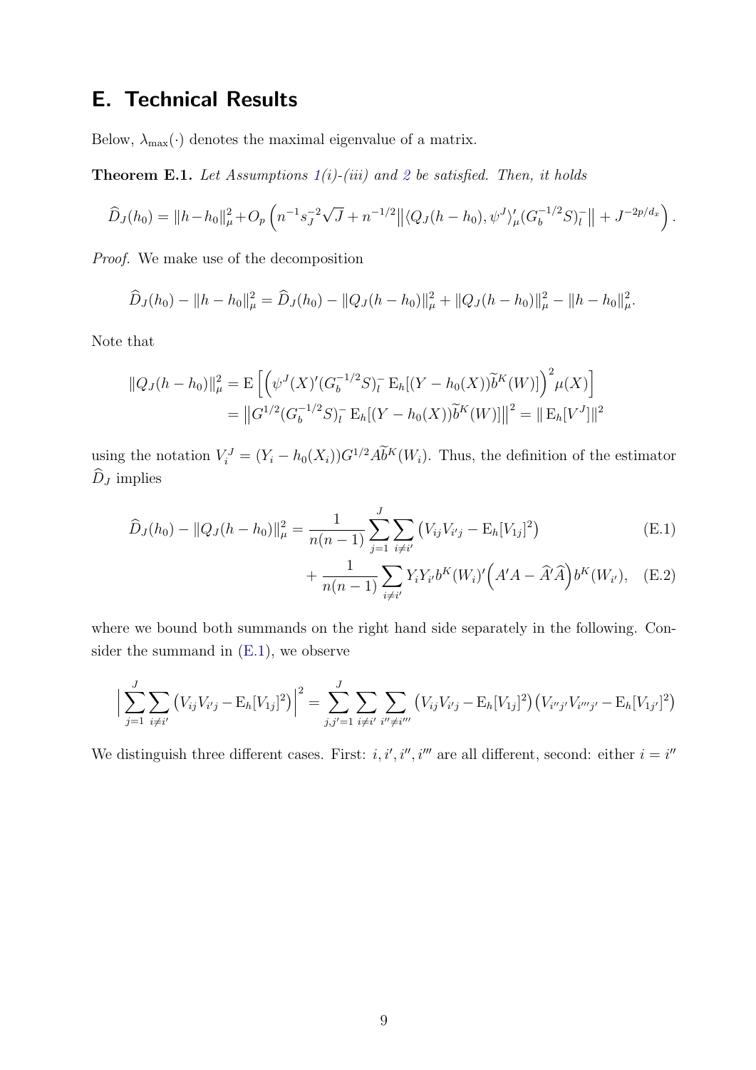# E. Technical Results

Below, $\lambda_{\max}(\cdot)$ denotes the maximal eigenvalue of a matrix.

**Theorem E.1.** *Let Assumptions 1(i)-(iii) and 2 be satisfied. Then, it holds*

$$
\widehat{D}_J(h_0) = \|h-h_0\|_\mu^2 + O_p\left(n^{-1}s_J^{-2}\sqrt{J} + n^{-1/2}\big\|\langle Q_J(h-h_0), \psi^J\rangle_\mu'(G_b^{-1/2}S)_l^-\big\| + J^{-2p/d_x}\right).
$$

*Proof.* We make use of the decomposition

$$
\widehat{D}_J(h_0) - \|h-h_0\|_\mu^2 = \widehat{D}_J(h_0) - \|Q_J(h-h_0)\|_\mu^2 + \|Q_J(h-h_0)\|_\mu^2 - \|h-h_0\|_\mu^2.
$$

Note that

$$
\begin{aligned}
\|Q_J(h-h_0)\|_\mu^2 &= \mathrm{E}\left[\Big(\psi^J(X)'(G_b^{-1/2}S)_l^- \,\mathrm{E}_h[(Y-h_0(X))\widetilde{b}^K(W)]\Big)^2\mu(X)\right] \\
&= \big\|G^{1/2}(G_b^{-1/2}S)_l^- \,\mathrm{E}_h[(Y-h_0(X))\widetilde{b}^K(W)]\big\|^2 = \|\,\mathrm{E}_h[V^J]\|^2
\end{aligned}
$$

using the notation $V_i^J = (Y_i - h_0(X_i))G^{1/2}A\widetilde{b}^K(W_i)$. Thus, the definition of the estimator $\widehat{D}_J$ implies

$$
\begin{aligned}
\widehat{D}_J(h_0) - \|Q_J(h-h_0)\|_\mu^2 &= \frac{1}{n(n-1)}\sum_{j=1}^J\sum_{i\neq i'}\big(V_{ij}V_{i'j} - \mathrm{E}_h[V_{1j}]^2\big) && \text{(E.1)}\\
&\quad + \frac{1}{n(n-1)}\sum_{i\neq i'} Y_iY_{i'}b^K(W_i)'\Big(A'A - \widehat{A}'\widehat{A}\Big)b^K(W_{i'}), && \text{(E.2)}
\end{aligned}
$$

where we bound both summands on the right hand side separately in the following. Consider the summand in (E.1), we observe

$$
\Big|\sum_{j=1}^J\sum_{i\neq i'}\big(V_{ij}V_{i'j} - \mathrm{E}_h[V_{1j}]^2\big)\Big|^2 = \sum_{j,j'=1}^J\sum_{i\neq i'}\sum_{i''\neq i'''}\big(V_{ij}V_{i'j} - \mathrm{E}_h[V_{1j}]^2\big)\big(V_{i''j'}V_{i'''j'} - \mathrm{E}_h[V_{1j'}]^2\big)
$$

We distinguish three different cases. First: $i, i', i'', i'''$ are all different, second: either $i = i''$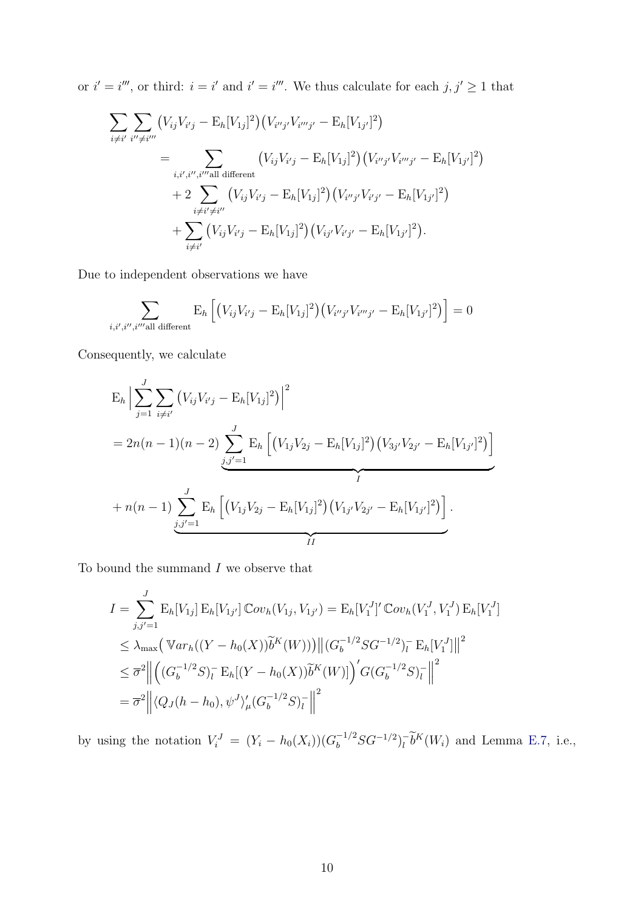or $i' = i'''$, or third: $i = i'$ and $i' = i'''$. We thus calculate for each $j, j' \geq 1$ that

$$
\begin{aligned}
\sum_{i \neq i'} \sum_{i'' \neq i'''} & \big(V_{ij}V_{i'j} - \mathrm{E}_h[V_{1j}]^2\big)\big(V_{i''j'}V_{i'''j'} - \mathrm{E}_h[V_{1j'}]^2\big) \\
&= \sum_{i,i',i'',i''' \text{all different}} \big(V_{ij}V_{i'j} - \mathrm{E}_h[V_{1j}]^2\big)\big(V_{i''j'}V_{i'''j'} - \mathrm{E}_h[V_{1j'}]^2\big) \\
&\quad + 2\sum_{i \neq i' \neq i''} \big(V_{ij}V_{i'j} - \mathrm{E}_h[V_{1j}]^2\big)\big(V_{i''j'}V_{i'j'} - \mathrm{E}_h[V_{1j'}]^2\big) \\
&\quad + \sum_{i \neq i'} \big(V_{ij}V_{i'j} - \mathrm{E}_h[V_{1j}]^2\big)\big(V_{ij'}V_{i'j'} - \mathrm{E}_h[V_{1j'}]^2\big).
\end{aligned}
$$

Due to independent observations we have

$$
\sum_{i,i',i'',i''' \text{all different}} \mathrm{E}_h\left[\big(V_{ij}V_{i'j} - \mathrm{E}_h[V_{1j}]^2\big)\big(V_{i''j'}V_{i'''j'} - \mathrm{E}_h[V_{1j'}]^2\big)\right] = 0
$$

Consequently, we calculate

$$
\begin{aligned}
\mathrm{E}_h \Big| \sum_{j=1}^{J} \sum_{i \neq i'} & \big(V_{ij}V_{i'j} - \mathrm{E}_h[V_{1j}]^2\big)\Big|^2 \\
&= 2n(n-1)(n-2) \underbrace{\sum_{j,j'=1}^{J} \mathrm{E}_h\left[\big(V_{1j}V_{2j} - \mathrm{E}_h[V_{1j}]^2\big)\big(V_{3j'}V_{2j'} - \mathrm{E}_h[V_{1j'}]^2\big)\right]}_{I} \\
&\quad + n(n-1) \underbrace{\sum_{j,j'=1}^{J} \mathrm{E}_h\left[\big(V_{1j}V_{2j} - \mathrm{E}_h[V_{1j}]^2\big)\big(V_{1j'}V_{2j'} - \mathrm{E}_h[V_{1j'}]^2\big)\right]}_{II}.
\end{aligned}
$$

To bound the summand $I$ we observe that

$$
\begin{aligned}
I &= \sum_{j,j'=1}^{J} \mathrm{E}_h[V_{1j}]\, \mathrm{E}_h[V_{1j'}]\, \mathbb{C}ov_h(V_{1j}, V_{1j'}) = \mathrm{E}_h[V_1^J]'\, \mathbb{C}ov_h(V_1^J, V_1^J)\, \mathrm{E}_h[V_1^J] \\
&\leq \lambda_{\max}\big(\mathbb{V}ar_h((Y - h_0(X))\widetilde{b}^K(W))\big) \big\|(G_b^{-1/2} S G^{-1/2})_l^- \,\mathrm{E}_h[V_1^J]\big\|^2 \\
&\leq \overline{\sigma}^2 \Big\| \Big((G_b^{-1/2}S)_l^- \,\mathrm{E}_h[(Y - h_0(X))\widetilde{b}^K(W)]\Big)' G (G_b^{-1/2}S)_l^- \Big\|^2 \\
&= \overline{\sigma}^2 \Big\| \langle Q_J(h - h_0), \psi^J \rangle_\mu' (G_b^{-1/2}S)_l^- \Big\|^2
\end{aligned}
$$

by using the notation $V_i^J = (Y_i - h_0(X_i))(G_b^{-1/2} S G^{-1/2})_l^- \widetilde{b}^K(W_i)$ and Lemma E.7, i.e.,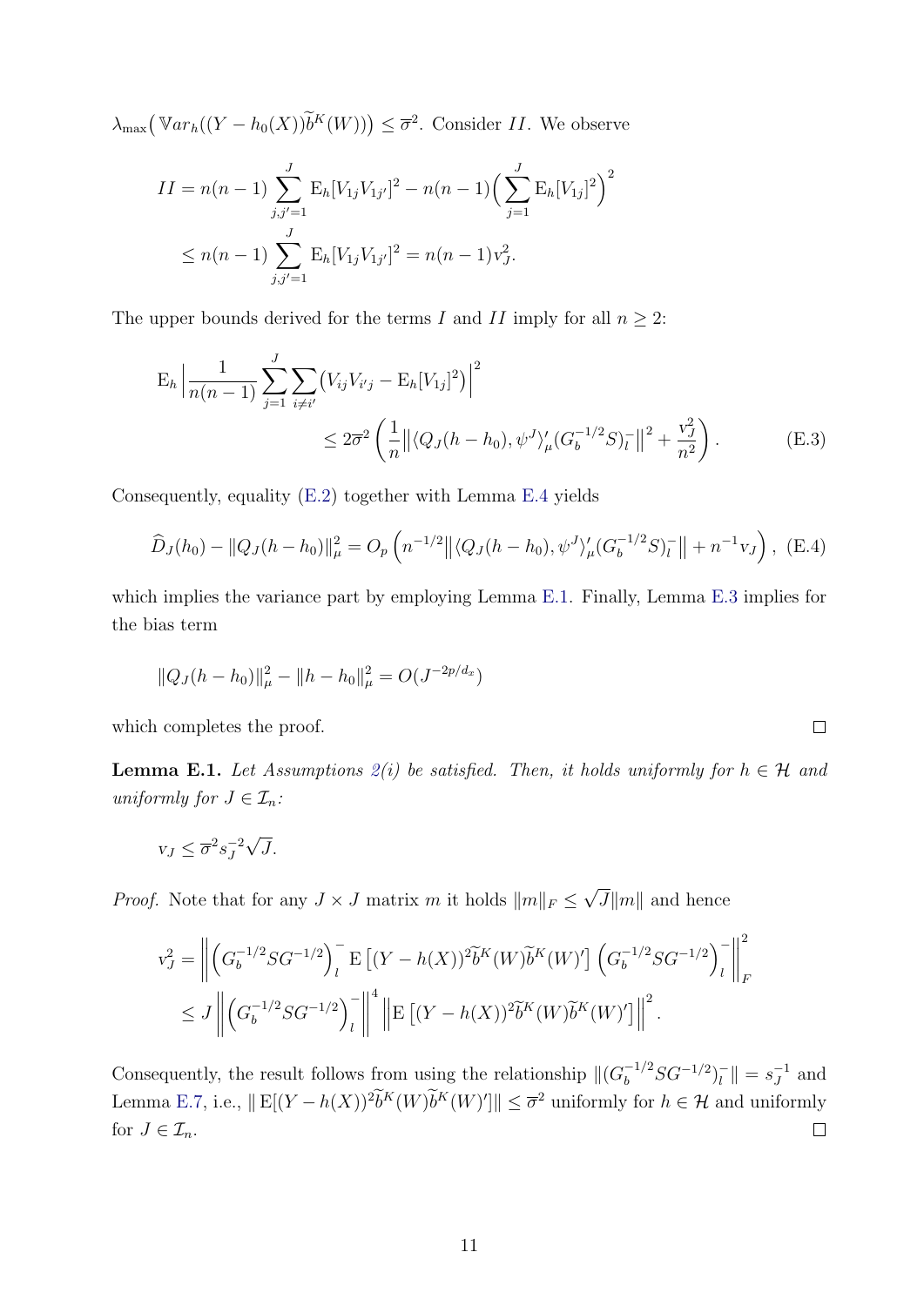$\lambda_{\max}\big(\mathbb{V}ar_h((Y-h_0(X))\widetilde{b}^K(W))\big) \leq \overline{\sigma}^2$. Consider $II$. We observe

$$
\begin{aligned}
II &= n(n-1)\sum_{j,j'=1}^{J} \mathrm{E}_h[V_{1j}V_{1j'}]^2 - n(n-1)\Big(\sum_{j=1}^{J}\mathrm{E}_h[V_{1j}]^2\Big)^2 \\
&\leq n(n-1)\sum_{j,j'=1}^{J} \mathrm{E}_h[V_{1j}V_{1j'}]^2 = n(n-1)\mathrm{v}_J^2.
\end{aligned}
$$

The upper bounds derived for the terms $I$ and $II$ imply for all $n \geq 2$:

$$
\begin{aligned}
\mathrm{E}_h\Big|\frac{1}{n(n-1)}\sum_{j=1}^{J}\sum_{i\neq i'}\big(V_{ij}V_{i'j} - \mathrm{E}_h[V_{1j}]^2\big)\Big|^2 \\
\leq 2\overline{\sigma}^2\left(\frac{1}{n}\big\|\langle Q_J(h-h_0), \psi^J\rangle_\mu'(G_b^{-1/2}S)_l^-\big\|^2 + \frac{\mathrm{v}_J^2}{n^2}\right). \qquad \text{(E.3)}
\end{aligned}
$$

Consequently, equality (E.2) together with Lemma E.4 yields

$$
\widehat{D}_J(h_0) - \|Q_J(h-h_0)\|_\mu^2 = O_p\left(n^{-1/2}\big\|\langle Q_J(h-h_0), \psi^J\rangle_\mu'(G_b^{-1/2}S)_l^-\big\| + n^{-1}\mathrm{v}_J\right), \quad \text{(E.4)}
$$

which implies the variance part by employing Lemma E.1. Finally, Lemma E.3 implies for the bias term

$$
\|Q_J(h-h_0)\|_\mu^2 - \|h-h_0\|_\mu^2 = O(J^{-2p/d_x})
$$

which completes the proof. $\square$

**Lemma E.1.** *Let Assumptions 2(i) be satisfied. Then, it holds uniformly for $h \in \mathcal{H}$ and uniformly for $J \in \mathcal{I}_n$:*

$$
\mathrm{v}_J \leq \overline{\sigma}^2 s_J^{-2}\sqrt{J}.
$$

*Proof.* Note that for any $J \times J$ matrix $m$ it holds $\|m\|_F \leq \sqrt{J}\|m\|$ and hence

$$
\begin{aligned}
\mathrm{v}_J^2 &= \left\|\left(G_b^{-1/2}SG^{-1/2}\right)_l^- \mathrm{E}\left[(Y-h(X))^2\widetilde{b}^K(W)\widetilde{b}^K(W)'\right]\left(G_b^{-1/2}SG^{-1/2}\right)_l^-\right\|_F^2 \\
&\leq J\left\|\left(G_b^{-1/2}SG^{-1/2}\right)_l^-\right\|^4\left\|\mathrm{E}\left[(Y-h(X))^2\widetilde{b}^K(W)\widetilde{b}^K(W)'\right]\right\|^2.
\end{aligned}
$$

Consequently, the result follows from using the relationship $\|(G_b^{-1/2}SG^{-1/2})_l^-\| = s_J^{-1}$ and Lemma E.7, i.e., $\|\mathrm{E}[(Y-h(X))^2\widetilde{b}^K(W)\widetilde{b}^K(W)']\| \leq \overline{\sigma}^2$ uniformly for $h \in \mathcal{H}$ and uniformly for $J \in \mathcal{I}_n$. $\square$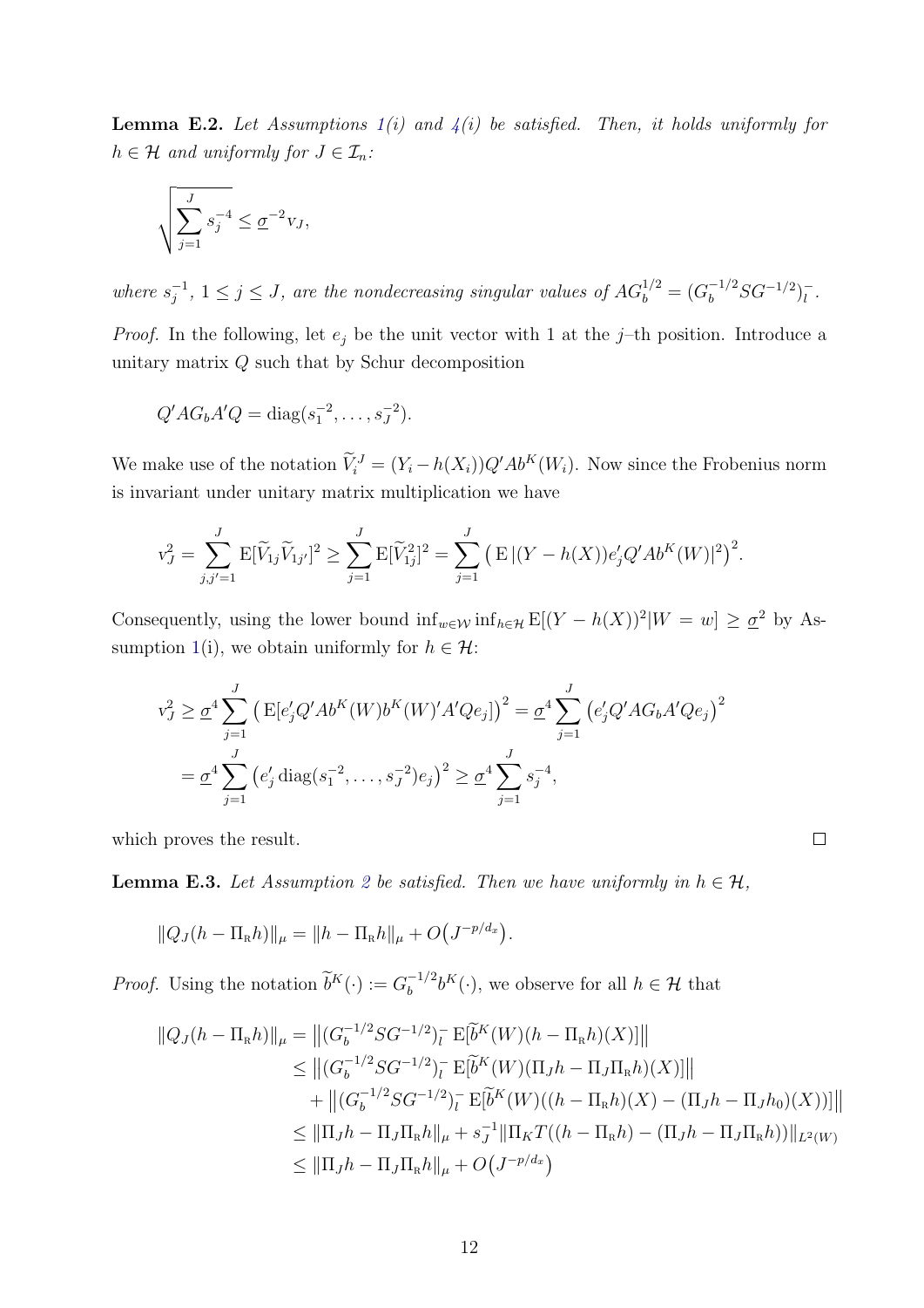**Lemma E.2.** *Let Assumptions 1(i) and 4(i) be satisfied. Then, it holds uniformly for $h \in \mathcal{H}$ and uniformly for $J \in \mathcal{I}_n$:*

$$\sqrt{\sum_{j=1}^{J} s_j^{-4}} \leq \underline{\sigma}^{-2} \mathrm{v}_J,$$

*where $s_j^{-1}$, $1 \leq j \leq J$, are the nondecreasing singular values of $AG_b^{1/2} = (G_b^{-1/2} S G^{-1/2})_l^-$.*

*Proof.* In the following, let $e_j$ be the unit vector with 1 at the $j$–th position. Introduce a unitary matrix $Q$ such that by Schur decomposition

$$Q' A G_b A' Q = \operatorname{diag}(s_1^{-2}, \ldots, s_J^{-2}).$$

We make use of the notation $\widetilde{V}_i^J = (Y_i - h(X_i)) Q' A b^K(W_i)$. Now since the Frobenius norm is invariant under unitary matrix multiplication we have

$$\mathrm{v}_J^2 = \sum_{j,j'=1}^{J} \mathrm{E}[\widetilde{V}_{1j} \widetilde{V}_{1j'}]^2 \geq \sum_{j=1}^{J} \mathrm{E}[\widetilde{V}_{1j}^2]^2 = \sum_{j=1}^{J} \big( \mathrm{E}\, |(Y - h(X)) e_j' Q' A b^K(W)|^2 \big)^2.$$

Consequently, using the lower bound $\inf_{w \in \mathcal{W}} \inf_{h \in \mathcal{H}} \mathrm{E}[(Y - h(X))^2 | W = w] \geq \underline{\sigma}^2$ by Assumption 1(i), we obtain uniformly for $h \in \mathcal{H}$:

$$\begin{aligned}
\mathrm{v}_J^2 &\geq \underline{\sigma}^4 \sum_{j=1}^{J} \big( \mathrm{E}[e_j' Q' A b^K(W) b^K(W)' A' Q e_j] \big)^2 = \underline{\sigma}^4 \sum_{j=1}^{J} \big( e_j' Q' A G_b A' Q e_j \big)^2 \\
&= \underline{\sigma}^4 \sum_{j=1}^{J} \big( e_j' \operatorname{diag}(s_1^{-2}, \ldots, s_J^{-2}) e_j \big)^2 \geq \underline{\sigma}^4 \sum_{j=1}^{J} s_j^{-4},
\end{aligned}$$

which proves the result. $\square$

**Lemma E.3.** *Let Assumption 2 be satisfied. Then we have uniformly in $h \in \mathcal{H}$,*

$$\|Q_J(h - \Pi_{\mathrm{R}} h)\|_\mu = \|h - \Pi_{\mathrm{R}} h\|_\mu + O\big(J^{-p/d_x}\big).$$

*Proof.* Using the notation $\widetilde{b}^K(\cdot) := G_b^{-1/2} b^K(\cdot)$, we observe for all $h \in \mathcal{H}$ that

$$\begin{aligned}
\|Q_J(h - \Pi_{\mathrm{R}} h)\|_\mu &= \big\| (G_b^{-1/2} S G^{-1/2})_l^- \, \mathrm{E}[\widetilde{b}^K(W)(h - \Pi_{\mathrm{R}} h)(X)] \big\| \\
&\leq \big\| (G_b^{-1/2} S G^{-1/2})_l^- \, \mathrm{E}[\widetilde{b}^K(W)(\Pi_J h - \Pi_J \Pi_{\mathrm{R}} h)(X)] \big\| \\
&\quad + \big\| (G_b^{-1/2} S G^{-1/2})_l^- \, \mathrm{E}[\widetilde{b}^K(W)((h - \Pi_{\mathrm{R}} h)(X) - (\Pi_J h - \Pi_J h_0)(X))] \big\| \\
&\leq \|\Pi_J h - \Pi_J \Pi_{\mathrm{R}} h\|_\mu + s_J^{-1} \|\Pi_K T((h - \Pi_{\mathrm{R}} h) - (\Pi_J h - \Pi_J \Pi_{\mathrm{R}} h))\|_{L^2(W)} \\
&\leq \|\Pi_J h - \Pi_J \Pi_{\mathrm{R}} h\|_\mu + O\big(J^{-p/d_x}\big)
\end{aligned}$$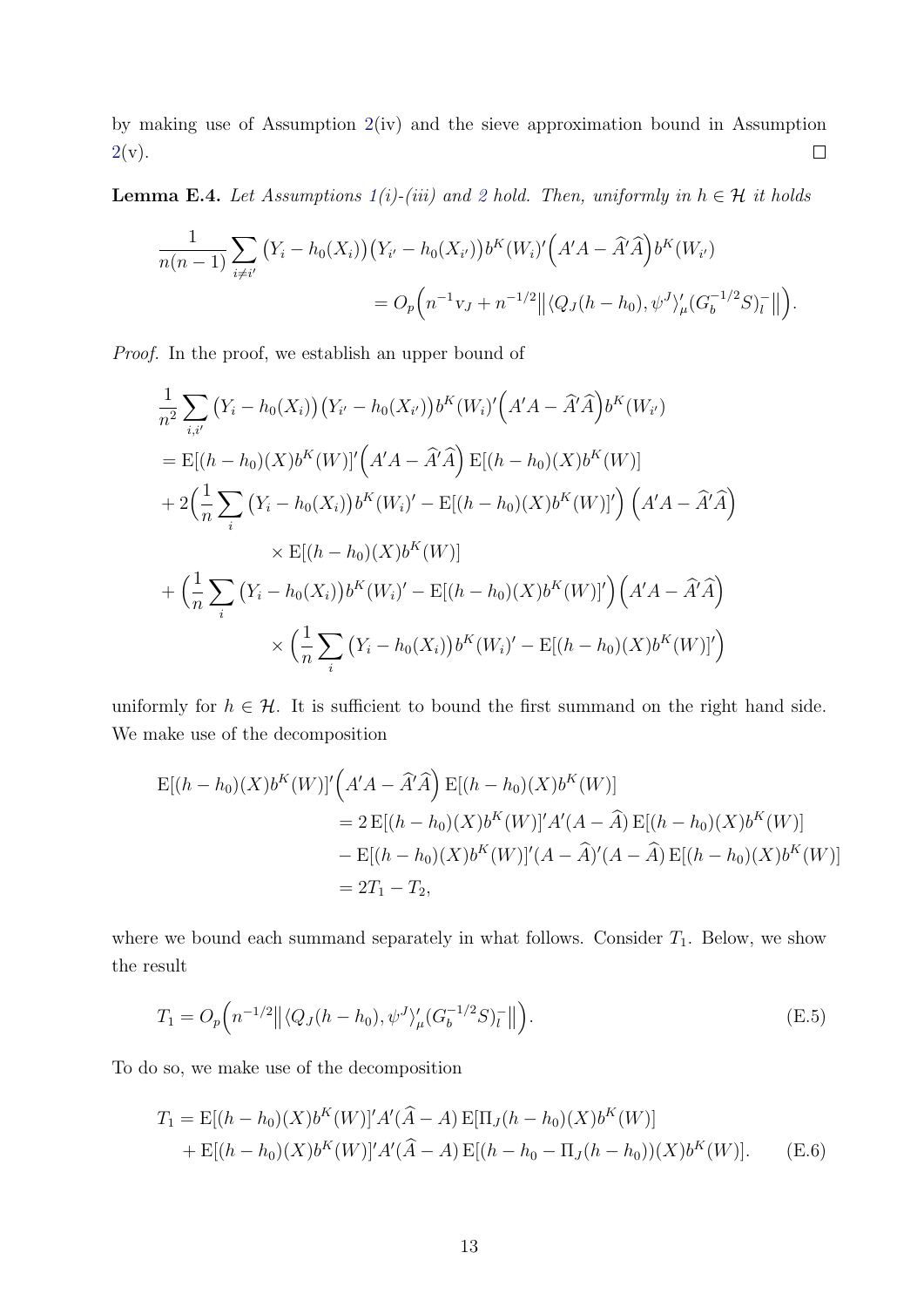by making use of Assumption 2(iv) and the sieve approximation bound in Assumption 2(v). ◻

**Lemma E.4.** *Let Assumptions 1(i)-(iii) and 2 hold. Then, uniformly in $h \in \mathcal{H}$ it holds*

$$
\frac{1}{n(n-1)} \sum_{i \neq i'} \big(Y_i - h_0(X_i)\big)\big(Y_{i'} - h_0(X_{i'})\big) b^K(W_i)' \Big(A'A - \widehat{A}'\widehat{A}\Big) b^K(W_{i'})
$$
$$
= O_p\Big(n^{-1} \mathrm{v}_J + n^{-1/2} \big\| \langle Q_J(h-h_0), \psi^J \rangle_\mu' (G_b^{-1/2} S)_l^- \big\| \Big).
$$

*Proof.* In the proof, we establish an upper bound of

$$
\begin{aligned}
&\frac{1}{n^2} \sum_{i,i'} \big(Y_i - h_0(X_i)\big)\big(Y_{i'} - h_0(X_{i'})\big) b^K(W_i)' \Big(A'A - \widehat{A}'\widehat{A}\Big) b^K(W_{i'}) \\
&= \mathrm{E}[(h-h_0)(X) b^K(W)]' \Big(A'A - \widehat{A}'\widehat{A}\Big) \mathrm{E}[(h-h_0)(X) b^K(W)] \\
&+ 2\Big(\frac{1}{n} \sum_i \big(Y_i - h_0(X_i)\big) b^K(W_i)' - \mathrm{E}[(h-h_0)(X) b^K(W)]'\Big) \Big(A'A - \widehat{A}'\widehat{A}\Big) \\
&\qquad \times \mathrm{E}[(h-h_0)(X) b^K(W)] \\
&+ \Big(\frac{1}{n} \sum_i \big(Y_i - h_0(X_i)\big) b^K(W_i)' - \mathrm{E}[(h-h_0)(X) b^K(W)]'\Big) \Big(A'A - \widehat{A}'\widehat{A}\Big) \\
&\qquad \times \Big(\frac{1}{n} \sum_i \big(Y_i - h_0(X_i)\big) b^K(W_i)' - \mathrm{E}[(h-h_0)(X) b^K(W)]'\Big)
\end{aligned}
$$

uniformly for $h \in \mathcal{H}$. It is sufficient to bound the first summand on the right hand side. We make use of the decomposition

$$
\begin{aligned}
\mathrm{E}[(h-h_0)(X) b^K(W)]' \Big(A'A - \widehat{A}'\widehat{A}\Big) \mathrm{E}[(h-h_0)(X) b^K(W)]
&= 2\, \mathrm{E}[(h-h_0)(X) b^K(W)]' A'(A - \widehat{A})\, \mathrm{E}[(h-h_0)(X) b^K(W)] \\
&- \mathrm{E}[(h-h_0)(X) b^K(W)]' (A - \widehat{A})'(A - \widehat{A})\, \mathrm{E}[(h-h_0)(X) b^K(W)] \\
&= 2T_1 - T_2,
\end{aligned}
$$

where we bound each summand separately in what follows. Consider $T_1$. Below, we show the result

$$
T_1 = O_p\Big(n^{-1/2} \big\| \langle Q_J(h-h_0), \psi^J \rangle_\mu' (G_b^{-1/2} S)_l^- \big\| \Big). \tag{E.5}
$$

To do so, we make use of the decomposition

$$
\begin{aligned}
T_1 &= \mathrm{E}[(h-h_0)(X) b^K(W)]' A'(\widehat{A} - A)\, \mathrm{E}[\Pi_J (h-h_0)(X) b^K(W)] \\
&+ \mathrm{E}[(h-h_0)(X) b^K(W)]' A'(\widehat{A} - A)\, \mathrm{E}[(h - h_0 - \Pi_J(h-h_0))(X) b^K(W)].
\end{aligned} \tag{E.6}
$$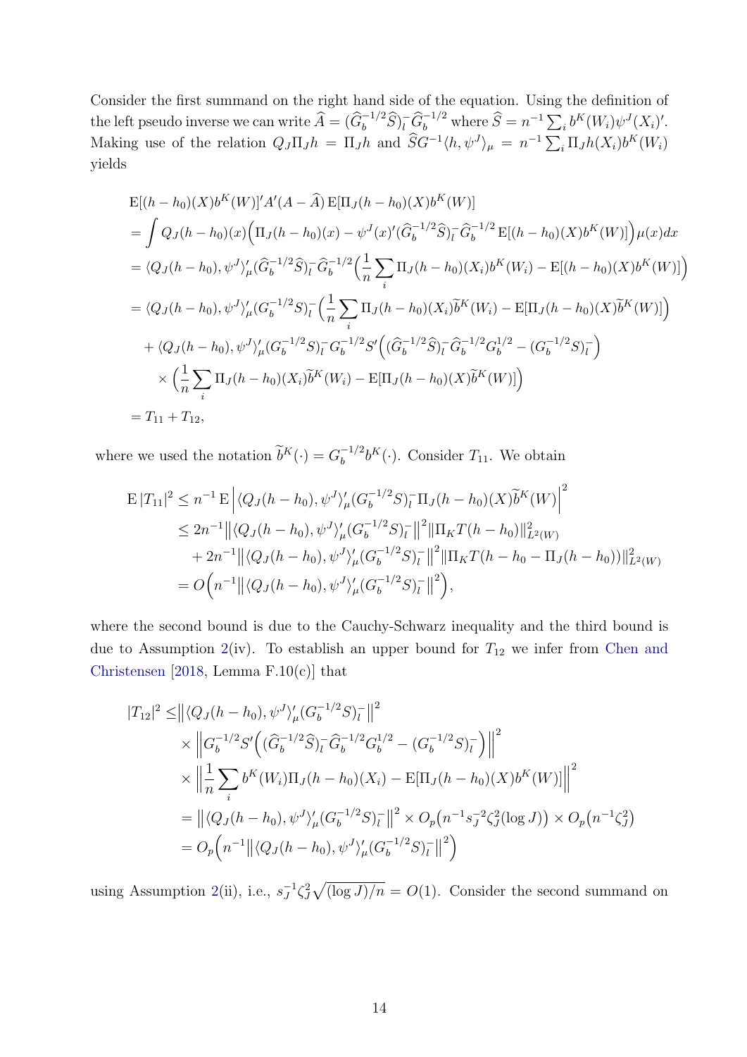Consider the first summand on the right hand side of the equation. Using the definition of the left pseudo inverse we can write $\widehat{A} = (\widehat{G}_b^{-1/2}\widehat{S})_l^- \widehat{G}_b^{-1/2}$ where $\widehat{S} = n^{-1}\sum_i b^K(W_i)\psi^J(X_i)'$. Making use of the relation $Q_J\Pi_J h = \Pi_J h$ and $\widehat{S}G^{-1}\langle h, \psi^J\rangle_\mu = n^{-1}\sum_i \Pi_J h(X_i) b^K(W_i)$ yields

$$
\begin{aligned}
&\mathrm{E}[(h-h_0)(X)b^K(W)]'A'(A-\widehat{A})\,\mathrm{E}[\Pi_J(h-h_0)(X)b^K(W)]\\
&= \int Q_J(h-h_0)(x)\Big(\Pi_J(h-h_0)(x) - \psi^J(x)'(\widehat{G}_b^{-1/2}\widehat{S})_l^- \widehat{G}_b^{-1/2}\,\mathrm{E}[(h-h_0)(X)b^K(W)]\Big)\mu(x)dx\\
&= \langle Q_J(h-h_0), \psi^J\rangle_\mu'(\widehat{G}_b^{-1/2}\widehat{S})_l^- \widehat{G}_b^{-1/2}\Big(\frac{1}{n}\sum_i \Pi_J(h-h_0)(X_i)b^K(W_i) - \mathrm{E}[(h-h_0)(X)b^K(W)]\Big)\\
&= \langle Q_J(h-h_0), \psi^J\rangle_\mu'(G_b^{-1/2}S)_l^-\Big(\frac{1}{n}\sum_i \Pi_J(h-h_0)(X_i)\widetilde{b}^K(W_i) - \mathrm{E}[\Pi_J(h-h_0)(X)\widetilde{b}^K(W)]\Big)\\
&\quad + \langle Q_J(h-h_0), \psi^J\rangle_\mu'(G_b^{-1/2}S)_l^- G_b^{-1/2}S'\Big((\widehat{G}_b^{-1/2}\widehat{S})_l^- \widehat{G}_b^{-1/2}G_b^{1/2} - (G_b^{-1/2}S)_l^-\Big)\\
&\quad\times\Big(\frac{1}{n}\sum_i \Pi_J(h-h_0)(X_i)\widetilde{b}^K(W_i) - \mathrm{E}[\Pi_J(h-h_0)(X)\widetilde{b}^K(W)]\Big)\\
&= T_{11} + T_{12},
\end{aligned}
$$

where we used the notation $\widetilde{b}^K(\cdot) = G_b^{-1/2}b^K(\cdot)$. Consider $T_{11}$. We obtain

$$
\begin{aligned}
\mathrm{E}\,|T_{11}|^2 &\le n^{-1}\,\mathrm{E}\Big|\langle Q_J(h-h_0), \psi^J\rangle_\mu'(G_b^{-1/2}S)_l^- \Pi_J(h-h_0)(X)\widetilde{b}^K(W)\Big|^2\\
&\le 2n^{-1}\big\|\langle Q_J(h-h_0), \psi^J\rangle_\mu'(G_b^{-1/2}S)_l^-\big\|^2\|\Pi_K T(h-h_0)\|^2_{L^2(W)}\\
&\quad + 2n^{-1}\big\|\langle Q_J(h-h_0), \psi^J\rangle_\mu'(G_b^{-1/2}S)_l^-\big\|^2\|\Pi_K T(h-h_0-\Pi_J(h-h_0))\|^2_{L^2(W)}\\
&= O\Big(n^{-1}\big\|\langle Q_J(h-h_0), \psi^J\rangle_\mu'(G_b^{-1/2}S)_l^-\big\|^2\Big),
\end{aligned}
$$

where the second bound is due to the Cauchy-Schwarz inequality and the third bound is due to Assumption 2(iv). To establish an upper bound for $T_{12}$ we infer from Chen and Christensen [2018, Lemma F.10(c)] that

$$
\begin{aligned}
|T_{12}|^2 \le&\big\|\langle Q_J(h-h_0), \psi^J\rangle_\mu'(G_b^{-1/2}S)_l^-\big\|^2\\
&\times\Big\|G_b^{-1/2}S'\Big((\widehat{G}_b^{-1/2}\widehat{S})_l^- \widehat{G}_b^{-1/2}G_b^{1/2} - (G_b^{-1/2}S)_l^-\Big)\Big\|^2\\
&\times\Big\|\frac{1}{n}\sum_i b^K(W_i)\Pi_J(h-h_0)(X_i) - \mathrm{E}[\Pi_J(h-h_0)(X)b^K(W)]\Big\|^2\\
=&\big\|\langle Q_J(h-h_0), \psi^J\rangle_\mu'(G_b^{-1/2}S)_l^-\big\|^2 \times O_p\big(n^{-1}s_J^{-2}\zeta_J^2(\log J)\big) \times O_p\big(n^{-1}\zeta_J^2\big)\\
=&\,O_p\Big(n^{-1}\big\|\langle Q_J(h-h_0), \psi^J\rangle_\mu'(G_b^{-1/2}S)_l^-\big\|^2\Big)
\end{aligned}
$$

using Assumption 2(ii), i.e., $s_J^{-1}\zeta_J^2\sqrt{(\log J)/n} = O(1)$. Consider the second summand on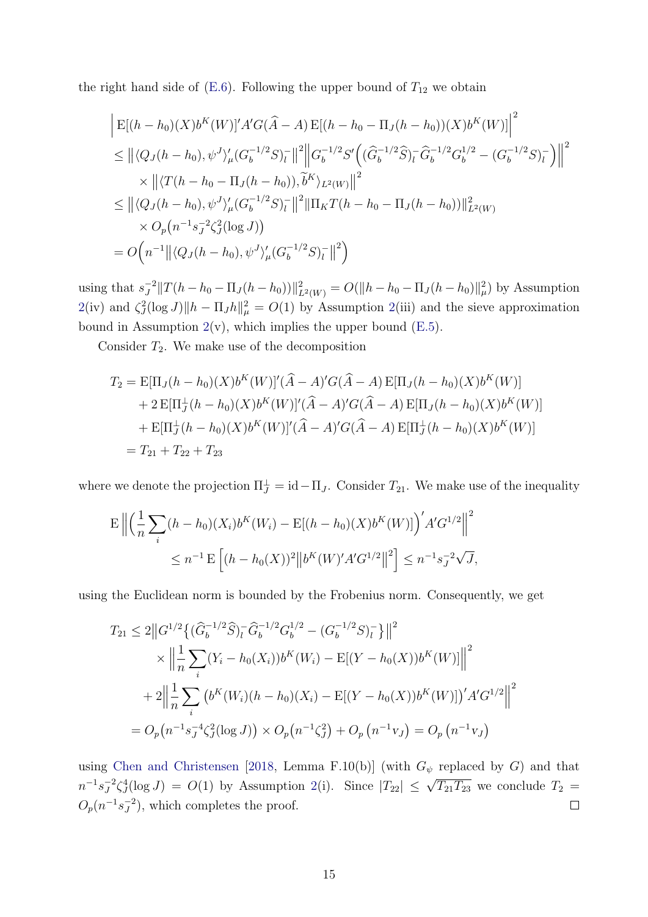the right hand side of (E.6). Following the upper bound of $T_{12}$ we obtain

$$
\begin{aligned}
&\Big| \mathrm{E}[(h-h_0)(X)b^K(W)]'A'G(\widehat{A}-A)\,\mathrm{E}[(h-h_0-\Pi_J(h-h_0))(X)b^K(W)]\Big|^2 \\
&\leq \big\|\langle Q_J(h-h_0),\psi^J\rangle_\mu'(G_b^{-1/2}S)_l^-\big\|^2 \Big\|G_b^{-1/2}S'\Big((\widehat{G}_b^{-1/2}\widehat{S})_l^-\widehat{G}_b^{-1/2}G_b^{1/2}-(G_b^{-1/2}S)_l^-\Big)\Big\|^2 \\
&\quad\times \big\|\langle T(h-h_0-\Pi_J(h-h_0)),\widetilde{b}^K\rangle_{L^2(W)}\big\|^2 \\
&\leq \big\|\langle Q_J(h-h_0),\psi^J\rangle_\mu'(G_b^{-1/2}S)_l^-\big\|^2 \|\Pi_K T(h-h_0-\Pi_J(h-h_0))\|^2_{L^2(W)} \\
&\quad\times O_p\big(n^{-1}s_J^{-2}\zeta_J^2(\log J)\big) \\
&= O\Big(n^{-1}\big\|\langle Q_J(h-h_0),\psi^J\rangle_\mu'(G_b^{-1/2}S)_l^-\big\|^2\Big)
\end{aligned}
$$

using that $s_J^{-2}\|T(h-h_0-\Pi_J(h-h_0))\|^2_{L^2(W)} = O(\|h-h_0-\Pi_J(h-h_0)\|^2_\mu)$ by Assumption 2(iv) and $\zeta_J^2(\log J)\|h-\Pi_J h\|_\mu^2 = O(1)$ by Assumption 2(iii) and the sieve approximation bound in Assumption 2(v), which implies the upper bound (E.5).

Consider $T_2$. We make use of the decomposition

$$
\begin{aligned}
T_2 &= \mathrm{E}[\Pi_J(h-h_0)(X)b^K(W)]'(\widehat{A}-A)'G(\widehat{A}-A)\,\mathrm{E}[\Pi_J(h-h_0)(X)b^K(W)] \\
&\quad + 2\,\mathrm{E}[\Pi_J^\perp(h-h_0)(X)b^K(W)]'(\widehat{A}-A)'G(\widehat{A}-A)\,\mathrm{E}[\Pi_J(h-h_0)(X)b^K(W)] \\
&\quad + \mathrm{E}[\Pi_J^\perp(h-h_0)(X)b^K(W)]'(\widehat{A}-A)'G(\widehat{A}-A)\,\mathrm{E}[\Pi_J^\perp(h-h_0)(X)b^K(W)] \\
&= T_{21}+T_{22}+T_{23}
\end{aligned}
$$

where we denote the projection $\Pi_J^\perp = \mathrm{id}-\Pi_J$. Consider $T_{21}$. We make use of the inequality

$$
\begin{aligned}
\mathrm{E}\Big\|\Big(\frac{1}{n}\sum_i (h-h_0)(X_i)b^K(W_i) - \mathrm{E}[(h-h_0)(X)b^K(W)]\Big)'A'G^{1/2}\Big\|^2 \\
\leq n^{-1}\,\mathrm{E}\Big[(h-h_0(X))^2\big\|b^K(W)'A'G^{1/2}\big\|^2\Big] \leq n^{-1}s_J^{-2}\sqrt{J},
\end{aligned}
$$

using the Euclidean norm is bounded by the Frobenius norm. Consequently, we get

$$
\begin{aligned}
T_{21} &\leq 2\big\|G^{1/2}\big\{(\widehat{G}_b^{-1/2}\widehat{S})_l^-\widehat{G}_b^{-1/2}G_b^{1/2}-(G_b^{-1/2}S)_l^-\big\}\big\|^2 \\
&\quad\times \Big\|\frac{1}{n}\sum_i (Y_i-h_0(X_i))b^K(W_i) - \mathrm{E}[(Y-h_0(X))b^K(W)]\Big\|^2 \\
&\quad + 2\Big\|\frac{1}{n}\sum_i \big(b^K(W_i)(h-h_0)(X_i) - \mathrm{E}[(Y-h_0(X))b^K(W)]\big)'A'G^{1/2}\Big\|^2 \\
&= O_p\big(n^{-1}s_J^{-4}\zeta_J^2(\log J)\big)\times O_p\big(n^{-1}\zeta_J^2\big) + O_p\left(n^{-1}\mathrm{v}_J\right) = O_p\left(n^{-1}\mathrm{v}_J\right)
\end{aligned}
$$

using Chen and Christensen [2018, Lemma F.10(b)] (with $G_\psi$ replaced by $G$) and that $n^{-1}s_J^{-2}\zeta_J^4(\log J) = O(1)$ by Assumption 2(i). Since $|T_{22}| \leq \sqrt{T_{21}T_{23}}$ we conclude $T_2 = O_p(n^{-1}s_J^{-2})$, which completes the proof. □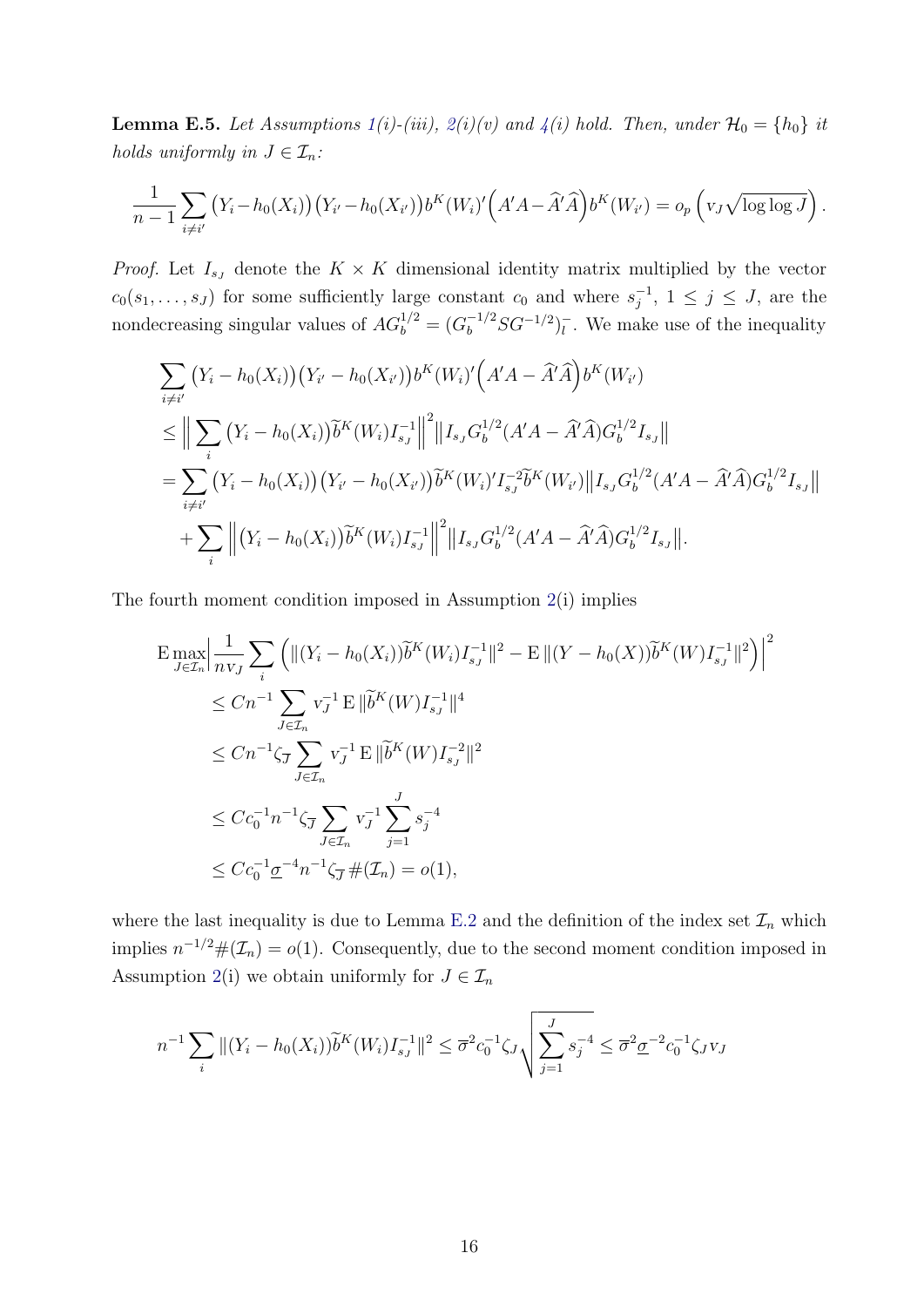**Lemma E.5.** *Let Assumptions 1(i)-(iii), 2(i)(v) and 4(i) hold. Then, under $\mathcal{H}_0 = \{h_0\}$ it holds uniformly in $J \in \mathcal{I}_n$:*

$$\frac{1}{n-1}\sum_{i\neq i'}\big(Y_i - h_0(X_i)\big)\big(Y_{i'} - h_0(X_{i'})\big)b^K(W_i)'\Big(A'A - \widehat{A}'\widehat{A}\Big)b^K(W_{i'}) = o_p\left(\mathrm{v}_J\sqrt{\log\log J}\right).$$

*Proof.* Let $I_{s_J}$ denote the $K\times K$ dimensional identity matrix multiplied by the vector $c_0(s_1,\dots,s_J)$ for some sufficiently large constant $c_0$ and where $s_j^{-1}$, $1\leq j\leq J$, are the nondecreasing singular values of $AG_b^{1/2} = (G_b^{-1/2}SG^{-1/2})_l^-$. We make use of the inequality

$$\begin{aligned}
&\sum_{i\neq i'}\big(Y_i - h_0(X_i)\big)\big(Y_{i'} - h_0(X_{i'})\big)b^K(W_i)'\Big(A'A - \widehat{A}'\widehat{A}\Big)b^K(W_{i'})\\
&\leq \Big\|\sum_i\big(Y_i - h_0(X_i)\big)\widetilde{b}^K(W_i)I_{s_J}^{-1}\Big\|^2\big\|I_{s_J}G_b^{1/2}(A'A - \widehat{A}'\widehat{A})G_b^{1/2}I_{s_J}\big\|\\
&= \sum_{i\neq i'}\big(Y_i - h_0(X_i)\big)\big(Y_{i'} - h_0(X_{i'})\big)\widetilde{b}^K(W_i)'I_{s_J}^{-2}\widetilde{b}^K(W_{i'})\big\|I_{s_J}G_b^{1/2}(A'A - \widehat{A}'\widehat{A})G_b^{1/2}I_{s_J}\big\|\\
&\quad + \sum_i\Big\|\big(Y_i - h_0(X_i)\big)\widetilde{b}^K(W_i)I_{s_J}^{-1}\Big\|^2\big\|I_{s_J}G_b^{1/2}(A'A - \widehat{A}'\widehat{A})G_b^{1/2}I_{s_J}\big\|.
\end{aligned}$$

The fourth moment condition imposed in Assumption 2(i) implies

$$\begin{aligned}
&\mathrm{E}\max_{J\in\mathcal{I}_n}\Big|\frac{1}{n\mathrm{v}_J}\sum_i\Big(\|(Y_i - h_0(X_i))\widetilde{b}^K(W_i)I_{s_J}^{-1}\|^2 - \mathrm{E}\,\|(Y - h_0(X))\widetilde{b}^K(W)I_{s_J}^{-1}\|^2\Big)\Big|^2\\
&\leq Cn^{-1}\sum_{J\in\mathcal{I}_n}\mathrm{v}_J^{-1}\,\mathrm{E}\,\|\widetilde{b}^K(W)I_{s_J}^{-1}\|^4\\
&\leq Cn^{-1}\zeta_{\overline{J}}\sum_{J\in\mathcal{I}_n}\mathrm{v}_J^{-1}\,\mathrm{E}\,\|\widetilde{b}^K(W)I_{s_J}^{-2}\|^2\\
&\leq Cc_0^{-1}n^{-1}\zeta_{\overline{J}}\sum_{J\in\mathcal{I}_n}\mathrm{v}_J^{-1}\sum_{j=1}^J s_j^{-4}\\
&\leq Cc_0^{-1}\underline{\sigma}^{-4}n^{-1}\zeta_{\overline{J}}\,\#(\mathcal{I}_n) = o(1),
\end{aligned}$$

where the last inequality is due to Lemma E.2 and the definition of the index set $\mathcal{I}_n$ which implies $n^{-1/2}\#(\mathcal{I}_n) = o(1)$. Consequently, due to the second moment condition imposed in Assumption 2(i) we obtain uniformly for $J \in \mathcal{I}_n$

$$n^{-1}\sum_i\|(Y_i - h_0(X_i))\widetilde{b}^K(W_i)I_{s_J}^{-1}\|^2 \leq \overline{\sigma}^2c_0^{-1}\zeta_J\sqrt{\sum_{j=1}^J s_j^{-4}} \leq \overline{\sigma}^2\underline{\sigma}^{-2}c_0^{-1}\zeta_J\mathrm{v}_J$$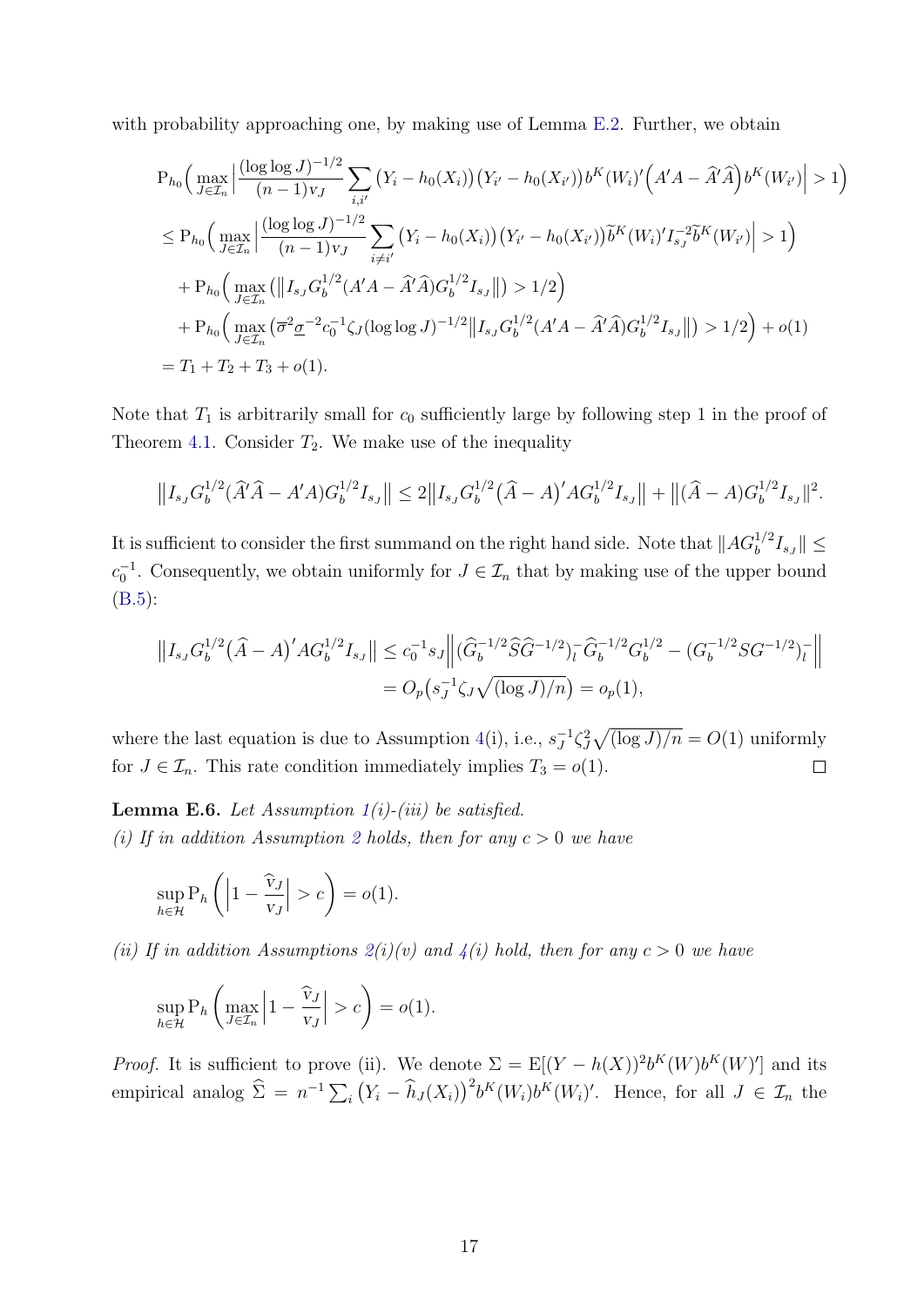with probability approaching one, by making use of Lemma E.2. Further, we obtain

$$
\begin{aligned}
&\mathrm{P}_{h_0}\Big(\max_{J\in\mathcal{I}_n}\Big|\frac{(\log\log J)^{-1/2}}{(n-1)\mathrm{v}_J}\sum_{i,i'}\big(Y_i-h_0(X_i)\big)\big(Y_{i'}-h_0(X_{i'})\big)b^K(W_i)'\Big(A'A-\widehat{A}'\widehat{A}\Big)b^K(W_{i'})\Big|>1\Big)\\
&\leq \mathrm{P}_{h_0}\Big(\max_{J\in\mathcal{I}_n}\Big|\frac{(\log\log J)^{-1/2}}{(n-1)\mathrm{v}_J}\sum_{i\neq i'}\big(Y_i-h_0(X_i)\big)\big(Y_{i'}-h_0(X_{i'})\big)\widetilde{b}^K(W_i)'I_{s_J}^{-2}\widetilde{b}^K(W_{i'})\Big|>1\Big)\\
&\quad+\mathrm{P}_{h_0}\Big(\max_{J\in\mathcal{I}_n}\big(\big\|I_{s_J}G_b^{1/2}(A'A-\widehat{A}'\widehat{A})G_b^{1/2}I_{s_J}\big\|\big)>1/2\Big)\\
&\quad+\mathrm{P}_{h_0}\Big(\max_{J\in\mathcal{I}_n}\big(\overline{\sigma}^2\underline{\sigma}^{-2}c_0^{-1}\zeta_J(\log\log J)^{-1/2}\big\|I_{s_J}G_b^{1/2}(A'A-\widehat{A}'\widehat{A})G_b^{1/2}I_{s_J}\big\|\big)>1/2\Big)+o(1)\\
&=T_1+T_2+T_3+o(1).
\end{aligned}
$$

Note that $T_1$ is arbitrarily small for $c_0$ sufficiently large by following step 1 in the proof of Theorem 4.1. Consider $T_2$. We make use of the inequality

$$
\big\|I_{s_J}G_b^{1/2}(\widehat{A}'\widehat{A}-A'A)G_b^{1/2}I_{s_J}\big\|\leq 2\big\|I_{s_J}G_b^{1/2}\big(\widehat{A}-A\big)'AG_b^{1/2}I_{s_J}\big\|+\big\|(\widehat{A}-A)G_b^{1/2}I_{s_J}\big\|^2.
$$

It is sufficient to consider the first summand on the right hand side. Note that $\|AG_b^{1/2}I_{s_J}\|\leq c_0^{-1}$. Consequently, we obtain uniformly for $J\in\mathcal{I}_n$ that by making use of the upper bound (B.5):

$$
\begin{aligned}
\big\|I_{s_J}G_b^{1/2}\big(\widehat{A}-A\big)'AG_b^{1/2}I_{s_J}\big\|&\leq c_0^{-1}s_J\Big\|(\widehat{G}_b^{-1/2}\widehat{S}\widehat{G}^{-1/2})_l^{-}\widehat{G}_b^{-1/2}G_b^{1/2}-(G_b^{-1/2}SG^{-1/2})_l^{-}\Big\|\\
&=O_p\big(s_J^{-1}\zeta_J\sqrt{(\log J)/n}\big)=o_p(1),
\end{aligned}
$$

where the last equation is due to Assumption 4(i), i.e., $s_J^{-1}\zeta_J^2\sqrt{(\log J)/n}=O(1)$ uniformly for $J\in\mathcal{I}_n$. This rate condition immediately implies $T_3=o(1)$. $\square$

**Lemma E.6.** *Let Assumption 1(i)-(iii) be satisfied.*

*(i) If in addition Assumption 2 holds, then for any $c>0$ we have*

$$
\sup_{h\in\mathcal{H}}\mathrm{P}_h\left(\Big|1-\frac{\widehat{\mathrm{v}}_J}{\mathrm{v}_J}\Big|>c\right)=o(1).
$$

*(ii) If in addition Assumptions 2(i)(v) and 4(i) hold, then for any $c>0$ we have*

$$
\sup_{h\in\mathcal{H}}\mathrm{P}_h\left(\max_{J\in\mathcal{I}_n}\Big|1-\frac{\widehat{\mathrm{v}}_J}{\mathrm{v}_J}\Big|>c\right)=o(1).
$$

*Proof.* It is sufficient to prove (ii). We denote $\Sigma=\mathrm{E}[(Y-h(X))^2b^K(W)b^K(W)']$ and its empirical analog $\widehat{\Sigma}=n^{-1}\sum_i\big(Y_i-\widehat{h}_J(X_i)\big)^2b^K(W_i)b^K(W_i)'$. Hence, for all $J\in\mathcal{I}_n$ the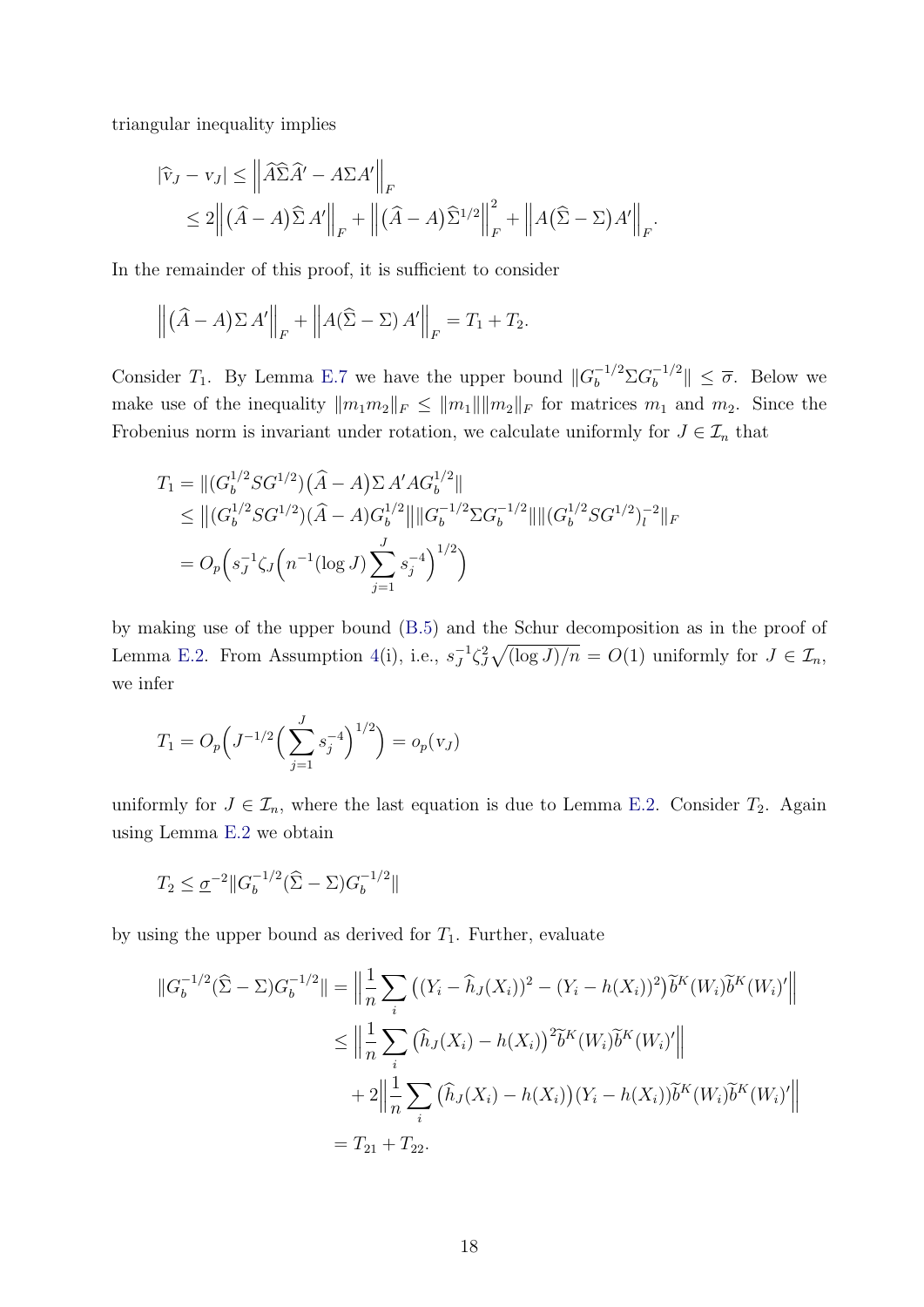triangular inequality implies

$$
\begin{aligned}
|\widehat{\mathrm{v}}_J - \mathrm{v}_J| &\leq \Big\| \widehat{A}\widehat{\Sigma}\widehat{A}' - A\Sigma A' \Big\|_F \\
&\leq 2\Big\| \big(\widehat{A} - A\big)\widehat{\Sigma}\, A' \Big\|_F + \Big\| \big(\widehat{A} - A\big)\widehat{\Sigma}^{1/2} \Big\|_F^2 + \Big\| A\big(\widehat{\Sigma} - \Sigma\big)A' \Big\|_F.
\end{aligned}
$$

In the remainder of this proof, it is sufficient to consider

$$
\Big\| \big(\widehat{A} - A\big)\Sigma\, A' \Big\|_F + \Big\| A(\widehat{\Sigma} - \Sigma)\, A' \Big\|_F = T_1 + T_2.
$$

Consider $T_1$. By Lemma E.7 we have the upper bound $\|G_b^{-1/2}\Sigma G_b^{-1/2}\| \leq \overline{\sigma}$. Below we make use of the inequality $\|m_1 m_2\|_F \leq \|m_1\| \|m_2\|_F$ for matrices $m_1$ and $m_2$. Since the Frobenius norm is invariant under rotation, we calculate uniformly for $J \in \mathcal{I}_n$ that

$$
\begin{aligned}
T_1 &= \|(G_b^{1/2} S G^{1/2})\big(\widehat{A} - A\big)\Sigma\, A' A G_b^{1/2}\| \\
&\leq \big\|(G_b^{1/2} S G^{1/2})(\widehat{A} - A)G_b^{1/2}\big\| \|G_b^{-1/2}\Sigma G_b^{-1/2}\| \|(G_b^{1/2} S G^{1/2})_l^{-2}\|_F \\
&= O_p\Big( s_J^{-1}\zeta_J\Big(n^{-1}(\log J)\sum_{j=1}^{J} s_j^{-4}\Big)^{1/2}\Big)
\end{aligned}
$$

by making use of the upper bound (B.5) and the Schur decomposition as in the proof of Lemma E.2. From Assumption 4(i), i.e., $s_J^{-1}\zeta_J^2\sqrt{(\log J)/n} = O(1)$ uniformly for $J \in \mathcal{I}_n$, we infer

$$
T_1 = O_p\Big( J^{-1/2}\Big(\sum_{j=1}^{J} s_j^{-4}\Big)^{1/2}\Big) = o_p(\mathrm{v}_J)
$$

uniformly for $J \in \mathcal{I}_n$, where the last equation is due to Lemma E.2. Consider $T_2$. Again using Lemma E.2 we obtain

$$
T_2 \leq \underline{\sigma}^{-2}\|G_b^{-1/2}(\widehat{\Sigma} - \Sigma)G_b^{-1/2}\|
$$

by using the upper bound as derived for $T_1$. Further, evaluate

$$
\begin{aligned}
\|G_b^{-1/2}(\widehat{\Sigma} - \Sigma)G_b^{-1/2}\| &= \Big\| \frac{1}{n}\sum_i \big((Y_i - \widehat{h}_J(X_i))^2 - (Y_i - h(X_i))^2\big)\widetilde{b}^K(W_i)\widetilde{b}^K(W_i)' \Big\| \\
&\leq \Big\| \frac{1}{n}\sum_i \big(\widehat{h}_J(X_i) - h(X_i)\big)^2 \widetilde{b}^K(W_i)\widetilde{b}^K(W_i)' \Big\| \\
&\quad + 2\Big\| \frac{1}{n}\sum_i \big(\widehat{h}_J(X_i) - h(X_i)\big)(Y_i - h(X_i))\widetilde{b}^K(W_i)\widetilde{b}^K(W_i)' \Big\| \\
&= T_{21} + T_{22}.
\end{aligned}
$$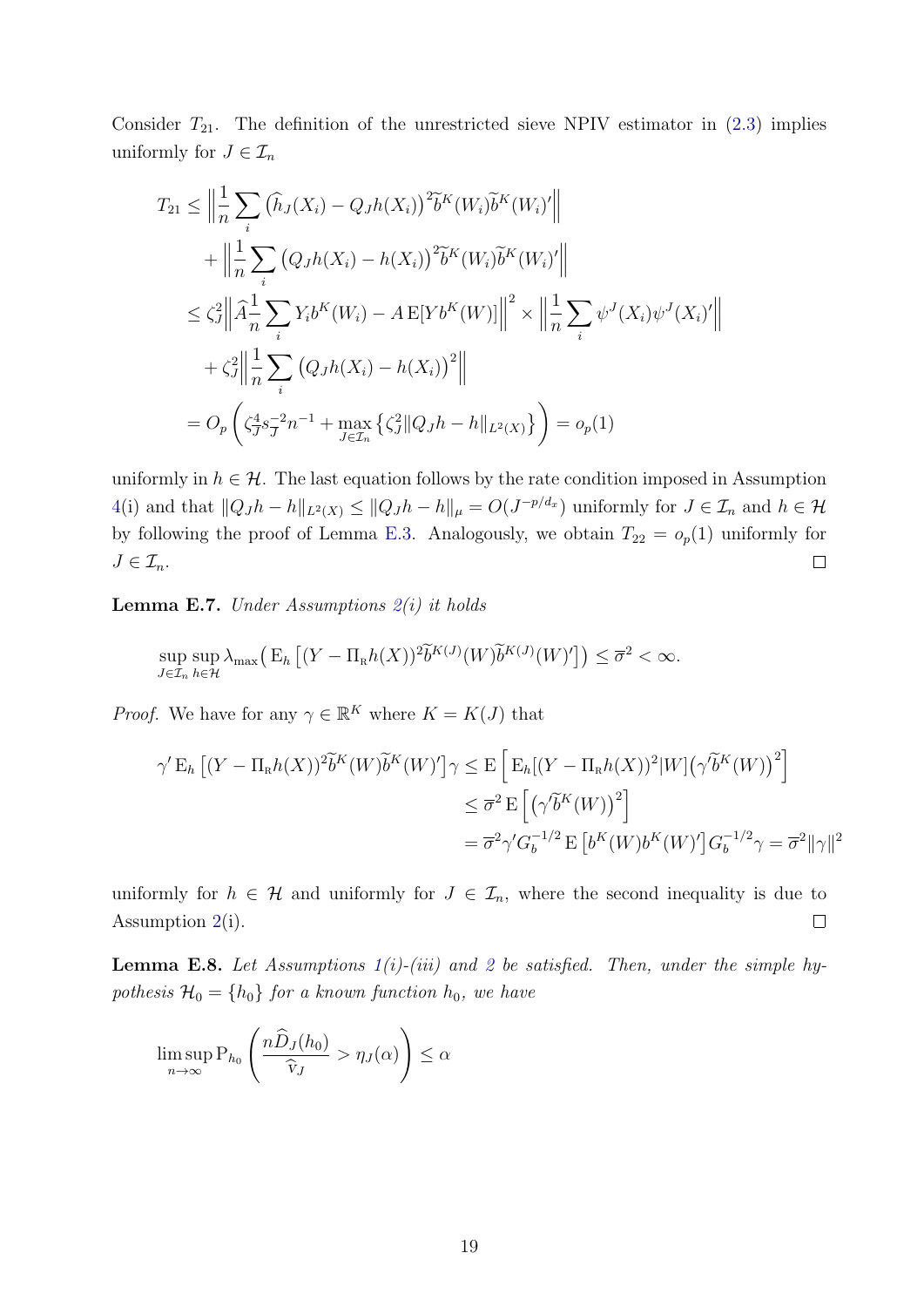Consider $T_{21}$. The definition of the unrestricted sieve NPIV estimator in (2.3) implies uniformly for $J \in \mathcal{I}_n$

$$
\begin{aligned}
T_{21} &\leq \Big\| \frac{1}{n} \sum_i \big(\widehat{h}_J(X_i) - Q_J h(X_i)\big)^2 \widetilde{b}^K(W_i) \widetilde{b}^K(W_i)' \Big\| \\
&\quad + \Big\| \frac{1}{n} \sum_i \big(Q_J h(X_i) - h(X_i)\big)^2 \widetilde{b}^K(W_i) \widetilde{b}^K(W_i)' \Big\| \\
&\leq \zeta_J^2 \Big\| \widehat{A} \frac{1}{n} \sum_i Y_i b^K(W_i) - A \,\mathrm{E}[Y b^K(W)] \Big\|^2 \times \Big\| \frac{1}{n} \sum_i \psi^J(X_i) \psi^J(X_i)' \Big\| \\
&\quad + \zeta_J^2 \Big\| \frac{1}{n} \sum_i \big(Q_J h(X_i) - h(X_i)\big)^2 \Big\| \\
&= O_p\left( \zeta_J^4 s_J^{-2} n^{-1} + \max_{J \in \mathcal{I}_n} \left\{ \zeta_J^2 \| Q_J h - h \|_{L^2(X)} \right\} \right) = o_p(1)
\end{aligned}
$$

uniformly in $h \in \mathcal{H}$. The last equation follows by the rate condition imposed in Assumption 4(i) and that $\|Q_J h - h\|_{L^2(X)} \leq \|Q_J h - h\|_\mu = O(J^{-p/d_x})$ uniformly for $J \in \mathcal{I}_n$ and $h \in \mathcal{H}$ by following the proof of Lemma E.3. Analogously, we obtain $T_{22} = o_p(1)$ uniformly for $J \in \mathcal{I}_n$. $\square$

**Lemma E.7.** *Under Assumptions 2(i) it holds*

$$
\sup_{J \in \mathcal{I}_n} \sup_{h \in \mathcal{H}} \lambda_{\max}\big( \mathrm{E}_h \big[ (Y - \Pi_{\mathrm{R}} h(X))^2 \widetilde{b}^{K(J)}(W) \widetilde{b}^{K(J)}(W)' \big] \big) \leq \overline{\sigma}^2 < \infty.
$$

*Proof.* We have for any $\gamma \in \mathbb{R}^K$ where $K = K(J)$ that

$$
\begin{aligned}
\gamma' \mathrm{E}_h \big[ (Y - \Pi_{\mathrm{R}} h(X))^2 \widetilde{b}^K(W) \widetilde{b}^K(W)' \big] \gamma &\leq \mathrm{E}\Big[ \mathrm{E}_h [(Y - \Pi_{\mathrm{R}} h(X))^2 | W] \big(\gamma' \widetilde{b}^K(W)\big)^2 \Big] \\
&\leq \overline{\sigma}^2 \,\mathrm{E}\Big[ \big(\gamma' \widetilde{b}^K(W)\big)^2 \Big] \\
&= \overline{\sigma}^2 \gamma' G_b^{-1/2} \,\mathrm{E}\big[ b^K(W) b^K(W)' \big] G_b^{-1/2} \gamma = \overline{\sigma}^2 \|\gamma\|^2
\end{aligned}
$$

uniformly for $h \in \mathcal{H}$ and uniformly for $J \in \mathcal{I}_n$, where the second inequality is due to Assumption 2(i). $\square$

**Lemma E.8.** *Let Assumptions 1(i)-(iii) and 2 be satisfied. Then, under the simple hypothesis $\mathcal{H}_0 = \{h_0\}$ for a known function $h_0$, we have*

$$
\limsup_{n \to \infty} \mathrm{P}_{h_0} \left( \frac{n \widehat{D}_J(h_0)}{\widehat{\mathrm{v}}_J} > \eta_J(\alpha) \right) \leq \alpha
$$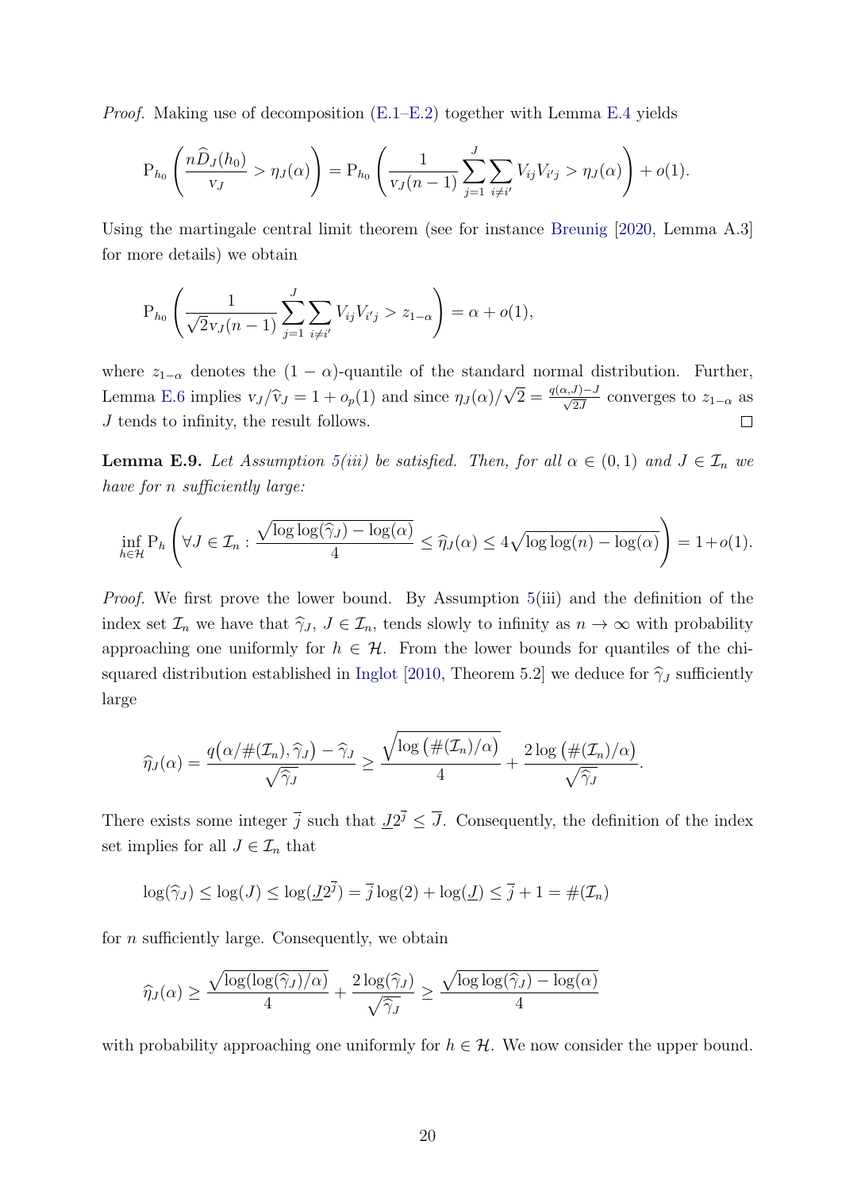*Proof.* Making use of decomposition (E.1–E.2) together with Lemma E.4 yields

$$\mathrm{P}_{h_0}\left(\frac{n\widehat{D}_J(h_0)}{\mathrm{v}_J} > \eta_J(\alpha)\right) = \mathrm{P}_{h_0}\left(\frac{1}{\mathrm{v}_J(n-1)}\sum_{j=1}^{J}\sum_{i\neq i'} V_{ij}V_{i'j} > \eta_J(\alpha)\right) + o(1).$$

Using the martingale central limit theorem (see for instance Breunig [2020, Lemma A.3] for more details) we obtain

$$\mathrm{P}_{h_0}\left(\frac{1}{\sqrt{2}\mathrm{v}_J(n-1)}\sum_{j=1}^{J}\sum_{i\neq i'} V_{ij}V_{i'j} > z_{1-\alpha}\right) = \alpha + o(1),$$

where $z_{1-\alpha}$ denotes the $(1-\alpha)$-quantile of the standard normal distribution. Further, Lemma E.6 implies $\mathrm{v}_J/\widehat{\mathrm{v}}_J = 1 + o_p(1)$ and since $\eta_J(\alpha)/\sqrt{2} = \frac{q(\alpha,J)-J}{\sqrt{2J}}$ converges to $z_{1-\alpha}$ as $J$ tends to infinity, the result follows. $\square$

**Lemma E.9.** *Let Assumption 5(iii) be satisfied. Then, for all $\alpha \in (0,1)$ and $J \in \mathcal{I}_n$ we have for $n$ sufficiently large:*

$$\inf_{h\in\mathcal{H}} \mathrm{P}_h\left(\forall J \in \mathcal{I}_n : \frac{\sqrt{\log\log(\widehat{\gamma}_J) - \log(\alpha)}}{4} \leq \widehat{\eta}_J(\alpha) \leq 4\sqrt{\log\log(n) - \log(\alpha)}\right) = 1 + o(1).$$

*Proof.* We first prove the lower bound. By Assumption 5(iii) and the definition of the index set $\mathcal{I}_n$ we have that $\widehat{\gamma}_J$, $J \in \mathcal{I}_n$, tends slowly to infinity as $n \to \infty$ with probability approaching one uniformly for $h \in \mathcal{H}$. From the lower bounds for quantiles of the chi-squared distribution established in Inglot [2010, Theorem 5.2] we deduce for $\widehat{\gamma}_J$ sufficiently large

$$\widehat{\eta}_J(\alpha) = \frac{q\big(\alpha/\#(\mathcal{I}_n), \widehat{\gamma}_J\big) - \widehat{\gamma}_J}{\sqrt{\widehat{\gamma}_J}} \geq \frac{\sqrt{\log\big(\#(\mathcal{I}_n)/\alpha\big)}}{4} + \frac{2\log\big(\#(\mathcal{I}_n)/\alpha\big)}{\sqrt{\widehat{\gamma}_J}}.$$

There exists some integer $\overline{j}$ such that $\underline{J}2^{\overline{j}} \leq \overline{J}$. Consequently, the definition of the index set implies for all $J \in \mathcal{I}_n$ that

$$\log(\widehat{\gamma}_J) \leq \log(J) \leq \log(\underline{J}2^{\overline{j}}) = \overline{j}\log(2) + \log(\underline{J}) \leq \overline{j} + 1 = \#(\mathcal{I}_n)$$

for $n$ sufficiently large. Consequently, we obtain

$$\widehat{\eta}_J(\alpha) \geq \frac{\sqrt{\log(\log(\widehat{\gamma}_J)/\alpha)}}{4} + \frac{2\log(\widehat{\gamma}_J)}{\sqrt{\widehat{\gamma}_J}} \geq \frac{\sqrt{\log\log(\widehat{\gamma}_J) - \log(\alpha)}}{4}$$

with probability approaching one uniformly for $h \in \mathcal{H}$. We now consider the upper bound.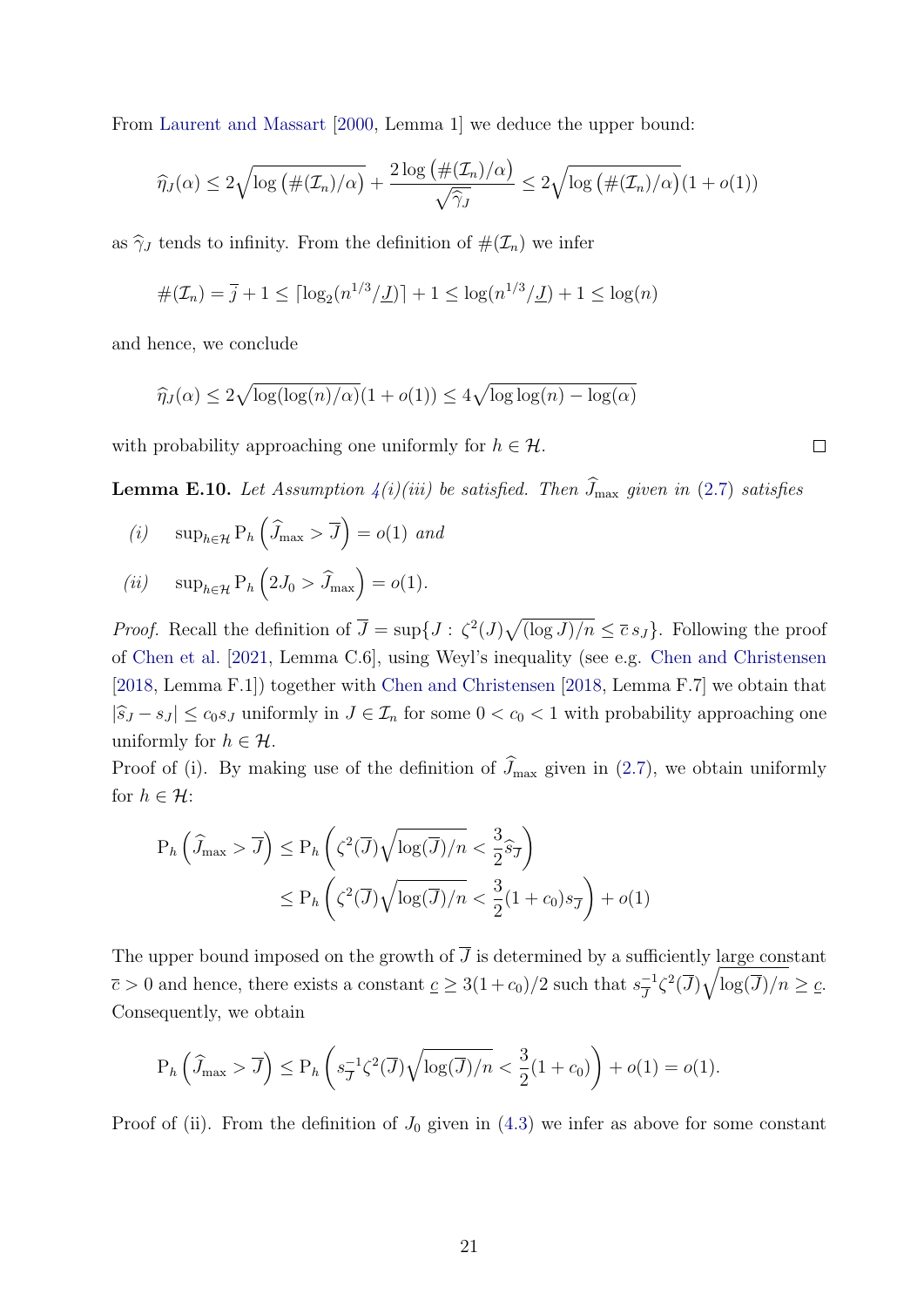From Laurent and Massart [2000, Lemma 1] we deduce the upper bound:

$$\widehat{\eta}_J(\alpha) \leq 2\sqrt{\log\left(\#(\mathcal{I}_n)/\alpha\right)} + \frac{2\log\left(\#(\mathcal{I}_n)/\alpha\right)}{\sqrt{\widehat{\gamma}_J}} \leq 2\sqrt{\log\left(\#(\mathcal{I}_n)/\alpha\right)}(1+o(1))$$

as $\widehat{\gamma}_J$ tends to infinity. From the definition of $\#(\mathcal{I}_n)$ we infer

$$\#(\mathcal{I}_n) = \overline{j} + 1 \leq \lceil \log_2(n^{1/3}/\underline{J}) \rceil + 1 \leq \log(n^{1/3}/\underline{J}) + 1 \leq \log(n)$$

and hence, we conclude

$$\widehat{\eta}_J(\alpha) \leq 2\sqrt{\log(\log(n)/\alpha)}(1+o(1)) \leq 4\sqrt{\log\log(n) - \log(\alpha)}$$

with probability approaching one uniformly for $h \in \mathcal{H}$. $\square$

**Lemma E.10.** *Let Assumption 4(i)(iii) be satisfied. Then $\widehat{J}_{\max}$ given in (2.7) satisfies*

*(i)* $\sup_{h\in\mathcal{H}} \mathrm{P}_h\left(\widehat{J}_{\max} > \overline{J}\right) = o(1)$ *and*

*(ii)* $\sup_{h\in\mathcal{H}} \mathrm{P}_h\left(2J_0 > \widehat{J}_{\max}\right) = o(1)$.

*Proof.* Recall the definition of $\overline{J} = \sup\{J : \zeta^2(J)\sqrt{(\log J)/n} \leq \overline{c}\, s_J\}$. Following the proof of Chen et al. [2021, Lemma C.6], using Weyl's inequality (see e.g. Chen and Christensen [2018, Lemma F.1]) together with Chen and Christensen [2018, Lemma F.7] we obtain that $|\widehat{s}_J - s_J| \leq c_0 s_J$ uniformly in $J \in \mathcal{I}_n$ for some $0 < c_0 < 1$ with probability approaching one uniformly for $h \in \mathcal{H}$.

Proof of (i). By making use of the definition of $\widehat{J}_{\max}$ given in (2.7), we obtain uniformly for $h \in \mathcal{H}$:

$$\begin{aligned}
\mathrm{P}_h\left(\widehat{J}_{\max} > \overline{J}\right) &\leq \mathrm{P}_h\left(\zeta^2(\overline{J})\sqrt{\log(\overline{J})/n} < \frac{3}{2}\widehat{s}_{\overline{J}}\right)\\
&\leq \mathrm{P}_h\left(\zeta^2(\overline{J})\sqrt{\log(\overline{J})/n} < \frac{3}{2}(1+c_0)s_{\overline{J}}\right) + o(1)
\end{aligned}$$

The upper bound imposed on the growth of $\overline{J}$ is determined by a sufficiently large constant $\overline{c} > 0$ and hence, there exists a constant $\underline{c} \geq 3(1+c_0)/2$ such that $s_{\overline{J}}^{-1}\zeta^2(\overline{J})\sqrt{\log(\overline{J})/n} \geq \underline{c}$. Consequently, we obtain

$$\mathrm{P}_h\left(\widehat{J}_{\max} > \overline{J}\right) \leq \mathrm{P}_h\left(s_{\overline{J}}^{-1}\zeta^2(\overline{J})\sqrt{\log(\overline{J})/n} < \frac{3}{2}(1+c_0)\right) + o(1) = o(1).$$

Proof of (ii). From the definition of $J_0$ given in (4.3) we infer as above for some constant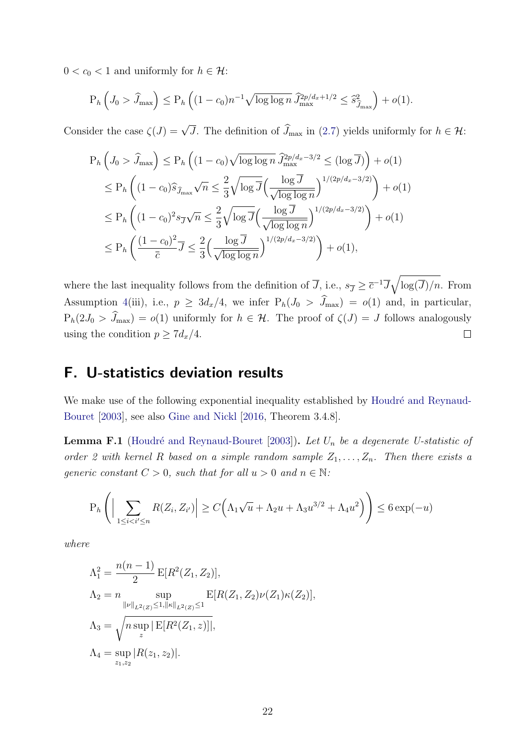$0 < c_0 < 1$ and uniformly for $h \in \mathcal{H}$:

$$\mathrm{P}_h\left(J_0 > \widehat{J}_{\max}\right) \leq \mathrm{P}_h\left((1-c_0)n^{-1}\sqrt{\log\log n}\,\widehat{J}_{\max}^{2p/d_x+1/2} \leq \widehat{s}^2_{\widehat{J}_{\max}}\right) + o(1).$$

Consider the case $\zeta(J) = \sqrt{J}$. The definition of $\widehat{J}_{\max}$ in (2.7) yields uniformly for $h \in \mathcal{H}$:

$$\begin{aligned}
\mathrm{P}_h\left(J_0 > \widehat{J}_{\max}\right) &\leq \mathrm{P}_h\left((1-c_0)\sqrt{\log\log n}\,\widehat{J}_{\max}^{2p/d_x-3/2} \leq (\log \overline{J})\right) + o(1)\\
&\leq \mathrm{P}_h\left((1-c_0)\widehat{s}_{\widehat{J}_{\max}}\sqrt{n} \leq \frac{2}{3}\sqrt{\log \overline{J}}\Big(\frac{\log \overline{J}}{\sqrt{\log\log n}}\Big)^{1/(2p/d_x-3/2)}\right) + o(1)\\
&\leq \mathrm{P}_h\left((1-c_0)^2 s_{\overline{J}}\sqrt{n} \leq \frac{2}{3}\sqrt{\log \overline{J}}\Big(\frac{\log \overline{J}}{\sqrt{\log\log n}}\Big)^{1/(2p/d_x-3/2)}\right) + o(1)\\
&\leq \mathrm{P}_h\left(\frac{(1-c_0)^2}{\overline{c}}\overline{J} \leq \frac{2}{3}\Big(\frac{\log \overline{J}}{\sqrt{\log\log n}}\Big)^{1/(2p/d_x-3/2)}\right) + o(1),
\end{aligned}$$

where the last inequality follows from the definition of $\overline{J}$, i.e., $s_{\overline{J}} \geq \overline{c}^{-1}\overline{J}\sqrt{\log(\overline{J})/n}$. From Assumption 4(iii), i.e., $p \geq 3d_x/4$, we infer $\mathrm{P}_h(J_0 > \widehat{J}_{\max}) = o(1)$ and, in particular, $\mathrm{P}_h(2J_0 > \widehat{J}_{\max}) = o(1)$ uniformly for $h \in \mathcal{H}$. The proof of $\zeta(J) = J$ follows analogously using the condition $p \geq 7d_x/4$. $\square$

## F. U-statistics deviation results

We make use of the following exponential inequality established by Houdré and Reynaud-Bouret [2003], see also Gine and Nickl [2016, Theorem 3.4.8].

**Lemma F.1** (Houdré and Reynaud-Bouret [2003])**.** *Let $U_n$ be a degenerate U-statistic of order 2 with kernel $R$ based on a simple random sample $Z_1, \dots, Z_n$. Then there exists a generic constant $C > 0$, such that for all $u > 0$ and $n \in \mathbb{N}$:*

$$\mathrm{P}_h\left(\Big|\sum_{1\leq i<i'\leq n} R(Z_i, Z_{i'})\Big| \geq C\Big(\Lambda_1\sqrt{u} + \Lambda_2 u + \Lambda_3 u^{3/2} + \Lambda_4 u^2\Big)\right) \leq 6\exp(-u)$$

*where*

$$\begin{aligned}
\Lambda_1^2 &= \frac{n(n-1)}{2}\,\mathrm{E}[R^2(Z_1, Z_2)],\\
\Lambda_2 &= n \sup_{\|\nu\|_{L^2(Z)}\leq 1, \|\kappa\|_{L^2(Z)}\leq 1} \mathrm{E}[R(Z_1, Z_2)\nu(Z_1)\kappa(Z_2)],\\
\Lambda_3 &= \sqrt{n \sup_z |\,\mathrm{E}[R^2(Z_1, z)]|},\\
\Lambda_4 &= \sup_{z_1, z_2} |R(z_1, z_2)|.
\end{aligned}$$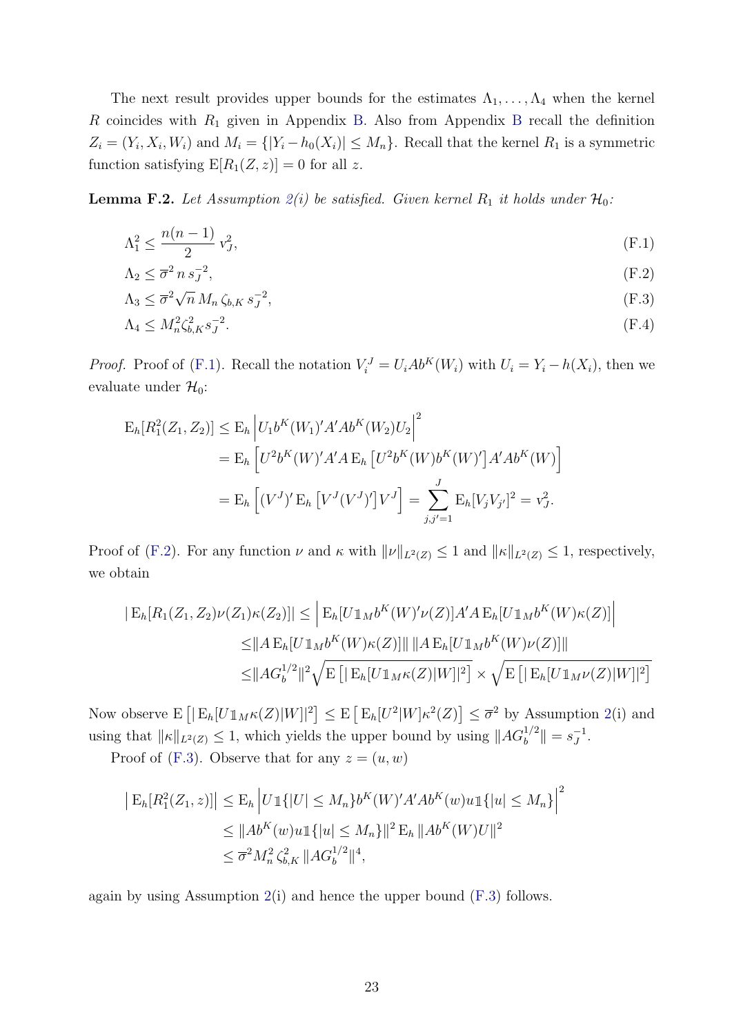The next result provides upper bounds for the estimates $\Lambda_1, \dots, \Lambda_4$ when the kernel $R$ coincides with $R_1$ given in Appendix B. Also from Appendix B recall the definition $Z_i = (Y_i, X_i, W_i)$ and $M_i = \{|Y_i - h_0(X_i)| \leq M_n\}$. Recall that the kernel $R_1$ is a symmetric function satisfying $\mathrm{E}[R_1(Z, z)] = 0$ for all $z$.

**Lemma F.2.** *Let Assumption 2(i) be satisfied. Given kernel $R_1$ it holds under $\mathcal{H}_0$:*

$$\Lambda_1^2 \leq \frac{n(n-1)}{2}\, v_J^2, \tag{F.1}$$

$$\Lambda_2 \leq \overline{\sigma}^2\, n\, s_J^{-2}, \tag{F.2}$$

$$\Lambda_3 \leq \overline{\sigma}^2 \sqrt{n}\, M_n\, \zeta_{b,K}\, s_J^{-2}, \tag{F.3}$$

$$\Lambda_4 \leq M_n^2 \zeta_{b,K}^2 s_J^{-2}. \tag{F.4}$$

*Proof.* Proof of (F.1). Recall the notation $V_i^J = U_i A b^K(W_i)$ with $U_i = Y_i - h(X_i)$, then we evaluate under $\mathcal{H}_0$:

$$\begin{aligned}
\mathrm{E}_h[R_1^2(Z_1, Z_2)] &\leq \mathrm{E}_h \left| U_1 b^K(W_1)' A' A b^K(W_2) U_2 \right|^2 \\
&= \mathrm{E}_h \left[ U^2 b^K(W)' A' A\, \mathrm{E}_h\left[U^2 b^K(W) b^K(W)'\right] A' A b^K(W) \right] \\
&= \mathrm{E}_h \left[ (V^J)'\, \mathrm{E}_h\left[V^J (V^J)'\right] V^J \right] = \sum_{j,j'=1}^{J} \mathrm{E}_h[V_j V_{j'}]^2 = v_J^2.
\end{aligned}$$

Proof of (F.2). For any function $\nu$ and $\kappa$ with $\|\nu\|_{L^2(Z)} \leq 1$ and $\|\kappa\|_{L^2(Z)} \leq 1$, respectively, we obtain

$$\begin{aligned}
|\,\mathrm{E}_h[R_1(Z_1, Z_2)\nu(Z_1)\kappa(Z_2)]| &\leq \left|\, \mathrm{E}_h[U \mathbb{1}_M b^K(W)' \nu(Z)] A' A\, \mathrm{E}_h[U \mathbb{1}_M b^K(W) \kappa(Z)] \right| \\
&\leq \|A\, \mathrm{E}_h[U \mathbb{1}_M b^K(W)\kappa(Z)]\|\, \|A\, \mathrm{E}_h[U \mathbb{1}_M b^K(W)\nu(Z)]\| \\
&\leq \|A G_b^{1/2}\|^2 \sqrt{\mathrm{E}\left[|\,\mathrm{E}_h[U \mathbb{1}_M \kappa(Z)|W]|^2\right]} \times \sqrt{\mathrm{E}\left[|\,\mathrm{E}_h[U \mathbb{1}_M \nu(Z)|W]|^2\right]}
\end{aligned}$$

Now observe $\mathrm{E}\left[|\,\mathrm{E}_h[U \mathbb{1}_M \kappa(Z)|W]|^2\right] \leq \mathrm{E}\left[\,\mathrm{E}_h[U^2|W]\kappa^2(Z)\right] \leq \overline{\sigma}^2$ by Assumption 2(i) and using that $\|\kappa\|_{L^2(Z)} \leq 1$, which yields the upper bound by using $\|A G_b^{1/2}\| = s_J^{-1}$.

Proof of (F.3). Observe that for any $z = (u, w)$

$$\begin{aligned}
\left|\,\mathrm{E}_h[R_1^2(Z_1, z)]\right| &\leq \mathrm{E}_h \left| U \mathbb{1}\{|U| \leq M_n\} b^K(W)' A' A b^K(w) u \mathbb{1}\{|u| \leq M_n\} \right|^2 \\
&\leq \|A b^K(w) u \mathbb{1}\{|u| \leq M_n\}\|^2\, \mathrm{E}_h \|A b^K(W) U\|^2 \\
&\leq \overline{\sigma}^2 M_n^2\, \zeta_{b,K}^2\, \|A G_b^{1/2}\|^4,
\end{aligned}$$

again by using Assumption 2(i) and hence the upper bound (F.3) follows.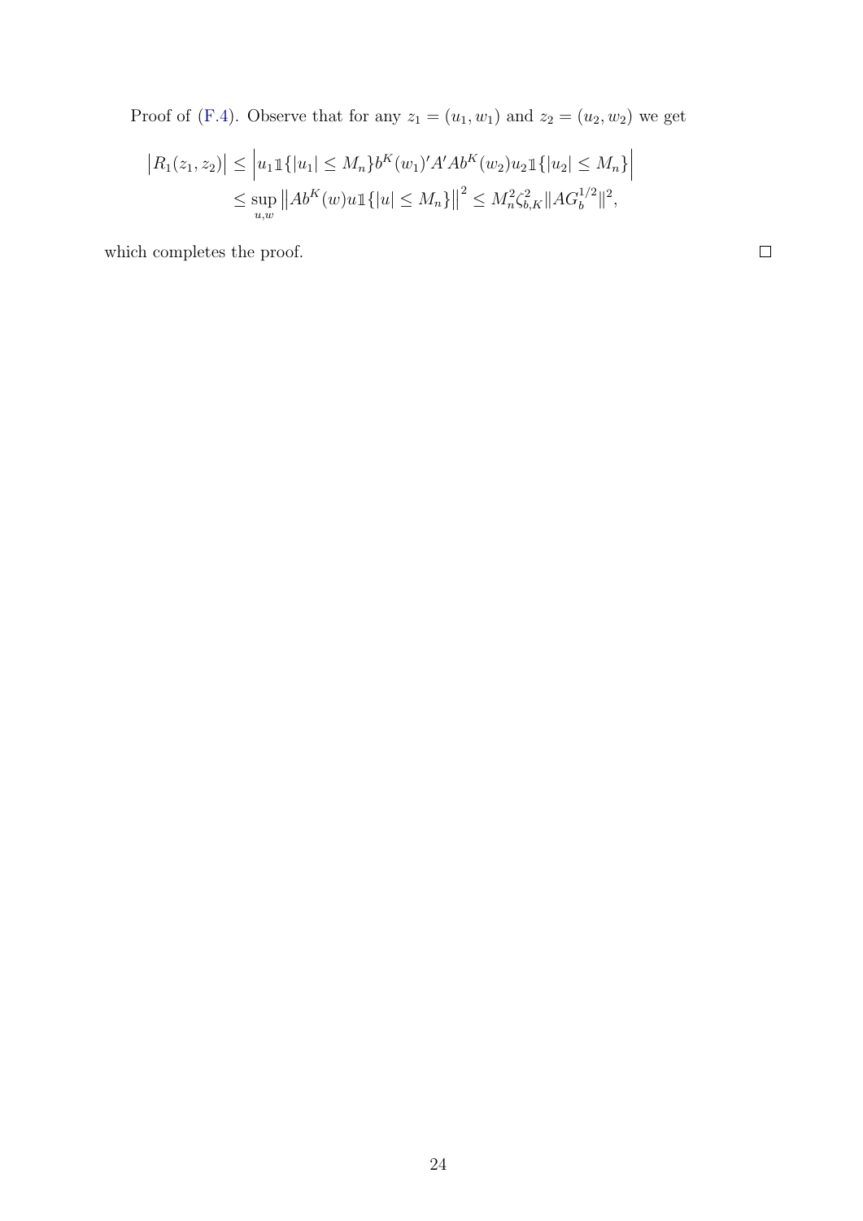Proof of (F.4). Observe that for any $z_1 = (u_1, w_1)$ and $z_2 = (u_2, w_2)$ we get

$$
\begin{aligned}
\left|R_1(z_1, z_2)\right| &\leq \left|u_1 \mathbb{1}\{|u_1| \leq M_n\} b^K(w_1)' A' A b^K(w_2) u_2 \mathbb{1}\{|u_2| \leq M_n\}\right| \\
&\leq \sup_{u,w} \left\|A b^K(w) u \mathbb{1}\{|u| \leq M_n\}\right\|^2 \leq M_n^2 \zeta_{b,K}^2 \|A G_b^{1/2}\|^2,
\end{aligned}
$$

which completes the proof. □